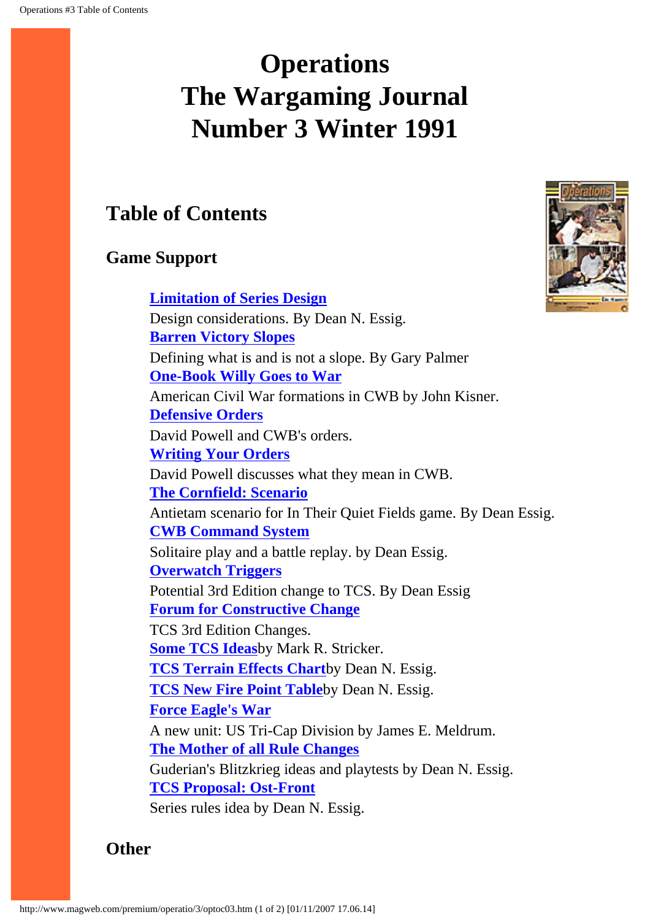# Operations
# The Wargaming Journal
# Number 3 Winter 1991

## Table of Contents

### Game Support

**Limitation of Series Design**
Design considerations. By Dean N. Essig.
**Barren Victory Slopes**
Defining what is and is not a slope. By Gary Palmer
**One-Book Willy Goes to War**
American Civil War formations in CWB by John Kisner.
**Defensive Orders**
David Powell and CWB's orders.
**Writing Your Orders**
David Powell discusses what they mean in CWB.
**The Cornfield: Scenario**
Antietam scenario for In Their Quiet Fields game. By Dean Essig.
**CWB Command System**
Solitaire play and a battle replay. by Dean Essig.
**Overwatch Triggers**
Potential 3rd Edition change to TCS. By Dean Essig
**Forum for Constructive Change**
TCS 3rd Edition Changes.
**Some TCS Ideas**by Mark R. Stricker.
**TCS Terrain Effects Chart**by Dean N. Essig.
**TCS New Fire Point Table**by Dean N. Essig.
**Force Eagle's War**
A new unit: US Tri-Cap Division by James E. Meldrum.
**The Mother of all Rule Changes**
Guderian's Blitzkrieg ideas and playtests by Dean N. Essig.
**TCS Proposal: Ost-Front**
Series rules idea by Dean N. Essig.

### Other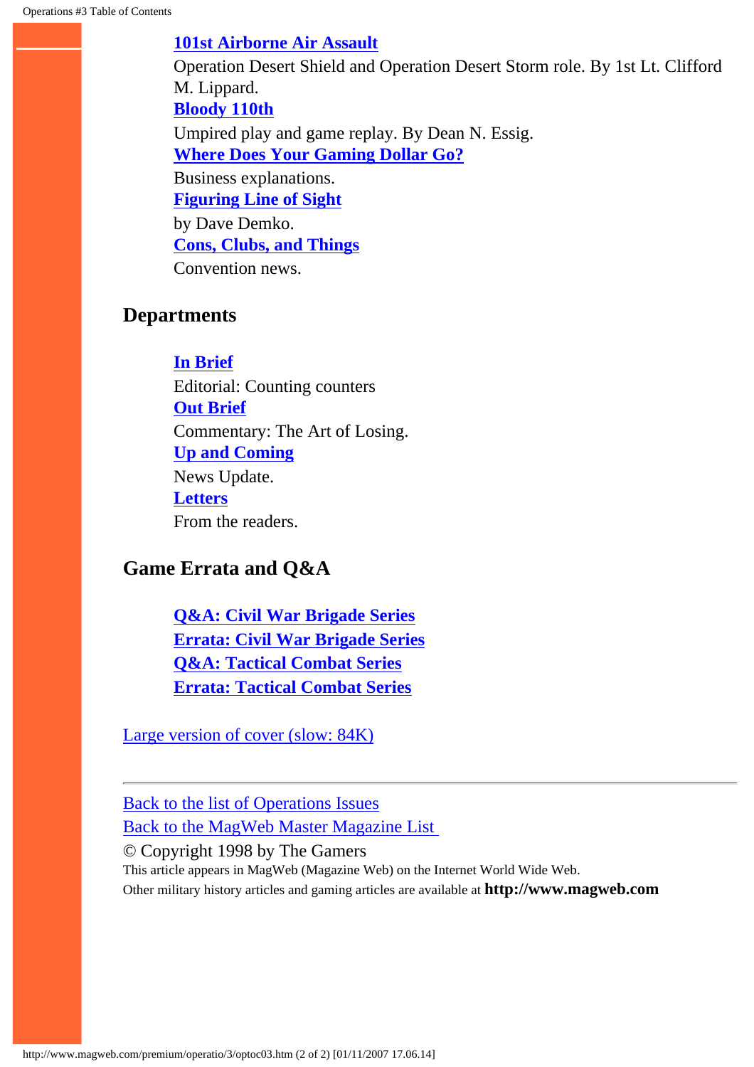**101st Airborne Air Assault**
Operation Desert Shield and Operation Desert Storm role. By 1st Lt. Clifford M. Lippard.
**Bloody 110th**
Umpired play and game replay. By Dean N. Essig.
**Where Does Your Gaming Dollar Go?**
Business explanations.
**Figuring Line of Sight**
by Dave Demko.
**Cons, Clubs, and Things**
Convention news.

## Departments

**In Brief**
Editorial: Counting counters
**Out Brief**
Commentary: The Art of Losing.
**Up and Coming**
News Update.
**Letters**
From the readers.

## Game Errata and Q&A

**Q&A: Civil War Brigade Series**
**Errata: Civil War Brigade Series**
**Q&A: Tactical Combat Series**
**Errata: Tactical Combat Series**

Large version of cover (slow: 84K)

---

Back to the list of Operations Issues
Back to the MagWeb Master Magazine List
© Copyright 1998 by The Gamers
This article appears in MagWeb (Magazine Web) on the Internet World Wide Web.
Other military history articles and gaming articles are available at **http://www.magweb.com**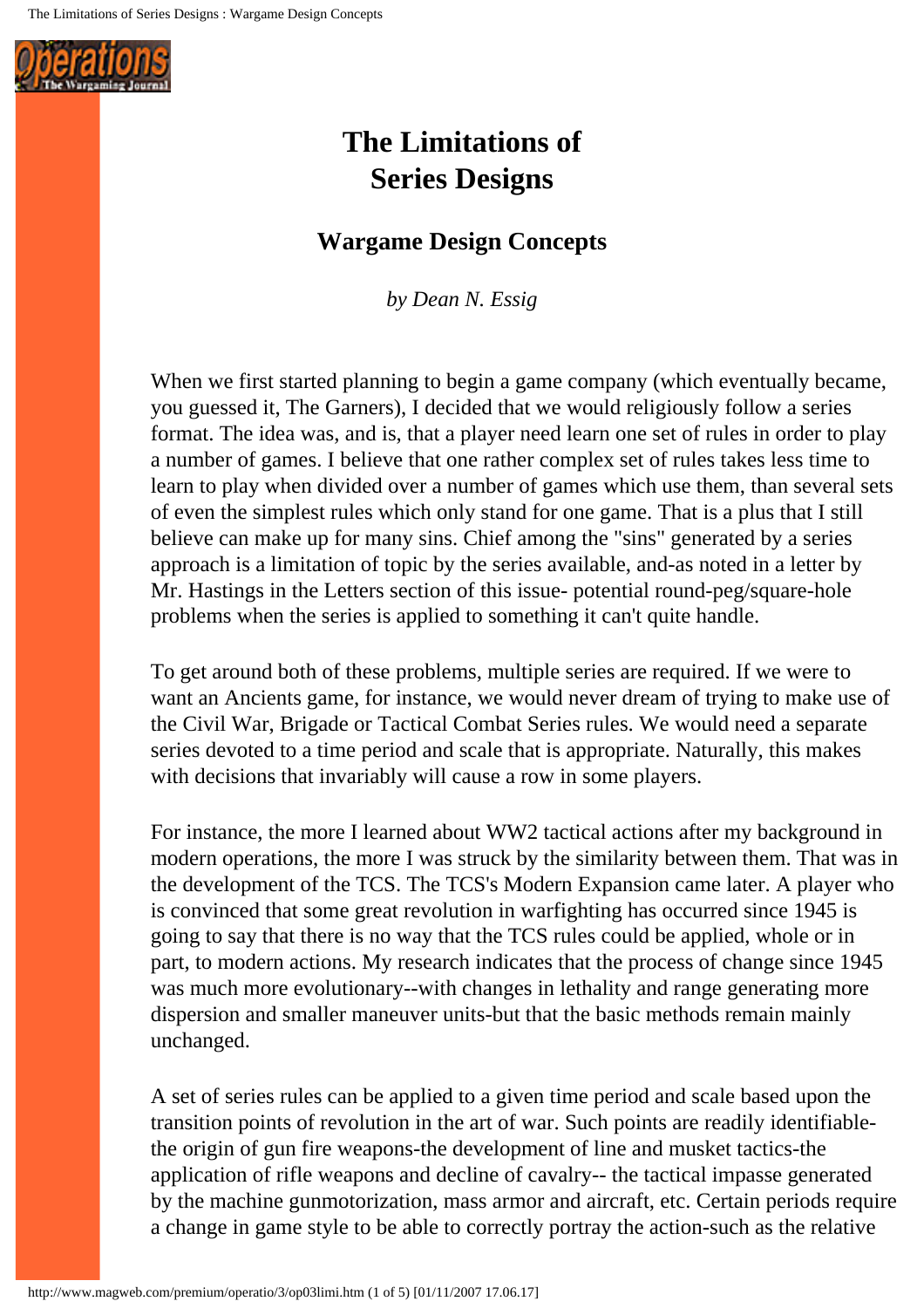# The Limitations of Series Designs

## Wargame Design Concepts

*by Dean N. Essig*

When we first started planning to begin a game company (which eventually became, you guessed it, The Garners), I decided that we would religiously follow a series format. The idea was, and is, that a player need learn one set of rules in order to play a number of games. I believe that one rather complex set of rules takes less time to learn to play when divided over a number of games which use them, than several sets of even the simplest rules which only stand for one game. That is a plus that I still believe can make up for many sins. Chief among the "sins" generated by a series approach is a limitation of topic by the series available, and-as noted in a letter by Mr. Hastings in the Letters section of this issue- potential round-peg/square-hole problems when the series is applied to something it can't quite handle.

To get around both of these problems, multiple series are required. If we were to want an Ancients game, for instance, we would never dream of trying to make use of the Civil War, Brigade or Tactical Combat Series rules. We would need a separate series devoted to a time period and scale that is appropriate. Naturally, this makes with decisions that invariably will cause a row in some players.

For instance, the more I learned about WW2 tactical actions after my background in modern operations, the more I was struck by the similarity between them. That was in the development of the TCS. The TCS's Modern Expansion came later. A player who is convinced that some great revolution in warfighting has occurred since 1945 is going to say that there is no way that the TCS rules could be applied, whole or in part, to modern actions. My research indicates that the process of change since 1945 was much more evolutionary--with changes in lethality and range generating more dispersion and smaller maneuver units-but that the basic methods remain mainly unchanged.

A set of series rules can be applied to a given time period and scale based upon the transition points of revolution in the art of war. Such points are readily identifiable- the origin of gun fire weapons-the development of line and musket tactics-the application of rifle weapons and decline of cavalry-- the tactical impasse generated by the machine gunmotorization, mass armor and aircraft, etc. Certain periods require a change in game style to be able to correctly portray the action-such as the relative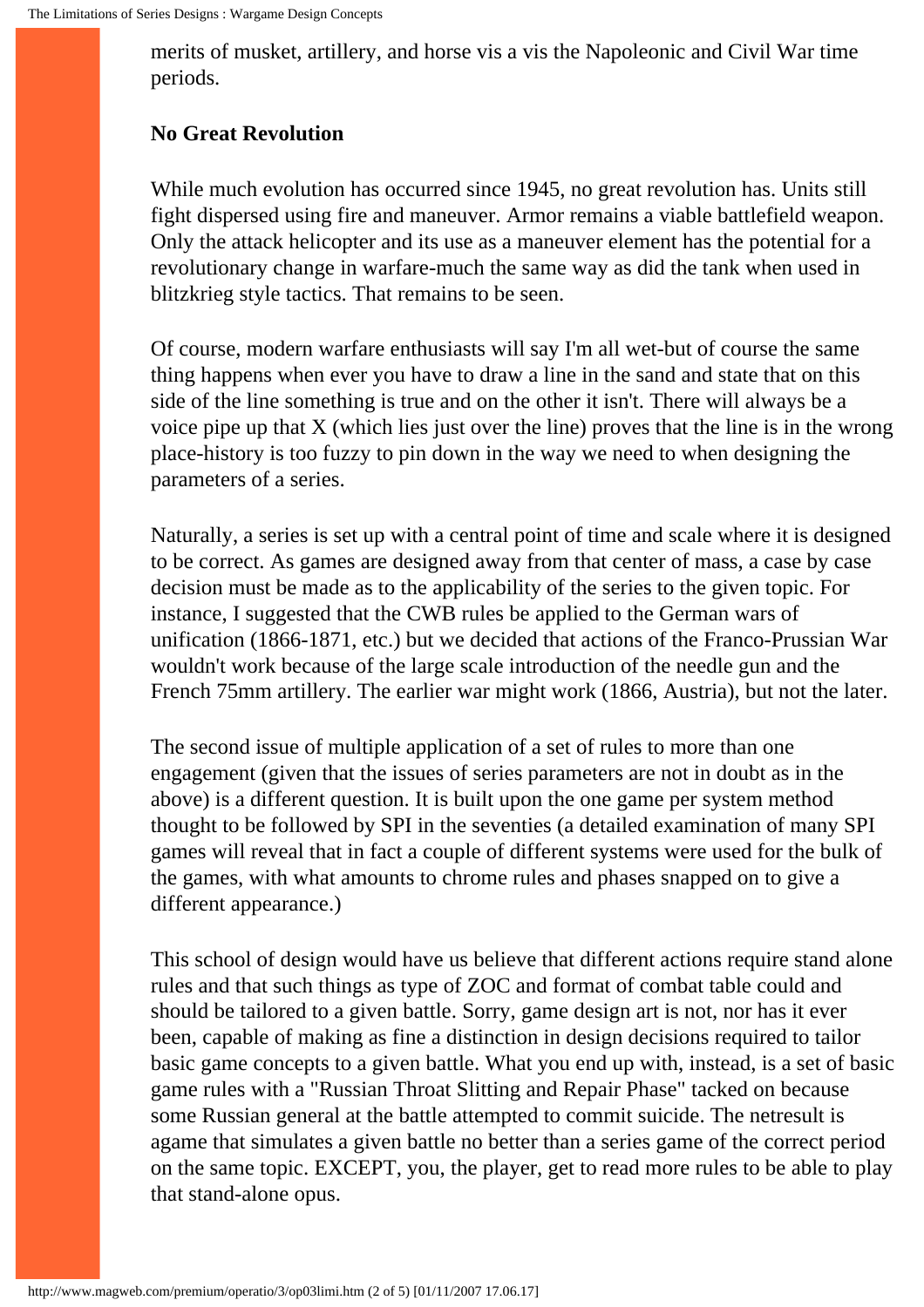merits of musket, artillery, and horse vis a vis the Napoleonic and Civil War time periods.

**No Great Revolution**

While much evolution has occurred since 1945, no great revolution has. Units still fight dispersed using fire and maneuver. Armor remains a viable battlefield weapon. Only the attack helicopter and its use as a maneuver element has the potential for a revolutionary change in warfare-much the same way as did the tank when used in blitzkrieg style tactics. That remains to be seen.

Of course, modern warfare enthusiasts will say I'm all wet-but of course the same thing happens when ever you have to draw a line in the sand and state that on this side of the line something is true and on the other it isn't. There will always be a voice pipe up that X (which lies just over the line) proves that the line is in the wrong place-history is too fuzzy to pin down in the way we need to when designing the parameters of a series.

Naturally, a series is set up with a central point of time and scale where it is designed to be correct. As games are designed away from that center of mass, a case by case decision must be made as to the applicability of the series to the given topic. For instance, I suggested that the CWB rules be applied to the German wars of unification (1866-1871, etc.) but we decided that actions of the Franco-Prussian War wouldn't work because of the large scale introduction of the needle gun and the French 75mm artillery. The earlier war might work (1866, Austria), but not the later.

The second issue of multiple application of a set of rules to more than one engagement (given that the issues of series parameters are not in doubt as in the above) is a different question. It is built upon the one game per system method thought to be followed by SPI in the seventies (a detailed examination of many SPI games will reveal that in fact a couple of different systems were used for the bulk of the games, with what amounts to chrome rules and phases snapped on to give a different appearance.)

This school of design would have us believe that different actions require stand alone rules and that such things as type of ZOC and format of combat table could and should be tailored to a given battle. Sorry, game design art is not, nor has it ever been, capable of making as fine a distinction in design decisions required to tailor basic game concepts to a given battle. What you end up with, instead, is a set of basic game rules with a "Russian Throat Slitting and Repair Phase" tacked on because some Russian general at the battle attempted to commit suicide. The netresult is agame that simulates a given battle no better than a series game of the correct period on the same topic. EXCEPT, you, the player, get to read more rules to be able to play that stand-alone opus.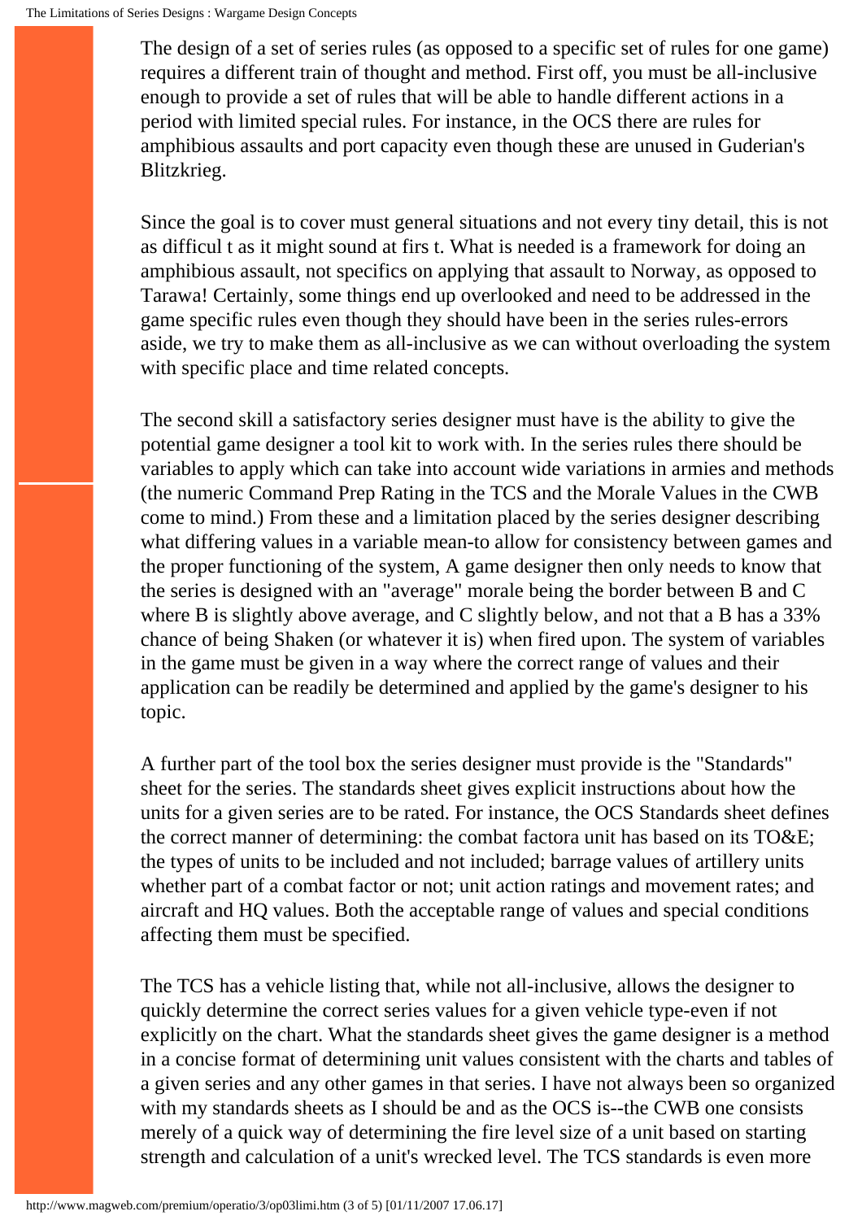The design of a set of series rules (as opposed to a specific set of rules for one game) requires a different train of thought and method. First off, you must be all-inclusive enough to provide a set of rules that will be able to handle different actions in a period with limited special rules. For instance, in the OCS there are rules for amphibious assaults and port capacity even though these are unused in Guderian's Blitzkrieg.

Since the goal is to cover must general situations and not every tiny detail, this is not as difficult as it might sound at firs t. What is needed is a framework for doing an amphibious assault, not specifics on applying that assault to Norway, as opposed to Tarawa! Certainly, some things end up overlooked and need to be addressed in the game specific rules even though they should have been in the series rules-errors aside, we try to make them as all-inclusive as we can without overloading the system with specific place and time related concepts.

The second skill a satisfactory series designer must have is the ability to give the potential game designer a tool kit to work with. In the series rules there should be variables to apply which can take into account wide variations in armies and methods (the numeric Command Prep Rating in the TCS and the Morale Values in the CWB come to mind.) From these and a limitation placed by the series designer describing what differing values in a variable mean-to allow for consistency between games and the proper functioning of the system, A game designer then only needs to know that the series is designed with an "average" morale being the border between B and C where B is slightly above average, and C slightly below, and not that a B has a 33% chance of being Shaken (or whatever it is) when fired upon. The system of variables in the game must be given in a way where the correct range of values and their application can be readily be determined and applied by the game's designer to his topic.

A further part of the tool box the series designer must provide is the "Standards" sheet for the series. The standards sheet gives explicit instructions about how the units for a given series are to be rated. For instance, the OCS Standards sheet defines the correct manner of determining: the combat factora unit has based on its TO&E; the types of units to be included and not included; barrage values of artillery units whether part of a combat factor or not; unit action ratings and movement rates; and aircraft and HQ values. Both the acceptable range of values and special conditions affecting them must be specified.

The TCS has a vehicle listing that, while not all-inclusive, allows the designer to quickly determine the correct series values for a given vehicle type-even if not explicitly on the chart. What the standards sheet gives the game designer is a method in a concise format of determining unit values consistent with the charts and tables of a given series and any other games in that series. I have not always been so organized with my standards sheets as I should be and as the OCS is--the CWB one consists merely of a quick way of determining the fire level size of a unit based on starting strength and calculation of a unit's wrecked level. The TCS standards is even more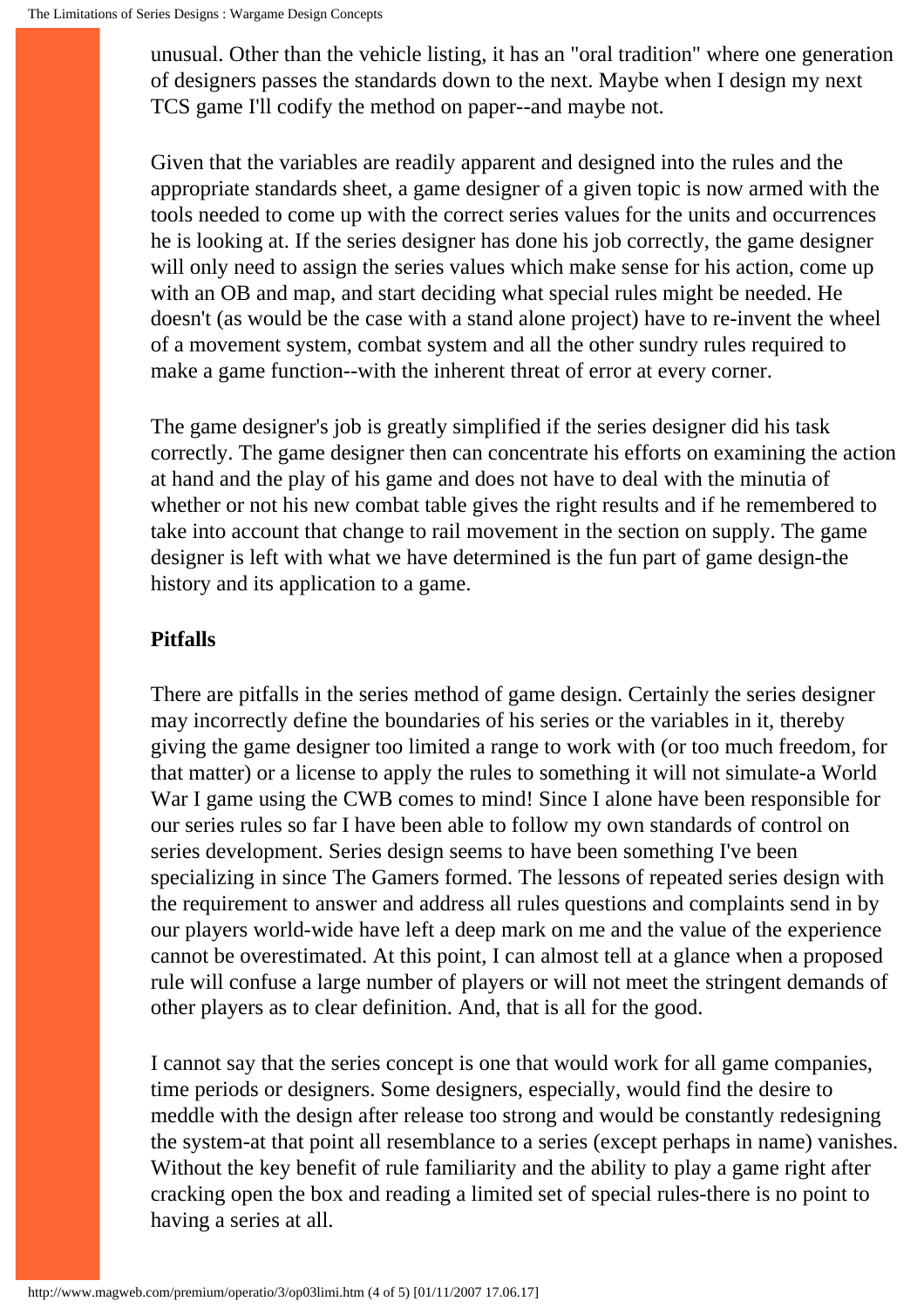unusual. Other than the vehicle listing, it has an "oral tradition" where one generation of designers passes the standards down to the next. Maybe when I design my next TCS game I'll codify the method on paper--and maybe not.

Given that the variables are readily apparent and designed into the rules and the appropriate standards sheet, a game designer of a given topic is now armed with the tools needed to come up with the correct series values for the units and occurrences he is looking at. If the series designer has done his job correctly, the game designer will only need to assign the series values which make sense for his action, come up with an OB and map, and start deciding what special rules might be needed. He doesn't (as would be the case with a stand alone project) have to re-invent the wheel of a movement system, combat system and all the other sundry rules required to make a game function--with the inherent threat of error at every corner.

The game designer's job is greatly simplified if the series designer did his task correctly. The game designer then can concentrate his efforts on examining the action at hand and the play of his game and does not have to deal with the minutia of whether or not his new combat table gives the right results and if he remembered to take into account that change to rail movement in the section on supply. The game designer is left with what we have determined is the fun part of game design-the history and its application to a game.

**Pitfalls**

There are pitfalls in the series method of game design. Certainly the series designer may incorrectly define the boundaries of his series or the variables in it, thereby giving the game designer too limited a range to work with (or too much freedom, for that matter) or a license to apply the rules to something it will not simulate-a World War I game using the CWB comes to mind! Since I alone have been responsible for our series rules so far I have been able to follow my own standards of control on series development. Series design seems to have been something I've been specializing in since The Gamers formed. The lessons of repeated series design with the requirement to answer and address all rules questions and complaints send in by our players world-wide have left a deep mark on me and the value of the experience cannot be overestimated. At this point, I can almost tell at a glance when a proposed rule will confuse a large number of players or will not meet the stringent demands of other players as to clear definition. And, that is all for the good.

I cannot say that the series concept is one that would work for all game companies, time periods or designers. Some designers, especially, would find the desire to meddle with the design after release too strong and would be constantly redesigning the system-at that point all resemblance to a series (except perhaps in name) vanishes. Without the key benefit of rule familiarity and the ability to play a game right after cracking open the box and reading a limited set of special rules-there is no point to having a series at all.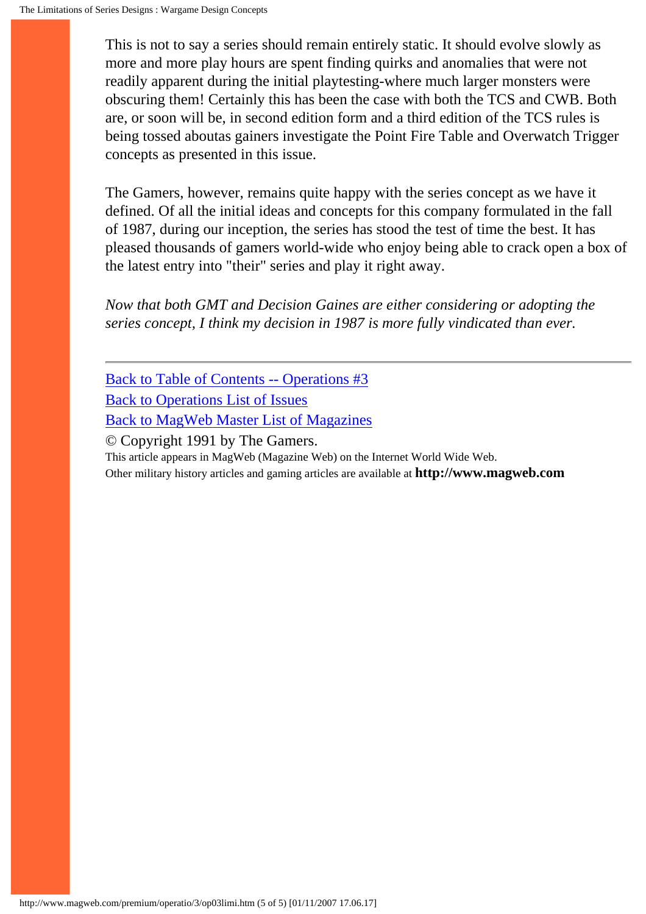This is not to say a series should remain entirely static. It should evolve slowly as more and more play hours are spent finding quirks and anomalies that were not readily apparent during the initial playtesting-where much larger monsters were obscuring them! Certainly this has been the case with both the TCS and CWB. Both are, or soon will be, in second edition form and a third edition of the TCS rules is being tossed aboutas gainers investigate the Point Fire Table and Overwatch Trigger concepts as presented in this issue.

The Gamers, however, remains quite happy with the series concept as we have it defined. Of all the initial ideas and concepts for this company formulated in the fall of 1987, during our inception, the series has stood the test of time the best. It has pleased thousands of gamers world-wide who enjoy being able to crack open a box of the latest entry into "their" series and play it right away.

*Now that both GMT and Decision Gaines are either considering or adopting the series concept, I think my decision in 1987 is more fully vindicated than ever.*

---

Back to Table of Contents -- Operations #3

Back to Operations List of Issues

Back to MagWeb Master List of Magazines

© Copyright 1991 by The Gamers.

This article appears in MagWeb (Magazine Web) on the Internet World Wide Web.
Other military history articles and gaming articles are available at **http://www.magweb.com**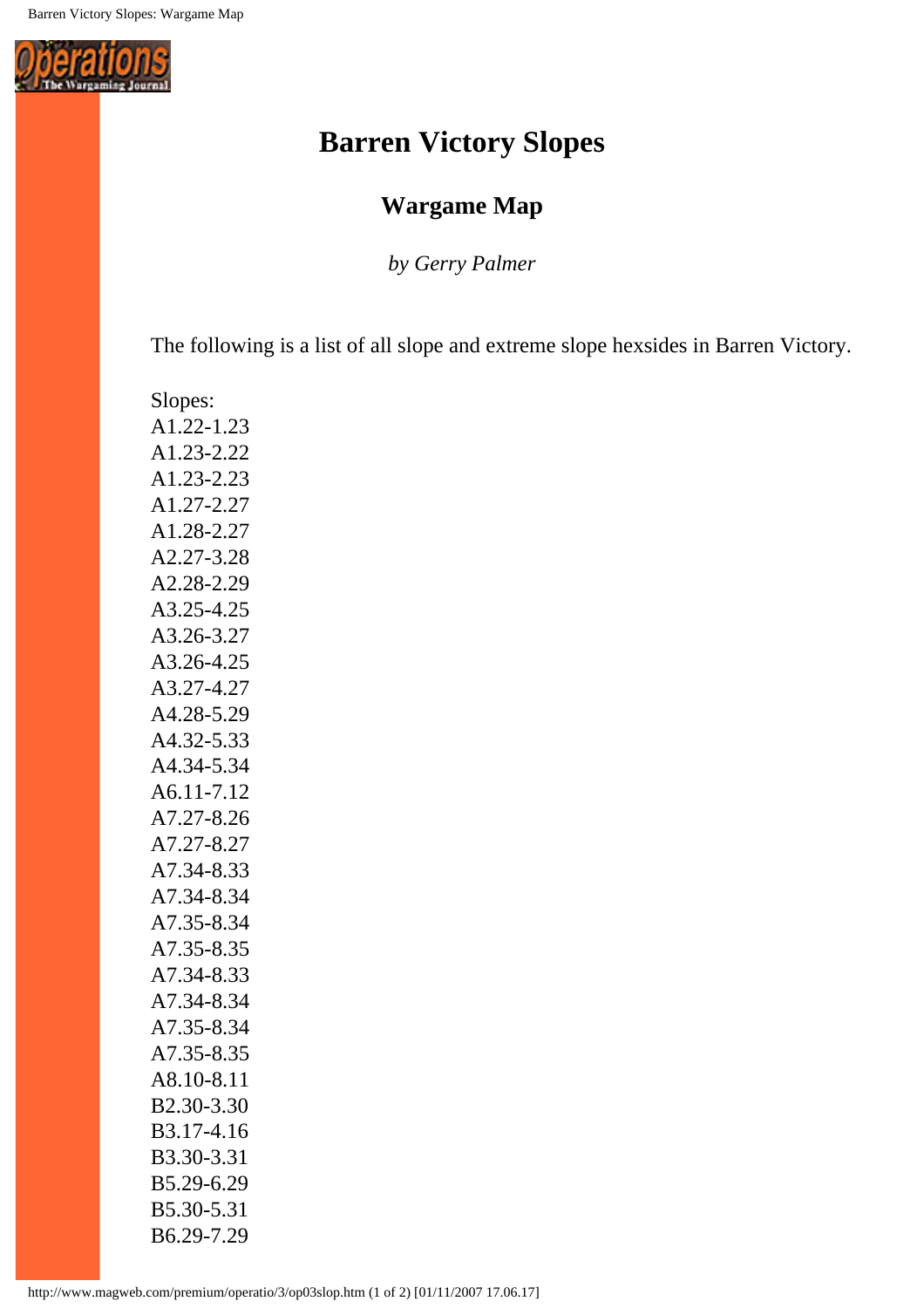# Barren Victory Slopes

## Wargame Map

*by Gerry Palmer*

The following is a list of all slope and extreme slope hexsides in Barren Victory.

Slopes:
A1.22-1.23
A1.23-2.22
A1.23-2.23
A1.27-2.27
A1.28-2.27
A2.27-3.28
A2.28-2.29
A3.25-4.25
A3.26-3.27
A3.26-4.25
A3.27-4.27
A4.28-5.29
A4.32-5.33
A4.34-5.34
A6.11-7.12
A7.27-8.26
A7.27-8.27
A7.34-8.33
A7.34-8.34
A7.35-8.34
A7.35-8.35
A7.34-8.33
A7.34-8.34
A7.35-8.34
A7.35-8.35
A8.10-8.11
B2.30-3.30
B3.17-4.16
B3.30-3.31
B5.29-6.29
B5.30-5.31
B6.29-7.29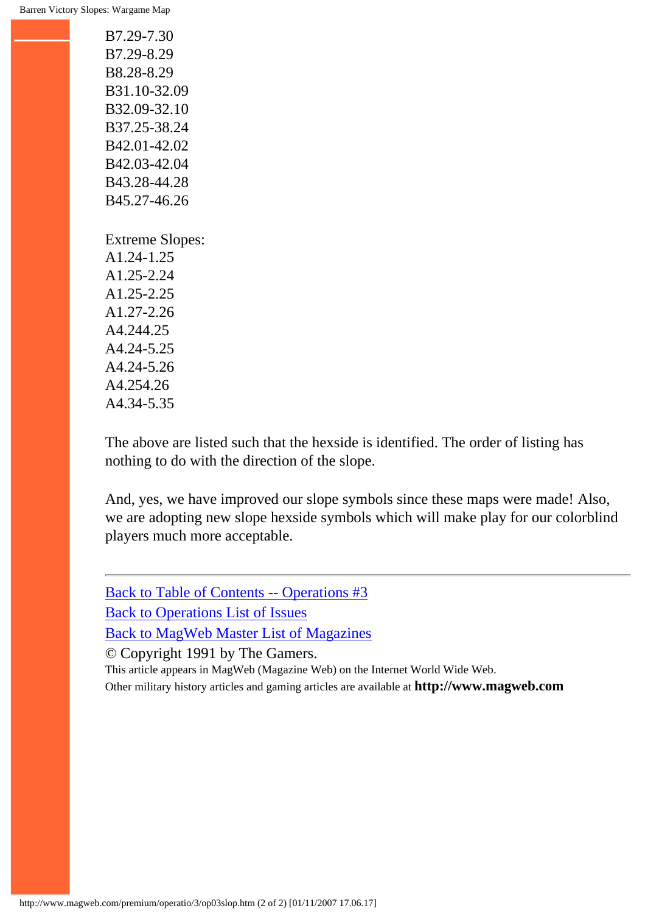B7.29-7.30
B7.29-8.29
B8.28-8.29
B31.10-32.09
B32.09-32.10
B37.25-38.24
B42.01-42.02
B42.03-42.04
B43.28-44.28
B45.27-46.26

Extreme Slopes:
A1.24-1.25
A1.25-2.24
A1.25-2.25
A1.27-2.26
A4.244.25
A4.24-5.25
A4.24-5.26
A4.254.26
A4.34-5.35

The above are listed such that the hexside is identified. The order of listing has nothing to do with the direction of the slope.

And, yes, we have improved our slope symbols since these maps were made! Also, we are adopting new slope hexside symbols which will make play for our colorblind players much more acceptable.

---

Back to Table of Contents -- Operations #3
Back to Operations List of Issues
Back to MagWeb Master List of Magazines
© Copyright 1991 by The Gamers.
This article appears in MagWeb (Magazine Web) on the Internet World Wide Web.
Other military history articles and gaming articles are available at **http://www.magweb.com**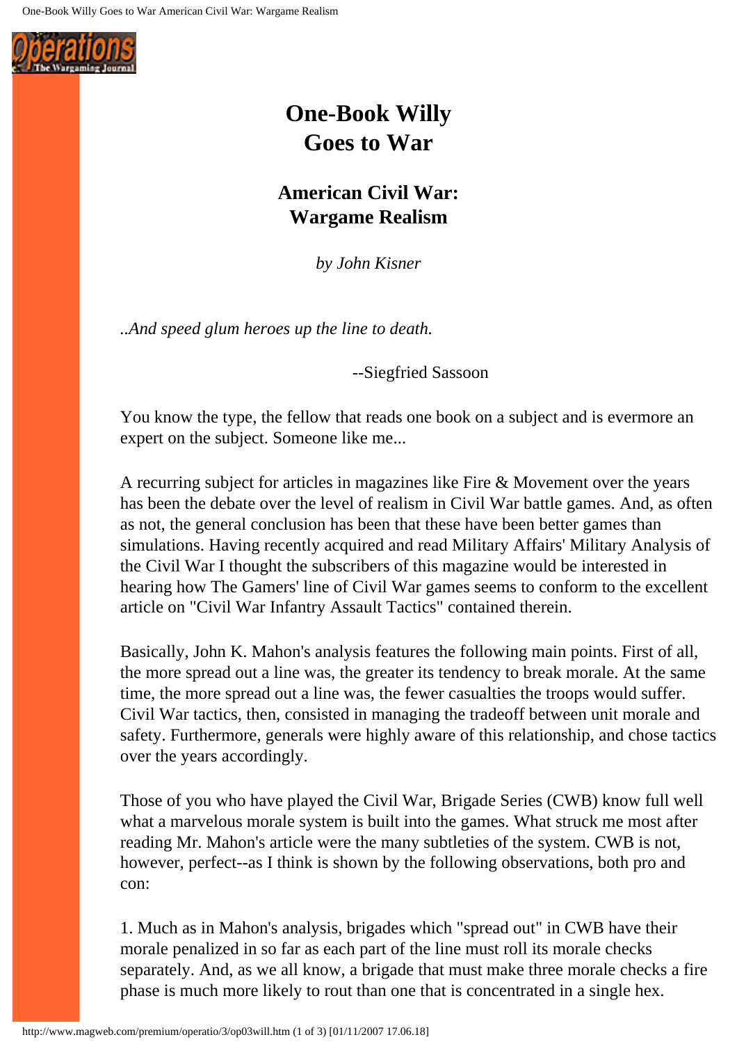# One-Book Willy Goes to War

## American Civil War: Wargame Realism

*by John Kisner*

*..And speed glum heroes up the line to death.*

--Siegfried Sassoon

You know the type, the fellow that reads one book on a subject and is evermore an expert on the subject. Someone like me...

A recurring subject for articles in magazines like Fire & Movement over the years has been the debate over the level of realism in Civil War battle games. And, as often as not, the general conclusion has been that these have been better games than simulations. Having recently acquired and read Military Affairs' Military Analysis of the Civil War I thought the subscribers of this magazine would be interested in hearing how The Gamers' line of Civil War games seems to conform to the excellent article on "Civil War Infantry Assault Tactics" contained therein.

Basically, John K. Mahon's analysis features the following main points. First of all, the more spread out a line was, the greater its tendency to break morale. At the same time, the more spread out a line was, the fewer casualties the troops would suffer. Civil War tactics, then, consisted in managing the tradeoff between unit morale and safety. Furthermore, generals were highly aware of this relationship, and chose tactics over the years accordingly.

Those of you who have played the Civil War, Brigade Series (CWB) know full well what a marvelous morale system is built into the games. What struck me most after reading Mr. Mahon's article were the many subtleties of the system. CWB is not, however, perfect--as I think is shown by the following observations, both pro and con:

1. Much as in Mahon's analysis, brigades which "spread out" in CWB have their morale penalized in so far as each part of the line must roll its morale checks separately. And, as we all know, a brigade that must make three morale checks a fire phase is much more likely to rout than one that is concentrated in a single hex.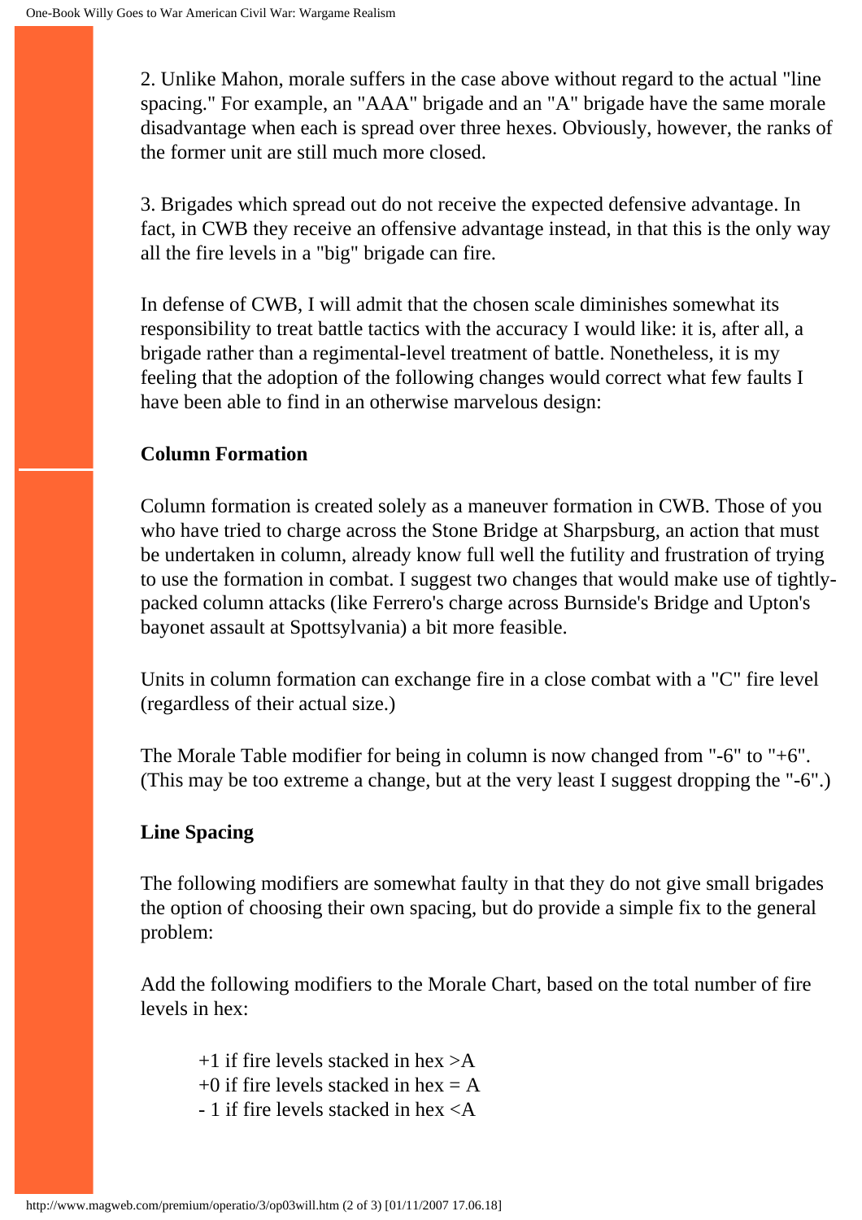2. Unlike Mahon, morale suffers in the case above without regard to the actual "line spacing." For example, an "AAA" brigade and an "A" brigade have the same morale disadvantage when each is spread over three hexes. Obviously, however, the ranks of the former unit are still much more closed.

3. Brigades which spread out do not receive the expected defensive advantage. In fact, in CWB they receive an offensive advantage instead, in that this is the only way all the fire levels in a "big" brigade can fire.

In defense of CWB, I will admit that the chosen scale diminishes somewhat its responsibility to treat battle tactics with the accuracy I would like: it is, after all, a brigade rather than a regimental-level treatment of battle. Nonetheless, it is my feeling that the adoption of the following changes would correct what few faults I have been able to find in an otherwise marvelous design:

**Column Formation**

Column formation is created solely as a maneuver formation in CWB. Those of you who have tried to charge across the Stone Bridge at Sharpsburg, an action that must be undertaken in column, already know full well the futility and frustration of trying to use the formation in combat. I suggest two changes that would make use of tightly-packed column attacks (like Ferrero's charge across Burnside's Bridge and Upton's bayonet assault at Spottsylvania) a bit more feasible.

Units in column formation can exchange fire in a close combat with a "C" fire level (regardless of their actual size.)

The Morale Table modifier for being in column is now changed from "-6" to "+6". (This may be too extreme a change, but at the very least I suggest dropping the "-6".)

**Line Spacing**

The following modifiers are somewhat faulty in that they do not give small brigades the option of choosing their own spacing, but do provide a simple fix to the general problem:

Add the following modifiers to the Morale Chart, based on the total number of fire levels in hex:

> +1 if fire levels stacked in hex >A
> +0 if fire levels stacked in hex = A
> - 1 if fire levels stacked in hex <A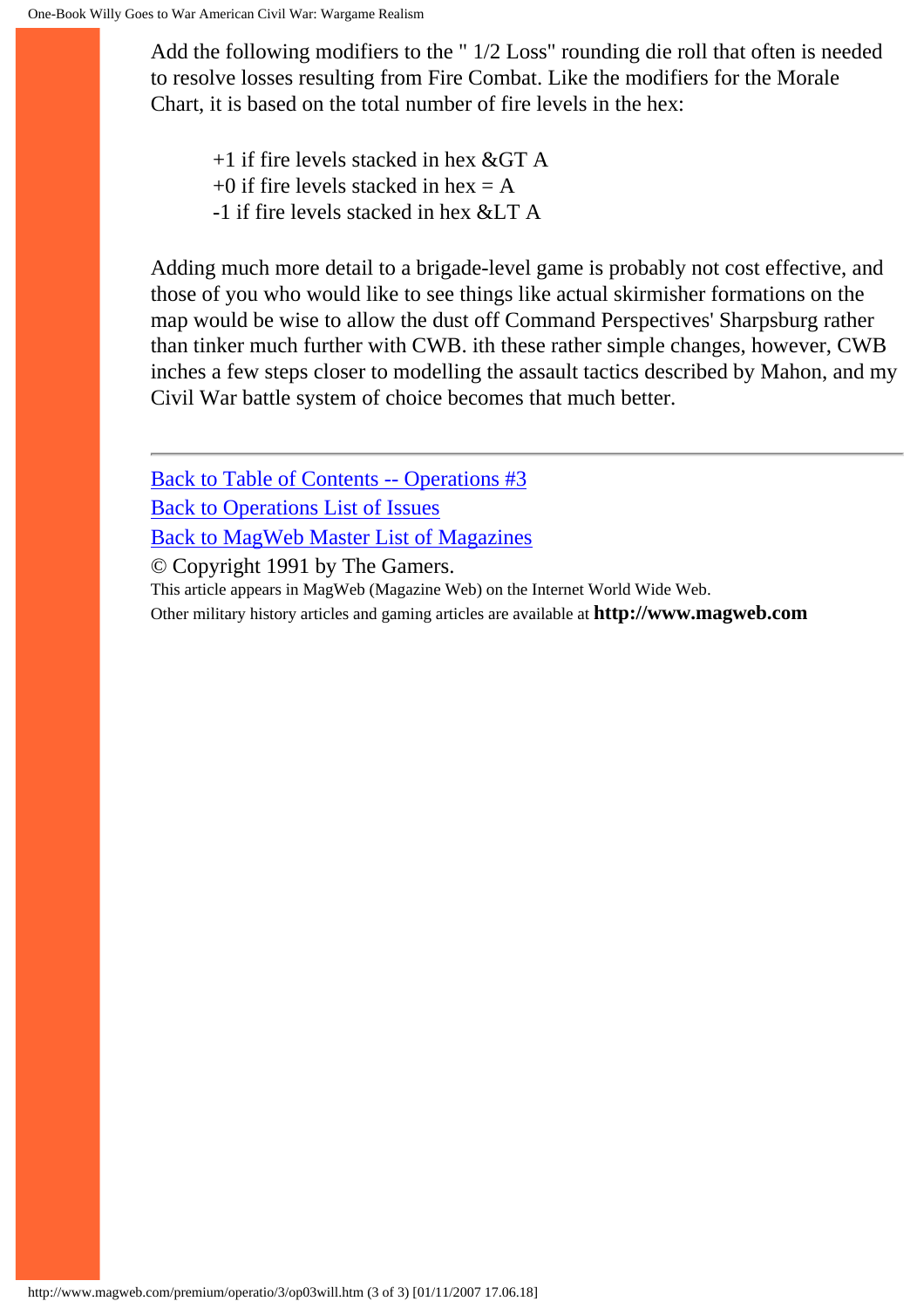Add the following modifiers to the " 1/2 Loss" rounding die roll that often is needed to resolve losses resulting from Fire Combat. Like the modifiers for the Morale Chart, it is based on the total number of fire levels in the hex:

> +1 if fire levels stacked in hex &GT A
> +0 if fire levels stacked in hex = A
> -1 if fire levels stacked in hex &LT A

Adding much more detail to a brigade-level game is probably not cost effective, and those of you who would like to see things like actual skirmisher formations on the map would be wise to allow the dust off Command Perspectives' Sharpsburg rather than tinker much further with CWB. ith these rather simple changes, however, CWB inches a few steps closer to modelling the assault tactics described by Mahon, and my Civil War battle system of choice becomes that much better.

---

Back to Table of Contents -- Operations #3
Back to Operations List of Issues
Back to MagWeb Master List of Magazines
© Copyright 1991 by The Gamers.
This article appears in MagWeb (Magazine Web) on the Internet World Wide Web.
Other military history articles and gaming articles are available at **http://www.magweb.com**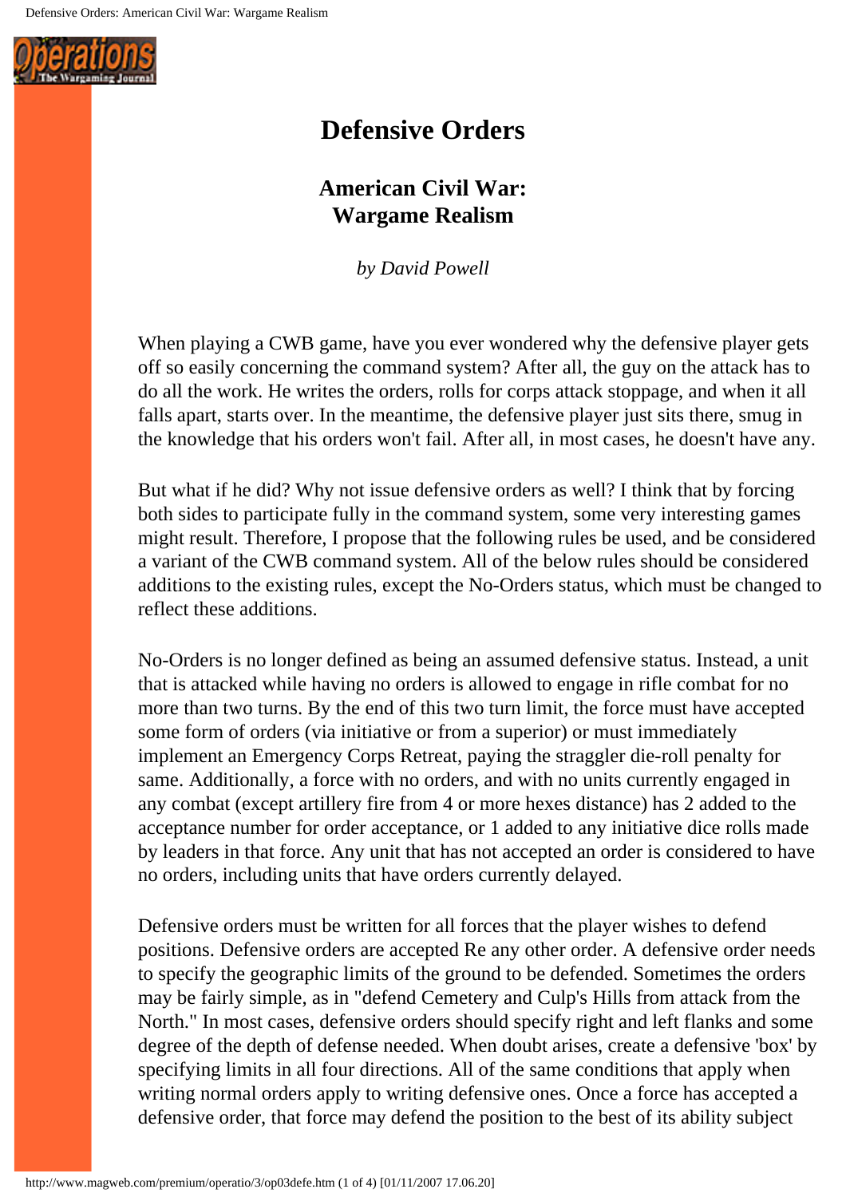# Defensive Orders

## American Civil War: Wargame Realism

*by David Powell*

When playing a CWB game, have you ever wondered why the defensive player gets off so easily concerning the command system? After all, the guy on the attack has to do all the work. He writes the orders, rolls for corps attack stoppage, and when it all falls apart, starts over. In the meantime, the defensive player just sits there, smug in the knowledge that his orders won't fail. After all, in most cases, he doesn't have any.

But what if he did? Why not issue defensive orders as well? I think that by forcing both sides to participate fully in the command system, some very interesting games might result. Therefore, I propose that the following rules be used, and be considered a variant of the CWB command system. All of the below rules should be considered additions to the existing rules, except the No-Orders status, which must be changed to reflect these additions.

No-Orders is no longer defined as being an assumed defensive status. Instead, a unit that is attacked while having no orders is allowed to engage in rifle combat for no more than two turns. By the end of this two turn limit, the force must have accepted some form of orders (via initiative or from a superior) or must immediately implement an Emergency Corps Retreat, paying the straggler die-roll penalty for same. Additionally, a force with no orders, and with no units currently engaged in any combat (except artillery fire from 4 or more hexes distance) has 2 added to the acceptance number for order acceptance, or 1 added to any initiative dice rolls made by leaders in that force. Any unit that has not accepted an order is considered to have no orders, including units that have orders currently delayed.

Defensive orders must be written for all forces that the player wishes to defend positions. Defensive orders are accepted Re any other order. A defensive order needs to specify the geographic limits of the ground to be defended. Sometimes the orders may be fairly simple, as in "defend Cemetery and Culp's Hills from attack from the North." In most cases, defensive orders should specify right and left flanks and some degree of the depth of defense needed. When doubt arises, create a defensive 'box' by specifying limits in all four directions. All of the same conditions that apply when writing normal orders apply to writing defensive ones. Once a force has accepted a defensive order, that force may defend the position to the best of its ability subject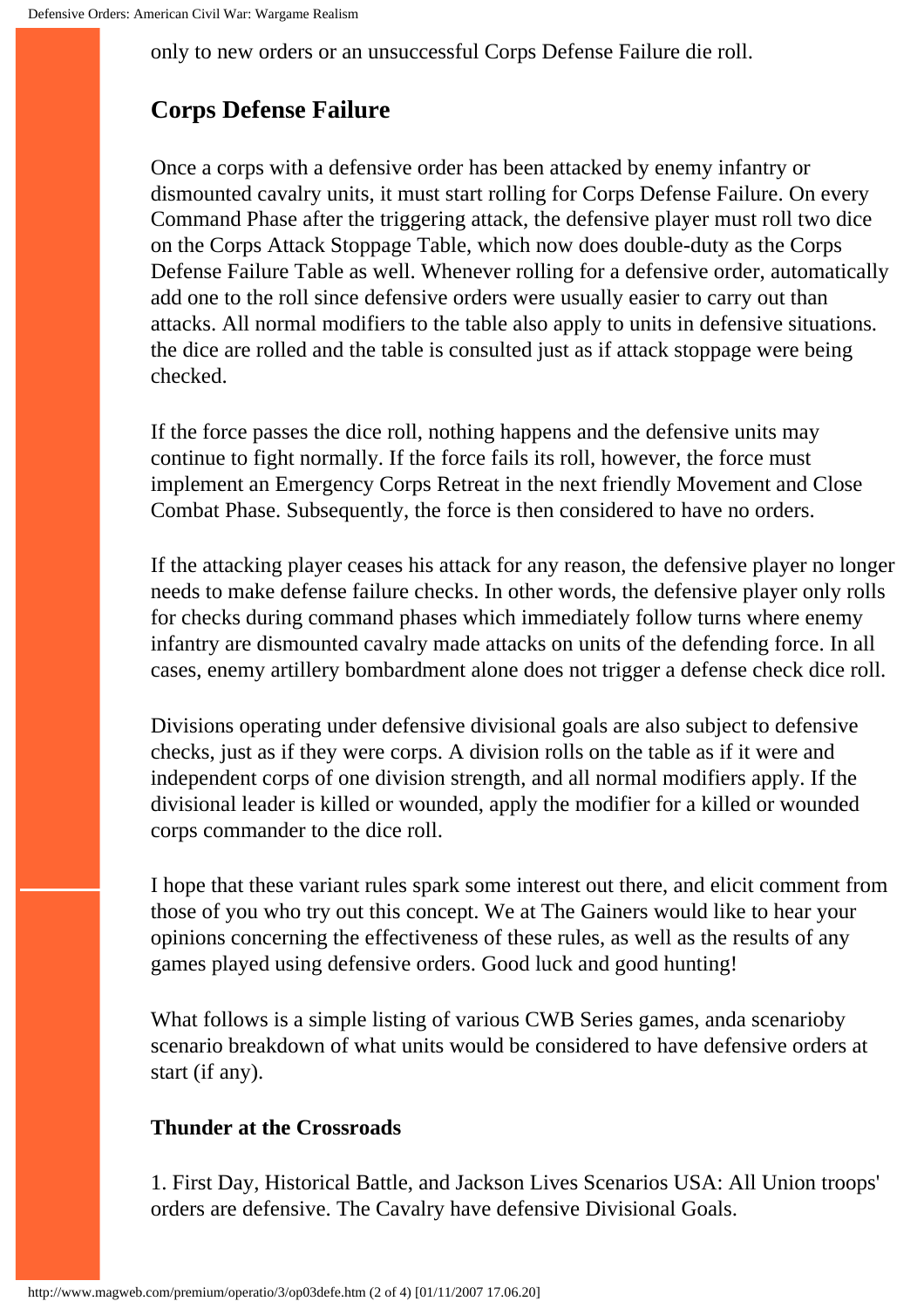only to new orders or an unsuccessful Corps Defense Failure die roll.

## Corps Defense Failure

Once a corps with a defensive order has been attacked by enemy infantry or dismounted cavalry units, it must start rolling for Corps Defense Failure. On every Command Phase after the triggering attack, the defensive player must roll two dice on the Corps Attack Stoppage Table, which now does double-duty as the Corps Defense Failure Table as well. Whenever rolling for a defensive order, automatically add one to the roll since defensive orders were usually easier to carry out than attacks. All normal modifiers to the table also apply to units in defensive situations. the dice are rolled and the table is consulted just as if attack stoppage were being checked.

If the force passes the dice roll, nothing happens and the defensive units may continue to fight normally. If the force fails its roll, however, the force must implement an Emergency Corps Retreat in the next friendly Movement and Close Combat Phase. Subsequently, the force is then considered to have no orders.

If the attacking player ceases his attack for any reason, the defensive player no longer needs to make defense failure checks. In other words, the defensive player only rolls for checks during command phases which immediately follow turns where enemy infantry are dismounted cavalry made attacks on units of the defending force. In all cases, enemy artillery bombardment alone does not trigger a defense check dice roll.

Divisions operating under defensive divisional goals are also subject to defensive checks, just as if they were corps. A division rolls on the table as if it were and independent corps of one division strength, and all normal modifiers apply. If the divisional leader is killed or wounded, apply the modifier for a killed or wounded corps commander to the dice roll.

I hope that these variant rules spark some interest out there, and elicit comment from those of you who try out this concept. We at The Gainers would like to hear your opinions concerning the effectiveness of these rules, as well as the results of any games played using defensive orders. Good luck and good hunting!

What follows is a simple listing of various CWB Series games, anda scenarioby scenario breakdown of what units would be considered to have defensive orders at start (if any).

**Thunder at the Crossroads**

1. First Day, Historical Battle, and Jackson Lives Scenarios USA: All Union troops' orders are defensive. The Cavalry have defensive Divisional Goals.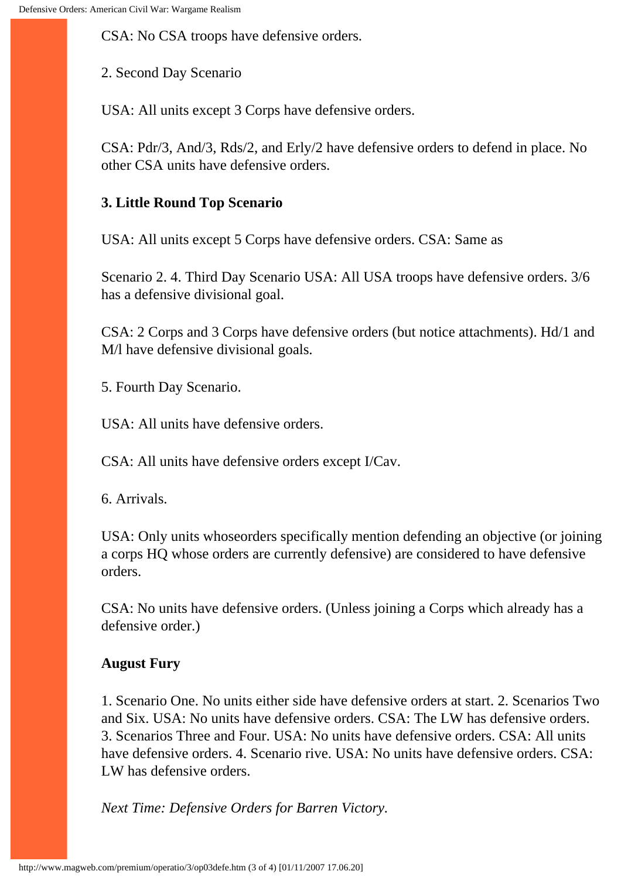CSA: No CSA troops have defensive orders.

2. Second Day Scenario

USA: All units except 3 Corps have defensive orders.

CSA: Pdr/3, And/3, Rds/2, and Erly/2 have defensive orders to defend in place. No other CSA units have defensive orders.

**3. Little Round Top Scenario**

USA: All units except 5 Corps have defensive orders. CSA: Same as

Scenario 2. 4. Third Day Scenario USA: All USA troops have defensive orders. 3/6 has a defensive divisional goal.

CSA: 2 Corps and 3 Corps have defensive orders (but notice attachments). Hd/1 and M/l have defensive divisional goals.

5. Fourth Day Scenario.

USA: All units have defensive orders.

CSA: All units have defensive orders except I/Cav.

6. Arrivals.

USA: Only units whoseorders specifically mention defending an objective (or joining a corps HQ whose orders are currently defensive) are considered to have defensive orders.

CSA: No units have defensive orders. (Unless joining a Corps which already has a defensive order.)

**August Fury**

1. Scenario One. No units either side have defensive orders at start. 2. Scenarios Two and Six. USA: No units have defensive orders. CSA: The LW has defensive orders. 3. Scenarios Three and Four. USA: No units have defensive orders. CSA: All units have defensive orders. 4. Scenario rive. USA: No units have defensive orders. CSA: LW has defensive orders.

*Next Time: Defensive Orders for Barren Victory.*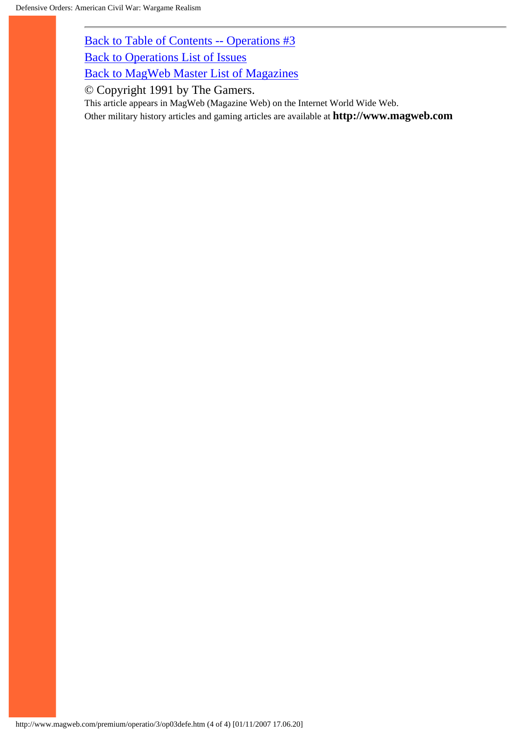Back to Table of Contents -- Operations #3

Back to Operations List of Issues

Back to MagWeb Master List of Magazines

© Copyright 1991 by The Gamers.

This article appears in MagWeb (Magazine Web) on the Internet World Wide Web.
Other military history articles and gaming articles are available at **http://www.magweb.com**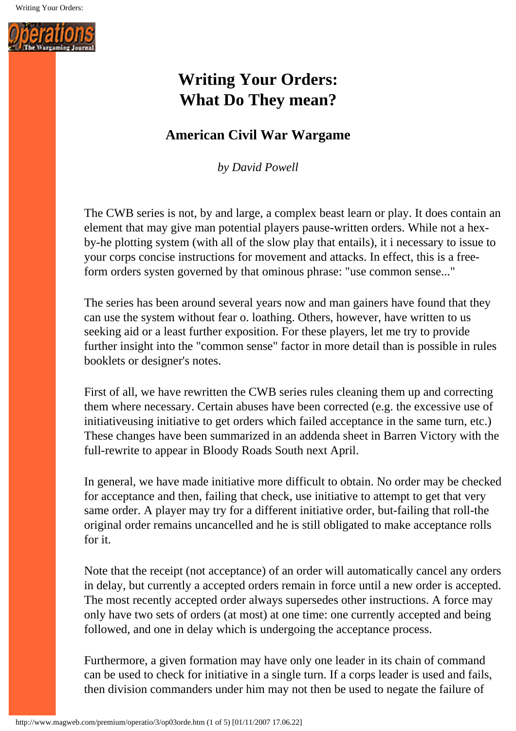# Writing Your Orders: What Do They mean?

## American Civil War Wargame

*by David Powell*

The CWB series is not, by and large, a complex beast learn or play. It does contain an element that may give man potential players pause-written orders. While not a hex-by-he plotting system (with all of the slow play that entails), it i necessary to issue to your corps concise instructions for movement and attacks. In effect, this is a free-form orders systen governed by that ominous phrase: "use common sense..."

The series has been around several years now and man gainers have found that they can use the system without fear o. loathing. Others, however, have written to us seeking aid or a least further exposition. For these players, let me try to provide further insight into the "common sense" factor in more detail than is possible in rules booklets or designer's notes.

First of all, we have rewritten the CWB series rules cleaning them up and correcting them where necessary. Certain abuses have been corrected (e.g. the excessive use of initiativeusing initiative to get orders which failed acceptance in the same turn, etc.) These changes have been summarized in an addenda sheet in Barren Victory with the full-rewrite to appear in Bloody Roads South next April.

In general, we have made initiative more difficult to obtain. No order may be checked for acceptance and then, failing that check, use initiative to attempt to get that very same order. A player may try for a different initiative order, but-failing that roll-the original order remains uncancelled and he is still obligated to make acceptance rolls for it.

Note that the receipt (not acceptance) of an order will automatically cancel any orders in delay, but currently a accepted orders remain in force until a new order is accepted. The most recently accepted order always supersedes other instructions. A force may only have two sets of orders (at most) at one time: one currently accepted and being followed, and one in delay which is undergoing the acceptance process.

Furthermore, a given formation may have only one leader in its chain of command can be used to check for initiative in a single turn. If a corps leader is used and fails, then division commanders under him may not then be used to negate the failure of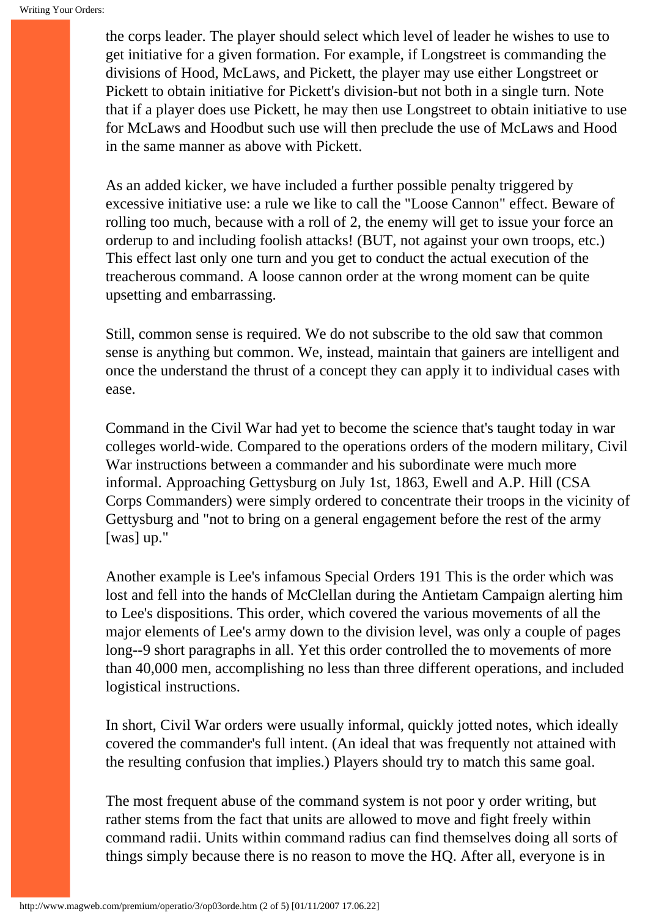the corps leader. The player should select which level of leader he wishes to use to get initiative for a given formation. For example, if Longstreet is commanding the divisions of Hood, McLaws, and Pickett, the player may use either Longstreet or Pickett to obtain initiative for Pickett's division-but not both in a single turn. Note that if a player does use Pickett, he may then use Longstreet to obtain initiative to use for McLaws and Hoodbut such use will then preclude the use of McLaws and Hood in the same manner as above with Pickett.

As an added kicker, we have included a further possible penalty triggered by excessive initiative use: a rule we like to call the "Loose Cannon" effect. Beware of rolling too much, because with a roll of 2, the enemy will get to issue your force an orderup to and including foolish attacks! (BUT, not against your own troops, etc.) This effect last only one turn and you get to conduct the actual execution of the treacherous command. A loose cannon order at the wrong moment can be quite upsetting and embarrassing.

Still, common sense is required. We do not subscribe to the old saw that common sense is anything but common. We, instead, maintain that gainers are intelligent and once the understand the thrust of a concept they can apply it to individual cases with ease.

Command in the Civil War had yet to become the science that's taught today in war colleges world-wide. Compared to the operations orders of the modern military, Civil War instructions between a commander and his subordinate were much more informal. Approaching Gettysburg on July 1st, 1863, Ewell and A.P. Hill (CSA Corps Commanders) were simply ordered to concentrate their troops in the vicinity of Gettysburg and "not to bring on a general engagement before the rest of the army [was] up."

Another example is Lee's infamous Special Orders 191 This is the order which was lost and fell into the hands of McClellan during the Antietam Campaign alerting him to Lee's dispositions. This order, which covered the various movements of all the major elements of Lee's army down to the division level, was only a couple of pages long--9 short paragraphs in all. Yet this order controlled the to movements of more than 40,000 men, accomplishing no less than three different operations, and included logistical instructions.

In short, Civil War orders were usually informal, quickly jotted notes, which ideally covered the commander's full intent. (An ideal that was frequently not attained with the resulting confusion that implies.) Players should try to match this same goal.

The most frequent abuse of the command system is not poor y order writing, but rather stems from the fact that units are allowed to move and fight freely within command radii. Units within command radius can find themselves doing all sorts of things simply because there is no reason to move the HQ. After all, everyone is in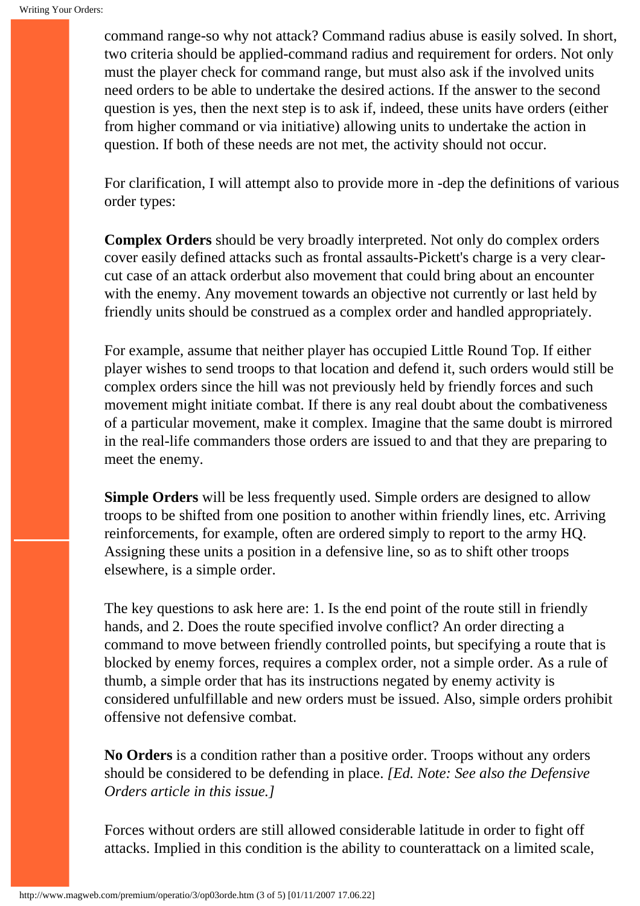command range-so why not attack? Command radius abuse is easily solved. In short, two criteria should be applied-command radius and requirement for orders. Not only must the player check for command range, but must also ask if the involved units need orders to be able to undertake the desired actions. If the answer to the second question is yes, then the next step is to ask if, indeed, these units have orders (either from higher command or via initiative) allowing units to undertake the action in question. If both of these needs are not met, the activity should not occur.

For clarification, I will attempt also to provide more in -dep the definitions of various order types:

**Complex Orders** should be very broadly interpreted. Not only do complex orders cover easily defined attacks such as frontal assaults-Pickett's charge is a very clear-cut case of an attack orderbut also movement that could bring about an encounter with the enemy. Any movement towards an objective not currently or last held by friendly units should be construed as a complex order and handled appropriately.

For example, assume that neither player has occupied Little Round Top. If either player wishes to send troops to that location and defend it, such orders would still be complex orders since the hill was not previously held by friendly forces and such movement might initiate combat. If there is any real doubt about the combativeness of a particular movement, make it complex. Imagine that the same doubt is mirrored in the real-life commanders those orders are issued to and that they are preparing to meet the enemy.

**Simple Orders** will be less frequently used. Simple orders are designed to allow troops to be shifted from one position to another within friendly lines, etc. Arriving reinforcements, for example, often are ordered simply to report to the army HQ. Assigning these units a position in a defensive line, so as to shift other troops elsewhere, is a simple order.

The key questions to ask here are: 1. Is the end point of the route still in friendly hands, and 2. Does the route specified involve conflict? An order directing a command to move between friendly controlled points, but specifying a route that is blocked by enemy forces, requires a complex order, not a simple order. As a rule of thumb, a simple order that has its instructions negated by enemy activity is considered unfulfillable and new orders must be issued. Also, simple orders prohibit offensive not defensive combat.

**No Orders** is a condition rather than a positive order. Troops without any orders should be considered to be defending in place. *[Ed. Note: See also the Defensive Orders article in this issue.]*

Forces without orders are still allowed considerable latitude in order to fight off attacks. Implied in this condition is the ability to counterattack on a limited scale,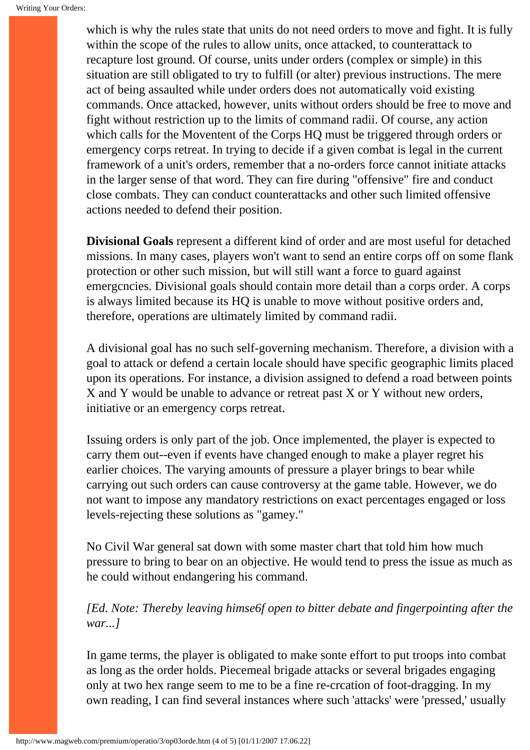which is why the rules state that units do not need orders to move and fight. It is fully within the scope of the rules to allow units, once attacked, to counterattack to recapture lost ground. Of course, units under orders (complex or simple) in this situation are still obligated to try to fulfill (or alter) previous instructions. The mere act of being assaulted while under orders does not automatically void existing commands. Once attacked, however, units without orders should be free to move and fight without restriction up to the limits of command radii. Of course, any action which calls for the Moventent of the Corps HQ must be triggered through orders or emergency corps retreat. In trying to decide if a given combat is legal in the current framework of a unit's orders, remember that a no-orders force cannot initiate attacks in the larger sense of that word. They can fire during "offensive" fire and conduct close combats. They can conduct counterattacks and other such limited offensive actions needed to defend their position.

**Divisional Goals** represent a different kind of order and are most useful for detached missions. In many cases, players won't want to send an entire corps off on some flank protection or other such mission, but will still want a force to guard against emergcncies. Divisional goals should contain more detail than a corps order. A corps is always limited because its HQ is unable to move without positive orders and, therefore, operations are ultimately limited by command radii.

A divisional goal has no such self-governing mechanism. Therefore, a division with a goal to attack or defend a certain locale should have specific geographic limits placed upon its operations. For instance, a division assigned to defend a road between points X and Y would be unable to advance or retreat past X or Y without new orders, initiative or an emergency corps retreat.

Issuing orders is only part of the job. Once implemented, the player is expected to carry them out--even if events have changed enough to make a player regret his earlier choices. The varying amounts of pressure a player brings to bear while carrying out such orders can cause controversy at the game table. However, we do not want to impose any mandatory restrictions on exact percentages engaged or loss levels-rejecting these solutions as "gamey."

No Civil War general sat down with some master chart that told him how much pressure to bring to bear on an objective. He would tend to press the issue as much as he could without endangering his command.

*[Ed. Note: Thereby leaving himse6f open to bitter debate and fingerpointing after the war...]*

In game terms, the player is obligated to make sonte effort to put troops into combat as long as the order holds. Piecemeal brigade attacks or several brigades engaging only at two hex range seem to me to be a fine re-crcation of foot-dragging. In my own reading, I can find several instances where such 'attacks' were 'pressed,' usually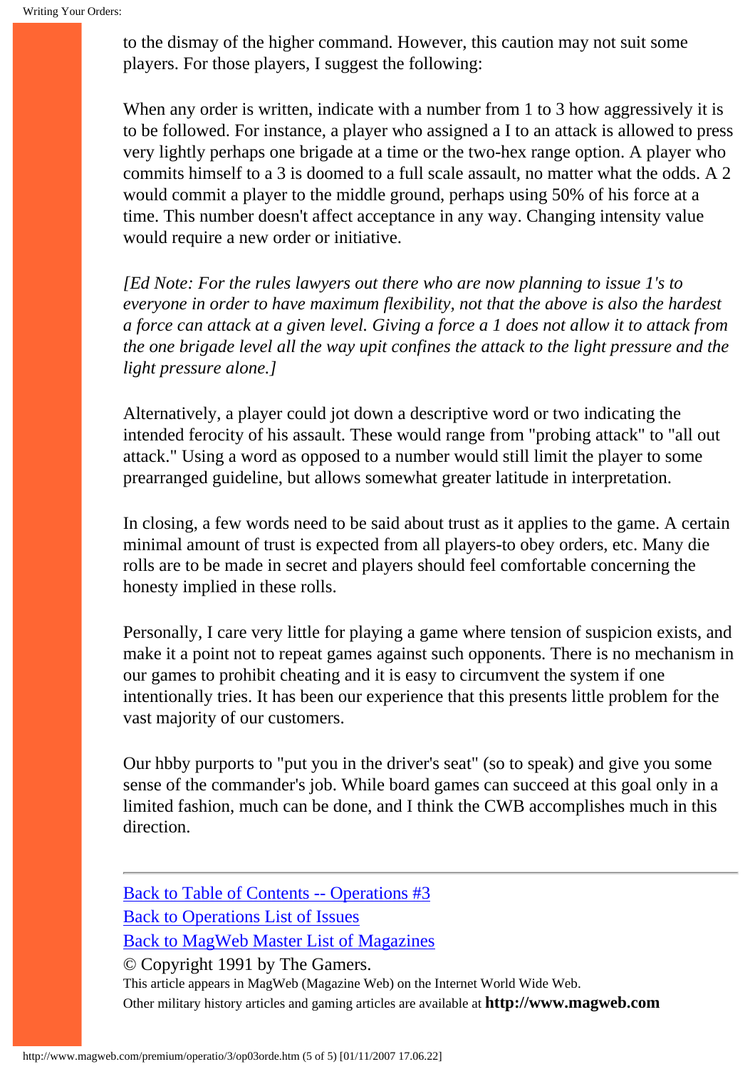to the dismay of the higher command. However, this caution may not suit some players. For those players, I suggest the following:

When any order is written, indicate with a number from 1 to 3 how aggressively it is to be followed. For instance, a player who assigned a I to an attack is allowed to press very lightly perhaps one brigade at a time or the two-hex range option. A player who commits himself to a 3 is doomed to a full scale assault, no matter what the odds. A 2 would commit a player to the middle ground, perhaps using 50% of his force at a time. This number doesn't affect acceptance in any way. Changing intensity value would require a new order or initiative.

*[Ed Note: For the rules lawyers out there who are now planning to issue 1's to everyone in order to have maximum flexibility, not that the above is also the hardest a force can attack at a given level. Giving a force a 1 does not allow it to attack from the one brigade level all the way upit confines the attack to the light pressure and the light pressure alone.]*

Alternatively, a player could jot down a descriptive word or two indicating the intended ferocity of his assault. These would range from "probing attack" to "all out attack." Using a word as opposed to a number would still limit the player to some prearranged guideline, but allows somewhat greater latitude in interpretation.

In closing, a few words need to be said about trust as it applies to the game. A certain minimal amount of trust is expected from all players-to obey orders, etc. Many die rolls are to be made in secret and players should feel comfortable concerning the honesty implied in these rolls.

Personally, I care very little for playing a game where tension of suspicion exists, and make it a point not to repeat games against such opponents. There is no mechanism in our games to prohibit cheating and it is easy to circumvent the system if one intentionally tries. It has been our experience that this presents little problem for the vast majority of our customers.

Our hbby purports to "put you in the driver's seat" (so to speak) and give you some sense of the commander's job. While board games can succeed at this goal only in a limited fashion, much can be done, and I think the CWB accomplishes much in this direction.

---

Back to Table of Contents -- Operations #3
Back to Operations List of Issues
Back to MagWeb Master List of Magazines
© Copyright 1991 by The Gamers.
This article appears in MagWeb (Magazine Web) on the Internet World Wide Web.
Other military history articles and gaming articles are available at **http://www.magweb.com**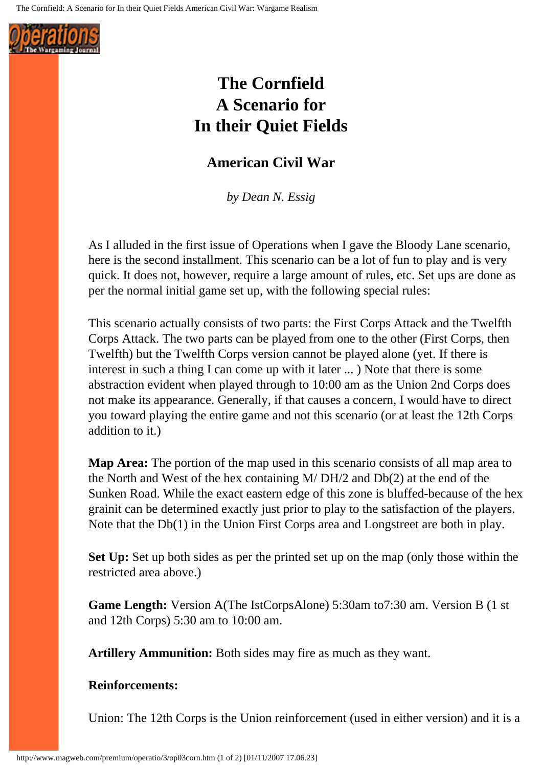# The Cornfield
# A Scenario for
# In their Quiet Fields

## American Civil War

*by Dean N. Essig*

As I alluded in the first issue of Operations when I gave the Bloody Lane scenario, here is the second installment. This scenario can be a lot of fun to play and is very quick. It does not, however, require a large amount of rules, etc. Set ups are done as per the normal initial game set up, with the following special rules:

This scenario actually consists of two parts: the First Corps Attack and the Twelfth Corps Attack. The two parts can be played from one to the other (First Corps, then Twelfth) but the Twelfth Corps version cannot be played alone (yet. If there is interest in such a thing I can come up with it later ... ) Note that there is some abstraction evident when played through to 10:00 am as the Union 2nd Corps does not make its appearance. Generally, if that causes a concern, I would have to direct you toward playing the entire game and not this scenario (or at least the 12th Corps addition to it.)

**Map Area:** The portion of the map used in this scenario consists of all map area to the North and West of the hex containing M/ DH/2 and Db(2) at the end of the Sunken Road. While the exact eastern edge of this zone is bluffed-because of the hex grainit can be determined exactly just prior to play to the satisfaction of the players. Note that the Db(1) in the Union First Corps area and Longstreet are both in play.

**Set Up:** Set up both sides as per the printed set up on the map (only those within the restricted area above.)

**Game Length:** Version A(The IstCorpsAlone) 5:30am to7:30 am. Version B (1 st and 12th Corps) 5:30 am to 10:00 am.

**Artillery Ammunition:** Both sides may fire as much as they want.

**Reinforcements:**

Union: The 12th Corps is the Union reinforcement (used in either version) and it is a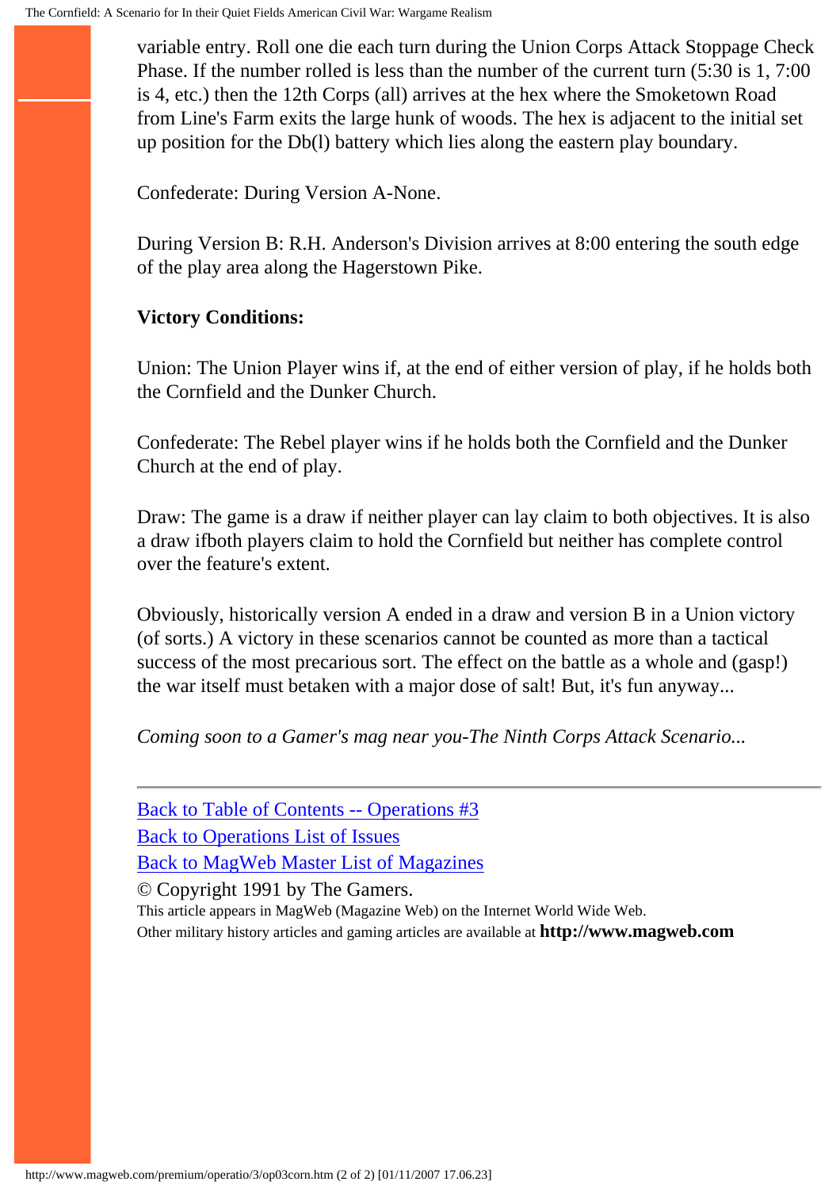variable entry. Roll one die each turn during the Union Corps Attack Stoppage Check Phase. If the number rolled is less than the number of the current turn (5:30 is 1, 7:00 is 4, etc.) then the 12th Corps (all) arrives at the hex where the Smoketown Road from Line's Farm exits the large hunk of woods. The hex is adjacent to the initial set up position for the Db(l) battery which lies along the eastern play boundary.

Confederate: During Version A-None.

During Version B: R.H. Anderson's Division arrives at 8:00 entering the south edge of the play area along the Hagerstown Pike.

**Victory Conditions:**

Union: The Union Player wins if, at the end of either version of play, if he holds both the Cornfield and the Dunker Church.

Confederate: The Rebel player wins if he holds both the Cornfield and the Dunker Church at the end of play.

Draw: The game is a draw if neither player can lay claim to both objectives. It is also a draw ifboth players claim to hold the Cornfield but neither has complete control over the feature's extent.

Obviously, historically version A ended in a draw and version B in a Union victory (of sorts.) A victory in these scenarios cannot be counted as more than a tactical success of the most precarious sort. The effect on the battle as a whole and (gasp!) the war itself must betaken with a major dose of salt! But, it's fun anyway...

*Coming soon to a Gamer's mag near you-The Ninth Corps Attack Scenario...*

---

Back to Table of Contents -- Operations #3
Back to Operations List of Issues
Back to MagWeb Master List of Magazines
© Copyright 1991 by The Gamers.
This article appears in MagWeb (Magazine Web) on the Internet World Wide Web.
Other military history articles and gaming articles are available at **http://www.magweb.com**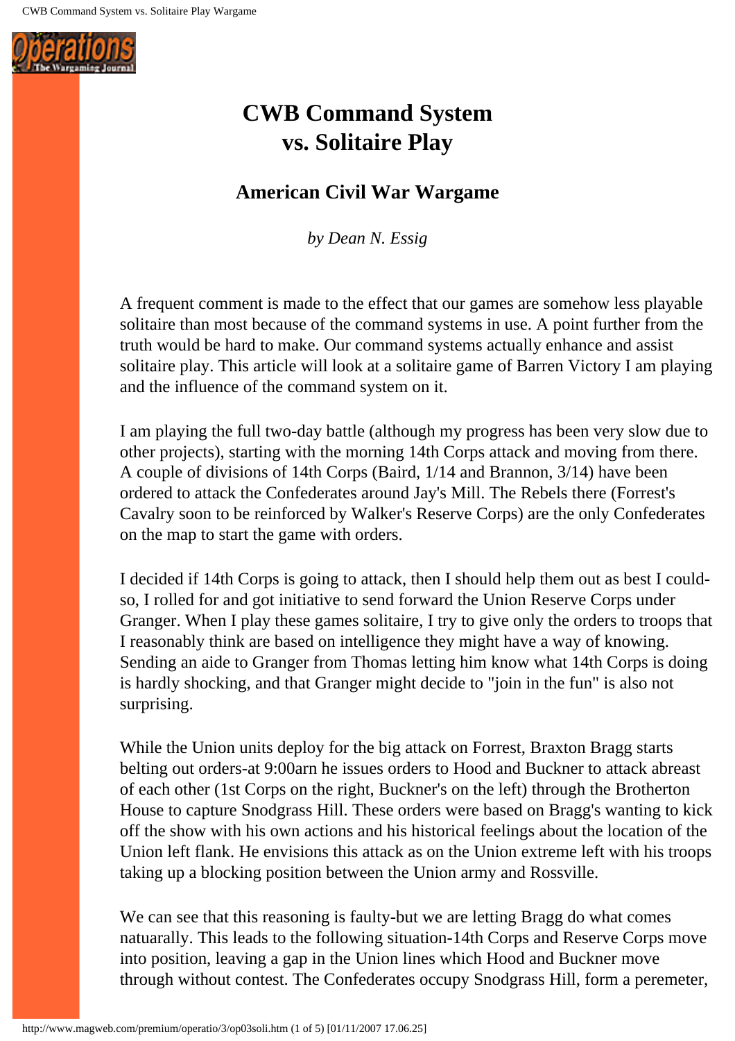# CWB Command System vs. Solitaire Play

## American Civil War Wargame

*by Dean N. Essig*

A frequent comment is made to the effect that our games are somehow less playable solitaire than most because of the command systems in use. A point further from the truth would be hard to make. Our command systems actually enhance and assist solitaire play. This article will look at a solitaire game of Barren Victory I am playing and the influence of the command system on it.

I am playing the full two-day battle (although my progress has been very slow due to other projects), starting with the morning 14th Corps attack and moving from there. A couple of divisions of 14th Corps (Baird, 1/14 and Brannon, 3/14) have been ordered to attack the Confederates around Jay's Mill. The Rebels there (Forrest's Cavalry soon to be reinforced by Walker's Reserve Corps) are the only Confederates on the map to start the game with orders.

I decided if 14th Corps is going to attack, then I should help them out as best I could-so, I rolled for and got initiative to send forward the Union Reserve Corps under Granger. When I play these games solitaire, I try to give only the orders to troops that I reasonably think are based on intelligence they might have a way of knowing. Sending an aide to Granger from Thomas letting him know what 14th Corps is doing is hardly shocking, and that Granger might decide to "join in the fun" is also not surprising.

While the Union units deploy for the big attack on Forrest, Braxton Bragg starts belting out orders-at 9:00arn he issues orders to Hood and Buckner to attack abreast of each other (1st Corps on the right, Buckner's on the left) through the Brotherton House to capture Snodgrass Hill. These orders were based on Bragg's wanting to kick off the show with his own actions and his historical feelings about the location of the Union left flank. He envisions this attack as on the Union extreme left with his troops taking up a blocking position between the Union army and Rossville.

We can see that this reasoning is faulty-but we are letting Bragg do what comes natuarally. This leads to the following situation-14th Corps and Reserve Corps move into position, leaving a gap in the Union lines which Hood and Buckner move through without contest. The Confederates occupy Snodgrass Hill, form a peremeter,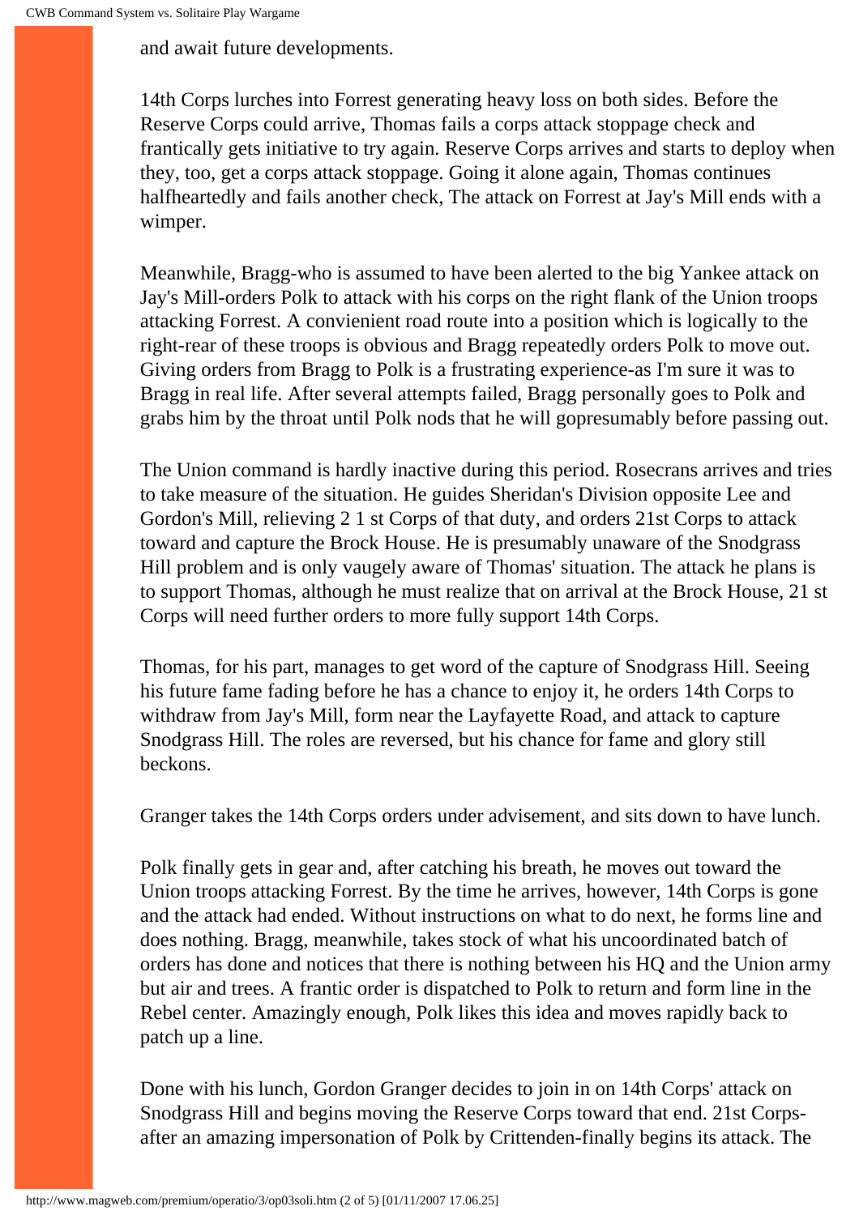and await future developments.

14th Corps lurches into Forrest generating heavy loss on both sides. Before the Reserve Corps could arrive, Thomas fails a corps attack stoppage check and frantically gets initiative to try again. Reserve Corps arrives and starts to deploy when they, too, get a corps attack stoppage. Going it alone again, Thomas continues halfheartedly and fails another check, The attack on Forrest at Jay's Mill ends with a wimper.

Meanwhile, Bragg-who is assumed to have been alerted to the big Yankee attack on Jay's Mill-orders Polk to attack with his corps on the right flank of the Union troops attacking Forrest. A convienient road route into a position which is logically to the right-rear of these troops is obvious and Bragg repeatedly orders Polk to move out. Giving orders from Bragg to Polk is a frustrating experience-as I'm sure it was to Bragg in real life. After several attempts failed, Bragg personally goes to Polk and grabs him by the throat until Polk nods that he will gopresumably before passing out.

The Union command is hardly inactive during this period. Rosecrans arrives and tries to take measure of the situation. He guides Sheridan's Division opposite Lee and Gordon's Mill, relieving 2 1 st Corps of that duty, and orders 21st Corps to attack toward and capture the Brock House. He is presumably unaware of the Snodgrass Hill problem and is only vaguely aware of Thomas' situation. The attack he plans is to support Thomas, although he must realize that on arrival at the Brock House, 21 st Corps will need further orders to more fully support 14th Corps.

Thomas, for his part, manages to get word of the capture of Snodgrass Hill. Seeing his future fame fading before he has a chance to enjoy it, he orders 14th Corps to withdraw from Jay's Mill, form near the Layfayette Road, and attack to capture Snodgrass Hill. The roles are reversed, but his chance for fame and glory still beckons.

Granger takes the 14th Corps orders under advisement, and sits down to have lunch.

Polk finally gets in gear and, after catching his breath, he moves out toward the Union troops attacking Forrest. By the time he arrives, however, 14th Corps is gone and the attack had ended. Without instructions on what to do next, he forms line and does nothing. Bragg, meanwhile, takes stock of what his uncoordinated batch of orders has done and notices that there is nothing between his HQ and the Union army but air and trees. A frantic order is dispatched to Polk to return and form line in the Rebel center. Amazingly enough, Polk likes this idea and moves rapidly back to patch up a line.

Done with his lunch, Gordon Granger decides to join in on 14th Corps' attack on Snodgrass Hill and begins moving the Reserve Corps toward that end. 21st Corps-after an amazing impersonation of Polk by Crittenden-finally begins its attack. The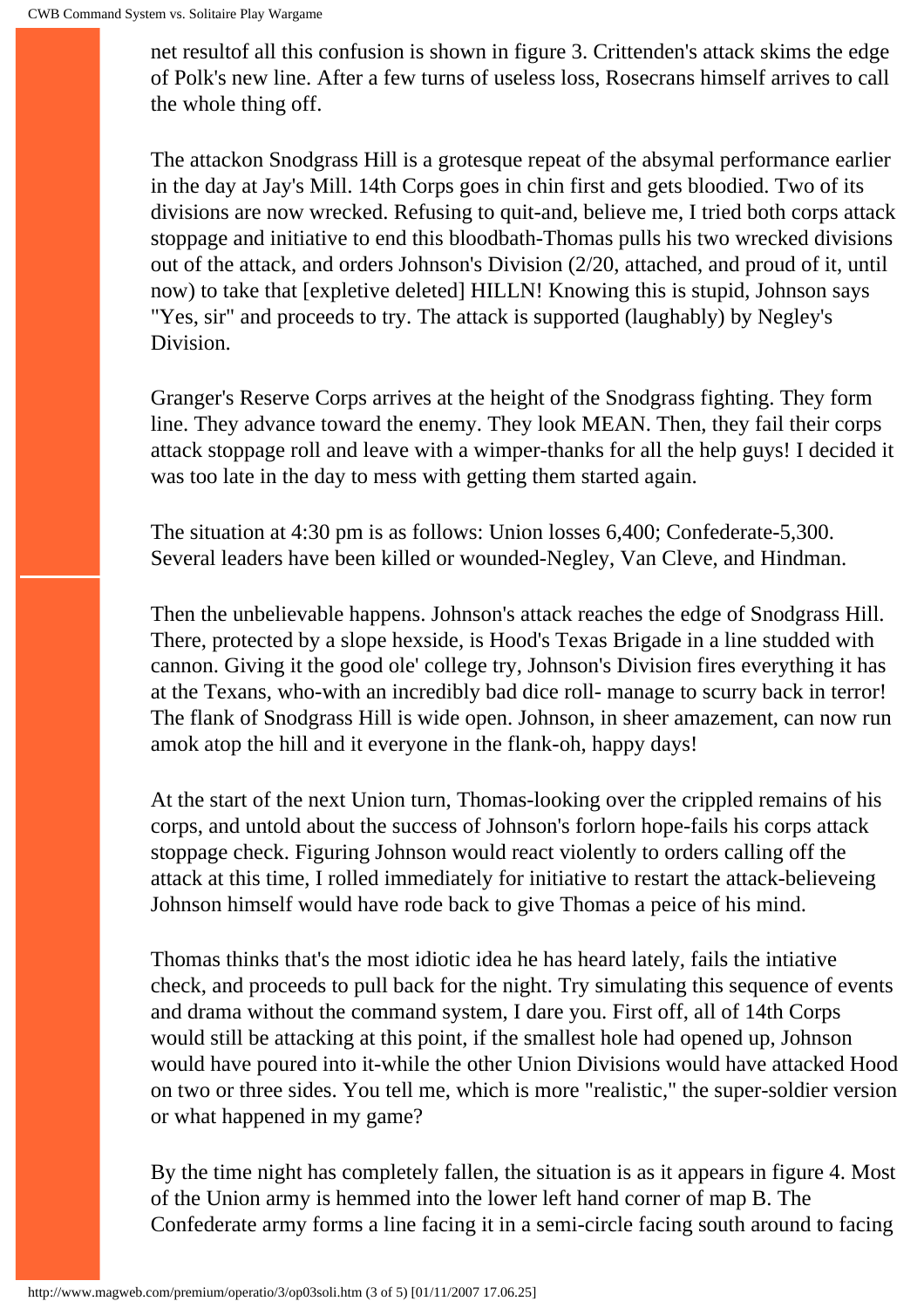net resultof all this confusion is shown in figure 3. Crittenden's attack skims the edge of Polk's new line. After a few turns of useless loss, Rosecrans himself arrives to call the whole thing off.

The attackon Snodgrass Hill is a grotesque repeat of the absymal performance earlier in the day at Jay's Mill. 14th Corps goes in chin first and gets bloodied. Two of its divisions are now wrecked. Refusing to quit-and, believe me, I tried both corps attack stoppage and initiative to end this bloodbath-Thomas pulls his two wrecked divisions out of the attack, and orders Johnson's Division (2/20, attached, and proud of it, until now) to take that [expletive deleted] HILLN! Knowing this is stupid, Johnson says "Yes, sir" and proceeds to try. The attack is supported (laughably) by Negley's Division.

Granger's Reserve Corps arrives at the height of the Snodgrass fighting. They form line. They advance toward the enemy. They look MEAN. Then, they fail their corps attack stoppage roll and leave with a wimper-thanks for all the help guys! I decided it was too late in the day to mess with getting them started again.

The situation at 4:30 pm is as follows: Union losses 6,400; Confederate-5,300. Several leaders have been killed or wounded-Negley, Van Cleve, and Hindman.

Then the unbelievable happens. Johnson's attack reaches the edge of Snodgrass Hill. There, protected by a slope hexside, is Hood's Texas Brigade in a line studded with cannon. Giving it the good ole' college try, Johnson's Division fires everything it has at the Texans, who-with an incredibly bad dice roll- manage to scurry back in terror! The flank of Snodgrass Hill is wide open. Johnson, in sheer amazement, can now run amok atop the hill and it everyone in the flank-oh, happy days!

At the start of the next Union turn, Thomas-looking over the crippled remains of his corps, and untold about the success of Johnson's forlorn hope-fails his corps attack stoppage check. Figuring Johnson would react violently to orders calling off the attack at this time, I rolled immediately for initiative to restart the attack-believeing Johnson himself would have rode back to give Thomas a peice of his mind.

Thomas thinks that's the most idiotic idea he has heard lately, fails the intiative check, and proceeds to pull back for the night. Try simulating this sequence of events and drama without the command system, I dare you. First off, all of 14th Corps would still be attacking at this point, if the smallest hole had opened up, Johnson would have poured into it-while the other Union Divisions would have attacked Hood on two or three sides. You tell me, which is more "realistic," the super-soldier version or what happened in my game?

By the time night has completely fallen, the situation is as it appears in figure 4. Most of the Union army is hemmed into the lower left hand corner of map B. The Confederate army forms a line facing it in a semi-circle facing south around to facing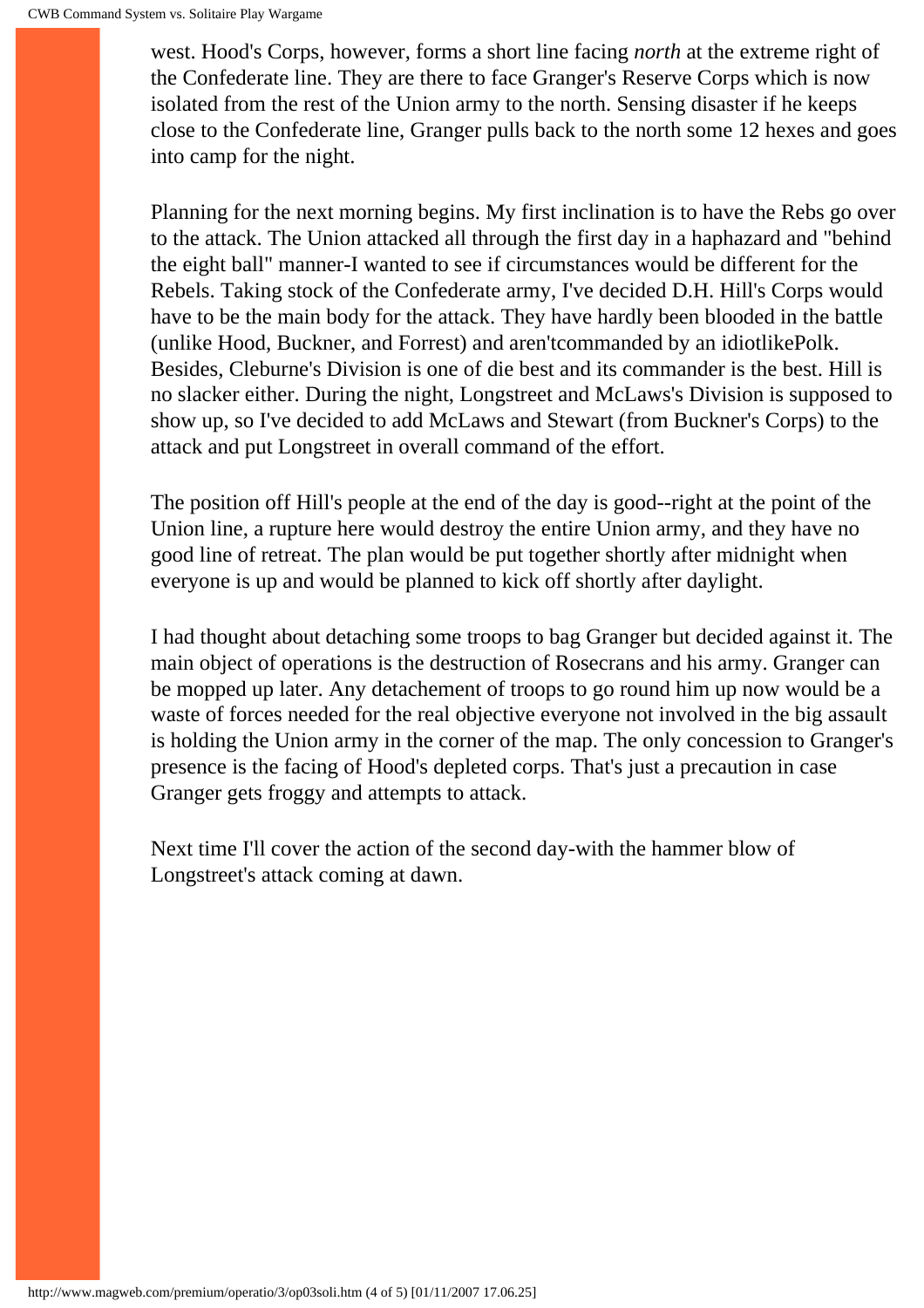west. Hood's Corps, however, forms a short line facing *north* at the extreme right of the Confederate line. They are there to face Granger's Reserve Corps which is now isolated from the rest of the Union army to the north. Sensing disaster if he keeps close to the Confederate line, Granger pulls back to the north some 12 hexes and goes into camp for the night.

Planning for the next morning begins. My first inclination is to have the Rebs go over to the attack. The Union attacked all through the first day in a haphazard and "behind the eight ball" manner-I wanted to see if circumstances would be different for the Rebels. Taking stock of the Confederate army, I've decided D.H. Hill's Corps would have to be the main body for the attack. They have hardly been blooded in the battle (unlike Hood, Buckner, and Forrest) and aren'tcommanded by an idiotlikePolk. Besides, Cleburne's Division is one of die best and its commander is the best. Hill is no slacker either. During the night, Longstreet and McLaws's Division is supposed to show up, so I've decided to add McLaws and Stewart (from Buckner's Corps) to the attack and put Longstreet in overall command of the effort.

The position off Hill's people at the end of the day is good--right at the point of the Union line, a rupture here would destroy the entire Union army, and they have no good line of retreat. The plan would be put together shortly after midnight when everyone is up and would be planned to kick off shortly after daylight.

I had thought about detaching some troops to bag Granger but decided against it. The main object of operations is the destruction of Rosecrans and his army. Granger can be mopped up later. Any detachement of troops to go round him up now would be a waste of forces needed for the real objective everyone not involved in the big assault is holding the Union army in the corner of the map. The only concession to Granger's presence is the facing of Hood's depleted corps. That's just a precaution in case Granger gets froggy and attempts to attack.

Next time I'll cover the action of the second day-with the hammer blow of Longstreet's attack coming at dawn.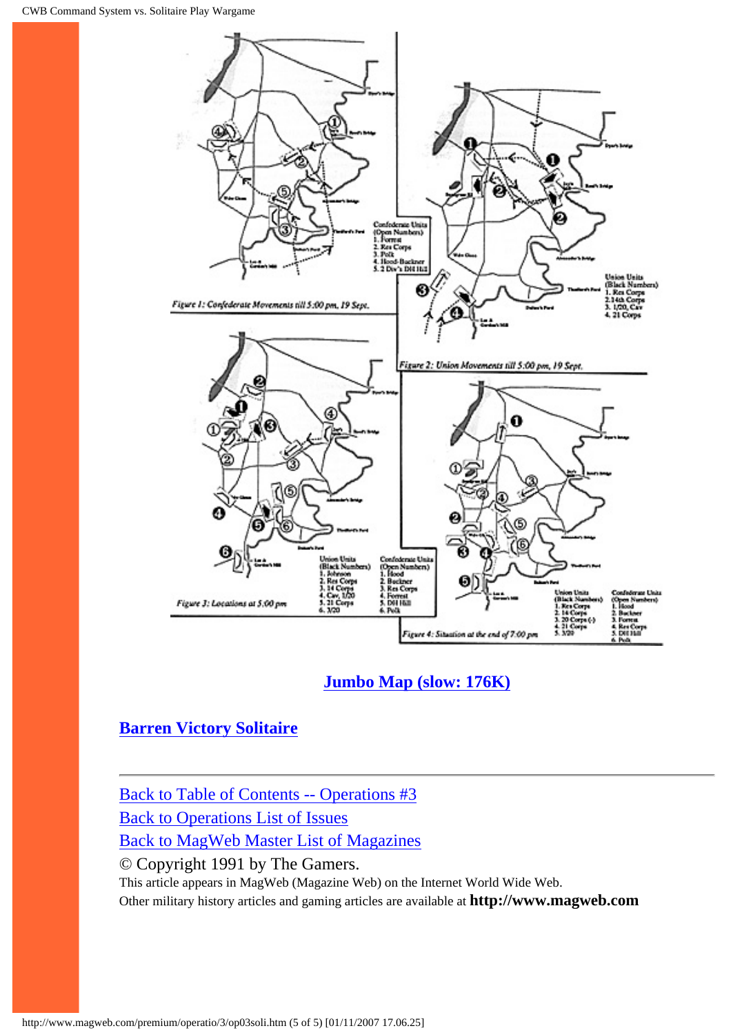Figure 1: Confederate Movements till 5:00 pm, 19 Sept.

Confederate Units (Open Numbers)
1. Forrest
2. Res Corps
3. Polk
4. Hood-Buckner
5. 2 Div's DH Hill

Figure 2: Union Movements till 5:00 pm, 19 Sept.

Union Units (Black Numbers)
1. Res Corps
2. 14th Corps
3. 1/20, Cav
4. 21 Corps

Figure 3: Locations at 5:00 pm

Union Units (Black Numbers)
1. Johnson
2. Res Corps
3. 14 Corps
4. Cav, 1/20
5. 21 Corps
6. 3/20

Confederate Units (Open Numbers)
1. Hood
2. Buckner
3. Res Corps
4. Forrest
5. DH Hill
6. Polk

Figure 4: Situation at the end of 7:00 pm

Union Units (Black Numbers)
1. Res Corps
2. 14 Corps
3. 20 Corps (-)
4. 21 Corps
5. 3/20

Confederate Units (Open Numbers)
1. Hood
2. Buckner
3. Forrest
4. Res Corps
5. DH Hill
6. Polk

**Jumbo Map (slow: 176K)**

**Barren Victory Solitaire**

---

Back to Table of Contents -- Operations #3
Back to Operations List of Issues
Back to MagWeb Master List of Magazines
© Copyright 1991 by The Gamers.
This article appears in MagWeb (Magazine Web) on the Internet World Wide Web.
Other military history articles and gaming articles are available at **http://www.magweb.com**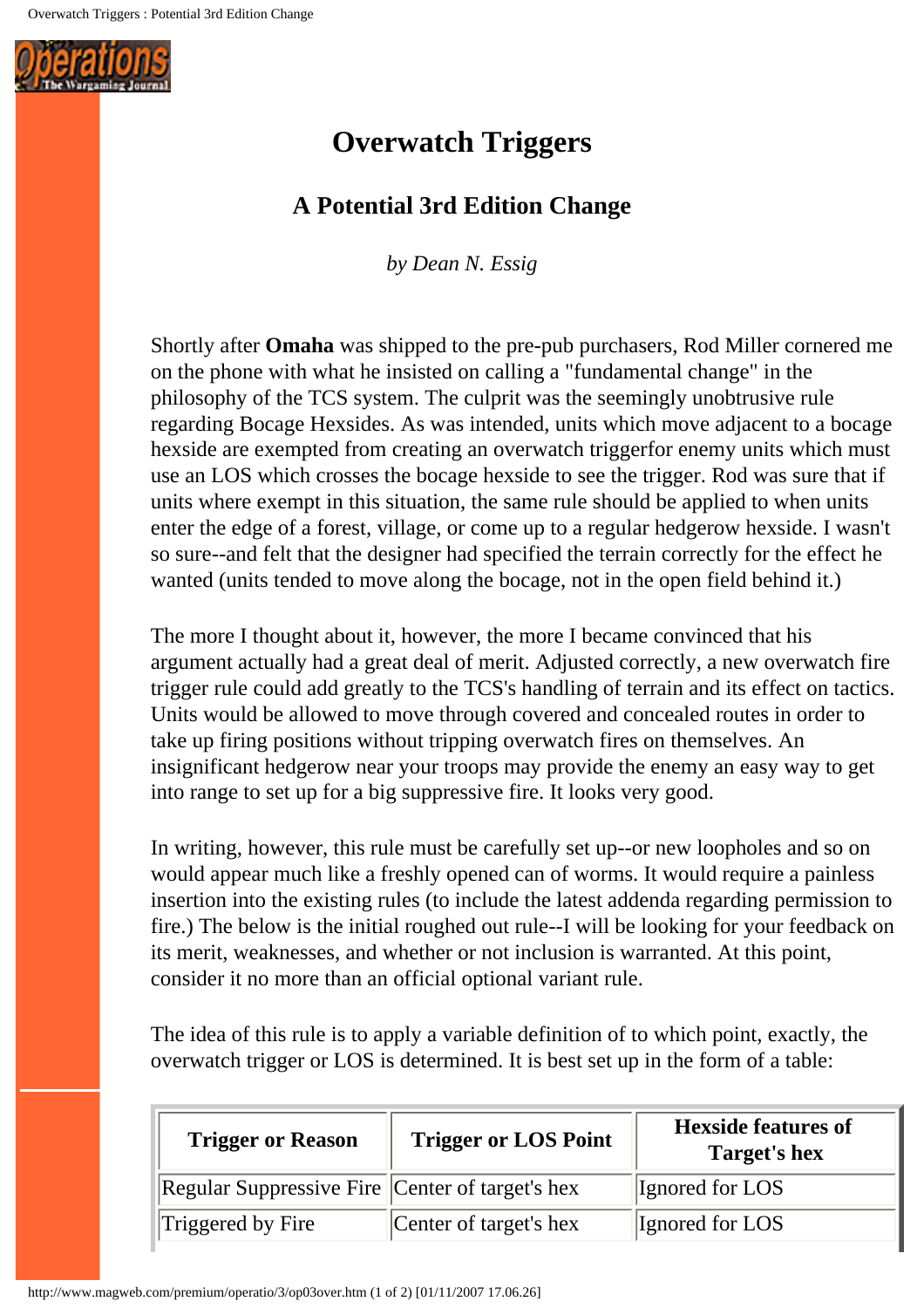# Overwatch Triggers

## A Potential 3rd Edition Change

*by Dean N. Essig*

Shortly after **Omaha** was shipped to the pre-pub purchasers, Rod Miller cornered me on the phone with what he insisted on calling a "fundamental change" in the philosophy of the TCS system. The culprit was the seemingly unobtrusive rule regarding Bocage Hexsides. As was intended, units which move adjacent to a bocage hexside are exempted from creating an overwatch triggerfor enemy units which must use an LOS which crosses the bocage hexside to see the trigger. Rod was sure that if units where exempt in this situation, the same rule should be applied to when units enter the edge of a forest, village, or come up to a regular hedgerow hexside. I wasn't so sure--and felt that the designer had specified the terrain correctly for the effect he wanted (units tended to move along the bocage, not in the open field behind it.)

The more I thought about it, however, the more I became convinced that his argument actually had a great deal of merit. Adjusted correctly, a new overwatch fire trigger rule could add greatly to the TCS's handling of terrain and its effect on tactics. Units would be allowed to move through covered and concealed routes in order to take up firing positions without tripping overwatch fires on themselves. An insignificant hedgerow near your troops may provide the enemy an easy way to get into range to set up for a big suppressive fire. It looks very good.

In writing, however, this rule must be carefully set up--or new loopholes and so on would appear much like a freshly opened can of worms. It would require a painless insertion into the existing rules (to include the latest addenda regarding permission to fire.) The below is the initial roughed out rule--I will be looking for your feedback on its merit, weaknesses, and whether or not inclusion is warranted. At this point, consider it no more than an official optional variant rule.

The idea of this rule is to apply a variable definition of to which point, exactly, the overwatch trigger or LOS is determined. It is best set up in the form of a table:

| Trigger or Reason | Trigger or LOS Point | Hexside features of Target's hex |
|---|---|---|
| Regular Suppressive Fire | Center of target's hex | Ignored for LOS |
| Triggered by Fire | Center of target's hex | Ignored for LOS |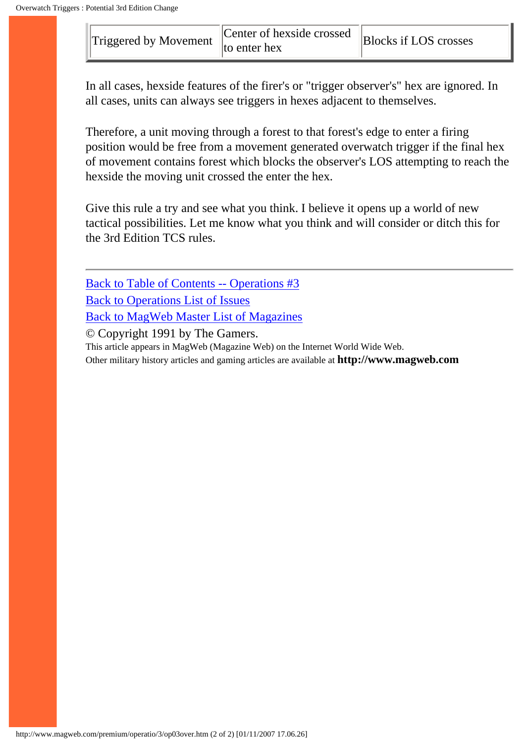| Triggered by Movement | Center of hexside crossed to enter hex | Blocks if LOS crosses |
|---|---|---|

In all cases, hexside features of the firer's or "trigger observer's" hex are ignored. In all cases, units can always see triggers in hexes adjacent to themselves.

Therefore, a unit moving through a forest to that forest's edge to enter a firing position would be free from a movement generated overwatch trigger if the final hex of movement contains forest which blocks the observer's LOS attempting to reach the hexside the moving unit crossed the enter the hex.

Give this rule a try and see what you think. I believe it opens up a world of new tactical possibilities. Let me know what you think and will consider or ditch this for the 3rd Edition TCS rules.

---

Back to Table of Contents -- Operations #3
Back to Operations List of Issues
Back to MagWeb Master List of Magazines
© Copyright 1991 by The Gamers.
This article appears in MagWeb (Magazine Web) on the Internet World Wide Web.
Other military history articles and gaming articles are available at **http://www.magweb.com**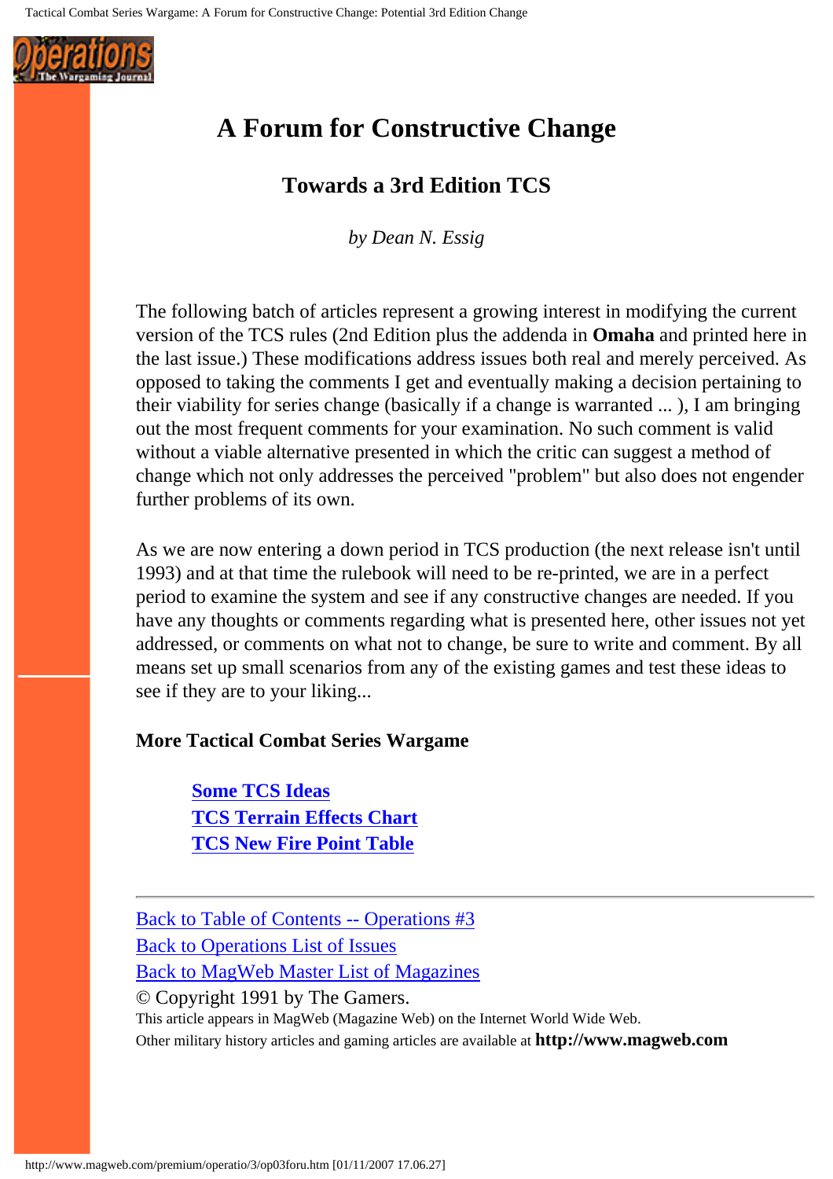# A Forum for Constructive Change

## Towards a 3rd Edition TCS

*by Dean N. Essig*

The following batch of articles represent a growing interest in modifying the current version of the TCS rules (2nd Edition plus the addenda in **Omaha** and printed here in the last issue.) These modifications address issues both real and merely perceived. As opposed to taking the comments I get and eventually making a decision pertaining to their viability for series change (basically if a change is warranted ... ), I am bringing out the most frequent comments for your examination. No such comment is valid without a viable alternative presented in which the critic can suggest a method of change which not only addresses the perceived "problem" but also does not engender further problems of its own.

As we are now entering a down period in TCS production (the next release isn't until 1993) and at that time the rulebook will need to be re-printed, we are in a perfect period to examine the system and see if any constructive changes are needed. If you have any thoughts or comments regarding what is presented here, other issues not yet addressed, or comments on what not to change, be sure to write and comment. By all means set up small scenarios from any of the existing games and test these ideas to see if they are to your liking...

**More Tactical Combat Series Wargame**

- Some TCS Ideas
- TCS Terrain Effects Chart
- TCS New Fire Point Table

---

Back to Table of Contents -- Operations #3
Back to Operations List of Issues
Back to MagWeb Master List of Magazines
© Copyright 1991 by The Gamers.
This article appears in MagWeb (Magazine Web) on the Internet World Wide Web.
Other military history articles and gaming articles are available at **http://www.magweb.com**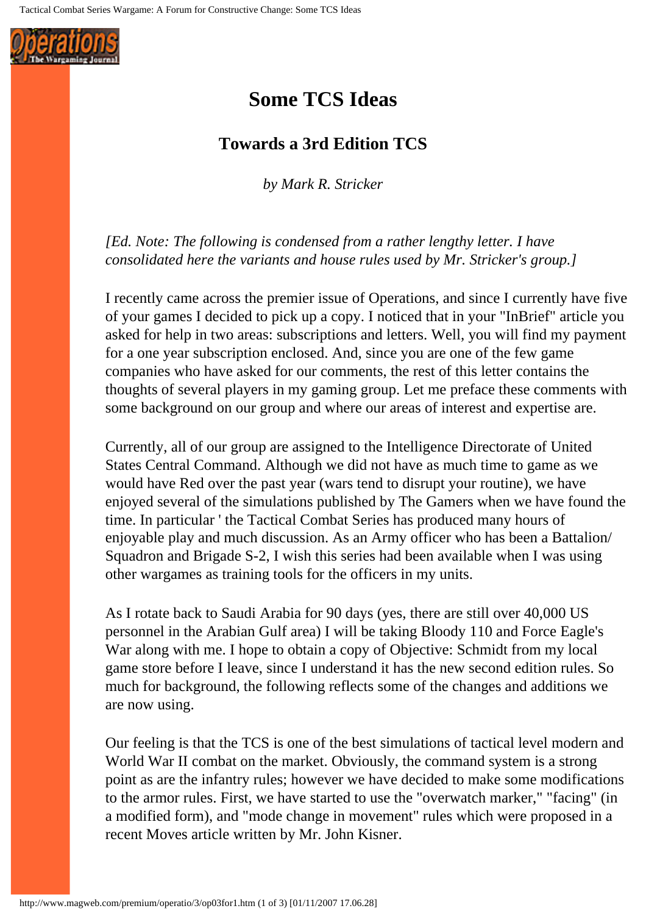# Some TCS Ideas

## Towards a 3rd Edition TCS

*by Mark R. Stricker*

*[Ed. Note: The following is condensed from a rather lengthy letter. I have consolidated here the variants and house rules used by Mr. Stricker's group.]*

I recently came across the premier issue of Operations, and since I currently have five of your games I decided to pick up a copy. I noticed that in your "InBrief" article you asked for help in two areas: subscriptions and letters. Well, you will find my payment for a one year subscription enclosed. And, since you are one of the few game companies who have asked for our comments, the rest of this letter contains the thoughts of several players in my gaming group. Let me preface these comments with some background on our group and where our areas of interest and expertise are.

Currently, all of our group are assigned to the Intelligence Directorate of United States Central Command. Although we did not have as much time to game as we would have Red over the past year (wars tend to disrupt your routine), we have enjoyed several of the simulations published by The Gamers when we have found the time. In particular ' the Tactical Combat Series has produced many hours of enjoyable play and much discussion. As an Army officer who has been a Battalion/ Squadron and Brigade S-2, I wish this series had been available when I was using other wargames as training tools for the officers in my units.

As I rotate back to Saudi Arabia for 90 days (yes, there are still over 40,000 US personnel in the Arabian Gulf area) I will be taking Bloody 110 and Force Eagle's War along with me. I hope to obtain a copy of Objective: Schmidt from my local game store before I leave, since I understand it has the new second edition rules. So much for background, the following reflects some of the changes and additions we are now using.

Our feeling is that the TCS is one of the best simulations of tactical level modern and World War II combat on the market. Obviously, the command system is a strong point as are the infantry rules; however we have decided to make some modifications to the armor rules. First, we have started to use the "overwatch marker," "facing" (in a modified form), and "mode change in movement" rules which were proposed in a recent Moves article written by Mr. John Kisner.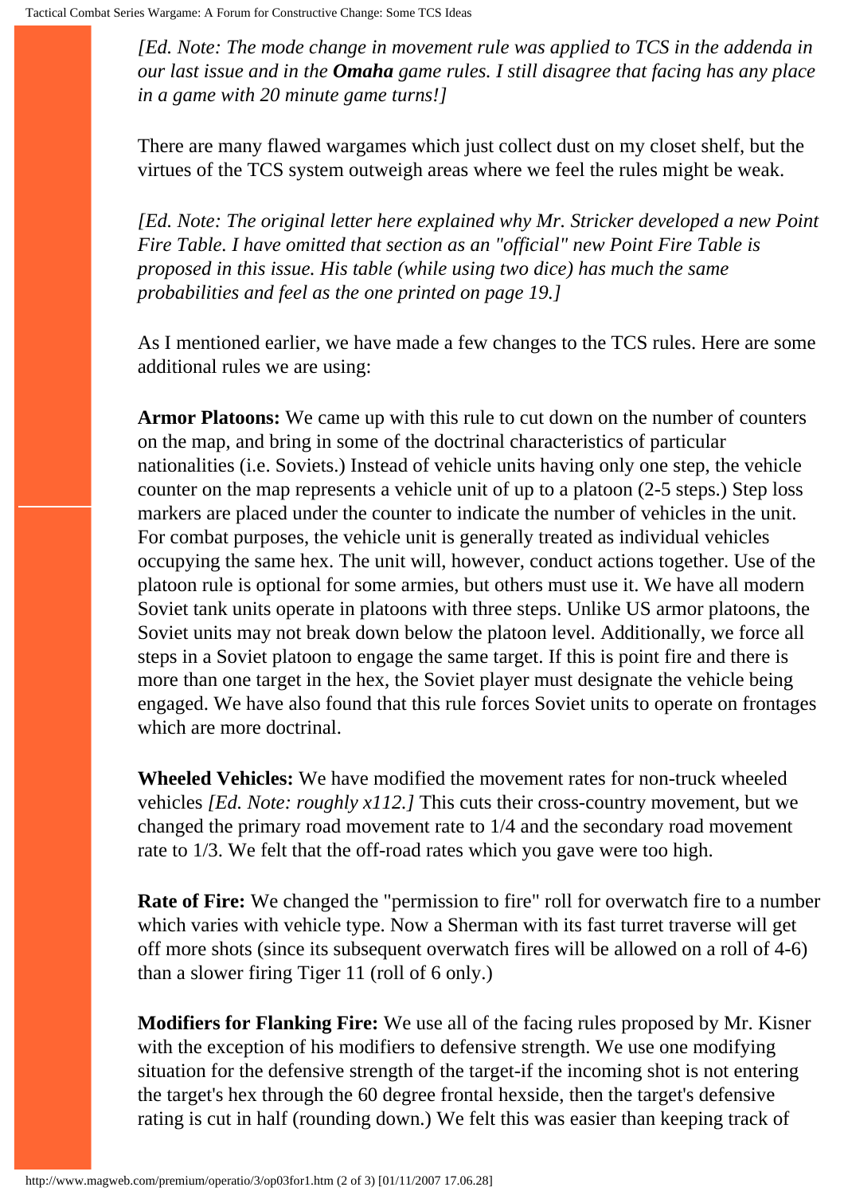*[Ed. Note: The mode change in movement rule was applied to TCS in the addenda in our last issue and in the **Omaha** game rules. I still disagree that facing has any place in a game with 20 minute game turns!]*

There are many flawed wargames which just collect dust on my closet shelf, but the virtues of the TCS system outweigh areas where we feel the rules might be weak.

*[Ed. Note: The original letter here explained why Mr. Stricker developed a new Point Fire Table. I have omitted that section as an "official" new Point Fire Table is proposed in this issue. His table (while using two dice) has much the same probabilities and feel as the one printed on page 19.]*

As I mentioned earlier, we have made a few changes to the TCS rules. Here are some additional rules we are using:

**Armor Platoons:** We came up with this rule to cut down on the number of counters on the map, and bring in some of the doctrinal characteristics of particular nationalities (i.e. Soviets.) Instead of vehicle units having only one step, the vehicle counter on the map represents a vehicle unit of up to a platoon (2-5 steps.) Step loss markers are placed under the counter to indicate the number of vehicles in the unit. For combat purposes, the vehicle unit is generally treated as individual vehicles occupying the same hex. The unit will, however, conduct actions together. Use of the platoon rule is optional for some armies, but others must use it. We have all modern Soviet tank units operate in platoons with three steps. Unlike US armor platoons, the Soviet units may not break down below the platoon level. Additionally, we force all steps in a Soviet platoon to engage the same target. If this is point fire and there is more than one target in the hex, the Soviet player must designate the vehicle being engaged. We have also found that this rule forces Soviet units to operate on frontages which are more doctrinal.

**Wheeled Vehicles:** We have modified the movement rates for non-truck wheeled vehicles *[Ed. Note: roughly x112.]* This cuts their cross-country movement, but we changed the primary road movement rate to 1/4 and the secondary road movement rate to 1/3. We felt that the off-road rates which you gave were too high.

**Rate of Fire:** We changed the "permission to fire" roll for overwatch fire to a number which varies with vehicle type. Now a Sherman with its fast turret traverse will get off more shots (since its subsequent overwatch fires will be allowed on a roll of 4-6) than a slower firing Tiger 11 (roll of 6 only.)

**Modifiers for Flanking Fire:** We use all of the facing rules proposed by Mr. Kisner with the exception of his modifiers to defensive strength. We use one modifying situation for the defensive strength of the target-if the incoming shot is not entering the target's hex through the 60 degree frontal hexside, then the target's defensive rating is cut in half (rounding down.) We felt this was easier than keeping track of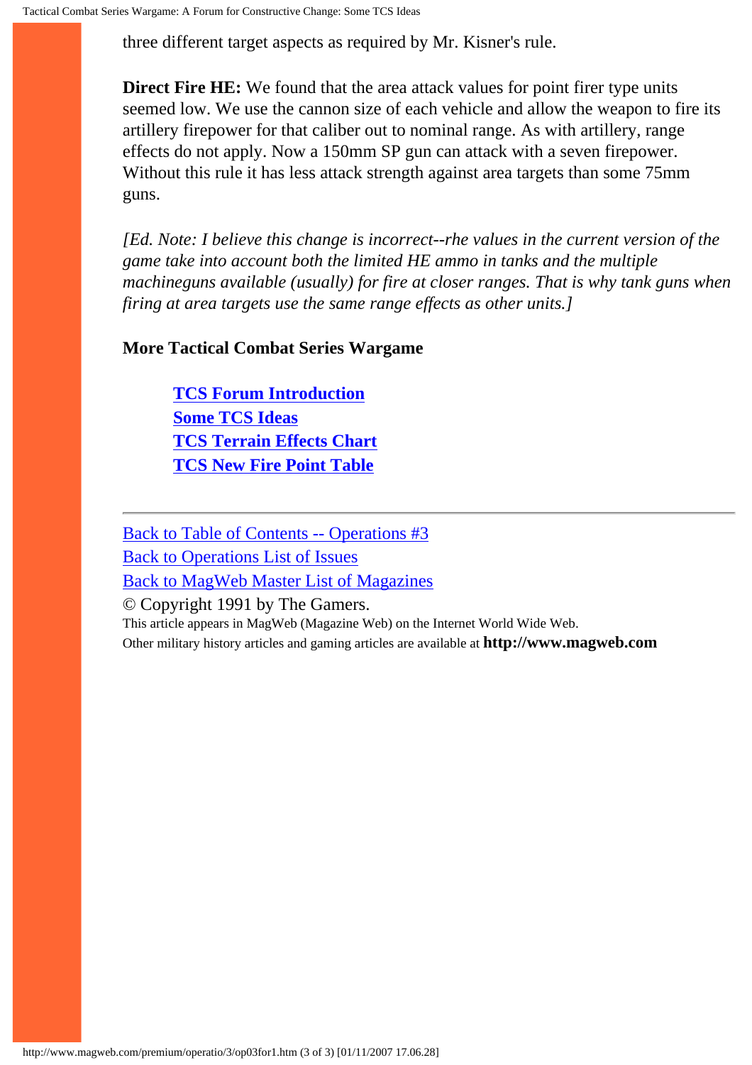three different target aspects as required by Mr. Kisner's rule.

**Direct Fire HE:** We found that the area attack values for point firer type units seemed low. We use the cannon size of each vehicle and allow the weapon to fire its artillery firepower for that caliber out to nominal range. As with artillery, range effects do not apply. Now a 150mm SP gun can attack with a seven firepower. Without this rule it has less attack strength against area targets than some 75mm guns.

*[Ed. Note: I believe this change is incorrect--rhe values in the current version of the game take into account both the limited HE ammo in tanks and the multiple machineguns available (usually) for fire at closer ranges. That is why tank guns when firing at area targets use the same range effects as other units.]*

**More Tactical Combat Series Wargame**

- **TCS Forum Introduction**
- **Some TCS Ideas**
- **TCS Terrain Effects Chart**
- **TCS New Fire Point Table**

---

Back to Table of Contents -- Operations #3
Back to Operations List of Issues
Back to MagWeb Master List of Magazines
© Copyright 1991 by The Gamers.
This article appears in MagWeb (Magazine Web) on the Internet World Wide Web.
Other military history articles and gaming articles are available at **http://www.magweb.com**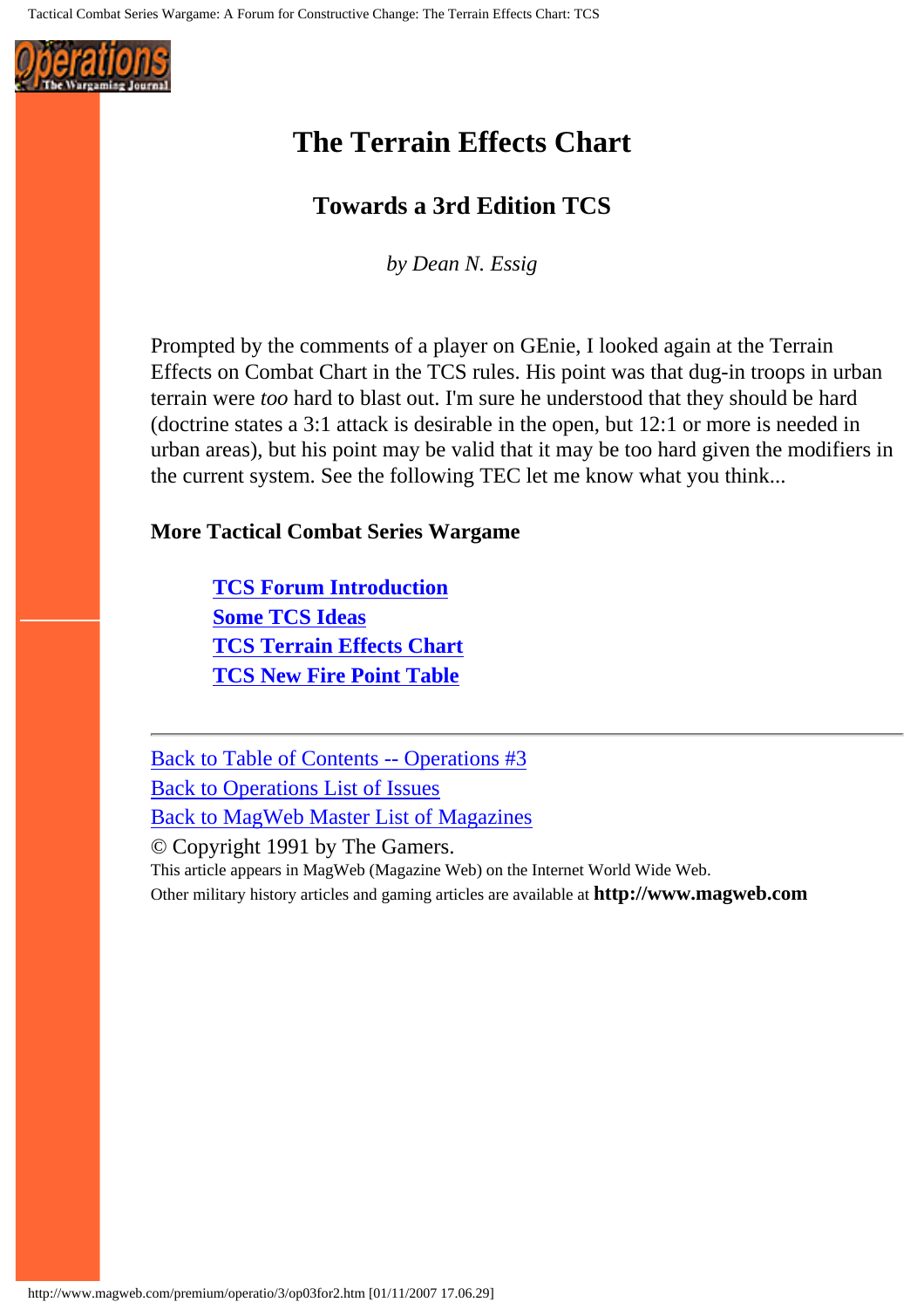# The Terrain Effects Chart

## Towards a 3rd Edition TCS

*by Dean N. Essig*

Prompted by the comments of a player on GEnie, I looked again at the Terrain Effects on Combat Chart in the TCS rules. His point was that dug-in troops in urban terrain were *too* hard to blast out. I'm sure he understood that they should be hard (doctrine states a 3:1 attack is desirable in the open, but 12:1 or more is needed in urban areas), but his point may be valid that it may be too hard given the modifiers in the current system. See the following TEC let me know what you think...

**More Tactical Combat Series Wargame**

- **TCS Forum Introduction**
- **Some TCS Ideas**
- **TCS Terrain Effects Chart**
- **TCS New Fire Point Table**

---

Back to Table of Contents -- Operations #3
Back to Operations List of Issues
Back to MagWeb Master List of Magazines
© Copyright 1991 by The Gamers.
This article appears in MagWeb (Magazine Web) on the Internet World Wide Web.
Other military history articles and gaming articles are available at **http://www.magweb.com**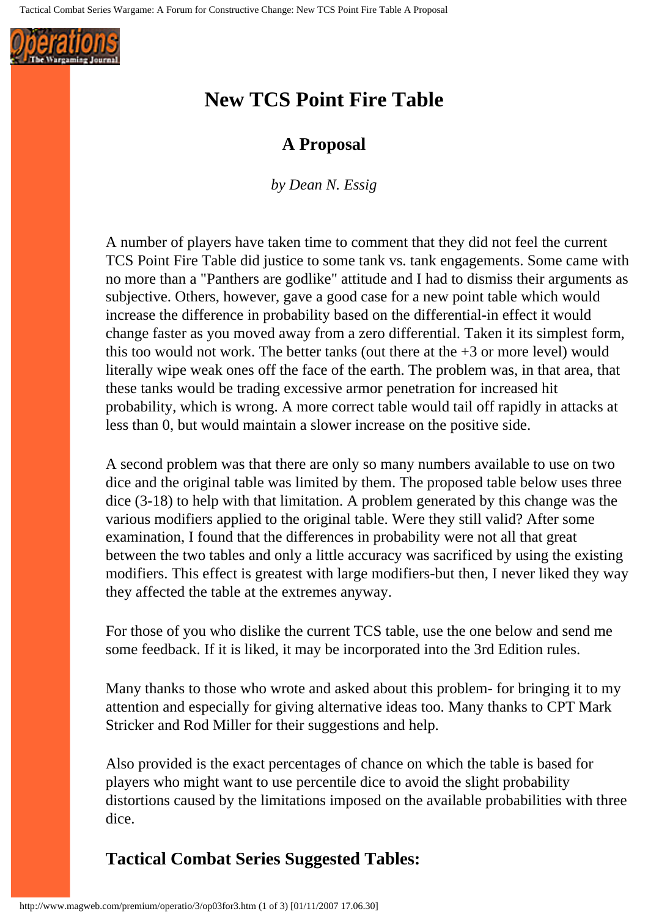# New TCS Point Fire Table

## A Proposal

*by Dean N. Essig*

A number of players have taken time to comment that they did not feel the current TCS Point Fire Table did justice to some tank vs. tank engagements. Some came with no more than a "Panthers are godlike" attitude and I had to dismiss their arguments as subjective. Others, however, gave a good case for a new point table which would increase the difference in probability based on the differential-in effect it would change faster as you moved away from a zero differential. Taken it its simplest form, this too would not work. The better tanks (out there at the +3 or more level) would literally wipe weak ones off the face of the earth. The problem was, in that area, that these tanks would be trading excessive armor penetration for increased hit probability, which is wrong. A more correct table would tail off rapidly in attacks at less than 0, but would maintain a slower increase on the positive side.

A second problem was that there are only so many numbers available to use on two dice and the original table was limited by them. The proposed table below uses three dice (3-18) to help with that limitation. A problem generated by this change was the various modifiers applied to the original table. Were they still valid? After some examination, I found that the differences in probability were not all that great between the two tables and only a little accuracy was sacrificed by using the existing modifiers. This effect is greatest with large modifiers-but then, I never liked they way they affected the table at the extremes anyway.

For those of you who dislike the current TCS table, use the one below and send me some feedback. If it is liked, it may be incorporated into the 3rd Edition rules.

Many thanks to those who wrote and asked about this problem- for bringing it to my attention and especially for giving alternative ideas too. Many thanks to CPT Mark Stricker and Rod Miller for their suggestions and help.

Also provided is the exact percentages of chance on which the table is based for players who might want to use percentile dice to avoid the slight probability distortions caused by the limitations imposed on the available probabilities with three dice.

### Tactical Combat Series Suggested Tables: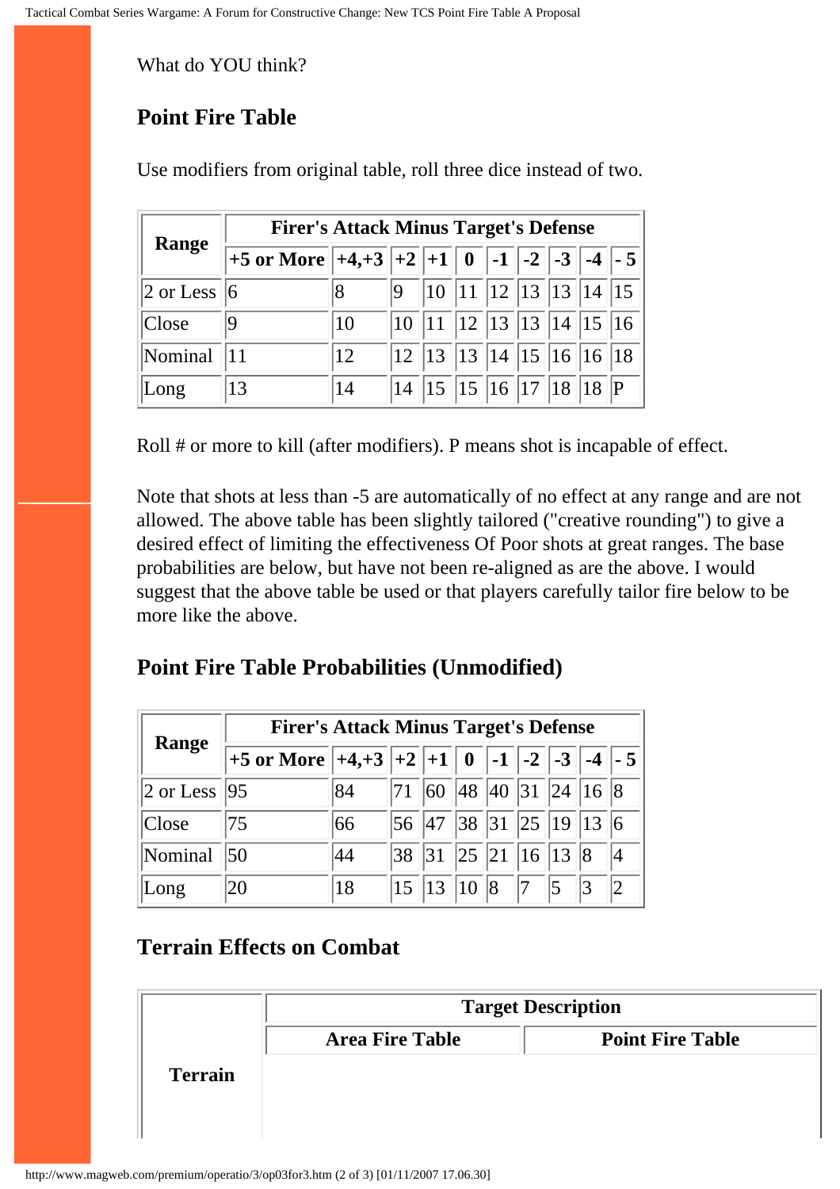What do YOU think?

## Point Fire Table

Use modifiers from original table, roll three dice instead of two.

| Range | Firer's Attack Minus Target's Defense | | | | | | | | | |
|---|---|---|---|---|---|---|---|---|---|---|
| | +5 or More | +4,+3 | +2 | +1 | 0 | -1 | -2 | -3 | -4 | - 5 |
| 2 or Less | 6 | 8 | 9 | 10 | 11 | 12 | 13 | 13 | 14 | 15 |
| Close | 9 | 10 | 10 | 11 | 12 | 13 | 13 | 14 | 15 | 16 |
| Nominal | 11 | 12 | 12 | 13 | 13 | 14 | 15 | 16 | 16 | 18 |
| Long | 13 | 14 | 14 | 15 | 15 | 16 | 17 | 18 | 18 | P |

Roll # or more to kill (after modifiers). P means shot is incapable of effect.

Note that shots at less than -5 are automatically of no effect at any range and are not allowed. The above table has been slightly tailored ("creative rounding") to give a desired effect of limiting the effectiveness Of Poor shots at great ranges. The base probabilities are below, but have not been re-aligned as are the above. I would suggest that the above table be used or that players carefully tailor fire below to be more like the above.

## Point Fire Table Probabilities (Unmodified)

| Range | Firer's Attack Minus Target's Defense | | | | | | | | | |
|---|---|---|---|---|---|---|---|---|---|---|
| | +5 or More | +4,+3 | +2 | +1 | 0 | -1 | -2 | -3 | -4 | - 5 |
| 2 or Less | 95 | 84 | 71 | 60 | 48 | 40 | 31 | 24 | 16 | 8 |
| Close | 75 | 66 | 56 | 47 | 38 | 31 | 25 | 19 | 13 | 6 |
| Nominal | 50 | 44 | 38 | 31 | 25 | 21 | 16 | 13 | 8 | 4 |
| Long | 20 | 18 | 15 | 13 | 10 | 8 | 7 | 5 | 3 | 2 |

## Terrain Effects on Combat

| Terrain | Target Description | |
|---|---|---|
| | Area Fire Table | Point Fire Table |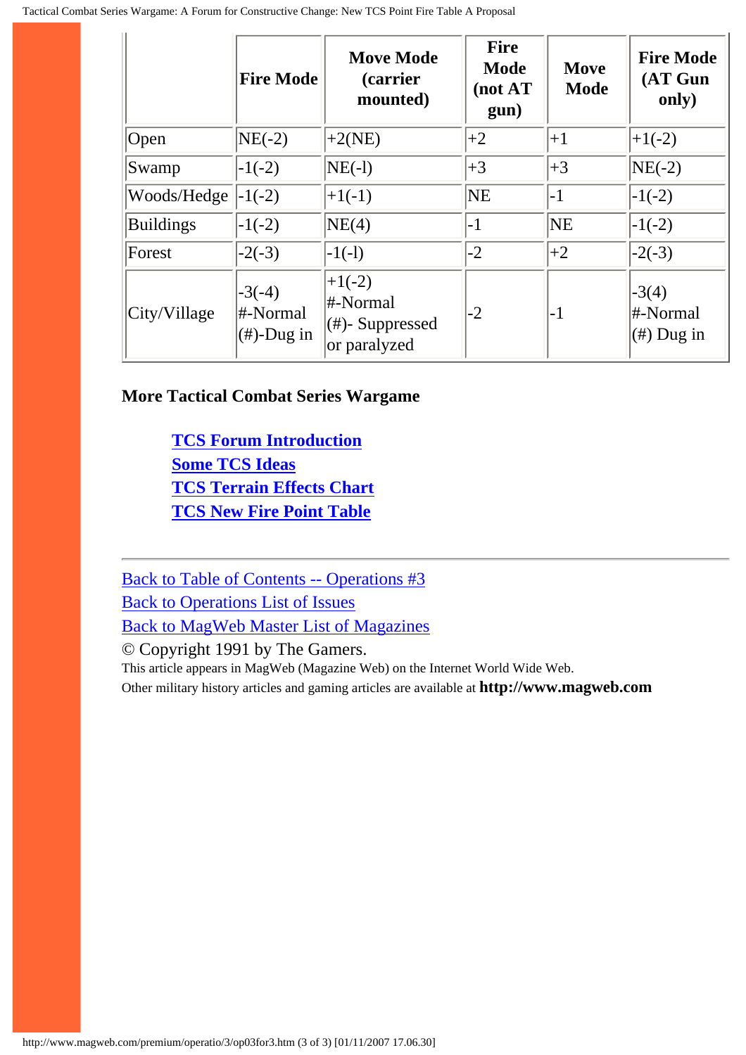| | Fire Mode | Move Mode (carrier mounted) | Fire Mode (not AT gun) | Move Mode | Fire Mode (AT Gun only) |
|---|---|---|---|---|---|
| Open | NE(-2) | +2(NE) | +2 | +1 | +1(-2) |
| Swamp | -1(-2) | NE(-l) | +3 | +3 | NE(-2) |
| Woods/Hedge | -1(-2) | +1(-1) | NE | -1 | -1(-2) |
| Buildings | -1(-2) | NE(4) | -1 | NE | -1(-2) |
| Forest | -2(-3) | -1(-l) | -2 | +2 | -2(-3) |
| City/Village | -3(-4) #-Normal (#)-Dug in | +1(-2) #-Normal (#)- Suppressed or paralyzed | -2 | -1 | -3(4) #-Normal (#) Dug in |

**More Tactical Combat Series Wargame**

- **TCS Forum Introduction**
- **Some TCS Ideas**
- **TCS Terrain Effects Chart**
- **TCS New Fire Point Table**

---

Back to Table of Contents -- Operations #3
Back to Operations List of Issues
Back to MagWeb Master List of Magazines
© Copyright 1991 by The Gamers.
This article appears in MagWeb (Magazine Web) on the Internet World Wide Web.
Other military history articles and gaming articles are available at **http://www.magweb.com**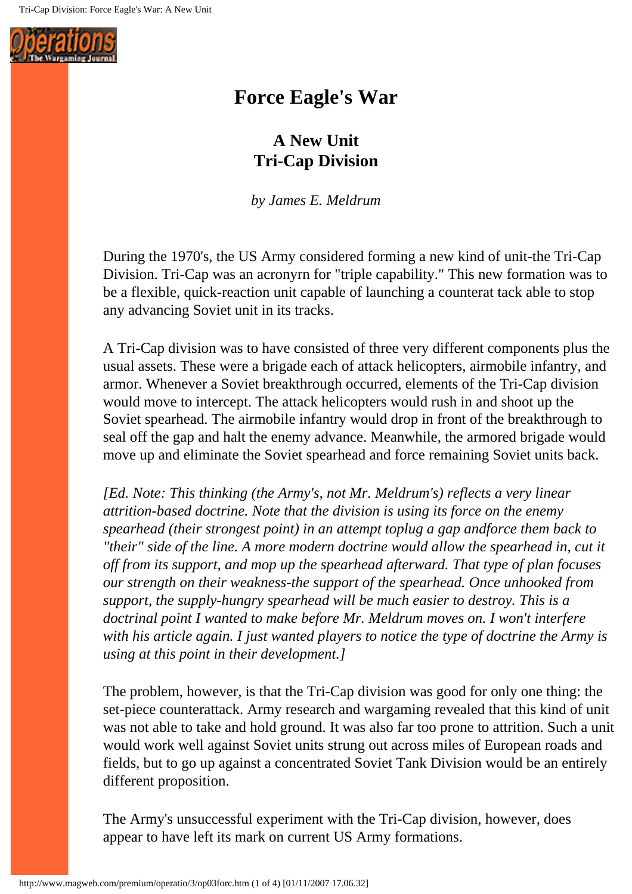# Force Eagle's War

## A New Unit
## Tri-Cap Division

*by James E. Meldrum*

During the 1970's, the US Army considered forming a new kind of unit-the Tri-Cap Division. Tri-Cap was an acronyrn for "triple capability." This new formation was to be a flexible, quick-reaction unit capable of launching a counterat tack able to stop any advancing Soviet unit in its tracks.

A Tri-Cap division was to have consisted of three very different components plus the usual assets. These were a brigade each of attack helicopters, airmobile infantry, and armor. Whenever a Soviet breakthrough occurred, elements of the Tri-Cap division would move to intercept. The attack helicopters would rush in and shoot up the Soviet spearhead. The airmobile infantry would drop in front of the breakthrough to seal off the gap and halt the enemy advance. Meanwhile, the armored brigade would move up and eliminate the Soviet spearhead and force remaining Soviet units back.

*[Ed. Note: This thinking (the Army's, not Mr. Meldrum's) reflects a very linear attrition-based doctrine. Note that the division is using its force on the enemy spearhead (their strongest point) in an attempt toplug a gap andforce them back to "their" side of the line. A more modern doctrine would allow the spearhead in, cut it off from its support, and mop up the spearhead afterward. That type of plan focuses our strength on their weakness-the support of the spearhead. Once unhooked from support, the supply-hungry spearhead will be much easier to destroy. This is a doctrinal point I wanted to make before Mr. Meldrum moves on. I won't interfere with his article again. I just wanted players to notice the type of doctrine the Army is using at this point in their development.]*

The problem, however, is that the Tri-Cap division was good for only one thing: the set-piece counterattack. Army research and wargaming revealed that this kind of unit was not able to take and hold ground. It was also far too prone to attrition. Such a unit would work well against Soviet units strung out across miles of European roads and fields, but to go up against a concentrated Soviet Tank Division would be an entirely different proposition.

The Army's unsuccessful experiment with the Tri-Cap division, however, does appear to have left its mark on current US Army formations.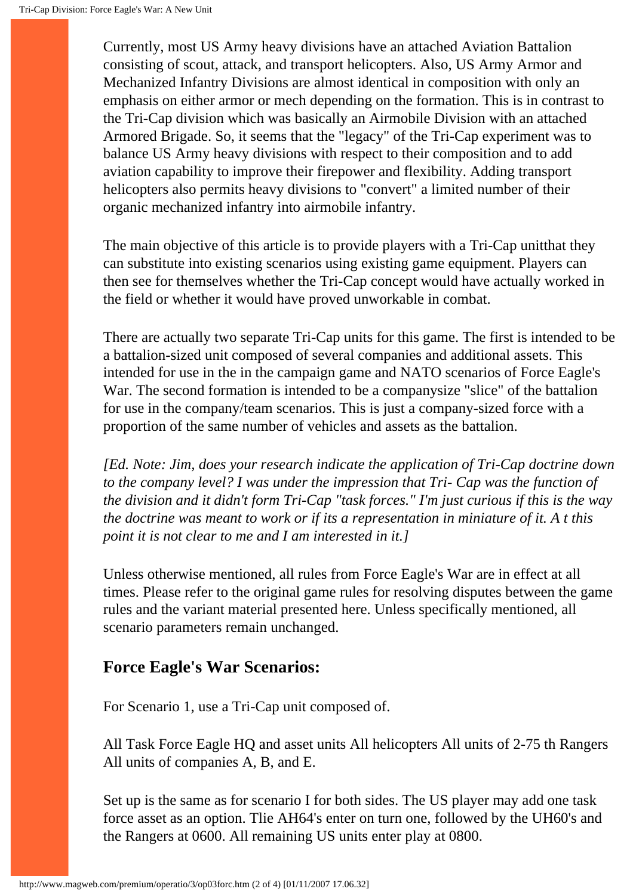Currently, most US Army heavy divisions have an attached Aviation Battalion consisting of scout, attack, and transport helicopters. Also, US Army Armor and Mechanized Infantry Divisions are almost identical in composition with only an emphasis on either armor or mech depending on the formation. This is in contrast to the Tri-Cap division which was basically an Airmobile Division with an attached Armored Brigade. So, it seems that the "legacy" of the Tri-Cap experiment was to balance US Army heavy divisions with respect to their composition and to add aviation capability to improve their firepower and flexibility. Adding transport helicopters also permits heavy divisions to "convert" a limited number of their organic mechanized infantry into airmobile infantry.

The main objective of this article is to provide players with a Tri-Cap unitthat they can substitute into existing scenarios using existing game equipment. Players can then see for themselves whether the Tri-Cap concept would have actually worked in the field or whether it would have proved unworkable in combat.

There are actually two separate Tri-Cap units for this game. The first is intended to be a battalion-sized unit composed of several companies and additional assets. This intended for use in the in the campaign game and NATO scenarios of Force Eagle's War. The second formation is intended to be a companysize "slice" of the battalion for use in the company/team scenarios. This is just a company-sized force with a proportion of the same number of vehicles and assets as the battalion.

*[Ed. Note: Jim, does your research indicate the application of Tri-Cap doctrine down to the company level? I was under the impression that Tri- Cap was the function of the division and it didn't form Tri-Cap "task forces." I'm just curious if this is the way the doctrine was meant to work or if its a representation in miniature of it. A t this point it is not clear to me and I am interested in it.]*

Unless otherwise mentioned, all rules from Force Eagle's War are in effect at all times. Please refer to the original game rules for resolving disputes between the game rules and the variant material presented here. Unless specifically mentioned, all scenario parameters remain unchanged.

## Force Eagle's War Scenarios:

For Scenario 1, use a Tri-Cap unit composed of.

All Task Force Eagle HQ and asset units All helicopters All units of 2-75 th Rangers All units of companies A, B, and E.

Set up is the same as for scenario I for both sides. The US player may add one task force asset as an option. Tlie AH64's enter on turn one, followed by the UH60's and the Rangers at 0600. All remaining US units enter play at 0800.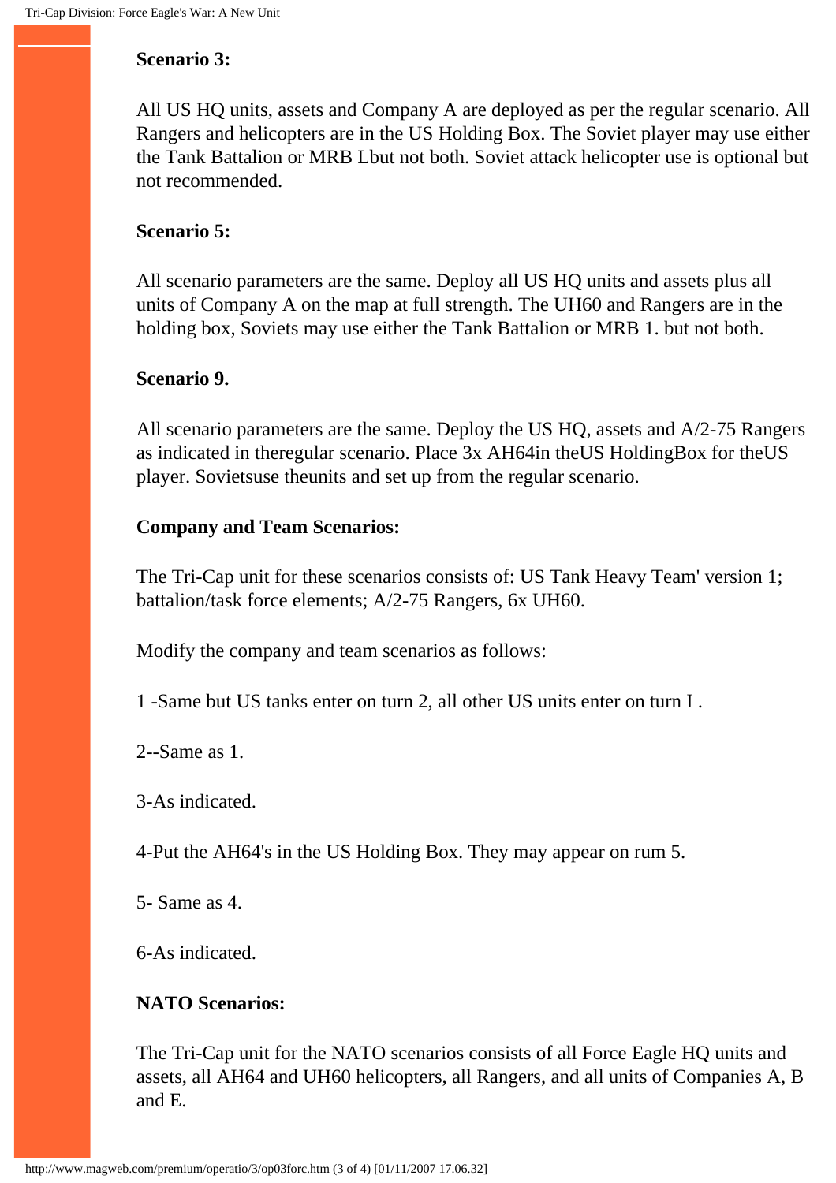**Scenario 3:**

All US HQ units, assets and Company A are deployed as per the regular scenario. All Rangers and helicopters are in the US Holding Box. The Soviet player may use either the Tank Battalion or MRB Lbut not both. Soviet attack helicopter use is optional but not recommended.

**Scenario 5:**

All scenario parameters are the same. Deploy all US HQ units and assets plus all units of Company A on the map at full strength. The UH60 and Rangers are in the holding box, Soviets may use either the Tank Battalion or MRB 1. but not both.

**Scenario 9.**

All scenario parameters are the same. Deploy the US HQ, assets and A/2-75 Rangers as indicated in theregular scenario. Place 3x AH64in theUS HoldingBox for theUS player. Sovietsuse theunits and set up from the regular scenario.

**Company and Team Scenarios:**

The Tri-Cap unit for these scenarios consists of: US Tank Heavy Team' version 1; battalion/task force elements; A/2-75 Rangers, 6x UH60.

Modify the company and team scenarios as follows:

1 -Same but US tanks enter on turn 2, all other US units enter on turn I .

2--Same as 1.

3-As indicated.

4-Put the AH64's in the US Holding Box. They may appear on rum 5.

5- Same as 4.

6-As indicated.

**NATO Scenarios:**

The Tri-Cap unit for the NATO scenarios consists of all Force Eagle HQ units and assets, all AH64 and UH60 helicopters, all Rangers, and all units of Companies A, B and E.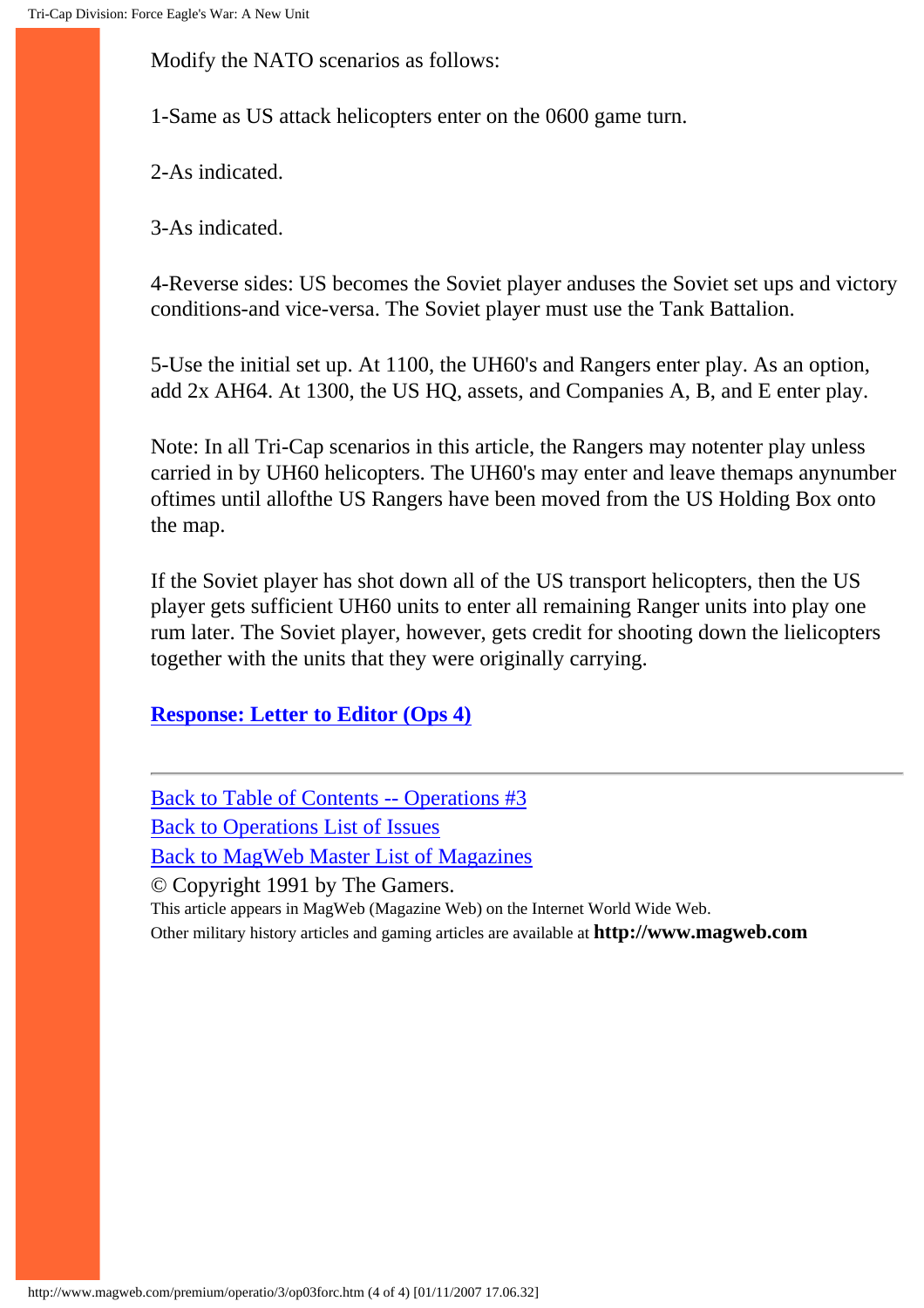Modify the NATO scenarios as follows:

1-Same as US attack helicopters enter on the 0600 game turn.

2-As indicated.

3-As indicated.

4-Reverse sides: US becomes the Soviet player anduses the Soviet set ups and victory conditions-and vice-versa. The Soviet player must use the Tank Battalion.

5-Use the initial set up. At 1100, the UH60's and Rangers enter play. As an option, add 2x AH64. At 1300, the US HQ, assets, and Companies A, B, and E enter play.

Note: In all Tri-Cap scenarios in this article, the Rangers may notenter play unless carried in by UH60 helicopters. The UH60's may enter and leave themaps anynumber oftimes until allofthe US Rangers have been moved from the US Holding Box onto the map.

If the Soviet player has shot down all of the US transport helicopters, then the US player gets sufficient UH60 units to enter all remaining Ranger units into play one rum later. The Soviet player, however, gets credit for shooting down the lielicopters together with the units that they were originally carrying.

**Response: Letter to Editor (Ops 4)**

---

Back to Table of Contents -- Operations #3
Back to Operations List of Issues
Back to MagWeb Master List of Magazines
© Copyright 1991 by The Gamers.
This article appears in MagWeb (Magazine Web) on the Internet World Wide Web.
Other military history articles and gaming articles are available at **http://www.magweb.com**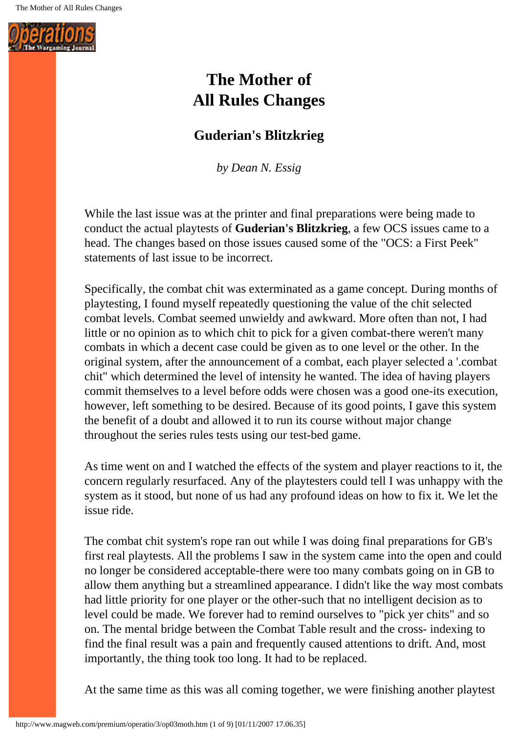# The Mother of All Rules Changes

## Guderian's Blitzkrieg

*by Dean N. Essig*

While the last issue was at the printer and final preparations were being made to conduct the actual playtests of **Guderian's Blitzkrieg**, a few OCS issues came to a head. The changes based on those issues caused some of the "OCS: a First Peek" statements of last issue to be incorrect.

Specifically, the combat chit was exterminated as a game concept. During months of playtesting, I found myself repeatedly questioning the value of the chit selected combat levels. Combat seemed unwieldy and awkward. More often than not, I had little or no opinion as to which chit to pick for a given combat-there weren't many combats in which a decent case could be given as to one level or the other. In the original system, after the announcement of a combat, each player selected a '.combat chit" which determined the level of intensity he wanted. The idea of having players commit themselves to a level before odds were chosen was a good one-its execution, however, left something to be desired. Because of its good points, I gave this system the benefit of a doubt and allowed it to run its course without major change throughout the series rules tests using our test-bed game.

As time went on and I watched the effects of the system and player reactions to it, the concern regularly resurfaced. Any of the playtesters could tell I was unhappy with the system as it stood, but none of us had any profound ideas on how to fix it. We let the issue ride.

The combat chit system's rope ran out while I was doing final preparations for GB's first real playtests. All the problems I saw in the system came into the open and could no longer be considered acceptable-there were too many combats going on in GB to allow them anything but a streamlined appearance. I didn't like the way most combats had little priority for one player or the other-such that no intelligent decision as to level could be made. We forever had to remind ourselves to "pick yer chits" and so on. The mental bridge between the Combat Table result and the cross- indexing to find the final result was a pain and frequently caused attentions to drift. And, most importantly, the thing took too long. It had to be replaced.

At the same time as this was all coming together, we were finishing another playtest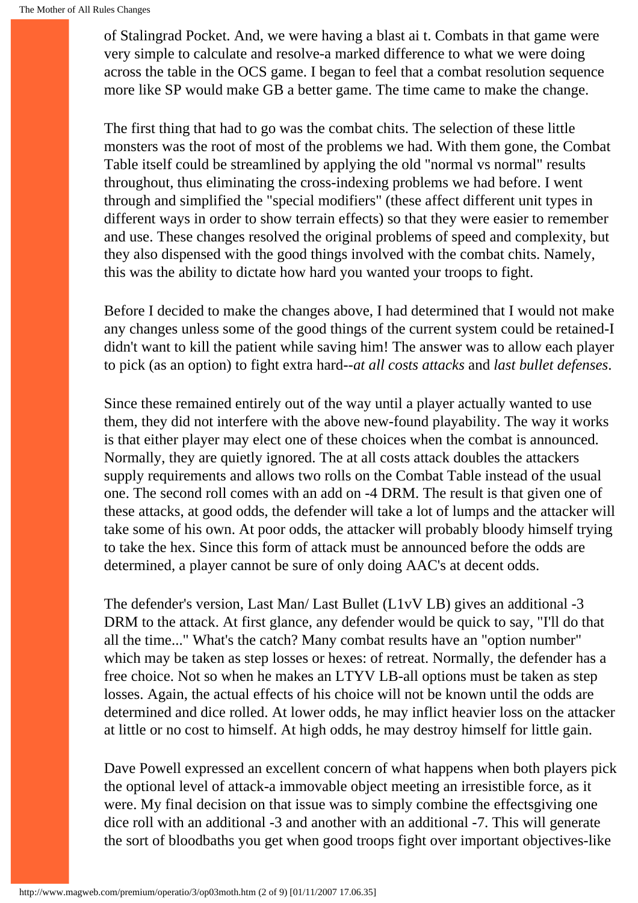of Stalingrad Pocket. And, we were having a blast ai t. Combats in that game were very simple to calculate and resolve-a marked difference to what we were doing across the table in the OCS game. I began to feel that a combat resolution sequence more like SP would make GB a better game. The time came to make the change.

The first thing that had to go was the combat chits. The selection of these little monsters was the root of most of the problems we had. With them gone, the Combat Table itself could be streamlined by applying the old "normal vs normal" results throughout, thus eliminating the cross-indexing problems we had before. I went through and simplified the "special modifiers" (these affect different unit types in different ways in order to show terrain effects) so that they were easier to remember and use. These changes resolved the original problems of speed and complexity, but they also dispensed with the good things involved with the combat chits. Namely, this was the ability to dictate how hard you wanted your troops to fight.

Before I decided to make the changes above, I had determined that I would not make any changes unless some of the good things of the current system could be retained-I didn't want to kill the patient while saving him! The answer was to allow each player to pick (as an option) to fight extra hard--*at all costs attacks* and *last bullet defenses*.

Since these remained entirely out of the way until a player actually wanted to use them, they did not interfere with the above new-found playability. The way it works is that either player may elect one of these choices when the combat is announced. Normally, they are quietly ignored. The at all costs attack doubles the attackers supply requirements and allows two rolls on the Combat Table instead of the usual one. The second roll comes with an add on -4 DRM. The result is that given one of these attacks, at good odds, the defender will take a lot of lumps and the attacker will take some of his own. At poor odds, the attacker will probably bloody himself trying to take the hex. Since this form of attack must be announced before the odds are determined, a player cannot be sure of only doing AAC's at decent odds.

The defender's version, Last Man/ Last Bullet (L1vV LB) gives an additional -3 DRM to the attack. At first glance, any defender would be quick to say, "I'll do that all the time..." What's the catch? Many combat results have an "option number" which may be taken as step losses or hexes: of retreat. Normally, the defender has a free choice. Not so when he makes an LTYV LB-all options must be taken as step losses. Again, the actual effects of his choice will not be known until the odds are determined and dice rolled. At lower odds, he may inflict heavier loss on the attacker at little or no cost to himself. At high odds, he may destroy himself for little gain.

Dave Powell expressed an excellent concern of what happens when both players pick the optional level of attack-a immovable object meeting an irresistible force, as it were. My final decision on that issue was to simply combine the effectsgiving one dice roll with an additional -3 and another with an additional -7. This will generate the sort of bloodbaths you get when good troops fight over important objectives-like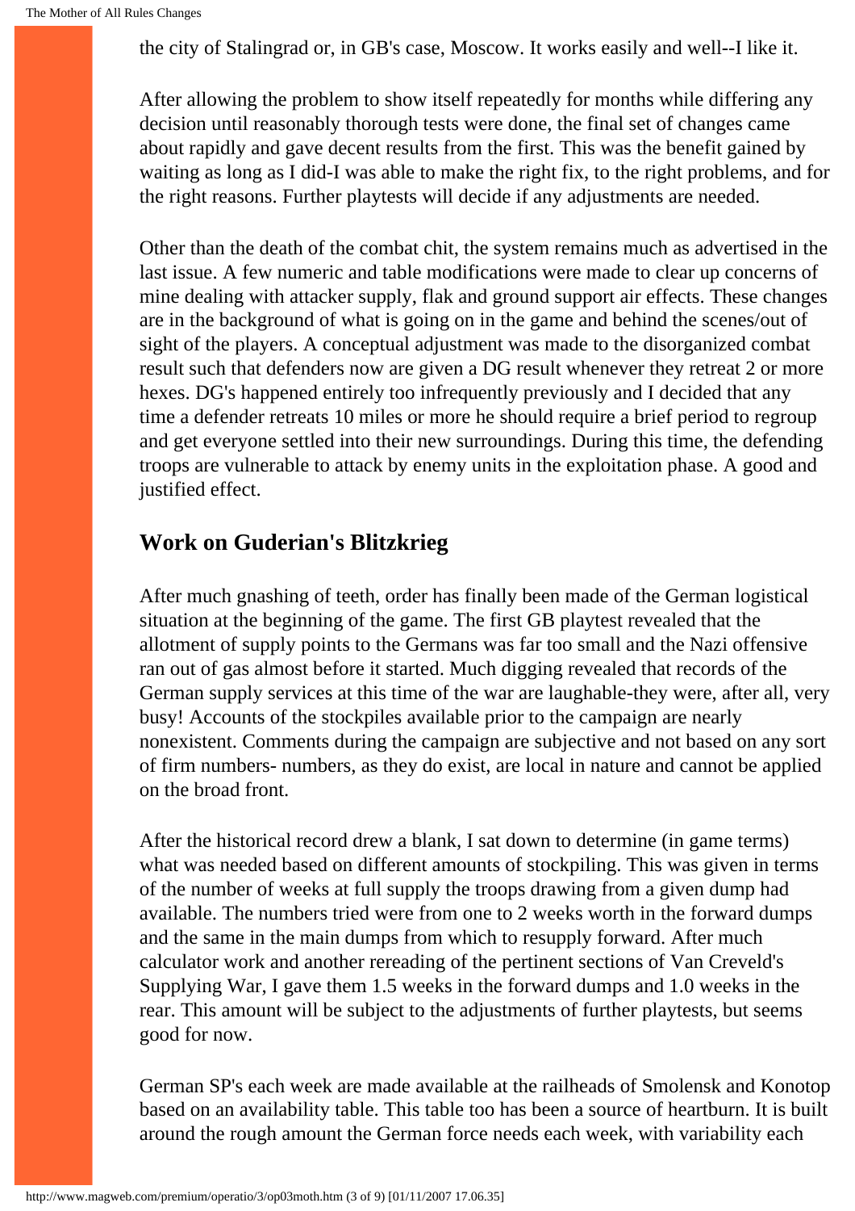the city of Stalingrad or, in GB's case, Moscow. It works easily and well--I like it.

After allowing the problem to show itself repeatedly for months while differing any decision until reasonably thorough tests were done, the final set of changes came about rapidly and gave decent results from the first. This was the benefit gained by waiting as long as I did-I was able to make the right fix, to the right problems, and for the right reasons. Further playtests will decide if any adjustments are needed.

Other than the death of the combat chit, the system remains much as advertised in the last issue. A few numeric and table modifications were made to clear up concerns of mine dealing with attacker supply, flak and ground support air effects. These changes are in the background of what is going on in the game and behind the scenes/out of sight of the players. A conceptual adjustment was made to the disorganized combat result such that defenders now are given a DG result whenever they retreat 2 or more hexes. DG's happened entirely too infrequently previously and I decided that any time a defender retreats 10 miles or more he should require a brief period to regroup and get everyone settled into their new surroundings. During this time, the defending troops are vulnerable to attack by enemy units in the exploitation phase. A good and justified effect.

## Work on Guderian's Blitzkrieg

After much gnashing of teeth, order has finally been made of the German logistical situation at the beginning of the game. The first GB playtest revealed that the allotment of supply points to the Germans was far too small and the Nazi offensive ran out of gas almost before it started. Much digging revealed that records of the German supply services at this time of the war are laughable-they were, after all, very busy! Accounts of the stockpiles available prior to the campaign are nearly nonexistent. Comments during the campaign are subjective and not based on any sort of firm numbers- numbers, as they do exist, are local in nature and cannot be applied on the broad front.

After the historical record drew a blank, I sat down to determine (in game terms) what was needed based on different amounts of stockpiling. This was given in terms of the number of weeks at full supply the troops drawing from a given dump had available. The numbers tried were from one to 2 weeks worth in the forward dumps and the same in the main dumps from which to resupply forward. After much calculator work and another rereading of the pertinent sections of Van Creveld's Supplying War, I gave them 1.5 weeks in the forward dumps and 1.0 weeks in the rear. This amount will be subject to the adjustments of further playtests, but seems good for now.

German SP's each week are made available at the railheads of Smolensk and Konotop based on an availability table. This table too has been a source of heartburn. It is built around the rough amount the German force needs each week, with variability each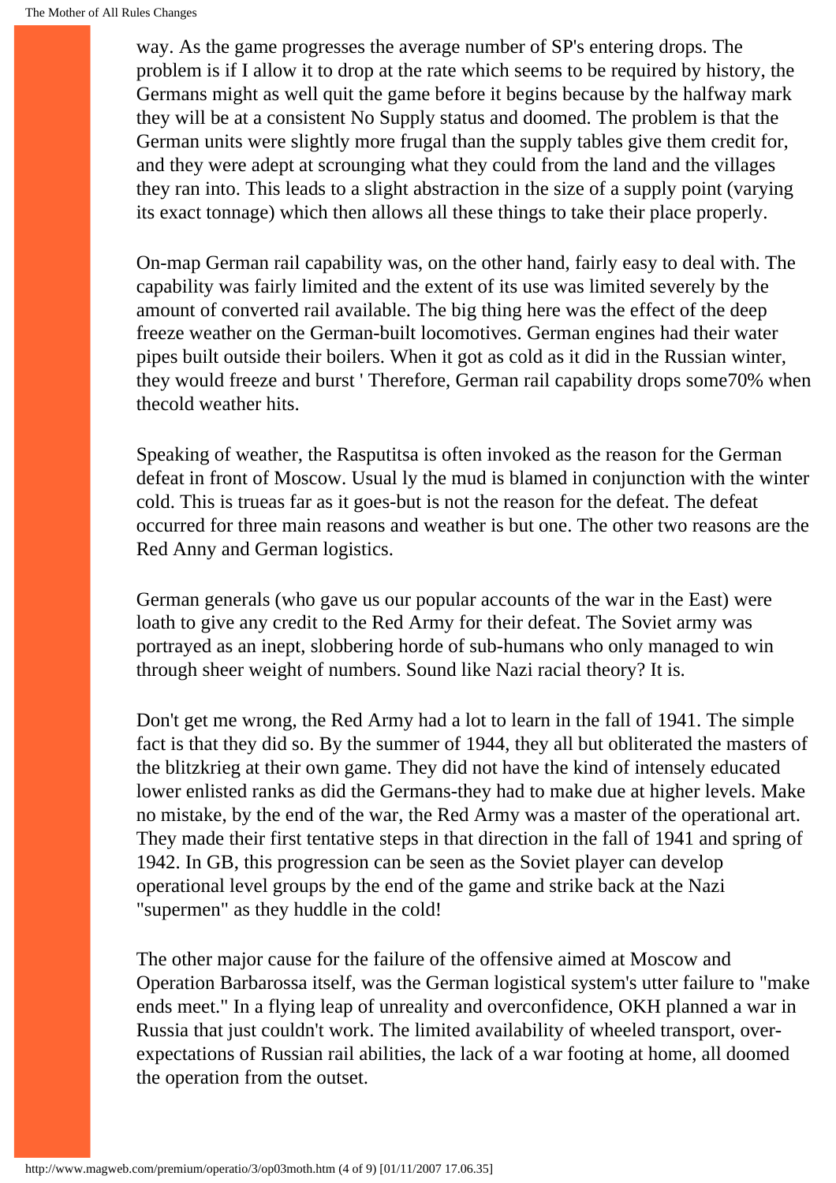way. As the game progresses the average number of SP's entering drops. The problem is if I allow it to drop at the rate which seems to be required by history, the Germans might as well quit the game before it begins because by the halfway mark they will be at a consistent No Supply status and doomed. The problem is that the German units were slightly more frugal than the supply tables give them credit for, and they were adept at scrounging what they could from the land and the villages they ran into. This leads to a slight abstraction in the size of a supply point (varying its exact tonnage) which then allows all these things to take their place properly.

On-map German rail capability was, on the other hand, fairly easy to deal with. The capability was fairly limited and the extent of its use was limited severely by the amount of converted rail available. The big thing here was the effect of the deep freeze weather on the German-built locomotives. German engines had their water pipes built outside their boilers. When it got as cold as it did in the Russian winter, they would freeze and burst ' Therefore, German rail capability drops some70% when thecold weather hits.

Speaking of weather, the Rasputitsa is often invoked as the reason for the German defeat in front of Moscow. Usual ly the mud is blamed in conjunction with the winter cold. This is trueas far as it goes-but is not the reason for the defeat. The defeat occurred for three main reasons and weather is but one. The other two reasons are the Red Anny and German logistics.

German generals (who gave us our popular accounts of the war in the East) were loath to give any credit to the Red Army for their defeat. The Soviet army was portrayed as an inept, slobbering horde of sub-humans who only managed to win through sheer weight of numbers. Sound like Nazi racial theory? It is.

Don't get me wrong, the Red Army had a lot to learn in the fall of 1941. The simple fact is that they did so. By the summer of 1944, they all but obliterated the masters of the blitzkrieg at their own game. They did not have the kind of intensely educated lower enlisted ranks as did the Germans-they had to make due at higher levels. Make no mistake, by the end of the war, the Red Army was a master of the operational art. They made their first tentative steps in that direction in the fall of 1941 and spring of 1942. In GB, this progression can be seen as the Soviet player can develop operational level groups by the end of the game and strike back at the Nazi "supermen" as they huddle in the cold!

The other major cause for the failure of the offensive aimed at Moscow and Operation Barbarossa itself, was the German logistical system's utter failure to "make ends meet." In a flying leap of unreality and overconfidence, OKH planned a war in Russia that just couldn't work. The limited availability of wheeled transport, over-expectations of Russian rail abilities, the lack of a war footing at home, all doomed the operation from the outset.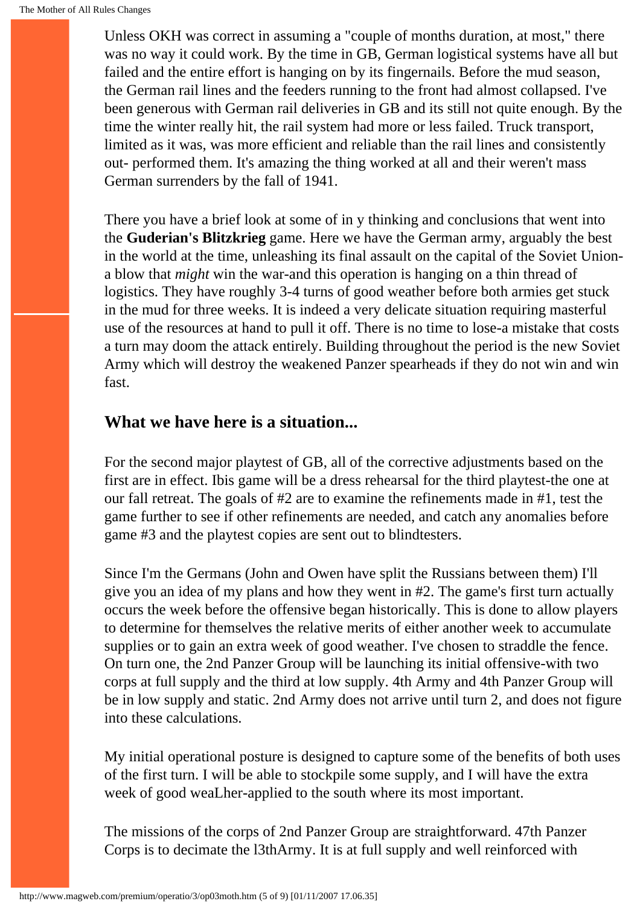Unless OKH was correct in assuming a "couple of months duration, at most," there was no way it could work. By the time in GB, German logistical systems have all but failed and the entire effort is hanging on by its fingernails. Before the mud season, the German rail lines and the feeders running to the front had almost collapsed. I've been generous with German rail deliveries in GB and its still not quite enough. By the time the winter really hit, the rail system had more or less failed. Truck transport, limited as it was, was more efficient and reliable than the rail lines and consistently out- performed them. It's amazing the thing worked at all and their weren't mass German surrenders by the fall of 1941.

There you have a brief look at some of in y thinking and conclusions that went into the **Guderian's Blitzkrieg** game. Here we have the German army, arguably the best in the world at the time, unleashing its final assault on the capital of the Soviet Union-a blow that *might* win the war-and this operation is hanging on a thin thread of logistics. They have roughly 3-4 turns of good weather before both armies get stuck in the mud for three weeks. It is indeed a very delicate situation requiring masterful use of the resources at hand to pull it off. There is no time to lose-a mistake that costs a turn may doom the attack entirely. Building throughout the period is the new Soviet Army which will destroy the weakened Panzer spearheads if they do not win and win fast.

## What we have here is a situation...

For the second major playtest of GB, all of the corrective adjustments based on the first are in effect. Ibis game will be a dress rehearsal for the third playtest-the one at our fall retreat. The goals of #2 are to examine the refinements made in #1, test the game further to see if other refinements are needed, and catch any anomalies before game #3 and the playtest copies are sent out to blindtesters.

Since I'm the Germans (John and Owen have split the Russians between them) I'll give you an idea of my plans and how they went in #2. The game's first turn actually occurs the week before the offensive began historically. This is done to allow players to determine for themselves the relative merits of either another week to accumulate supplies or to gain an extra week of good weather. I've chosen to straddle the fence. On turn one, the 2nd Panzer Group will be launching its initial offensive-with two corps at full supply and the third at low supply. 4th Army and 4th Panzer Group will be in low supply and static. 2nd Army does not arrive until turn 2, and does not figure into these calculations.

My initial operational posture is designed to capture some of the benefits of both uses of the first turn. I will be able to stockpile some supply, and I will have the extra week of good weaLher-applied to the south where its most important.

The missions of the corps of 2nd Panzer Group are straightforward. 47th Panzer Corps is to decimate the l3thArmy. It is at full supply and well reinforced with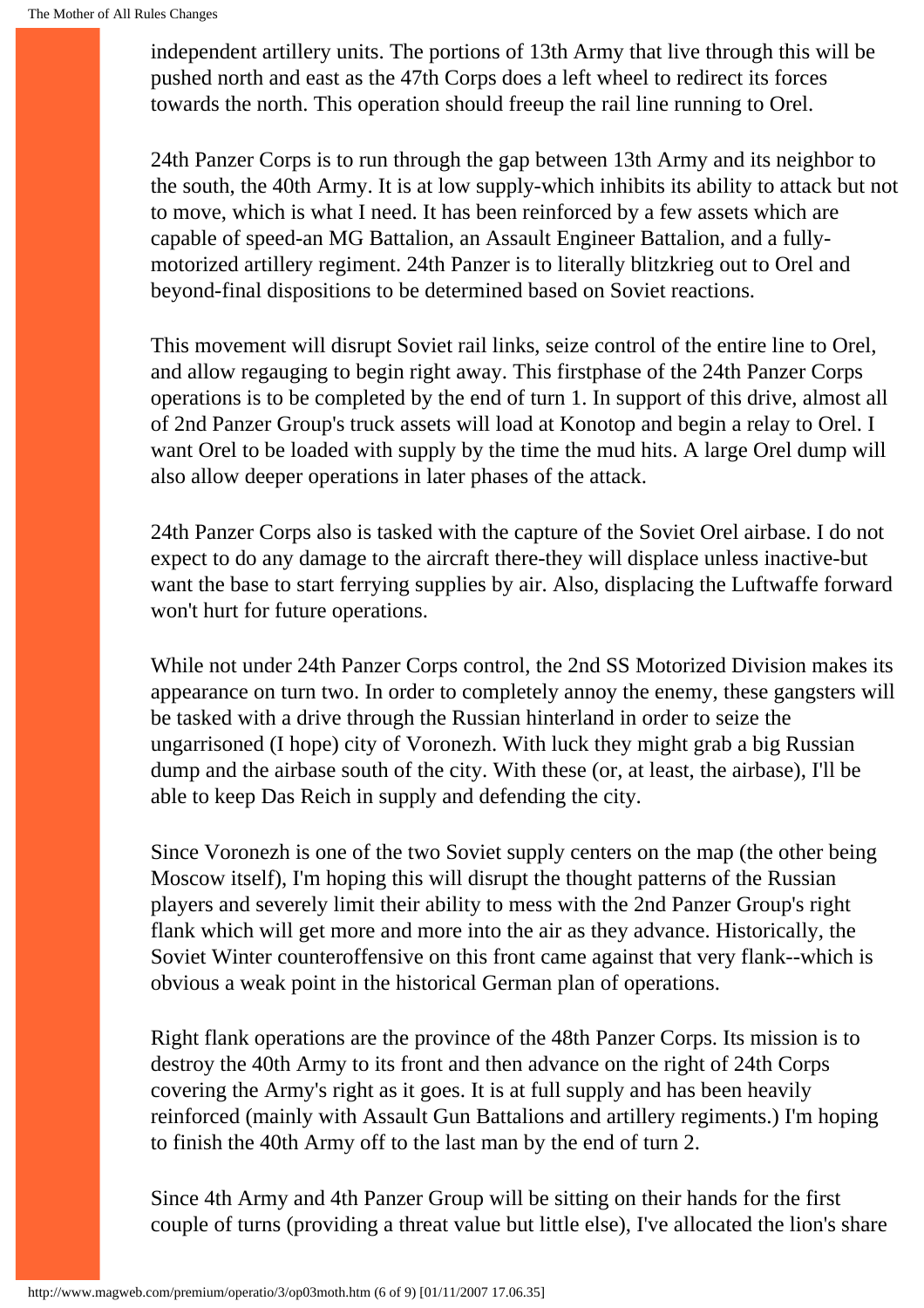independent artillery units. The portions of 13th Army that live through this will be pushed north and east as the 47th Corps does a left wheel to redirect its forces towards the north. This operation should freeup the rail line running to Orel.

24th Panzer Corps is to run through the gap between 13th Army and its neighbor to the south, the 40th Army. It is at low supply-which inhibits its ability to attack but not to move, which is what I need. It has been reinforced by a few assets which are capable of speed-an MG Battalion, an Assault Engineer Battalion, and a fully-motorized artillery regiment. 24th Panzer is to literally blitzkrieg out to Orel and beyond-final dispositions to be determined based on Soviet reactions.

This movement will disrupt Soviet rail links, seize control of the entire line to Orel, and allow regauging to begin right away. This firstphase of the 24th Panzer Corps operations is to be completed by the end of turn 1. In support of this drive, almost all of 2nd Panzer Group's truck assets will load at Konotop and begin a relay to Orel. I want Orel to be loaded with supply by the time the mud hits. A large Orel dump will also allow deeper operations in later phases of the attack.

24th Panzer Corps also is tasked with the capture of the Soviet Orel airbase. I do not expect to do any damage to the aircraft there-they will displace unless inactive-but want the base to start ferrying supplies by air. Also, displacing the Luftwaffe forward won't hurt for future operations.

While not under 24th Panzer Corps control, the 2nd SS Motorized Division makes its appearance on turn two. In order to completely annoy the enemy, these gangsters will be tasked with a drive through the Russian hinterland in order to seize the ungarrisoned (I hope) city of Voronezh. With luck they might grab a big Russian dump and the airbase south of the city. With these (or, at least, the airbase), I'll be able to keep Das Reich in supply and defending the city.

Since Voronezh is one of the two Soviet supply centers on the map (the other being Moscow itself), I'm hoping this will disrupt the thought patterns of the Russian players and severely limit their ability to mess with the 2nd Panzer Group's right flank which will get more and more into the air as they advance. Historically, the Soviet Winter counteroffensive on this front came against that very flank--which is obvious a weak point in the historical German plan of operations.

Right flank operations are the province of the 48th Panzer Corps. Its mission is to destroy the 40th Army to its front and then advance on the right of 24th Corps covering the Army's right as it goes. It is at full supply and has been heavily reinforced (mainly with Assault Gun Battalions and artillery regiments.) I'm hoping to finish the 40th Army off to the last man by the end of turn 2.

Since 4th Army and 4th Panzer Group will be sitting on their hands for the first couple of turns (providing a threat value but little else), I've allocated the lion's share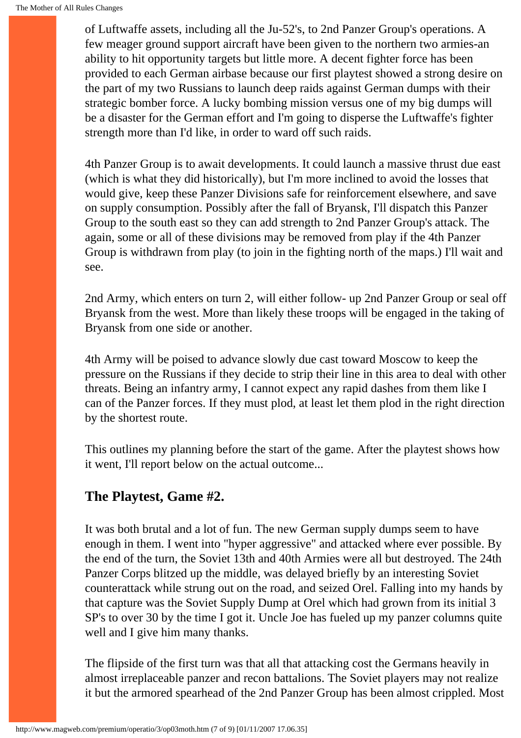of Luftwaffe assets, including all the Ju-52's, to 2nd Panzer Group's operations. A few meager ground support aircraft have been given to the northern two armies-an ability to hit opportunity targets but little more. A decent fighter force has been provided to each German airbase because our first playtest showed a strong desire on the part of my two Russians to launch deep raids against German dumps with their strategic bomber force. A lucky bombing mission versus one of my big dumps will be a disaster for the German effort and I'm going to disperse the Luftwaffe's fighter strength more than I'd like, in order to ward off such raids.

4th Panzer Group is to await developments. It could launch a massive thrust due east (which is what they did historically), but I'm more inclined to avoid the losses that would give, keep these Panzer Divisions safe for reinforcement elsewhere, and save on supply consumption. Possibly after the fall of Bryansk, I'll dispatch this Panzer Group to the south east so they can add strength to 2nd Panzer Group's attack. The again, some or all of these divisions may be removed from play if the 4th Panzer Group is withdrawn from play (to join in the fighting north of the maps.) I'll wait and see.

2nd Army, which enters on turn 2, will either follow- up 2nd Panzer Group or seal off Bryansk from the west. More than likely these troops will be engaged in the taking of Bryansk from one side or another.

4th Army will be poised to advance slowly due cast toward Moscow to keep the pressure on the Russians if they decide to strip their line in this area to deal with other threats. Being an infantry army, I cannot expect any rapid dashes from them like I can of the Panzer forces. If they must plod, at least let them plod in the right direction by the shortest route.

This outlines my planning before the start of the game. After the playtest shows how it went, I'll report below on the actual outcome...

## The Playtest, Game #2.

It was both brutal and a lot of fun. The new German supply dumps seem to have enough in them. I went into "hyper aggressive" and attacked where ever possible. By the end of the turn, the Soviet 13th and 40th Armies were all but destroyed. The 24th Panzer Corps blitzed up the middle, was delayed briefly by an interesting Soviet counterattack while strung out on the road, and seized Orel. Falling into my hands by that capture was the Soviet Supply Dump at Orel which had grown from its initial 3 SP's to over 30 by the time I got it. Uncle Joe has fueled up my panzer columns quite well and I give him many thanks.

The flipside of the first turn was that all that attacking cost the Germans heavily in almost irreplaceable panzer and recon battalions. The Soviet players may not realize it but the armored spearhead of the 2nd Panzer Group has been almost crippled. Most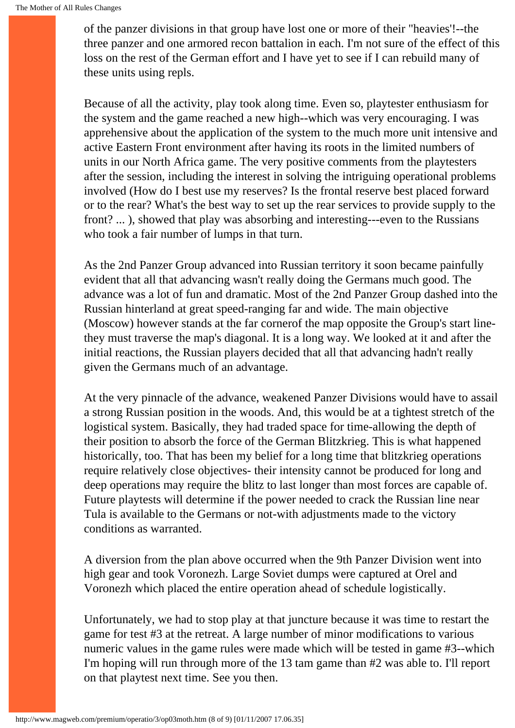of the panzer divisions in that group have lost one or more of their "heavies'!--the three panzer and one armored recon battalion in each. I'm not sure of the effect of this loss on the rest of the German effort and I have yet to see if I can rebuild many of these units using repls.

Because of all the activity, play took along time. Even so, playtester enthusiasm for the system and the game reached a new high--which was very encouraging. I was apprehensive about the application of the system to the much more unit intensive and active Eastern Front environment after having its roots in the limited numbers of units in our North Africa game. The very positive comments from the playtesters after the session, including the interest in solving the intriguing operational problems involved (How do I best use my reserves? Is the frontal reserve best placed forward or to the rear? What's the best way to set up the rear services to provide supply to the front? ... ), showed that play was absorbing and interesting---even to the Russians who took a fair number of lumps in that turn.

As the 2nd Panzer Group advanced into Russian territory it soon became painfully evident that all that advancing wasn't really doing the Germans much good. The advance was a lot of fun and dramatic. Most of the 2nd Panzer Group dashed into the Russian hinterland at great speed-ranging far and wide. The main objective (Moscow) however stands at the far cornerof the map opposite the Group's start line-they must traverse the map's diagonal. It is a long way. We looked at it and after the initial reactions, the Russian players decided that all that advancing hadn't really given the Germans much of an advantage.

At the very pinnacle of the advance, weakened Panzer Divisions would have to assail a strong Russian position in the woods. And, this would be at a tightest stretch of the logistical system. Basically, they had traded space for time-allowing the depth of their position to absorb the force of the German Blitzkrieg. This is what happened historically, too. That has been my belief for a long time that blitzkrieg operations require relatively close objectives- their intensity cannot be produced for long and deep operations may require the blitz to last longer than most forces are capable of. Future playtests will determine if the power needed to crack the Russian line near Tula is available to the Germans or not-with adjustments made to the victory conditions as warranted.

A diversion from the plan above occurred when the 9th Panzer Division went into high gear and took Voronezh. Large Soviet dumps were captured at Orel and Voronezh which placed the entire operation ahead of schedule logistically.

Unfortunately, we had to stop play at that juncture because it was time to restart the game for test #3 at the retreat. A large number of minor modifications to various numeric values in the game rules were made which will be tested in game #3--which I'm hoping will run through more of the 13 tam game than #2 was able to. I'll report on that playtest next time. See you then.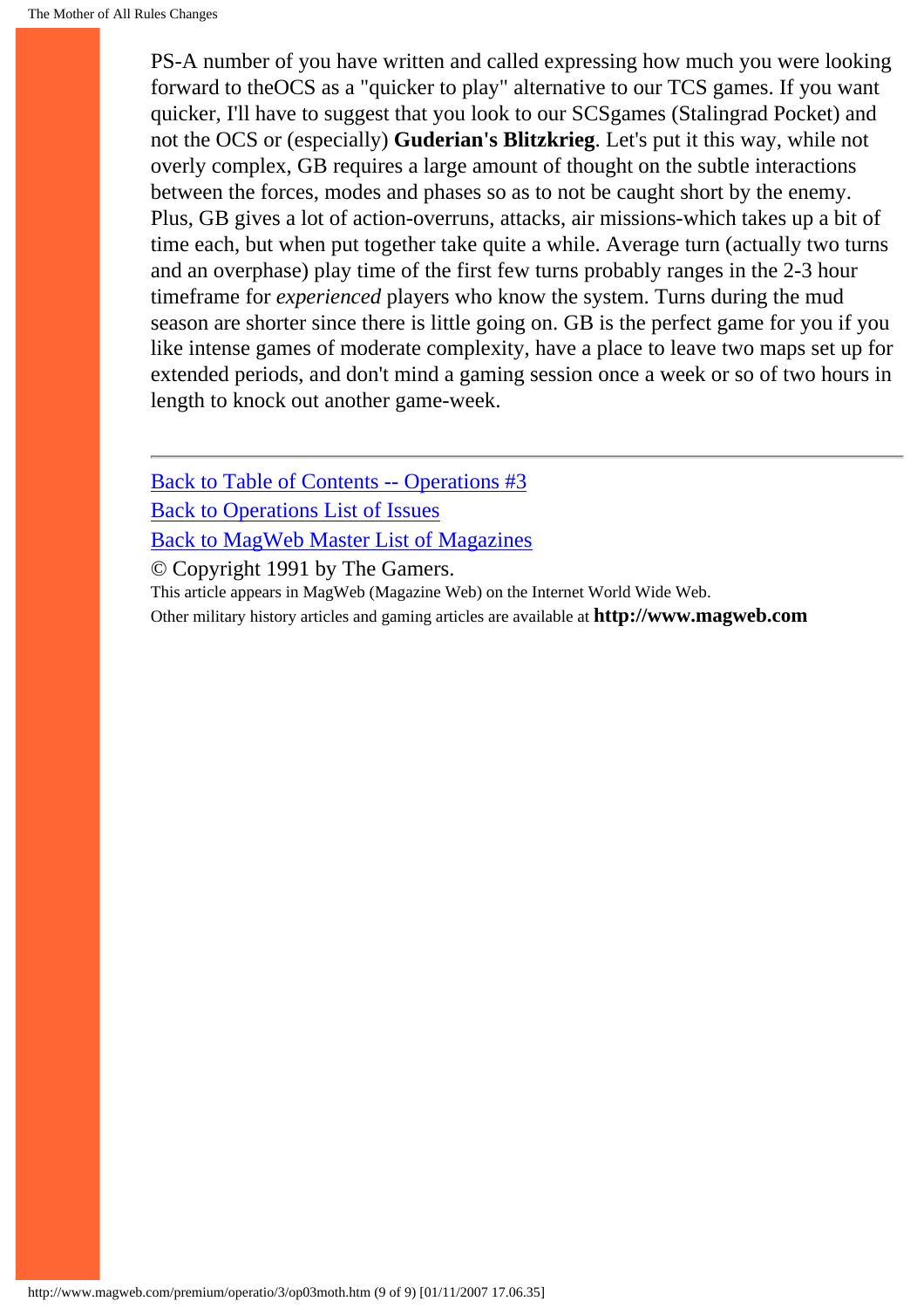PS-A number of you have written and called expressing how much you were looking forward to theOCS as a "quicker to play" alternative to our TCS games. If you want quicker, I'll have to suggest that you look to our SCSgames (Stalingrad Pocket) and not the OCS or (especially) **Guderian's Blitzkrieg**. Let's put it this way, while not overly complex, GB requires a large amount of thought on the subtle interactions between the forces, modes and phases so as to not be caught short by the enemy. Plus, GB gives a lot of action-overruns, attacks, air missions-which takes up a bit of time each, but when put together take quite a while. Average turn (actually two turns and an overphase) play time of the first few turns probably ranges in the 2-3 hour timeframe for *experienced* players who know the system. Turns during the mud season are shorter since there is little going on. GB is the perfect game for you if you like intense games of moderate complexity, have a place to leave two maps set up for extended periods, and don't mind a gaming session once a week or so of two hours in length to knock out another game-week.

---

Back to Table of Contents -- Operations #3

Back to Operations List of Issues

Back to MagWeb Master List of Magazines

© Copyright 1991 by The Gamers.

This article appears in MagWeb (Magazine Web) on the Internet World Wide Web.

Other military history articles and gaming articles are available at **http://www.magweb.com**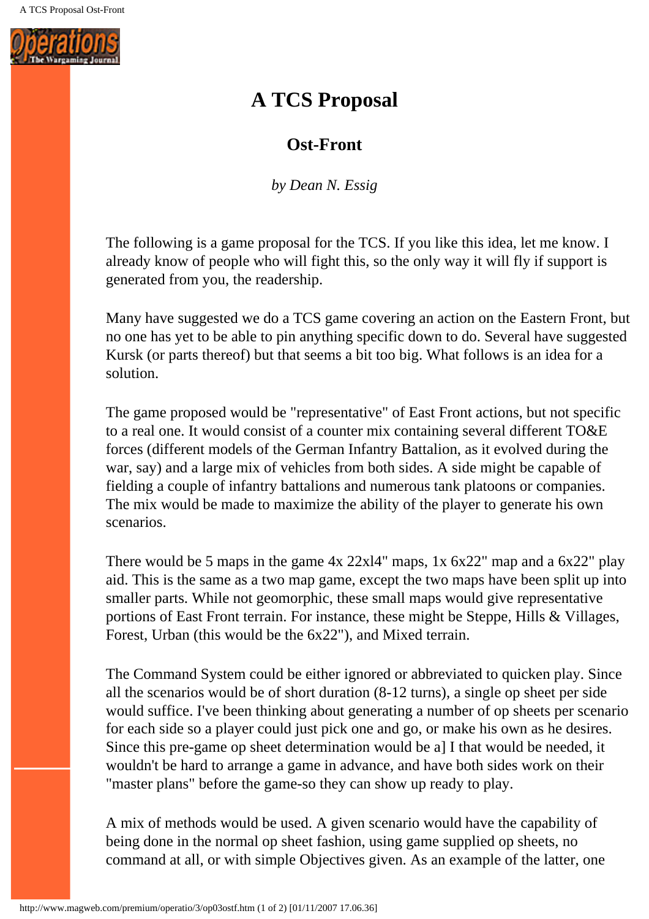# A TCS Proposal

## Ost-Front

*by Dean N. Essig*

The following is a game proposal for the TCS. If you like this idea, let me know. I already know of people who will fight this, so the only way it will fly if support is generated from you, the readership.

Many have suggested we do a TCS game covering an action on the Eastern Front, but no one has yet to be able to pin anything specific down to do. Several have suggested Kursk (or parts thereof) but that seems a bit too big. What follows is an idea for a solution.

The game proposed would be "representative" of East Front actions, but not specific to a real one. It would consist of a counter mix containing several different TO&E forces (different models of the German Infantry Battalion, as it evolved during the war, say) and a large mix of vehicles from both sides. A side might be capable of fielding a couple of infantry battalions and numerous tank platoons or companies. The mix would be made to maximize the ability of the player to generate his own scenarios.

There would be 5 maps in the game 4x 22xl4" maps, 1x 6x22" map and a 6x22" play aid. This is the same as a two map game, except the two maps have been split up into smaller parts. While not geomorphic, these small maps would give representative portions of East Front terrain. For instance, these might be Steppe, Hills & Villages, Forest, Urban (this would be the 6x22"), and Mixed terrain.

The Command System could be either ignored or abbreviated to quicken play. Since all the scenarios would be of short duration (8-12 turns), a single op sheet per side would suffice. I've been thinking about generating a number of op sheets per scenario for each side so a player could just pick one and go, or make his own as he desires. Since this pre-game op sheet determination would be a] I that would be needed, it wouldn't be hard to arrange a game in advance, and have both sides work on their "master plans" before the game-so they can show up ready to play.

A mix of methods would be used. A given scenario would have the capability of being done in the normal op sheet fashion, using game supplied op sheets, no command at all, or with simple Objectives given. As an example of the latter, one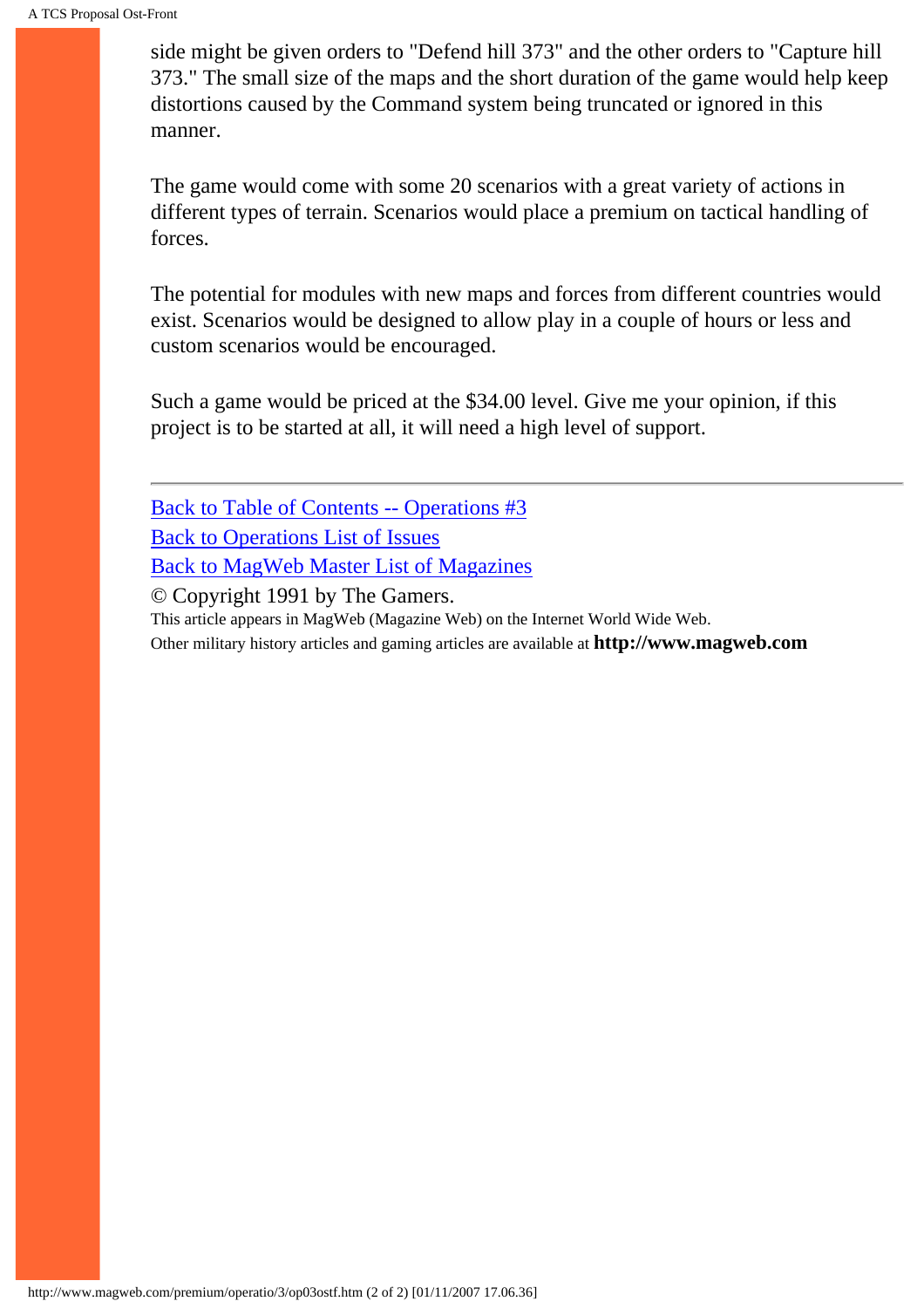side might be given orders to "Defend hill 373" and the other orders to "Capture hill 373." The small size of the maps and the short duration of the game would help keep distortions caused by the Command system being truncated or ignored in this manner.

The game would come with some 20 scenarios with a great variety of actions in different types of terrain. Scenarios would place a premium on tactical handling of forces.

The potential for modules with new maps and forces from different countries would exist. Scenarios would be designed to allow play in a couple of hours or less and custom scenarios would be encouraged.

Such a game would be priced at the $34.00 level. Give me your opinion, if this project is to be started at all, it will need a high level of support.

---

Back to Table of Contents -- Operations #3
Back to Operations List of Issues
Back to MagWeb Master List of Magazines
© Copyright 1991 by The Gamers.
This article appears in MagWeb (Magazine Web) on the Internet World Wide Web.
Other military history articles and gaming articles are available at **http://www.magweb.com**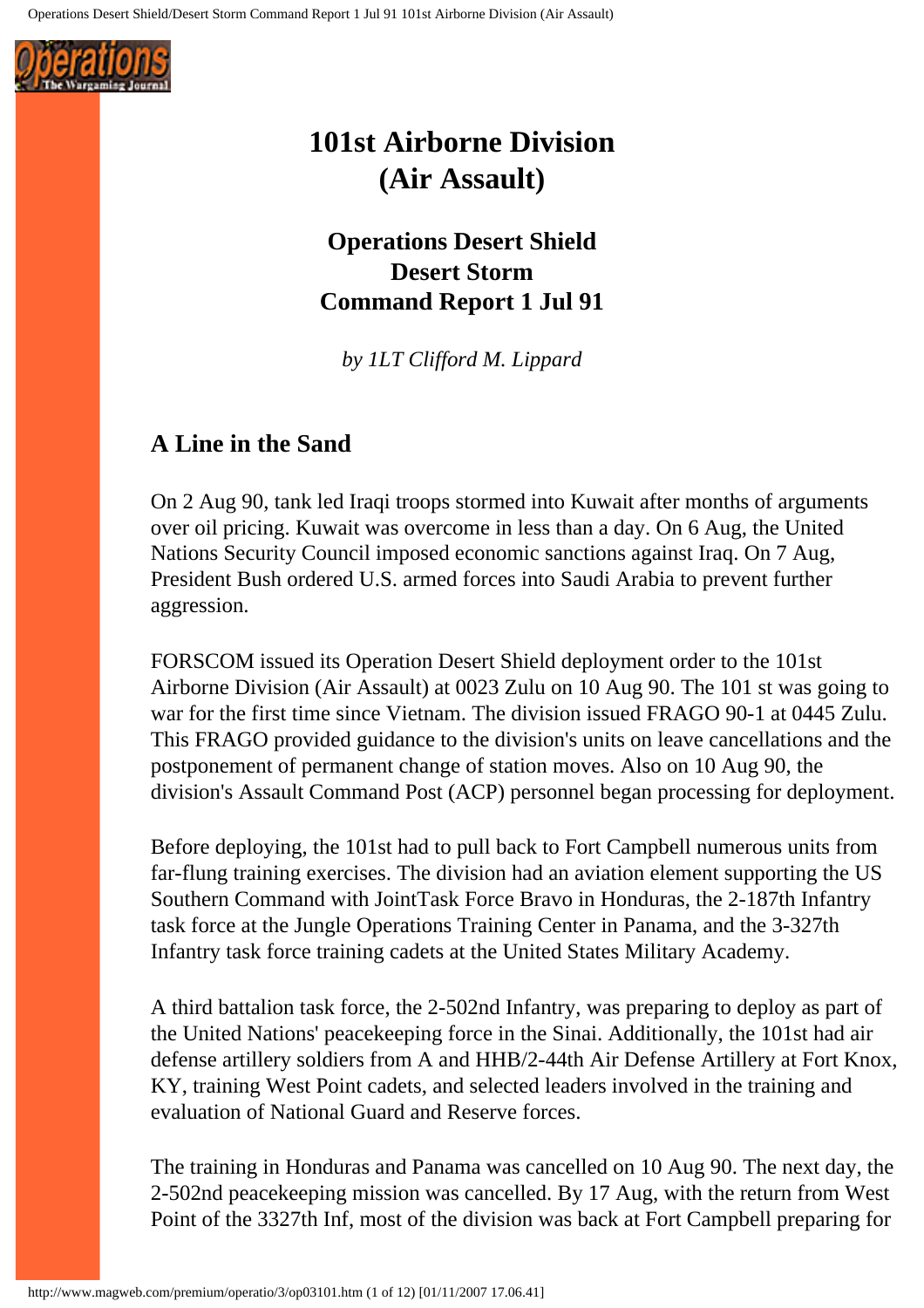# 101st Airborne Division (Air Assault)

## Operations Desert Shield Desert Storm Command Report 1 Jul 91

*by 1LT Clifford M. Lippard*

### A Line in the Sand

On 2 Aug 90, tank led Iraqi troops stormed into Kuwait after months of arguments over oil pricing. Kuwait was overcome in less than a day. On 6 Aug, the United Nations Security Council imposed economic sanctions against Iraq. On 7 Aug, President Bush ordered U.S. armed forces into Saudi Arabia to prevent further aggression.

FORSCOM issued its Operation Desert Shield deployment order to the 101st Airborne Division (Air Assault) at 0023 Zulu on 10 Aug 90. The 101 st was going to war for the first time since Vietnam. The division issued FRAGO 90-1 at 0445 Zulu. This FRAGO provided guidance to the division's units on leave cancellations and the postponement of permanent change of station moves. Also on 10 Aug 90, the division's Assault Command Post (ACP) personnel began processing for deployment.

Before deploying, the 101st had to pull back to Fort Campbell numerous units from far-flung training exercises. The division had an aviation element supporting the US Southern Command with JointTask Force Bravo in Honduras, the 2-187th Infantry task force at the Jungle Operations Training Center in Panama, and the 3-327th Infantry task force training cadets at the United States Military Academy.

A third battalion task force, the 2-502nd Infantry, was preparing to deploy as part of the United Nations' peacekeeping force in the Sinai. Additionally, the 101st had air defense artillery soldiers from A and HHB/2-44th Air Defense Artillery at Fort Knox, KY, training West Point cadets, and selected leaders involved in the training and evaluation of National Guard and Reserve forces.

The training in Honduras and Panama was cancelled on 10 Aug 90. The next day, the 2-502nd peacekeeping mission was cancelled. By 17 Aug, with the return from West Point of the 3327th Inf, most of the division was back at Fort Campbell preparing for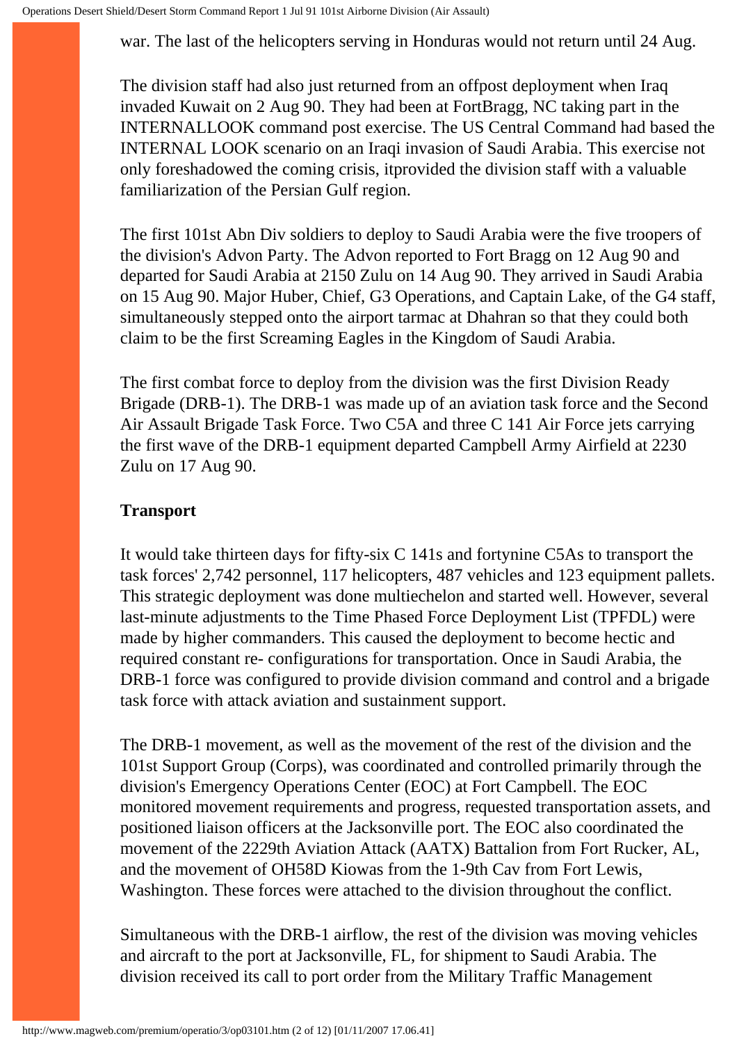war. The last of the helicopters serving in Honduras would not return until 24 Aug.

The division staff had also just returned from an offpost deployment when Iraq invaded Kuwait on 2 Aug 90. They had been at FortBragg, NC taking part in the INTERNALLOOK command post exercise. The US Central Command had based the INTERNAL LOOK scenario on an Iraqi invasion of Saudi Arabia. This exercise not only foreshadowed the coming crisis, itprovided the division staff with a valuable familiarization of the Persian Gulf region.

The first 101st Abn Div soldiers to deploy to Saudi Arabia were the five troopers of the division's Advon Party. The Advon reported to Fort Bragg on 12 Aug 90 and departed for Saudi Arabia at 2150 Zulu on 14 Aug 90. They arrived in Saudi Arabia on 15 Aug 90. Major Huber, Chief, G3 Operations, and Captain Lake, of the G4 staff, simultaneously stepped onto the airport tarmac at Dhahran so that they could both claim to be the first Screaming Eagles in the Kingdom of Saudi Arabia.

The first combat force to deploy from the division was the first Division Ready Brigade (DRB-1). The DRB-1 was made up of an aviation task force and the Second Air Assault Brigade Task Force. Two C5A and three C 141 Air Force jets carrying the first wave of the DRB-1 equipment departed Campbell Army Airfield at 2230 Zulu on 17 Aug 90.

**Transport**

It would take thirteen days for fifty-six C 141s and fortynine C5As to transport the task forces' 2,742 personnel, 117 helicopters, 487 vehicles and 123 equipment pallets. This strategic deployment was done multiechelon and started well. However, several last-minute adjustments to the Time Phased Force Deployment List (TPFDL) were made by higher commanders. This caused the deployment to become hectic and required constant re- configurations for transportation. Once in Saudi Arabia, the DRB-1 force was configured to provide division command and control and a brigade task force with attack aviation and sustainment support.

The DRB-1 movement, as well as the movement of the rest of the division and the 101st Support Group (Corps), was coordinated and controlled primarily through the division's Emergency Operations Center (EOC) at Fort Campbell. The EOC monitored movement requirements and progress, requested transportation assets, and positioned liaison officers at the Jacksonville port. The EOC also coordinated the movement of the 2229th Aviation Attack (AATX) Battalion from Fort Rucker, AL, and the movement of OH58D Kiowas from the 1-9th Cav from Fort Lewis, Washington. These forces were attached to the division throughout the conflict.

Simultaneous with the DRB-1 airflow, the rest of the division was moving vehicles and aircraft to the port at Jacksonville, FL, for shipment to Saudi Arabia. The division received its call to port order from the Military Traffic Management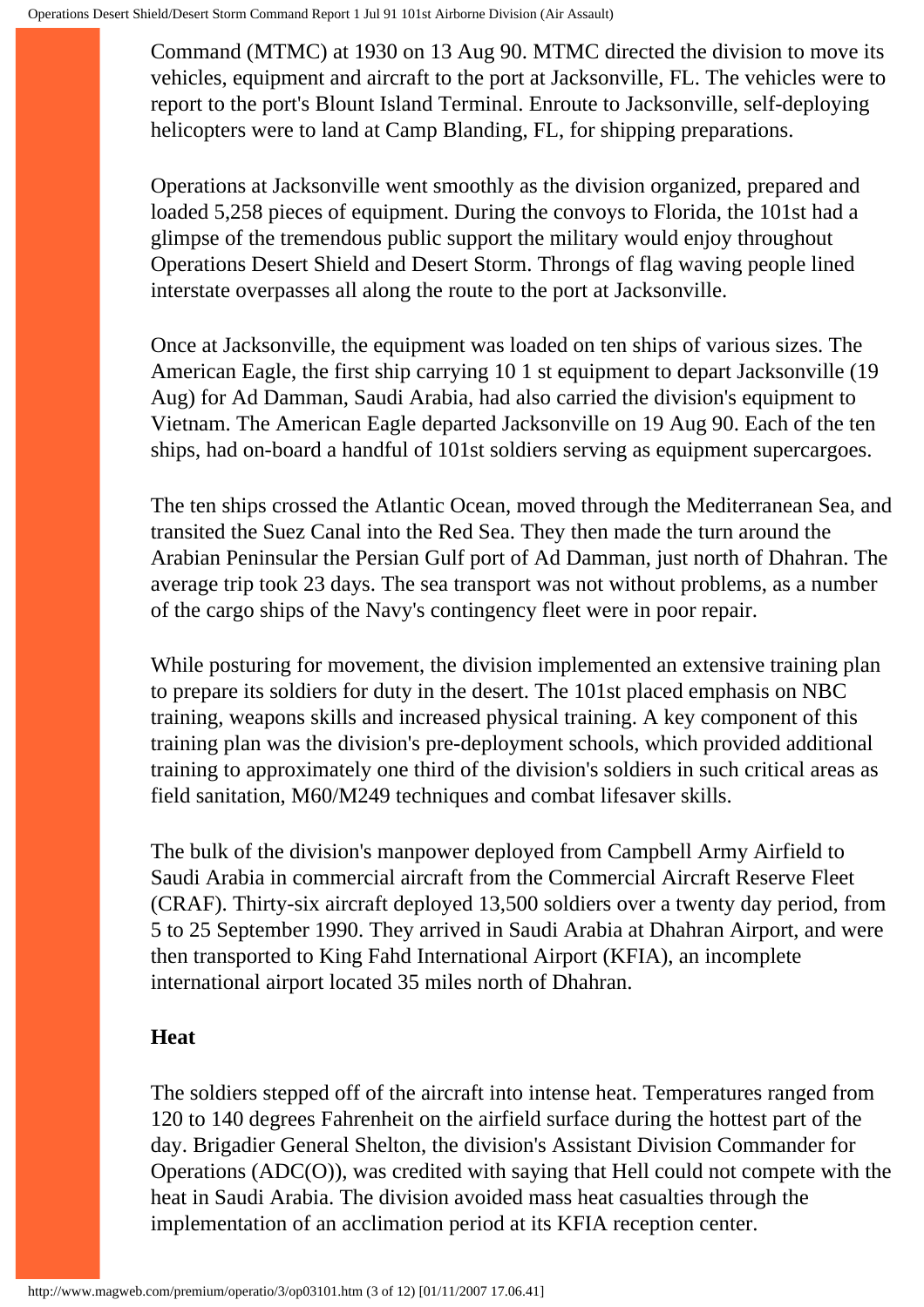Command (MTMC) at 1930 on 13 Aug 90. MTMC directed the division to move its vehicles, equipment and aircraft to the port at Jacksonville, FL. The vehicles were to report to the port's Blount Island Terminal. Enroute to Jacksonville, self-deploying helicopters were to land at Camp Blanding, FL, for shipping preparations.

Operations at Jacksonville went smoothly as the division organized, prepared and loaded 5,258 pieces of equipment. During the convoys to Florida, the 101st had a glimpse of the tremendous public support the military would enjoy throughout Operations Desert Shield and Desert Storm. Throngs of flag waving people lined interstate overpasses all along the route to the port at Jacksonville.

Once at Jacksonville, the equipment was loaded on ten ships of various sizes. The American Eagle, the first ship carrying 10 1 st equipment to depart Jacksonville (19 Aug) for Ad Damman, Saudi Arabia, had also carried the division's equipment to Vietnam. The American Eagle departed Jacksonville on 19 Aug 90. Each of the ten ships, had on-board a handful of 101st soldiers serving as equipment supercargoes.

The ten ships crossed the Atlantic Ocean, moved through the Mediterranean Sea, and transited the Suez Canal into the Red Sea. They then made the turn around the Arabian Peninsular the Persian Gulf port of Ad Damman, just north of Dhahran. The average trip took 23 days. The sea transport was not without problems, as a number of the cargo ships of the Navy's contingency fleet were in poor repair.

While posturing for movement, the division implemented an extensive training plan to prepare its soldiers for duty in the desert. The 101st placed emphasis on NBC training, weapons skills and increased physical training. A key component of this training plan was the division's pre-deployment schools, which provided additional training to approximately one third of the division's soldiers in such critical areas as field sanitation, M60/M249 techniques and combat lifesaver skills.

The bulk of the division's manpower deployed from Campbell Army Airfield to Saudi Arabia in commercial aircraft from the Commercial Aircraft Reserve Fleet (CRAF). Thirty-six aircraft deployed 13,500 soldiers over a twenty day period, from 5 to 25 September 1990. They arrived in Saudi Arabia at Dhahran Airport, and were then transported to King Fahd International Airport (KFIA), an incomplete international airport located 35 miles north of Dhahran.

### Heat

The soldiers stepped off of the aircraft into intense heat. Temperatures ranged from 120 to 140 degrees Fahrenheit on the airfield surface during the hottest part of the day. Brigadier General Shelton, the division's Assistant Division Commander for Operations (ADC(O)), was credited with saying that Hell could not compete with the heat in Saudi Arabia. The division avoided mass heat casualties through the implementation of an acclimation period at its KFIA reception center.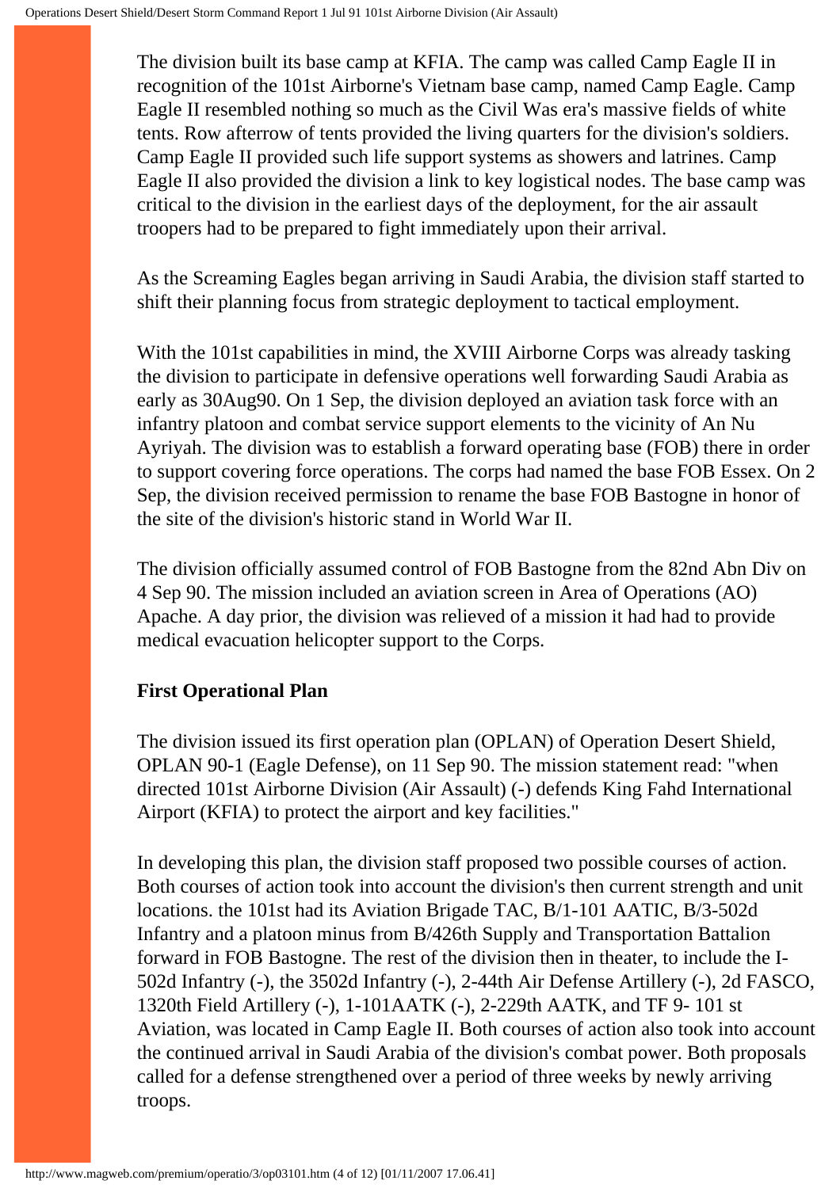The division built its base camp at KFIA. The camp was called Camp Eagle II in recognition of the 101st Airborne's Vietnam base camp, named Camp Eagle. Camp Eagle II resembled nothing so much as the Civil Was era's massive fields of white tents. Row afterrow of tents provided the living quarters for the division's soldiers. Camp Eagle II provided such life support systems as showers and latrines. Camp Eagle II also provided the division a link to key logistical nodes. The base camp was critical to the division in the earliest days of the deployment, for the air assault troopers had to be prepared to fight immediately upon their arrival.

As the Screaming Eagles began arriving in Saudi Arabia, the division staff started to shift their planning focus from strategic deployment to tactical employment.

With the 101st capabilities in mind, the XVIII Airborne Corps was already tasking the division to participate in defensive operations well forwarding Saudi Arabia as early as 30Aug90. On 1 Sep, the division deployed an aviation task force with an infantry platoon and combat service support elements to the vicinity of An Nu Ayriyah. The division was to establish a forward operating base (FOB) there in order to support covering force operations. The corps had named the base FOB Essex. On 2 Sep, the division received permission to rename the base FOB Bastogne in honor of the site of the division's historic stand in World War II.

The division officially assumed control of FOB Bastogne from the 82nd Abn Div on 4 Sep 90. The mission included an aviation screen in Area of Operations (AO) Apache. A day prior, the division was relieved of a mission it had had to provide medical evacuation helicopter support to the Corps.

**First Operational Plan**

The division issued its first operation plan (OPLAN) of Operation Desert Shield, OPLAN 90-1 (Eagle Defense), on 11 Sep 90. The mission statement read: "when directed 101st Airborne Division (Air Assault) (-) defends King Fahd International Airport (KFIA) to protect the airport and key facilities."

In developing this plan, the division staff proposed two possible courses of action. Both courses of action took into account the division's then current strength and unit locations. the 101st had its Aviation Brigade TAC, B/1-101 AATIC, B/3-502d Infantry and a platoon minus from B/426th Supply and Transportation Battalion forward in FOB Bastogne. The rest of the division then in theater, to include the I-502d Infantry (-), the 3502d Infantry (-), 2-44th Air Defense Artillery (-), 2d FASCO, 1320th Field Artillery (-), 1-101AATK (-), 2-229th AATK, and TF 9- 101 st Aviation, was located in Camp Eagle II. Both courses of action also took into account the continued arrival in Saudi Arabia of the division's combat power. Both proposals called for a defense strengthened over a period of three weeks by newly arriving troops.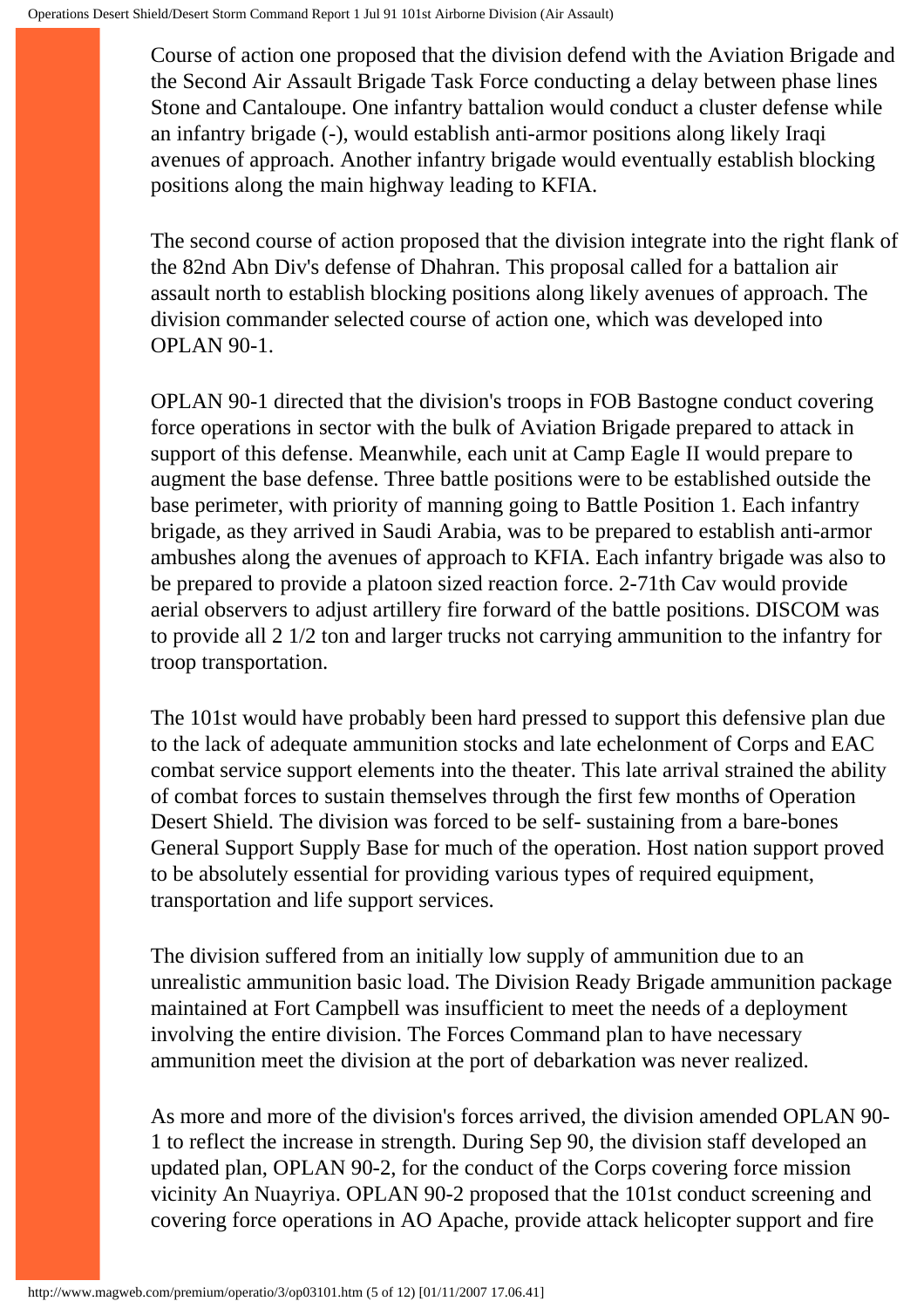Course of action one proposed that the division defend with the Aviation Brigade and the Second Air Assault Brigade Task Force conducting a delay between phase lines Stone and Cantaloupe. One infantry battalion would conduct a cluster defense while an infantry brigade (-), would establish anti-armor positions along likely Iraqi avenues of approach. Another infantry brigade would eventually establish blocking positions along the main highway leading to KFIA.

The second course of action proposed that the division integrate into the right flank of the 82nd Abn Div's defense of Dhahran. This proposal called for a battalion air assault north to establish blocking positions along likely avenues of approach. The division commander selected course of action one, which was developed into OPLAN 90-1.

OPLAN 90-1 directed that the division's troops in FOB Bastogne conduct covering force operations in sector with the bulk of Aviation Brigade prepared to attack in support of this defense. Meanwhile, each unit at Camp Eagle II would prepare to augment the base defense. Three battle positions were to be established outside the base perimeter, with priority of manning going to Battle Position 1. Each infantry brigade, as they arrived in Saudi Arabia, was to be prepared to establish anti-armor ambushes along the avenues of approach to KFIA. Each infantry brigade was also to be prepared to provide a platoon sized reaction force. 2-71th Cav would provide aerial observers to adjust artillery fire forward of the battle positions. DISCOM was to provide all 2 1/2 ton and larger trucks not carrying ammunition to the infantry for troop transportation.

The 101st would have probably been hard pressed to support this defensive plan due to the lack of adequate ammunition stocks and late echelonment of Corps and EAC combat service support elements into the theater. This late arrival strained the ability of combat forces to sustain themselves through the first few months of Operation Desert Shield. The division was forced to be self- sustaining from a bare-bones General Support Supply Base for much of the operation. Host nation support proved to be absolutely essential for providing various types of required equipment, transportation and life support services.

The division suffered from an initially low supply of ammunition due to an unrealistic ammunition basic load. The Division Ready Brigade ammunition package maintained at Fort Campbell was insufficient to meet the needs of a deployment involving the entire division. The Forces Command plan to have necessary ammunition meet the division at the port of debarkation was never realized.

As more and more of the division's forces arrived, the division amended OPLAN 90-1 to reflect the increase in strength. During Sep 90, the division staff developed an updated plan, OPLAN 90-2, for the conduct of the Corps covering force mission vicinity An Nuayriya. OPLAN 90-2 proposed that the 101st conduct screening and covering force operations in AO Apache, provide attack helicopter support and fire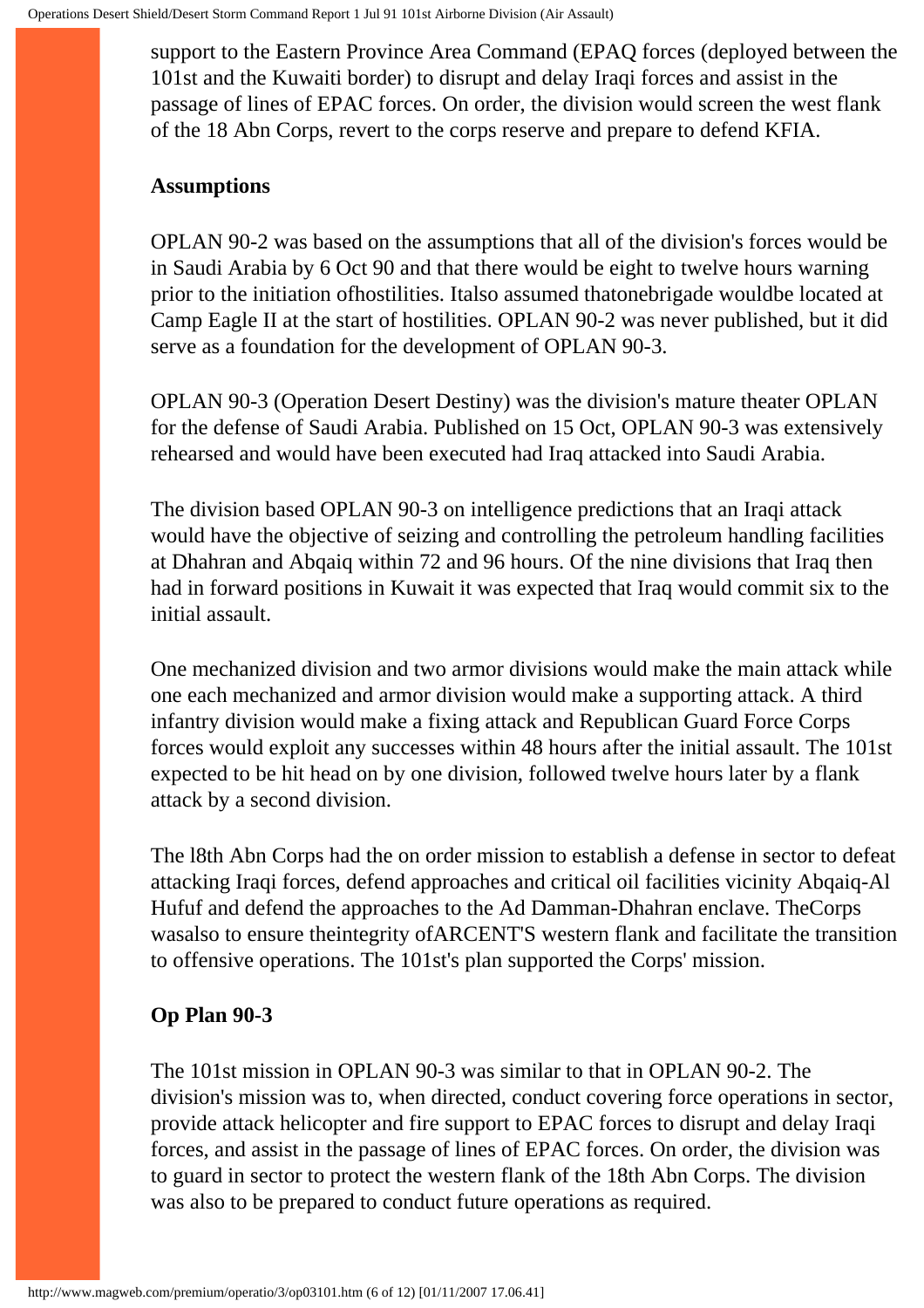support to the Eastern Province Area Command (EPAQ forces (deployed between the 101st and the Kuwaiti border) to disrupt and delay Iraqi forces and assist in the passage of lines of EPAC forces. On order, the division would screen the west flank of the 18 Abn Corps, revert to the corps reserve and prepare to defend KFIA.

**Assumptions**

OPLAN 90-2 was based on the assumptions that all of the division's forces would be in Saudi Arabia by 6 Oct 90 and that there would be eight to twelve hours warning prior to the initiation ofhostilities. Italso assumed thatonebrigade wouldbe located at Camp Eagle II at the start of hostilities. OPLAN 90-2 was never published, but it did serve as a foundation for the development of OPLAN 90-3.

OPLAN 90-3 (Operation Desert Destiny) was the division's mature theater OPLAN for the defense of Saudi Arabia. Published on 15 Oct, OPLAN 90-3 was extensively rehearsed and would have been executed had Iraq attacked into Saudi Arabia.

The division based OPLAN 90-3 on intelligence predictions that an Iraqi attack would have the objective of seizing and controlling the petroleum handling facilities at Dhahran and Abqaiq within 72 and 96 hours. Of the nine divisions that Iraq then had in forward positions in Kuwait it was expected that Iraq would commit six to the initial assault.

One mechanized division and two armor divisions would make the main attack while one each mechanized and armor division would make a supporting attack. A third infantry division would make a fixing attack and Republican Guard Force Corps forces would exploit any successes within 48 hours after the initial assault. The 101st expected to be hit head on by one division, followed twelve hours later by a flank attack by a second division.

The l8th Abn Corps had the on order mission to establish a defense in sector to defeat attacking Iraqi forces, defend approaches and critical oil facilities vicinity Abqaiq-Al Hufuf and defend the approaches to the Ad Damman-Dhahran enclave. TheCorps wasalso to ensure theintegrity ofARCENT'S western flank and facilitate the transition to offensive operations. The 101st's plan supported the Corps' mission.

**Op Plan 90-3**

The 101st mission in OPLAN 90-3 was similar to that in OPLAN 90-2. The division's mission was to, when directed, conduct covering force operations in sector, provide attack helicopter and fire support to EPAC forces to disrupt and delay Iraqi forces, and assist in the passage of lines of EPAC forces. On order, the division was to guard in sector to protect the western flank of the 18th Abn Corps. The division was also to be prepared to conduct future operations as required.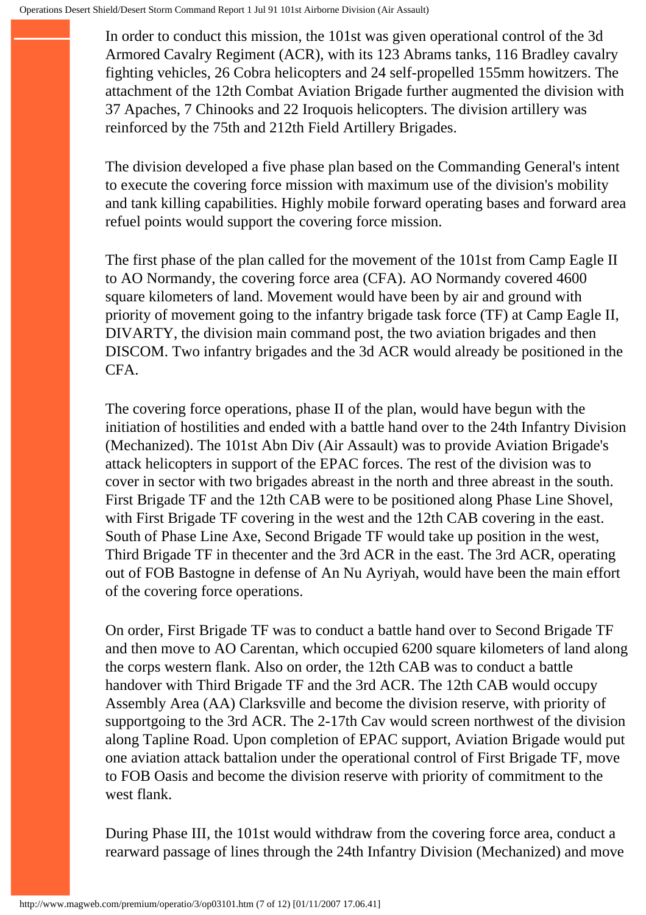In order to conduct this mission, the 101st was given operational control of the 3d Armored Cavalry Regiment (ACR), with its 123 Abrams tanks, 116 Bradley cavalry fighting vehicles, 26 Cobra helicopters and 24 self-propelled 155mm howitzers. The attachment of the 12th Combat Aviation Brigade further augmented the division with 37 Apaches, 7 Chinooks and 22 Iroquois helicopters. The division artillery was reinforced by the 75th and 212th Field Artillery Brigades.

The division developed a five phase plan based on the Commanding General's intent to execute the covering force mission with maximum use of the division's mobility and tank killing capabilities. Highly mobile forward operating bases and forward area refuel points would support the covering force mission.

The first phase of the plan called for the movement of the 101st from Camp Eagle II to AO Normandy, the covering force area (CFA). AO Normandy covered 4600 square kilometers of land. Movement would have been by air and ground with priority of movement going to the infantry brigade task force (TF) at Camp Eagle II, DIVARTY, the division main command post, the two aviation brigades and then DISCOM. Two infantry brigades and the 3d ACR would already be positioned in the CFA.

The covering force operations, phase II of the plan, would have begun with the initiation of hostilities and ended with a battle hand over to the 24th Infantry Division (Mechanized). The 101st Abn Div (Air Assault) was to provide Aviation Brigade's attack helicopters in support of the EPAC forces. The rest of the division was to cover in sector with two brigades abreast in the north and three abreast in the south. First Brigade TF and the 12th CAB were to be positioned along Phase Line Shovel, with First Brigade TF covering in the west and the 12th CAB covering in the east. South of Phase Line Axe, Second Brigade TF would take up position in the west, Third Brigade TF in thecenter and the 3rd ACR in the east. The 3rd ACR, operating out of FOB Bastogne in defense of An Nu Ayriyah, would have been the main effort of the covering force operations.

On order, First Brigade TF was to conduct a battle hand over to Second Brigade TF and then move to AO Carentan, which occupied 6200 square kilometers of land along the corps western flank. Also on order, the 12th CAB was to conduct a battle handover with Third Brigade TF and the 3rd ACR. The 12th CAB would occupy Assembly Area (AA) Clarksville and become the division reserve, with priority of supportgoing to the 3rd ACR. The 2-17th Cav would screen northwest of the division along Tapline Road. Upon completion of EPAC support, Aviation Brigade would put one aviation attack battalion under the operational control of First Brigade TF, move to FOB Oasis and become the division reserve with priority of commitment to the west flank.

During Phase III, the 101st would withdraw from the covering force area, conduct a rearward passage of lines through the 24th Infantry Division (Mechanized) and move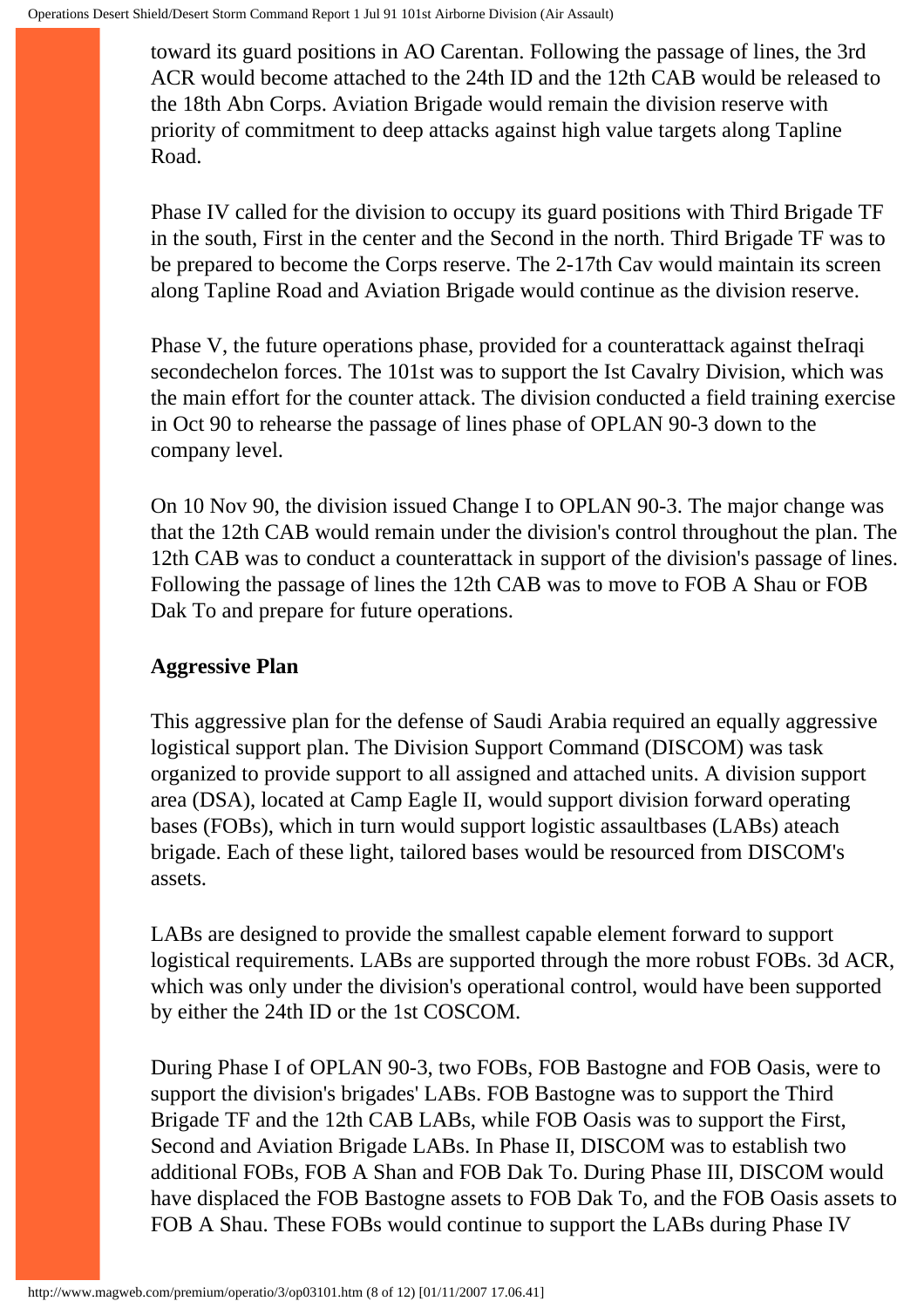toward its guard positions in AO Carentan. Following the passage of lines, the 3rd ACR would become attached to the 24th ID and the 12th CAB would be released to the 18th Abn Corps. Aviation Brigade would remain the division reserve with priority of commitment to deep attacks against high value targets along Tapline Road.

Phase IV called for the division to occupy its guard positions with Third Brigade TF in the south, First in the center and the Second in the north. Third Brigade TF was to be prepared to become the Corps reserve. The 2-17th Cav would maintain its screen along Tapline Road and Aviation Brigade would continue as the division reserve.

Phase V, the future operations phase, provided for a counterattack against theIraqi secondechelon forces. The 101st was to support the Ist Cavalry Division, which was the main effort for the counter attack. The division conducted a field training exercise in Oct 90 to rehearse the passage of lines phase of OPLAN 90-3 down to the company level.

On 10 Nov 90, the division issued Change I to OPLAN 90-3. The major change was that the 12th CAB would remain under the division's control throughout the plan. The 12th CAB was to conduct a counterattack in support of the division's passage of lines. Following the passage of lines the 12th CAB was to move to FOB A Shau or FOB Dak To and prepare for future operations.

**Aggressive Plan**

This aggressive plan for the defense of Saudi Arabia required an equally aggressive logistical support plan. The Division Support Command (DISCOM) was task organized to provide support to all assigned and attached units. A division support area (DSA), located at Camp Eagle II, would support division forward operating bases (FOBs), which in turn would support logistic assaultbases (LABs) ateach brigade. Each of these light, tailored bases would be resourced from DISCOM's assets.

LABs are designed to provide the smallest capable element forward to support logistical requirements. LABs are supported through the more robust FOBs. 3d ACR, which was only under the division's operational control, would have been supported by either the 24th ID or the 1st COSCOM.

During Phase I of OPLAN 90-3, two FOBs, FOB Bastogne and FOB Oasis, were to support the division's brigades' LABs. FOB Bastogne was to support the Third Brigade TF and the 12th CAB LABs, while FOB Oasis was to support the First, Second and Aviation Brigade LABs. In Phase II, DISCOM was to establish two additional FOBs, FOB A Shan and FOB Dak To. During Phase III, DISCOM would have displaced the FOB Bastogne assets to FOB Dak To, and the FOB Oasis assets to FOB A Shau. These FOBs would continue to support the LABs during Phase IV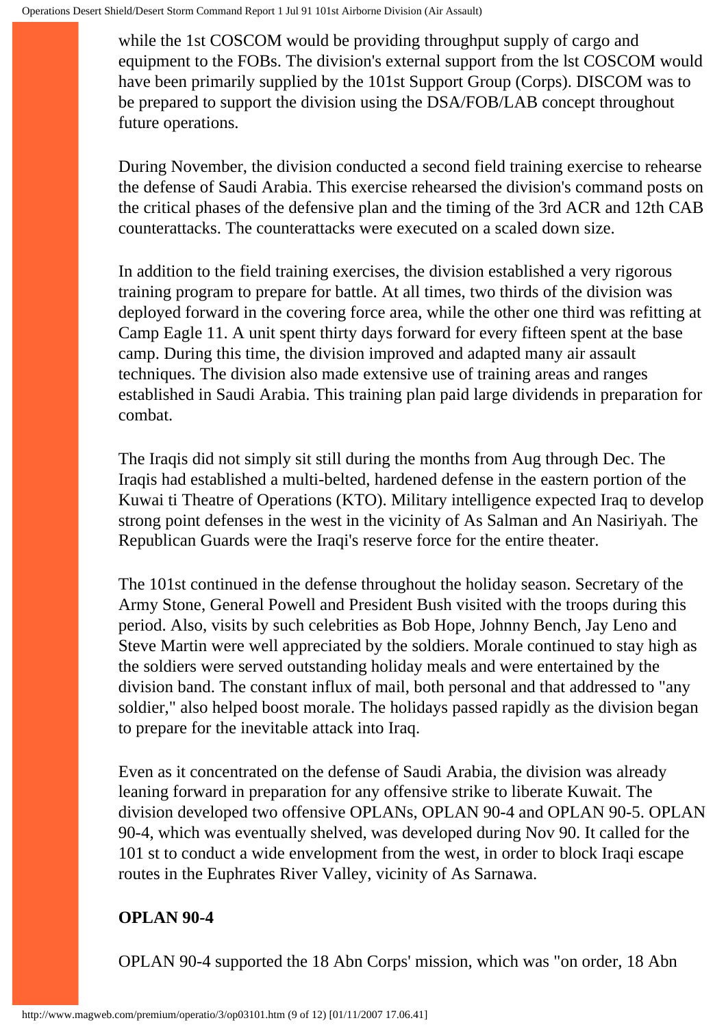while the 1st COSCOM would be providing throughput supply of cargo and equipment to the FOBs. The division's external support from the lst COSCOM would have been primarily supplied by the 101st Support Group (Corps). DISCOM was to be prepared to support the division using the DSA/FOB/LAB concept throughout future operations.

During November, the division conducted a second field training exercise to rehearse the defense of Saudi Arabia. This exercise rehearsed the division's command posts on the critical phases of the defensive plan and the timing of the 3rd ACR and 12th CAB counterattacks. The counterattacks were executed on a scaled down size.

In addition to the field training exercises, the division established a very rigorous training program to prepare for battle. At all times, two thirds of the division was deployed forward in the covering force area, while the other one third was refitting at Camp Eagle 11. A unit spent thirty days forward for every fifteen spent at the base camp. During this time, the division improved and adapted many air assault techniques. The division also made extensive use of training areas and ranges established in Saudi Arabia. This training plan paid large dividends in preparation for combat.

The Iraqis did not simply sit still during the months from Aug through Dec. The Iraqis had established a multi-belted, hardened defense in the eastern portion of the Kuwai ti Theatre of Operations (KTO). Military intelligence expected Iraq to develop strong point defenses in the west in the vicinity of As Salman and An Nasiriyah. The Republican Guards were the Iraqi's reserve force for the entire theater.

The 101st continued in the defense throughout the holiday season. Secretary of the Army Stone, General Powell and President Bush visited with the troops during this period. Also, visits by such celebrities as Bob Hope, Johnny Bench, Jay Leno and Steve Martin were well appreciated by the soldiers. Morale continued to stay high as the soldiers were served outstanding holiday meals and were entertained by the division band. The constant influx of mail, both personal and that addressed to "any soldier," also helped boost morale. The holidays passed rapidly as the division began to prepare for the inevitable attack into Iraq.

Even as it concentrated on the defense of Saudi Arabia, the division was already leaning forward in preparation for any offensive strike to liberate Kuwait. The division developed two offensive OPLANs, OPLAN 90-4 and OPLAN 90-5. OPLAN 90-4, which was eventually shelved, was developed during Nov 90. It called for the 101 st to conduct a wide envelopment from the west, in order to block Iraqi escape routes in the Euphrates River Valley, vicinity of As Sarnawa.

**OPLAN 90-4**

OPLAN 90-4 supported the 18 Abn Corps' mission, which was "on order, 18 Abn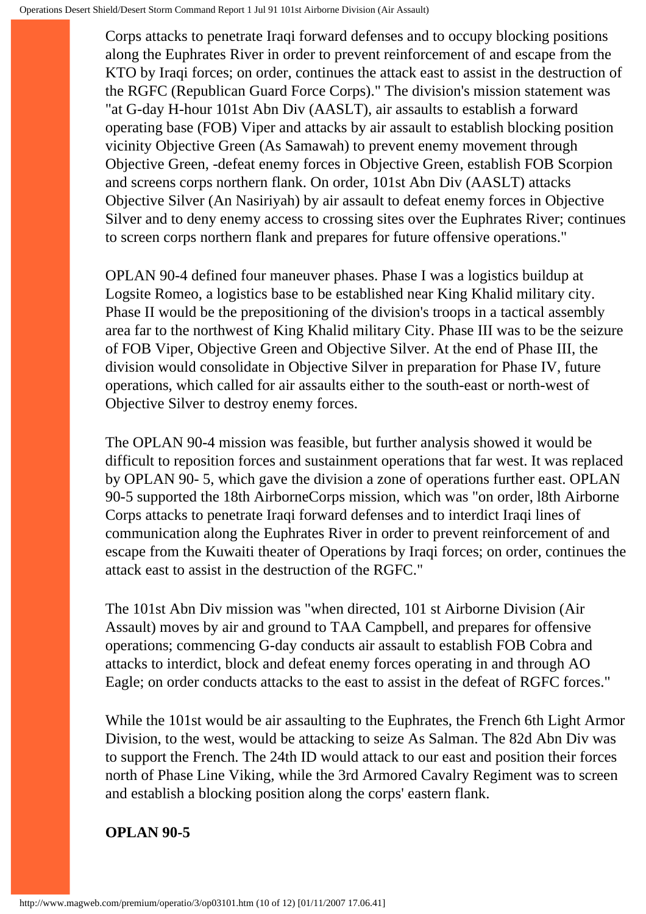Corps attacks to penetrate Iraqi forward defenses and to occupy blocking positions along the Euphrates River in order to prevent reinforcement of and escape from the KTO by Iraqi forces; on order, continues the attack east to assist in the destruction of the RGFC (Republican Guard Force Corps)." The division's mission statement was "at G-day H-hour 101st Abn Div (AASLT), air assaults to establish a forward operating base (FOB) Viper and attacks by air assault to establish blocking position vicinity Objective Green (As Samawah) to prevent enemy movement through Objective Green, -defeat enemy forces in Objective Green, establish FOB Scorpion and screens corps northern flank. On order, 101st Abn Div (AASLT) attacks Objective Silver (An Nasiriyah) by air assault to defeat enemy forces in Objective Silver and to deny enemy access to crossing sites over the Euphrates River; continues to screen corps northern flank and prepares for future offensive operations."

OPLAN 90-4 defined four maneuver phases. Phase I was a logistics buildup at Logsite Romeo, a logistics base to be established near King Khalid military city. Phase II would be the prepositioning of the division's troops in a tactical assembly area far to the northwest of King Khalid military City. Phase III was to be the seizure of FOB Viper, Objective Green and Objective Silver. At the end of Phase III, the division would consolidate in Objective Silver in preparation for Phase IV, future operations, which called for air assaults either to the south-east or north-west of Objective Silver to destroy enemy forces.

The OPLAN 90-4 mission was feasible, but further analysis showed it would be difficult to reposition forces and sustainment operations that far west. It was replaced by OPLAN 90- 5, which gave the division a zone of operations further east. OPLAN 90-5 supported the 18th AirborneCorps mission, which was "on order, l8th Airborne Corps attacks to penetrate Iraqi forward defenses and to interdict Iraqi lines of communication along the Euphrates River in order to prevent reinforcement of and escape from the Kuwaiti theater of Operations by Iraqi forces; on order, continues the attack east to assist in the destruction of the RGFC."

The 101st Abn Div mission was "when directed, 101 st Airborne Division (Air Assault) moves by air and ground to TAA Campbell, and prepares for offensive operations; commencing G-day conducts air assault to establish FOB Cobra and attacks to interdict, block and defeat enemy forces operating in and through AO Eagle; on order conducts attacks to the east to assist in the defeat of RGFC forces."

While the 101st would be air assaulting to the Euphrates, the French 6th Light Armor Division, to the west, would be attacking to seize As Salman. The 82d Abn Div was to support the French. The 24th ID would attack to our east and position their forces north of Phase Line Viking, while the 3rd Armored Cavalry Regiment was to screen and establish a blocking position along the corps' eastern flank.

**OPLAN 90-5**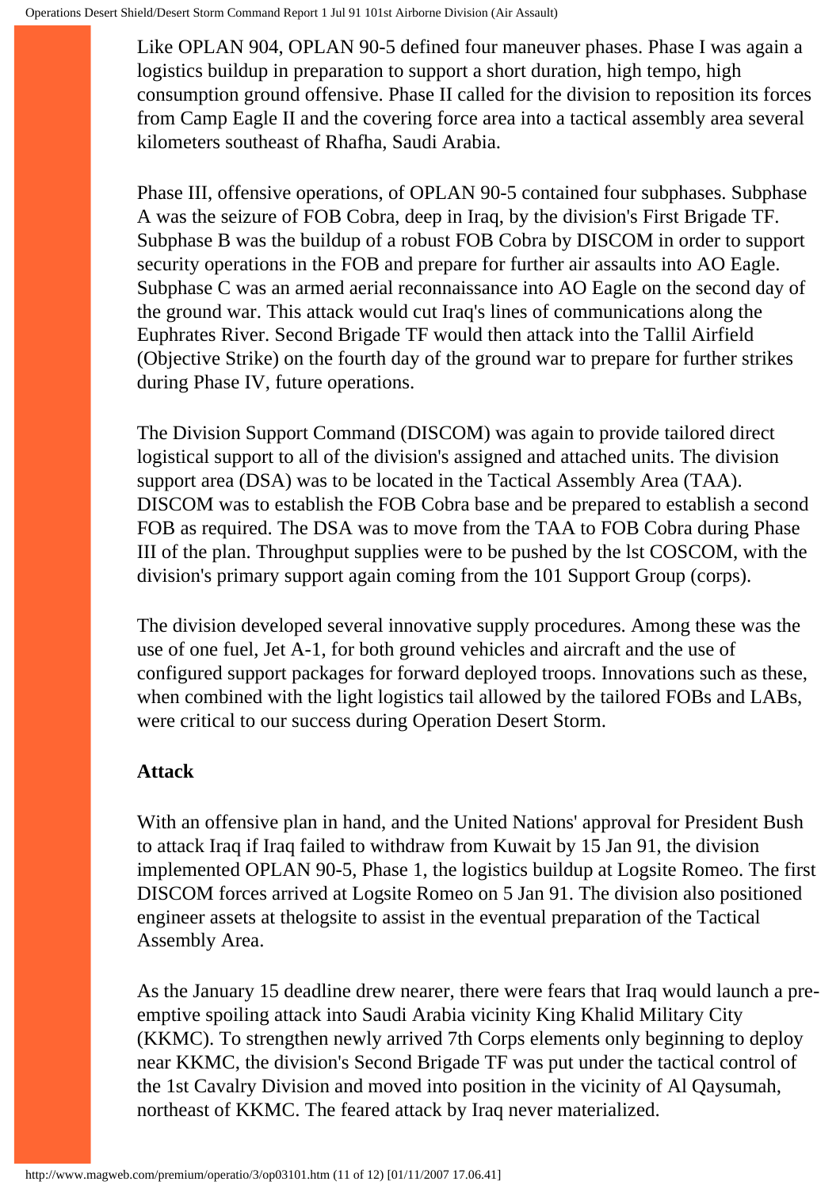Like OPLAN 904, OPLAN 90-5 defined four maneuver phases. Phase I was again a logistics buildup in preparation to support a short duration, high tempo, high consumption ground offensive. Phase II called for the division to reposition its forces from Camp Eagle II and the covering force area into a tactical assembly area several kilometers southeast of Rhafha, Saudi Arabia.

Phase III, offensive operations, of OPLAN 90-5 contained four subphases. Subphase A was the seizure of FOB Cobra, deep in Iraq, by the division's First Brigade TF. Subphase B was the buildup of a robust FOB Cobra by DISCOM in order to support security operations in the FOB and prepare for further air assaults into AO Eagle. Subphase C was an armed aerial reconnaissance into AO Eagle on the second day of the ground war. This attack would cut Iraq's lines of communications along the Euphrates River. Second Brigade TF would then attack into the Tallil Airfield (Objective Strike) on the fourth day of the ground war to prepare for further strikes during Phase IV, future operations.

The Division Support Command (DISCOM) was again to provide tailored direct logistical support to all of the division's assigned and attached units. The division support area (DSA) was to be located in the Tactical Assembly Area (TAA). DISCOM was to establish the FOB Cobra base and be prepared to establish a second FOB as required. The DSA was to move from the TAA to FOB Cobra during Phase III of the plan. Throughput supplies were to be pushed by the lst COSCOM, with the division's primary support again coming from the 101 Support Group (corps).

The division developed several innovative supply procedures. Among these was the use of one fuel, Jet A-1, for both ground vehicles and aircraft and the use of configured support packages for forward deployed troops. Innovations such as these, when combined with the light logistics tail allowed by the tailored FOBs and LABs, were critical to our success during Operation Desert Storm.

**Attack**

With an offensive plan in hand, and the United Nations' approval for President Bush to attack Iraq if Iraq failed to withdraw from Kuwait by 15 Jan 91, the division implemented OPLAN 90-5, Phase 1, the logistics buildup at Logsite Romeo. The first DISCOM forces arrived at Logsite Romeo on 5 Jan 91. The division also positioned engineer assets at thelogsite to assist in the eventual preparation of the Tactical Assembly Area.

As the January 15 deadline drew nearer, there were fears that Iraq would launch a pre-emptive spoiling attack into Saudi Arabia vicinity King Khalid Military City (KKMC). To strengthen newly arrived 7th Corps elements only beginning to deploy near KKMC, the division's Second Brigade TF was put under the tactical control of the 1st Cavalry Division and moved into position in the vicinity of Al Qaysumah, northeast of KKMC. The feared attack by Iraq never materialized.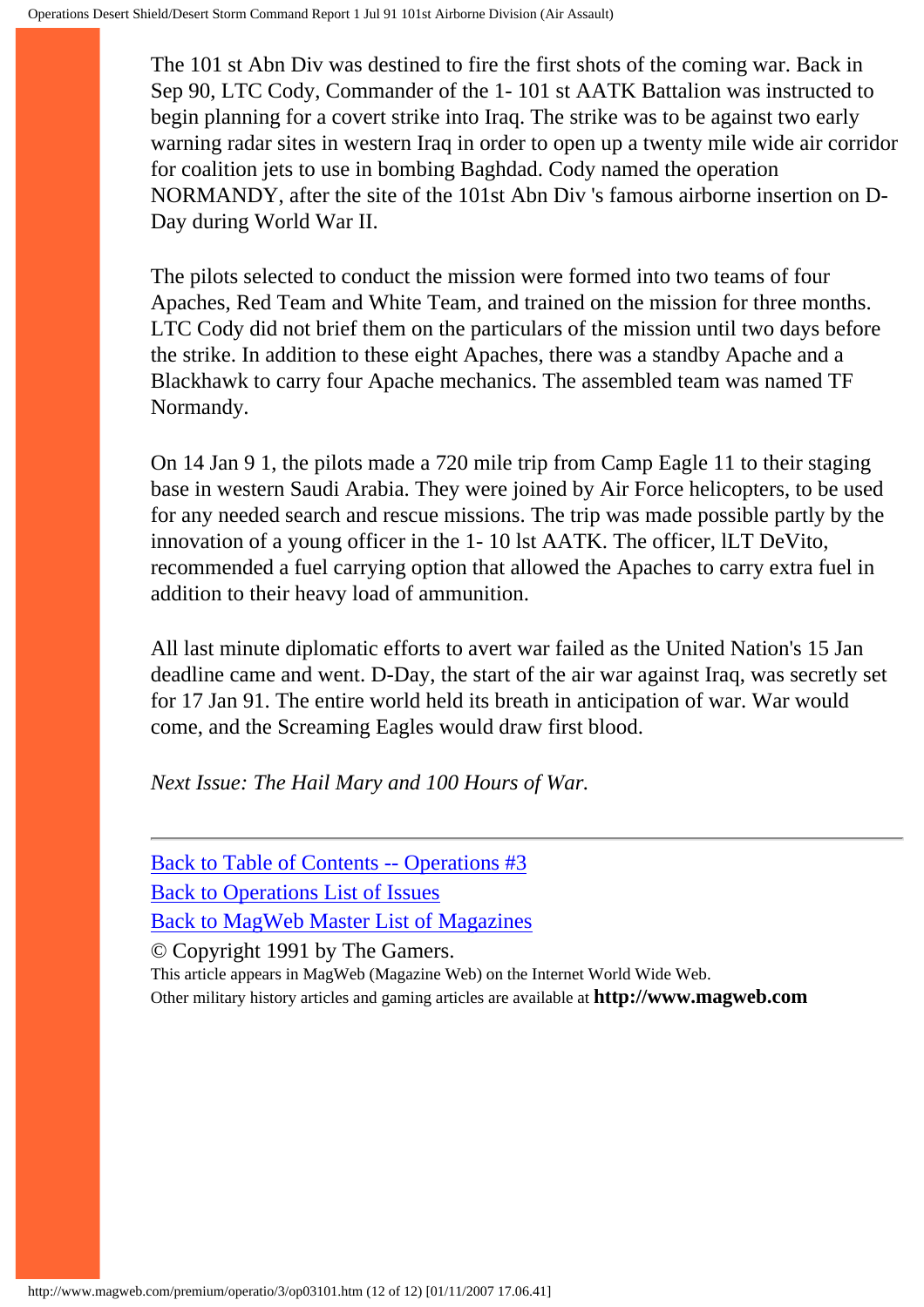The 101 st Abn Div was destined to fire the first shots of the coming war. Back in Sep 90, LTC Cody, Commander of the 1- 101 st AATK Battalion was instructed to begin planning for a covert strike into Iraq. The strike was to be against two early warning radar sites in western Iraq in order to open up a twenty mile wide air corridor for coalition jets to use in bombing Baghdad. Cody named the operation NORMANDY, after the site of the 101st Abn Div 's famous airborne insertion on D-Day during World War II.

The pilots selected to conduct the mission were formed into two teams of four Apaches, Red Team and White Team, and trained on the mission for three months. LTC Cody did not brief them on the particulars of the mission until two days before the strike. In addition to these eight Apaches, there was a standby Apache and a Blackhawk to carry four Apache mechanics. The assembled team was named TF Normandy.

On 14 Jan 9 1, the pilots made a 720 mile trip from Camp Eagle 11 to their staging base in western Saudi Arabia. They were joined by Air Force helicopters, to be used for any needed search and rescue missions. The trip was made possible partly by the innovation of a young officer in the 1- 10 lst AATK. The officer, lLT DeVito, recommended a fuel carrying option that allowed the Apaches to carry extra fuel in addition to their heavy load of ammunition.

All last minute diplomatic efforts to avert war failed as the United Nation's 15 Jan deadline came and went. D-Day, the start of the air war against Iraq, was secretly set for 17 Jan 91. The entire world held its breath in anticipation of war. War would come, and the Screaming Eagles would draw first blood.

*Next Issue: The Hail Mary and 100 Hours of War.*

---

Back to Table of Contents -- Operations #3
Back to Operations List of Issues
Back to MagWeb Master List of Magazines

© Copyright 1991 by The Gamers.
This article appears in MagWeb (Magazine Web) on the Internet World Wide Web.
Other military history articles and gaming articles are available at **http://www.magweb.com**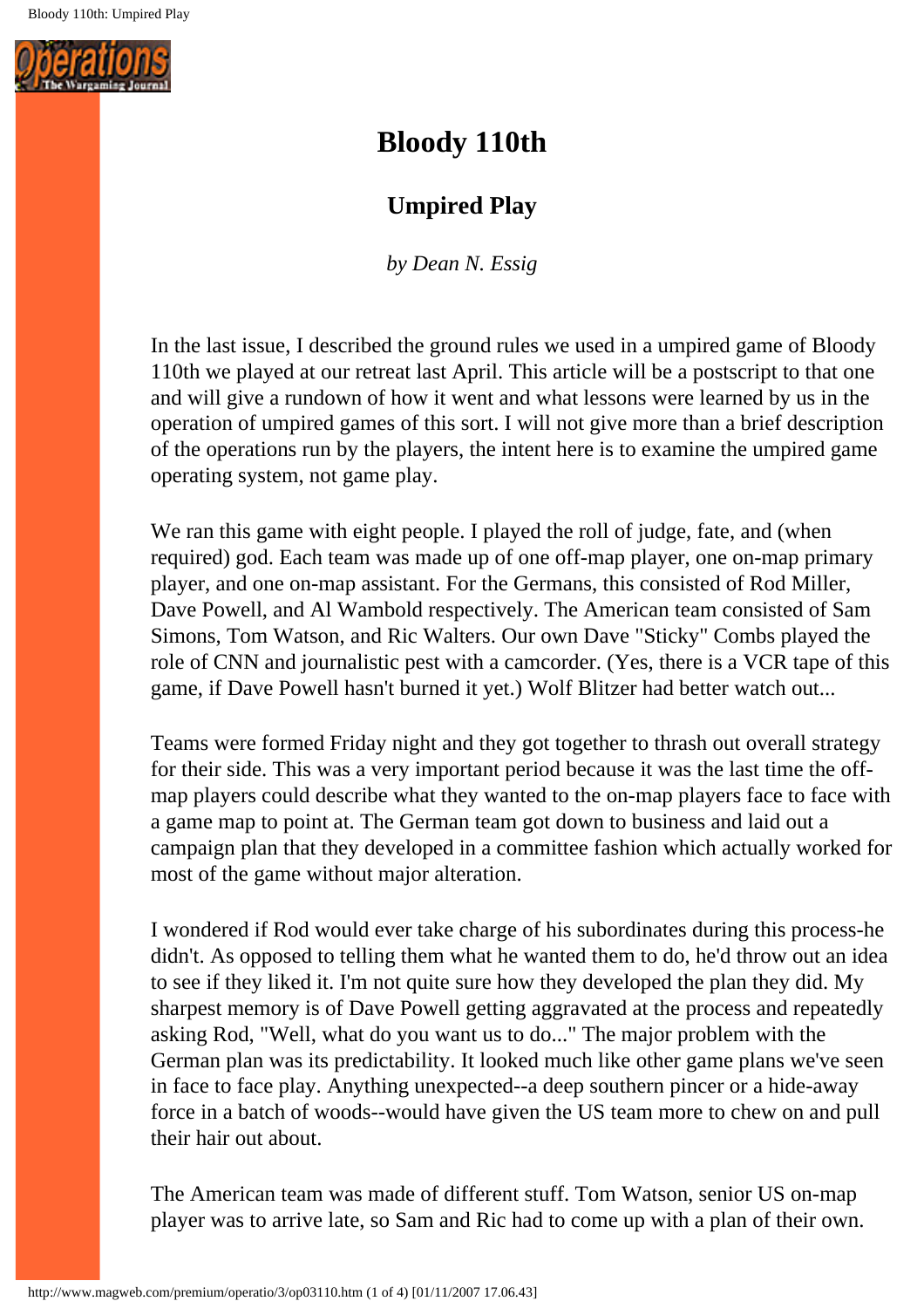# Bloody 110th

## Umpired Play

*by Dean N. Essig*

In the last issue, I described the ground rules we used in a umpired game of Bloody 110th we played at our retreat last April. This article will be a postscript to that one and will give a rundown of how it went and what lessons were learned by us in the operation of umpired games of this sort. I will not give more than a brief description of the operations run by the players, the intent here is to examine the umpired game operating system, not game play.

We ran this game with eight people. I played the roll of judge, fate, and (when required) god. Each team was made up of one off-map player, one on-map primary player, and one on-map assistant. For the Germans, this consisted of Rod Miller, Dave Powell, and Al Wambold respectively. The American team consisted of Sam Simons, Tom Watson, and Ric Walters. Our own Dave "Sticky" Combs played the role of CNN and journalistic pest with a camcorder. (Yes, there is a VCR tape of this game, if Dave Powell hasn't burned it yet.) Wolf Blitzer had better watch out...

Teams were formed Friday night and they got together to thrash out overall strategy for their side. This was a very important period because it was the last time the off-map players could describe what they wanted to the on-map players face to face with a game map to point at. The German team got down to business and laid out a campaign plan that they developed in a committee fashion which actually worked for most of the game without major alteration.

I wondered if Rod would ever take charge of his subordinates during this process-he didn't. As opposed to telling them what he wanted them to do, he'd throw out an idea to see if they liked it. I'm not quite sure how they developed the plan they did. My sharpest memory is of Dave Powell getting aggravated at the process and repeatedly asking Rod, "Well, what do you want us to do..." The major problem with the German plan was its predictability. It looked much like other game plans we've seen in face to face play. Anything unexpected--a deep southern pincer or a hide-away force in a batch of woods--would have given the US team more to chew on and pull their hair out about.

The American team was made of different stuff. Tom Watson, senior US on-map player was to arrive late, so Sam and Ric had to come up with a plan of their own.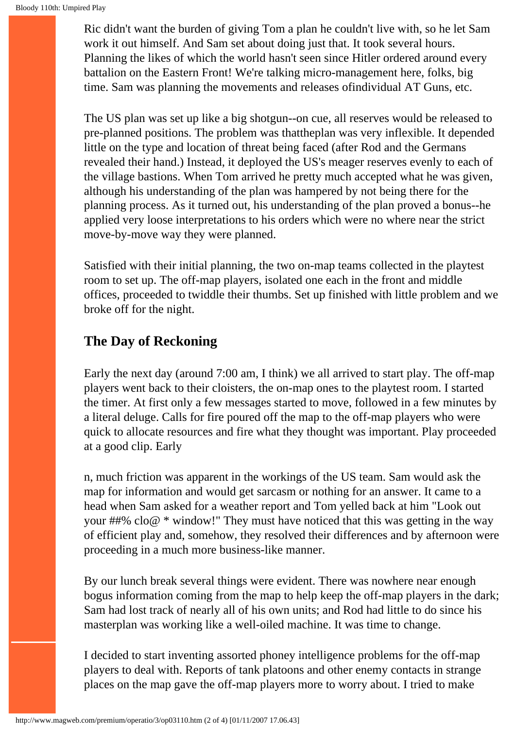Ric didn't want the burden of giving Tom a plan he couldn't live with, so he let Sam work it out himself. And Sam set about doing just that. It took several hours. Planning the likes of which the world hasn't seen since Hitler ordered around every battalion on the Eastern Front! We're talking micro-management here, folks, big time. Sam was planning the movements and releases ofindividual AT Guns, etc.

The US plan was set up like a big shotgun--on cue, all reserves would be released to pre-planned positions. The problem was thattheplan was very inflexible. It depended little on the type and location of threat being faced (after Rod and the Germans revealed their hand.) Instead, it deployed the US's meager reserves evenly to each of the village bastions. When Tom arrived he pretty much accepted what he was given, although his understanding of the plan was hampered by not being there for the planning process. As it turned out, his understanding of the plan proved a bonus--he applied very loose interpretations to his orders which were no where near the strict move-by-move way they were planned.

Satisfied with their initial planning, the two on-map teams collected in the playtest room to set up. The off-map players, isolated one each in the front and middle offices, proceeded to twiddle their thumbs. Set up finished with little problem and we broke off for the night.

## The Day of Reckoning

Early the next day (around 7:00 am, I think) we all arrived to start play. The off-map players went back to their cloisters, the on-map ones to the playtest room. I started the timer. At first only a few messages started to move, followed in a few minutes by a literal deluge. Calls for fire poured off the map to the off-map players who were quick to allocate resources and fire what they thought was important. Play proceeded at a good clip. Early

n, much friction was apparent in the workings of the US team. Sam would ask the map for information and would get sarcasm or nothing for an answer. It came to a head when Sam asked for a weather report and Tom yelled back at him "Look out your ##% clo@ * window!" They must have noticed that this was getting in the way of efficient play and, somehow, they resolved their differences and by afternoon were proceeding in a much more business-like manner.

By our lunch break several things were evident. There was nowhere near enough bogus information coming from the map to help keep the off-map players in the dark; Sam had lost track of nearly all of his own units; and Rod had little to do since his masterplan was working like a well-oiled machine. It was time to change.

I decided to start inventing assorted phoney intelligence problems for the off-map players to deal with. Reports of tank platoons and other enemy contacts in strange places on the map gave the off-map players more to worry about. I tried to make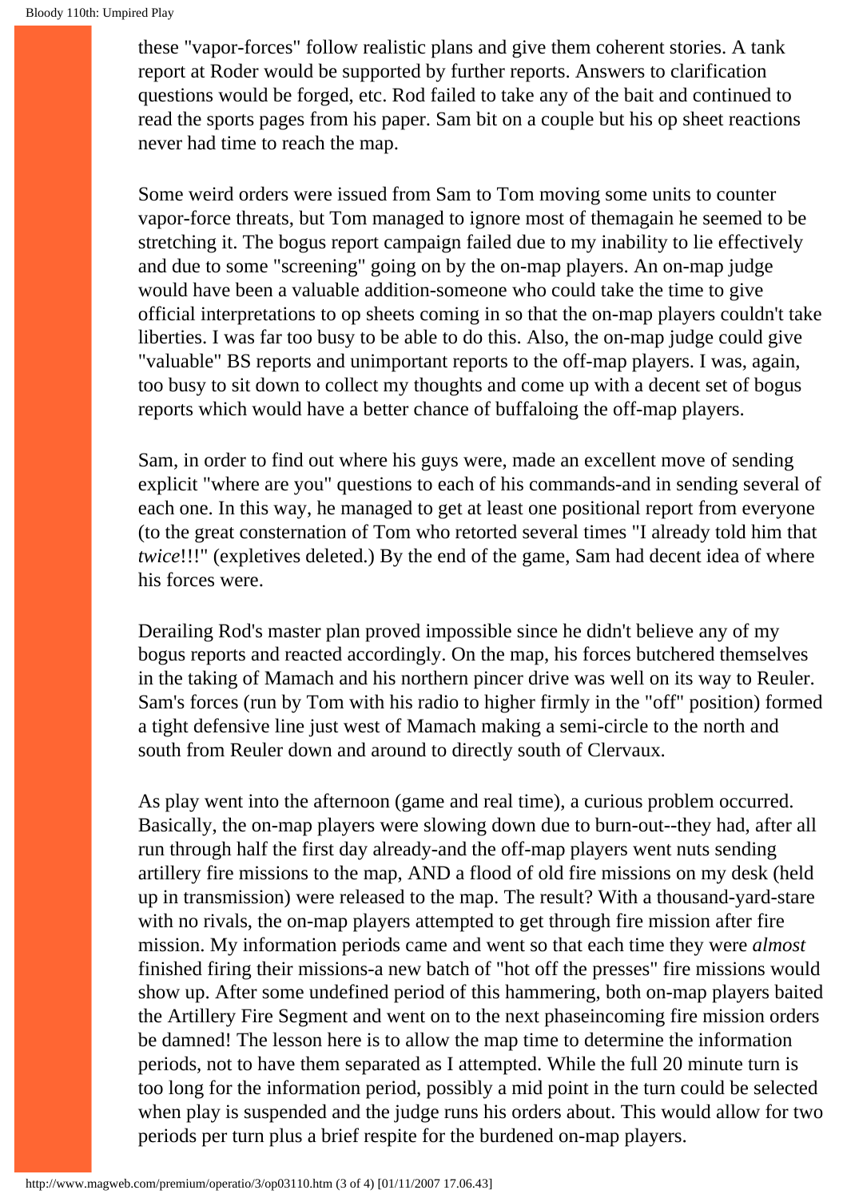these "vapor-forces" follow realistic plans and give them coherent stories. A tank report at Roder would be supported by further reports. Answers to clarification questions would be forged, etc. Rod failed to take any of the bait and continued to read the sports pages from his paper. Sam bit on a couple but his op sheet reactions never had time to reach the map.

Some weird orders were issued from Sam to Tom moving some units to counter vapor-force threats, but Tom managed to ignore most of themagain he seemed to be stretching it. The bogus report campaign failed due to my inability to lie effectively and due to some "screening" going on by the on-map players. An on-map judge would have been a valuable addition-someone who could take the time to give official interpretations to op sheets coming in so that the on-map players couldn't take liberties. I was far too busy to be able to do this. Also, the on-map judge could give "valuable" BS reports and unimportant reports to the off-map players. I was, again, too busy to sit down to collect my thoughts and come up with a decent set of bogus reports which would have a better chance of buffaloing the off-map players.

Sam, in order to find out where his guys were, made an excellent move of sending explicit "where are you" questions to each of his commands-and in sending several of each one. In this way, he managed to get at least one positional report from everyone (to the great consternation of Tom who retorted several times "I already told him that *twice*!!!" (expletives deleted.) By the end of the game, Sam had decent idea of where his forces were.

Derailing Rod's master plan proved impossible since he didn't believe any of my bogus reports and reacted accordingly. On the map, his forces butchered themselves in the taking of Mamach and his northern pincer drive was well on its way to Reuler. Sam's forces (run by Tom with his radio to higher firmly in the "off" position) formed a tight defensive line just west of Mamach making a semi-circle to the north and south from Reuler down and around to directly south of Clervaux.

As play went into the afternoon (game and real time), a curious problem occurred. Basically, the on-map players were slowing down due to burn-out--they had, after all run through half the first day already-and the off-map players went nuts sending artillery fire missions to the map, AND a flood of old fire missions on my desk (held up in transmission) were released to the map. The result? With a thousand-yard-stare with no rivals, the on-map players attempted to get through fire mission after fire mission. My information periods came and went so that each time they were *almost* finished firing their missions-a new batch of "hot off the presses" fire missions would show up. After some undefined period of this hammering, both on-map players baited the Artillery Fire Segment and went on to the next phaseincoming fire mission orders be damned! The lesson here is to allow the map time to determine the information periods, not to have them separated as I attempted. While the full 20 minute turn is too long for the information period, possibly a mid point in the turn could be selected when play is suspended and the judge runs his orders about. This would allow for two periods per turn plus a brief respite for the burdened on-map players.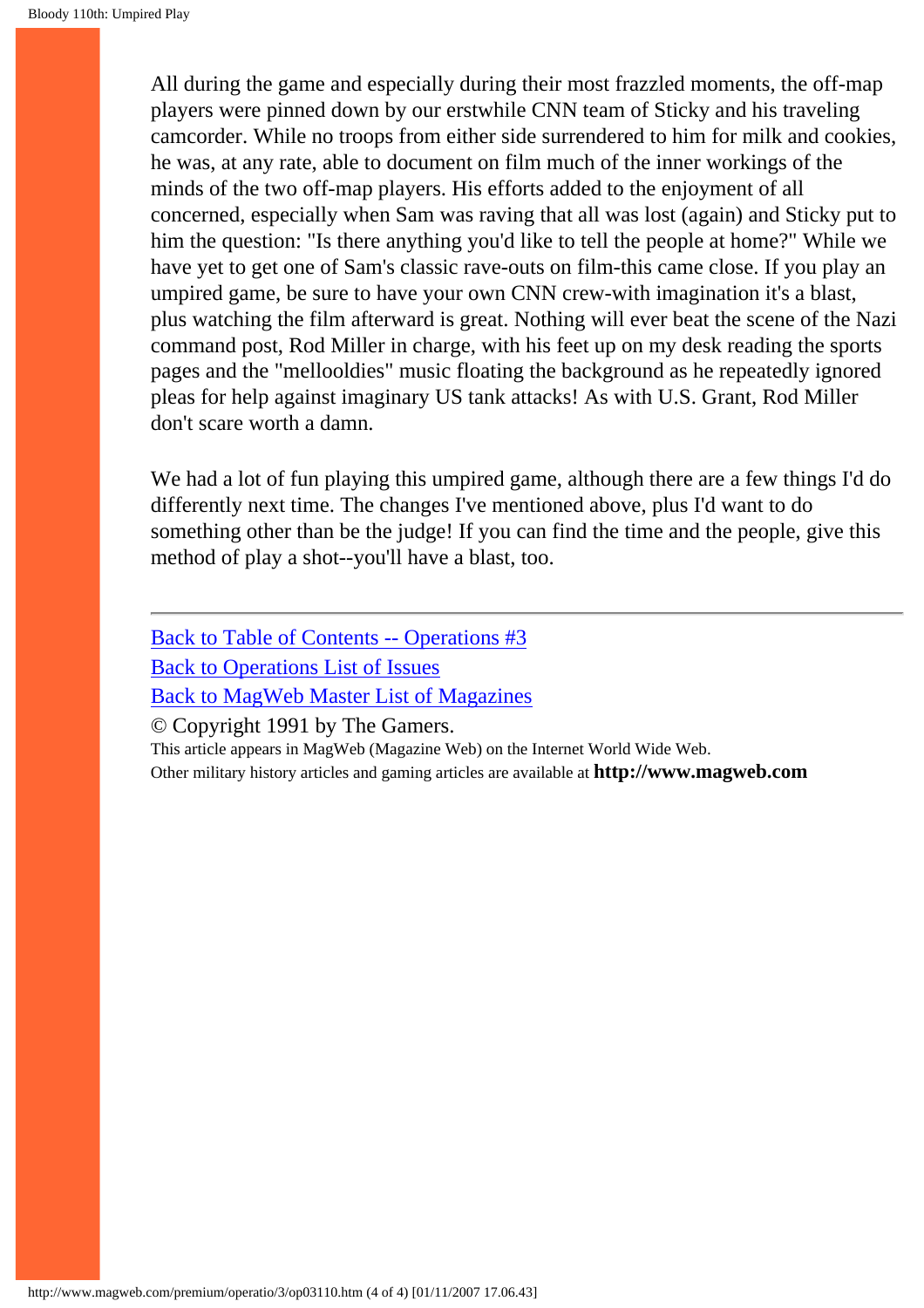All during the game and especially during their most frazzled moments, the off-map players were pinned down by our erstwhile CNN team of Sticky and his traveling camcorder. While no troops from either side surrendered to him for milk and cookies, he was, at any rate, able to document on film much of the inner workings of the minds of the two off-map players. His efforts added to the enjoyment of all concerned, especially when Sam was raving that all was lost (again) and Sticky put to him the question: "Is there anything you'd like to tell the people at home?" While we have yet to get one of Sam's classic rave-outs on film-this came close. If you play an umpired game, be sure to have your own CNN crew-with imagination it's a blast, plus watching the film afterward is great. Nothing will ever beat the scene of the Nazi command post, Rod Miller in charge, with his feet up on my desk reading the sports pages and the "mellooldies" music floating the background as he repeatedly ignored pleas for help against imaginary US tank attacks! As with U.S. Grant, Rod Miller don't scare worth a damn.

We had a lot of fun playing this umpired game, although there are a few things I'd do differently next time. The changes I've mentioned above, plus I'd want to do something other than be the judge! If you can find the time and the people, give this method of play a shot--you'll have a blast, too.

---

Back to Table of Contents -- Operations #3
Back to Operations List of Issues
Back to MagWeb Master List of Magazines
© Copyright 1991 by The Gamers.
This article appears in MagWeb (Magazine Web) on the Internet World Wide Web.
Other military history articles and gaming articles are available at **http://www.magweb.com**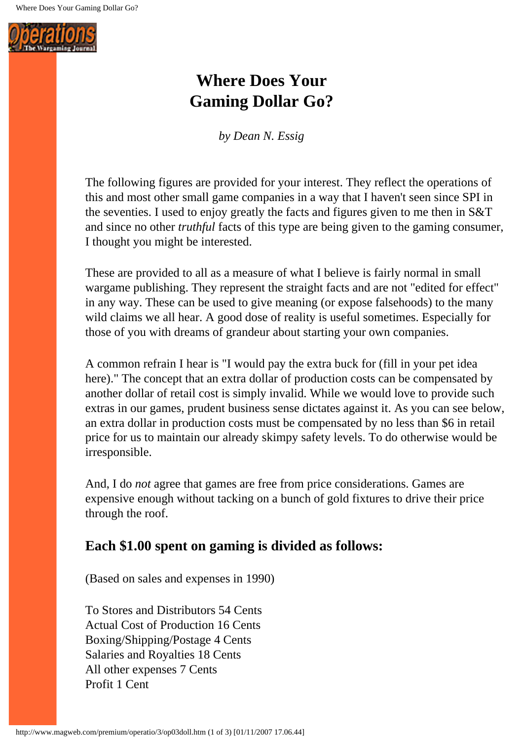# Where Does Your Gaming Dollar Go?

*by Dean N. Essig*

The following figures are provided for your interest. They reflect the operations of this and most other small game companies in a way that I haven't seen since SPI in the seventies. I used to enjoy greatly the facts and figures given to me then in S&T and since no other *truthful* facts of this type are being given to the gaming consumer, I thought you might be interested.

These are provided to all as a measure of what I believe is fairly normal in small wargame publishing. They represent the straight facts and are not "edited for effect" in any way. These can be used to give meaning (or expose falsehoods) to the many wild claims we all hear. A good dose of reality is useful sometimes. Especially for those of you with dreams of grandeur about starting your own companies.

A common refrain I hear is "I would pay the extra buck for (fill in your pet idea here)." The concept that an extra dollar of production costs can be compensated by another dollar of retail cost is simply invalid. While we would love to provide such extras in our games, prudent business sense dictates against it. As you can see below, an extra dollar in production costs must be compensated by no less than $6 in retail price for us to maintain our already skimpy safety levels. To do otherwise would be irresponsible.

And, I do *not* agree that games are free from price considerations. Games are expensive enough without tacking on a bunch of gold fixtures to drive their price through the roof.

## Each $1.00 spent on gaming is divided as follows:

(Based on sales and expenses in 1990)

To Stores and Distributors 54 Cents
Actual Cost of Production 16 Cents
Boxing/Shipping/Postage 4 Cents
Salaries and Royalties 18 Cents
All other expenses 7 Cents
Profit 1 Cent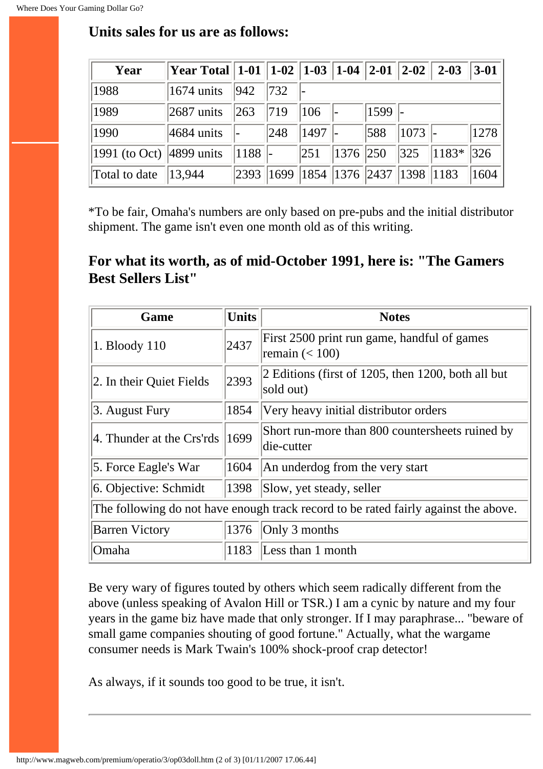### Units sales for us are as follows:

| Year | Year Total | 1-01 | 1-02 | 1-03 | 1-04 | 2-01 | 2-02 | 2-03 | 3-01 |
|---|---|---|---|---|---|---|---|---|---|
| 1988 | 1674 units | 942 | 732 | - | | | | | |
| 1989 | 2687 units | 263 | 719 | 106 | - | 1599 | - | | |
| 1990 | 4684 units | - | 248 | 1497 | - | 588 | 1073 | - | 1278 |
| 1991 (to Oct) | 4899 units | 1188 | - | 251 | 1376 | 250 | 325 | 1183* | 326 |
| Total to date | 13,944 | 2393 | 1699 | 1854 | 1376 | 2437 | 1398 | 1183 | 1604 |

*To be fair, Omaha's numbers are only based on pre-pubs and the initial distributor shipment. The game isn't even one month old as of this writing.

### For what its worth, as of mid-October 1991, here is: "The Gamers Best Sellers List"

| Game | Units | Notes |
|---|---|---|
| 1. Bloody 110 | 2437 | First 2500 print run game, handful of games remain (< 100) |
| 2. In their Quiet Fields | 2393 | 2 Editions (first of 1205, then 1200, both all but sold out) |
| 3. August Fury | 1854 | Very heavy initial distributor orders |
| 4. Thunder at the Crs'rds | 1699 | Short run-more than 800 countersheets ruined by die-cutter |
| 5. Force Eagle's War | 1604 | An underdog from the very start |
| 6. Objective: Schmidt | 1398 | Slow, yet steady, seller |
| The following do not have enough track record to be rated fairly against the above. | | |
| Barren Victory | 1376 | Only 3 months |
| Omaha | 1183 | Less than 1 month |

Be very wary of figures touted by others which seem radically different from the above (unless speaking of Avalon Hill or TSR.) I am a cynic by nature and my four years in the game biz have made that only stronger. If I may paraphrase... "beware of small game companies shouting of good fortune." Actually, what the wargame consumer needs is Mark Twain's 100% shock-proof crap detector!

As always, if it sounds too good to be true, it isn't.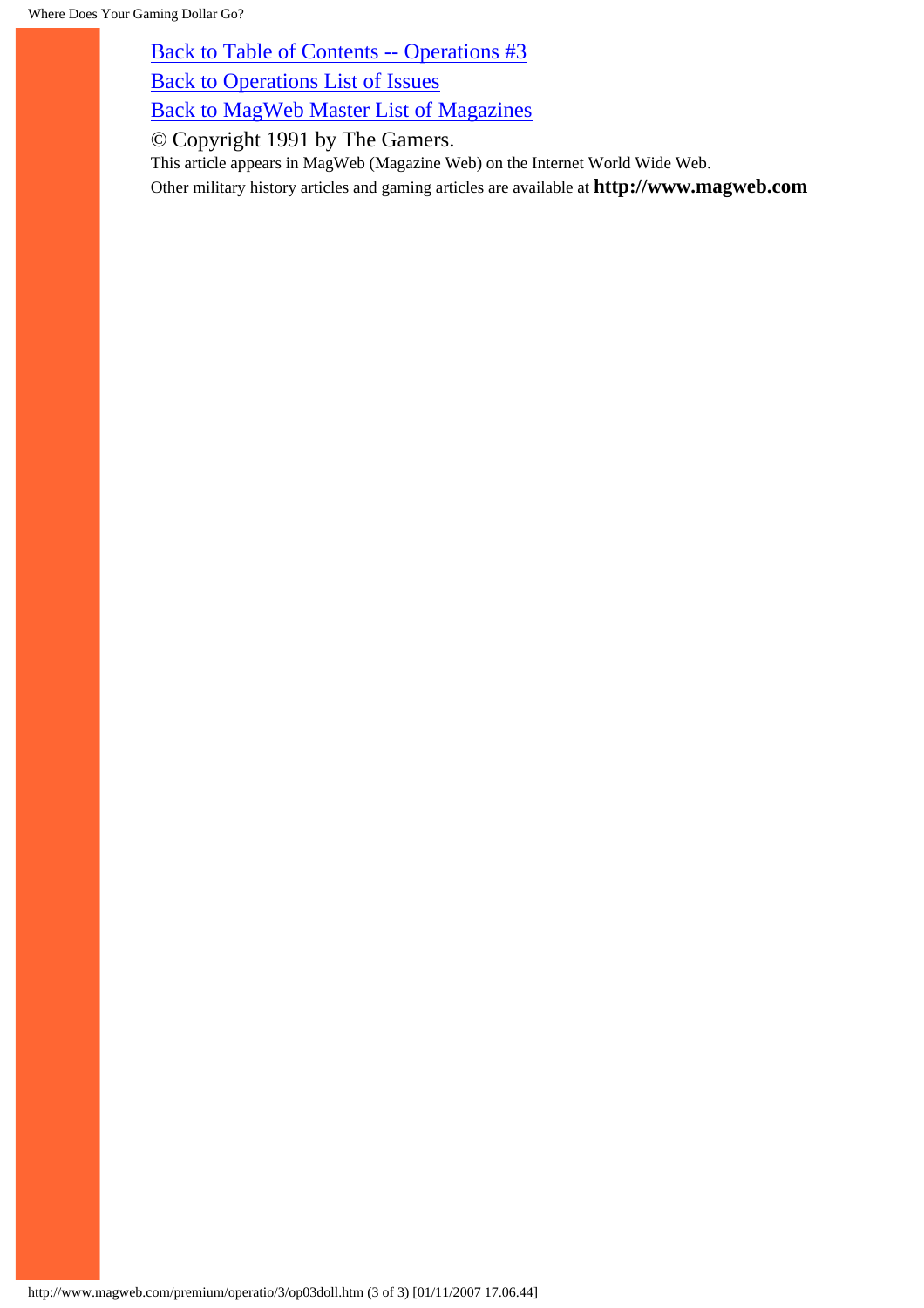[Back to Table of Contents -- Operations #3](#)

[Back to Operations List of Issues](#)

[Back to MagWeb Master List of Magazines](#)

© Copyright 1991 by The Gamers.

This article appears in MagWeb (Magazine Web) on the Internet World Wide Web.

Other military history articles and gaming articles are available at **http://www.magweb.com**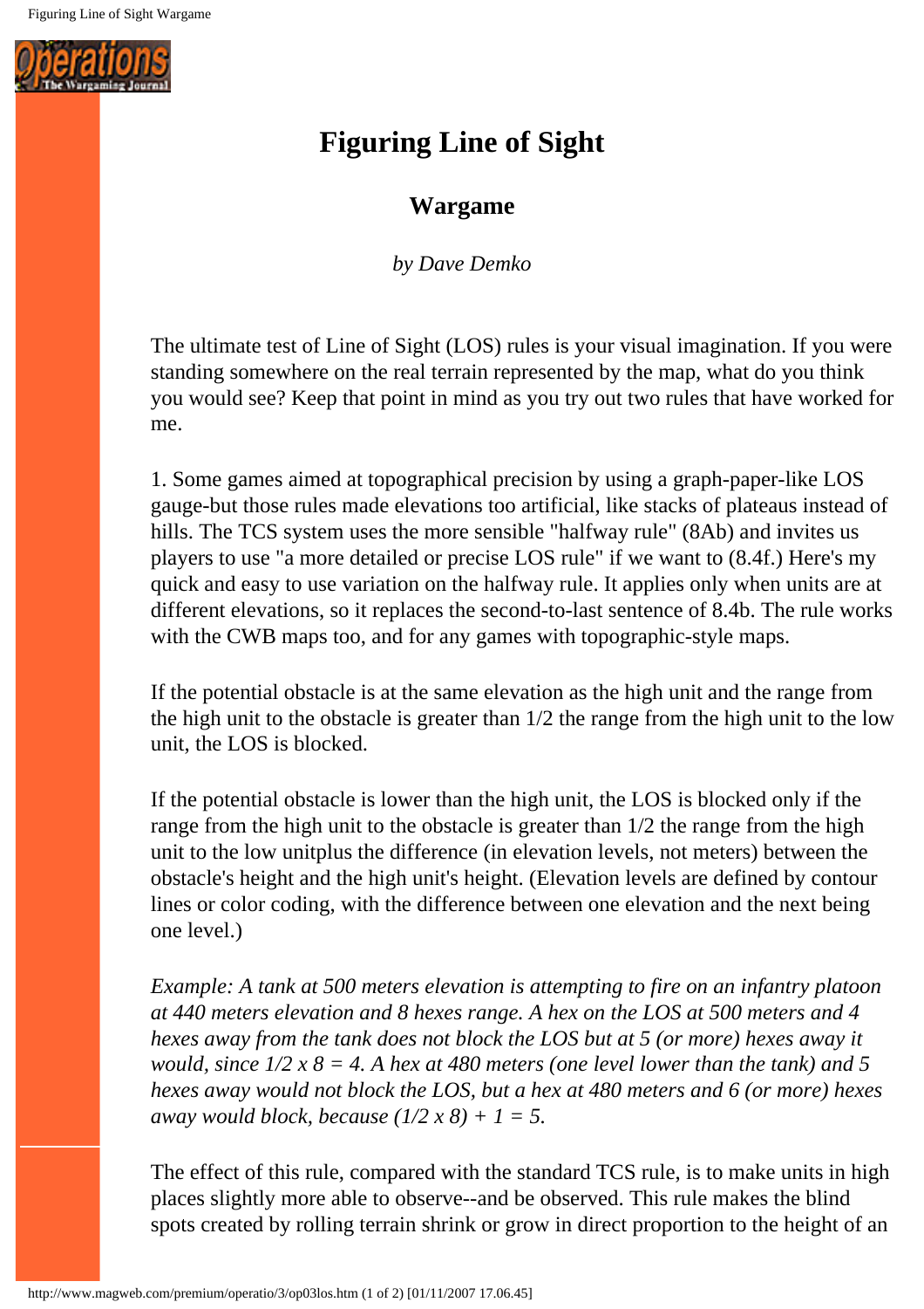# Figuring Line of Sight

## Wargame

*by Dave Demko*

The ultimate test of Line of Sight (LOS) rules is your visual imagination. If you were standing somewhere on the real terrain represented by the map, what do you think you would see? Keep that point in mind as you try out two rules that have worked for me.

1. Some games aimed at topographical precision by using a graph-paper-like LOS gauge-but those rules made elevations too artificial, like stacks of plateaus instead of hills. The TCS system uses the more sensible "halfway rule" (8Ab) and invites us players to use "a more detailed or precise LOS rule" if we want to (8.4f.) Here's my quick and easy to use variation on the halfway rule. It applies only when units are at different elevations, so it replaces the second-to-last sentence of 8.4b. The rule works with the CWB maps too, and for any games with topographic-style maps.

If the potential obstacle is at the same elevation as the high unit and the range from the high unit to the obstacle is greater than 1/2 the range from the high unit to the low unit, the LOS is blocked.

If the potential obstacle is lower than the high unit, the LOS is blocked only if the range from the high unit to the obstacle is greater than 1/2 the range from the high unit to the low unitplus the difference (in elevation levels, not meters) between the obstacle's height and the high unit's height. (Elevation levels are defined by contour lines or color coding, with the difference between one elevation and the next being one level.)

*Example: A tank at 500 meters elevation is attempting to fire on an infantry platoon at 440 meters elevation and 8 hexes range. A hex on the LOS at 500 meters and 4 hexes away from the tank does not block the LOS but at 5 (or more) hexes away it would, since 1/2 x 8 = 4. A hex at 480 meters (one level lower than the tank) and 5 hexes away would not block the LOS, but a hex at 480 meters and 6 (or more) hexes away would block, because (1/2 x 8) + 1 = 5.*

The effect of this rule, compared with the standard TCS rule, is to make units in high places slightly more able to observe--and be observed. This rule makes the blind spots created by rolling terrain shrink or grow in direct proportion to the height of an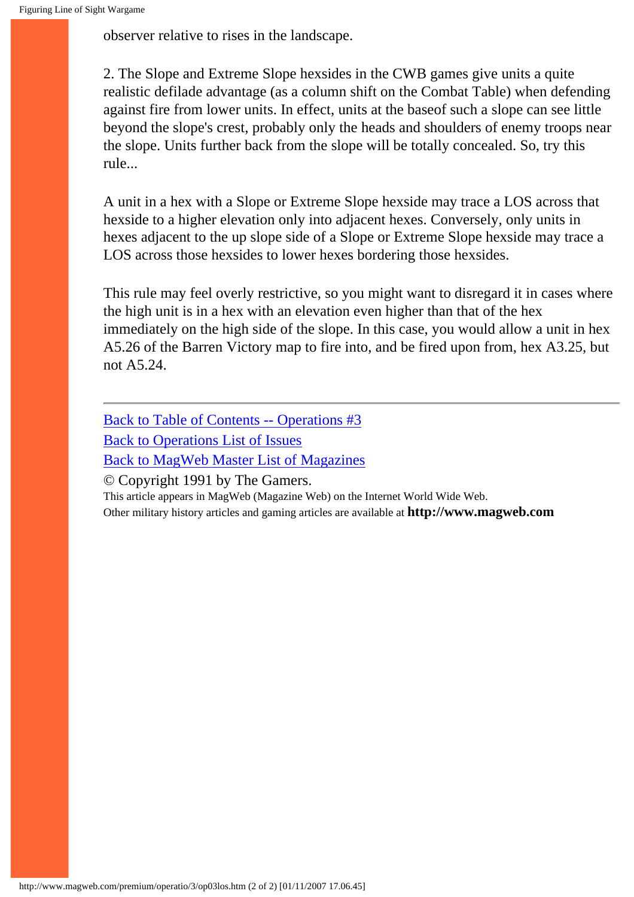observer relative to rises in the landscape.

2. The Slope and Extreme Slope hexsides in the CWB games give units a quite realistic defilade advantage (as a column shift on the Combat Table) when defending against fire from lower units. In effect, units at the baseof such a slope can see little beyond the slope's crest, probably only the heads and shoulders of enemy troops near the slope. Units further back from the slope will be totally concealed. So, try this rule...

A unit in a hex with a Slope or Extreme Slope hexside may trace a LOS across that hexside to a higher elevation only into adjacent hexes. Conversely, only units in hexes adjacent to the up slope side of a Slope or Extreme Slope hexside may trace a LOS across those hexsides to lower hexes bordering those hexsides.

This rule may feel overly restrictive, so you might want to disregard it in cases where the high unit is in a hex with an elevation even higher than that of the hex immediately on the high side of the slope. In this case, you would allow a unit in hex A5.26 of the Barren Victory map to fire into, and be fired upon from, hex A3.25, but not A5.24.

---

Back to Table of Contents -- Operations #3
Back to Operations List of Issues
Back to MagWeb Master List of Magazines

© Copyright 1991 by The Gamers.

This article appears in MagWeb (Magazine Web) on the Internet World Wide Web.
Other military history articles and gaming articles are available at **http://www.magweb.com**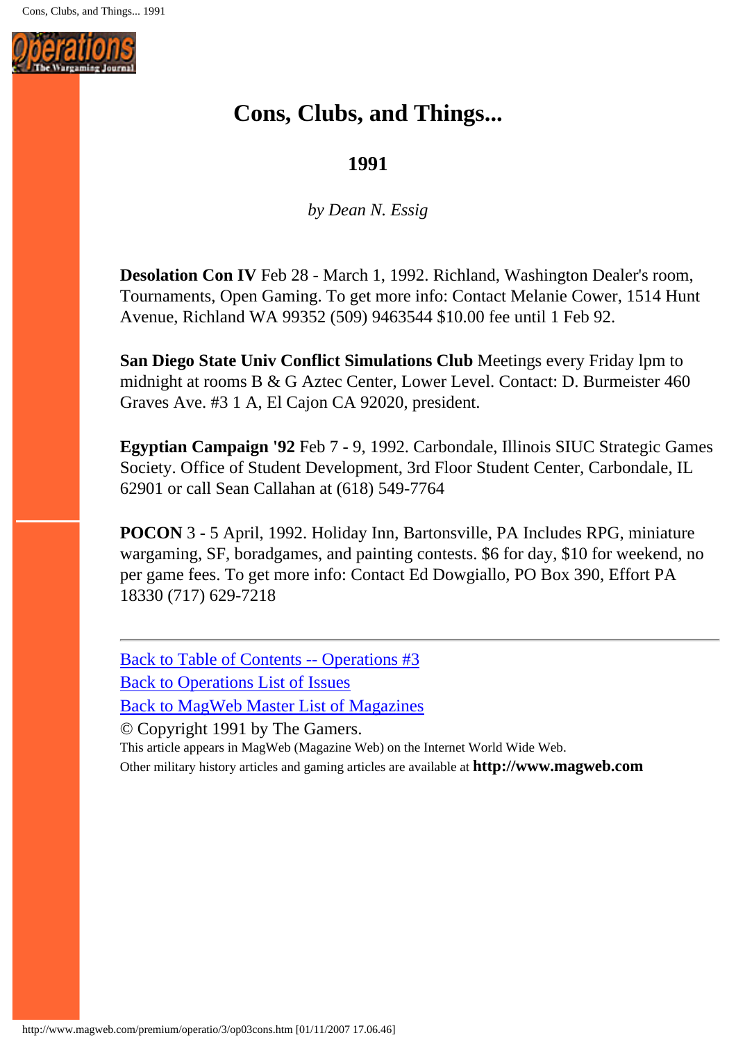# Cons, Clubs, and Things...

## 1991

*by Dean N. Essig*

**Desolation Con IV** Feb 28 - March 1, 1992. Richland, Washington Dealer's room, Tournaments, Open Gaming. To get more info: Contact Melanie Cower, 1514 Hunt Avenue, Richland WA 99352 (509) 9463544 $10.00 fee until 1 Feb 92.

**San Diego State Univ Conflict Simulations Club** Meetings every Friday lpm to midnight at rooms B & G Aztec Center, Lower Level. Contact: D. Burmeister 460 Graves Ave. #3 1 A, El Cajon CA 92020, president.

**Egyptian Campaign '92** Feb 7 - 9, 1992. Carbondale, Illinois SIUC Strategic Games Society. Office of Student Development, 3rd Floor Student Center, Carbondale, IL 62901 or call Sean Callahan at (618) 549-7764

**POCON** 3 - 5 April, 1992. Holiday Inn, Bartonsville, PA Includes RPG, miniature wargaming, SF, boradgames, and painting contests. $6 for day, $10 for weekend, no per game fees. To get more info: Contact Ed Dowgiallo, PO Box 390, Effort PA 18330 (717) 629-7218

---

Back to Table of Contents -- Operations #3
Back to Operations List of Issues
Back to MagWeb Master List of Magazines
© Copyright 1991 by The Gamers.
This article appears in MagWeb (Magazine Web) on the Internet World Wide Web.
Other military history articles and gaming articles are available at **http://www.magweb.com**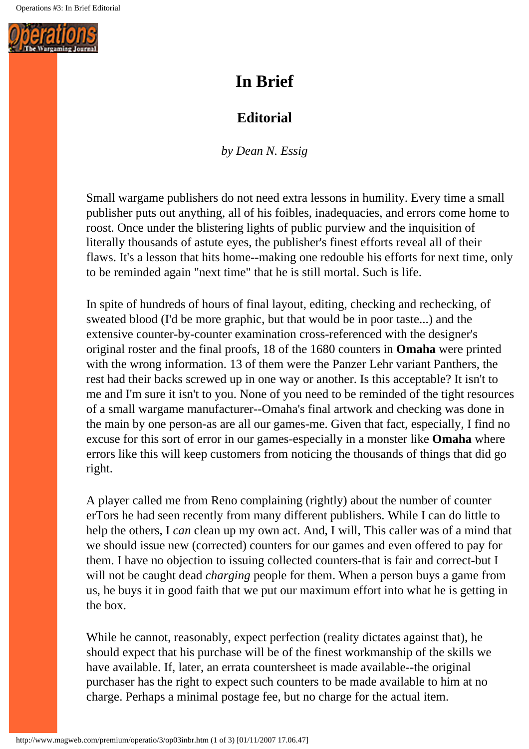# In Brief

## Editorial

*by Dean N. Essig*

Small wargame publishers do not need extra lessons in humility. Every time a small publisher puts out anything, all of his foibles, inadequacies, and errors come home to roost. Once under the blistering lights of public purview and the inquisition of literally thousands of astute eyes, the publisher's finest efforts reveal all of their flaws. It's a lesson that hits home--making one redouble his efforts for next time, only to be reminded again "next time" that he is still mortal. Such is life.

In spite of hundreds of hours of final layout, editing, checking and rechecking, of sweated blood (I'd be more graphic, but that would be in poor taste...) and the extensive counter-by-counter examination cross-referenced with the designer's original roster and the final proofs, 18 of the 1680 counters in **Omaha** were printed with the wrong information. 13 of them were the Panzer Lehr variant Panthers, the rest had their backs screwed up in one way or another. Is this acceptable? It isn't to me and I'm sure it isn't to you. None of you need to be reminded of the tight resources of a small wargame manufacturer--Omaha's final artwork and checking was done in the main by one person-as are all our games-me. Given that fact, especially, I find no excuse for this sort of error in our games-especially in a monster like **Omaha** where errors like this will keep customers from noticing the thousands of things that did go right.

A player called me from Reno complaining (rightly) about the number of counter erTors he had seen recently from many different publishers. While I can do little to help the others, I *can* clean up my own act. And, I will, This caller was of a mind that we should issue new (corrected) counters for our games and even offered to pay for them. I have no objection to issuing collected counters-that is fair and correct-but I will not be caught dead *charging* people for them. When a person buys a game from us, he buys it in good faith that we put our maximum effort into what he is getting in the box.

While he cannot, reasonably, expect perfection (reality dictates against that), he should expect that his purchase will be of the finest workmanship of the skills we have available. If, later, an errata countersheet is made available--the original purchaser has the right to expect such counters to be made available to him at no charge. Perhaps a minimal postage fee, but no charge for the actual item.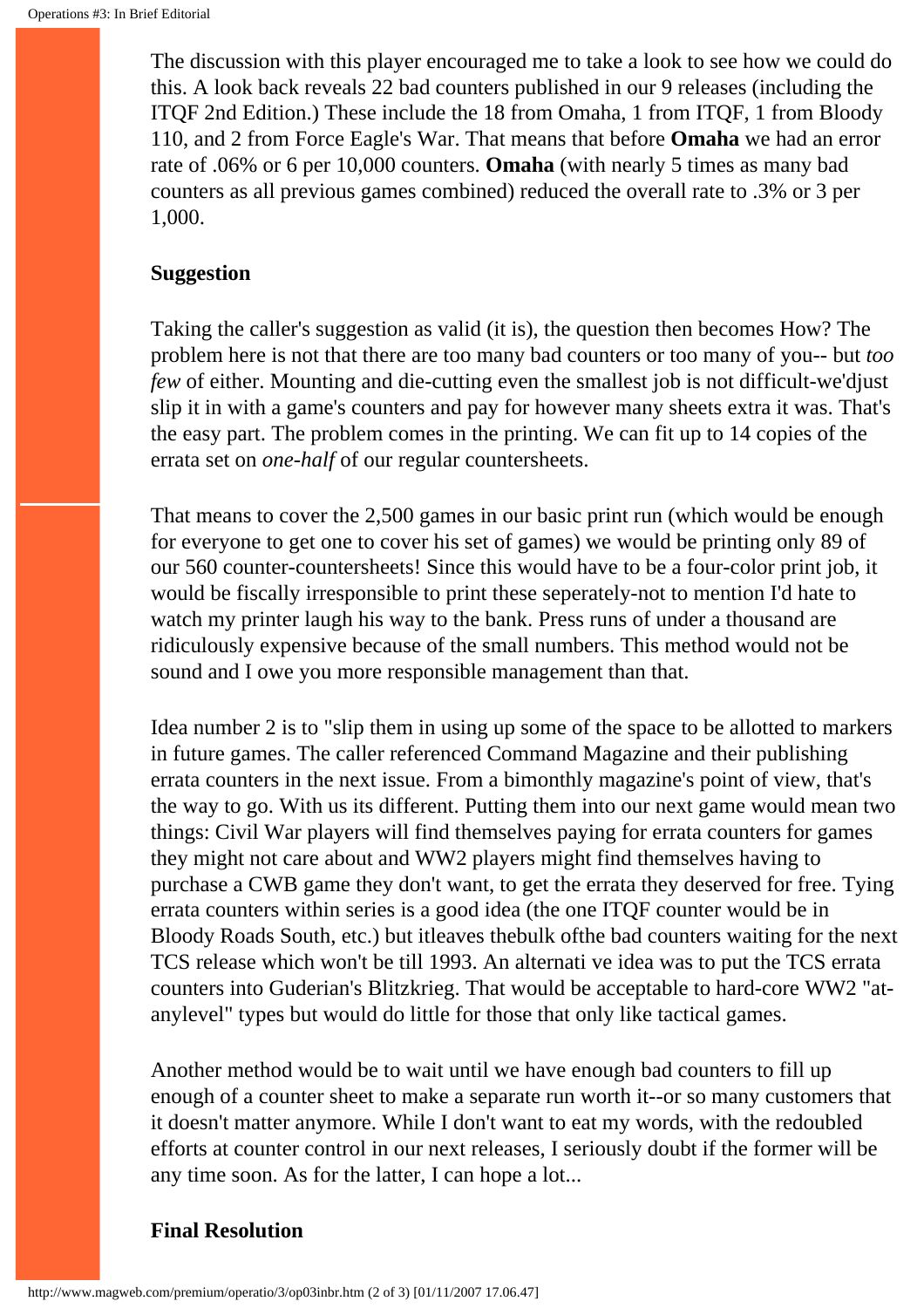The discussion with this player encouraged me to take a look to see how we could do this. A look back reveals 22 bad counters published in our 9 releases (including the ITQF 2nd Edition.) These include the 18 from Omaha, 1 from ITQF, 1 from Bloody 110, and 2 from Force Eagle's War. That means that before **Omaha** we had an error rate of .06% or 6 per 10,000 counters. **Omaha** (with nearly 5 times as many bad counters as all previous games combined) reduced the overall rate to .3% or 3 per 1,000.

**Suggestion**

Taking the caller's suggestion as valid (it is), the question then becomes How? The problem here is not that there are too many bad counters or too many of you-- but *too few* of either. Mounting and die-cutting even the smallest job is not difficult-we'djust slip it in with a game's counters and pay for however many sheets extra it was. That's the easy part. The problem comes in the printing. We can fit up to 14 copies of the errata set on *one-half* of our regular countersheets.

That means to cover the 2,500 games in our basic print run (which would be enough for everyone to get one to cover his set of games) we would be printing only 89 of our 560 counter-countersheets! Since this would have to be a four-color print job, it would be fiscally irresponsible to print these seperately-not to mention I'd hate to watch my printer laugh his way to the bank. Press runs of under a thousand are ridiculously expensive because of the small numbers. This method would not be sound and I owe you more responsible management than that.

Idea number 2 is to "slip them in using up some of the space to be allotted to markers in future games. The caller referenced Command Magazine and their publishing errata counters in the next issue. From a bimonthly magazine's point of view, that's the way to go. With us its different. Putting them into our next game would mean two things: Civil War players will find themselves paying for errata counters for games they might not care about and WW2 players might find themselves having to purchase a CWB game they don't want, to get the errata they deserved for free. Tying errata counters within series is a good idea (the one ITQF counter would be in Bloody Roads South, etc.) but itleaves thebulk ofthe bad counters waiting for the next TCS release which won't be till 1993. An alternati ve idea was to put the TCS errata counters into Guderian's Blitzkrieg. That would be acceptable to hard-core WW2 "at-anylevel" types but would do little for those that only like tactical games.

Another method would be to wait until we have enough bad counters to fill up enough of a counter sheet to make a separate run worth it--or so many customers that it doesn't matter anymore. While I don't want to eat my words, with the redoubled efforts at counter control in our next releases, I seriously doubt if the former will be any time soon. As for the latter, I can hope a lot...

**Final Resolution**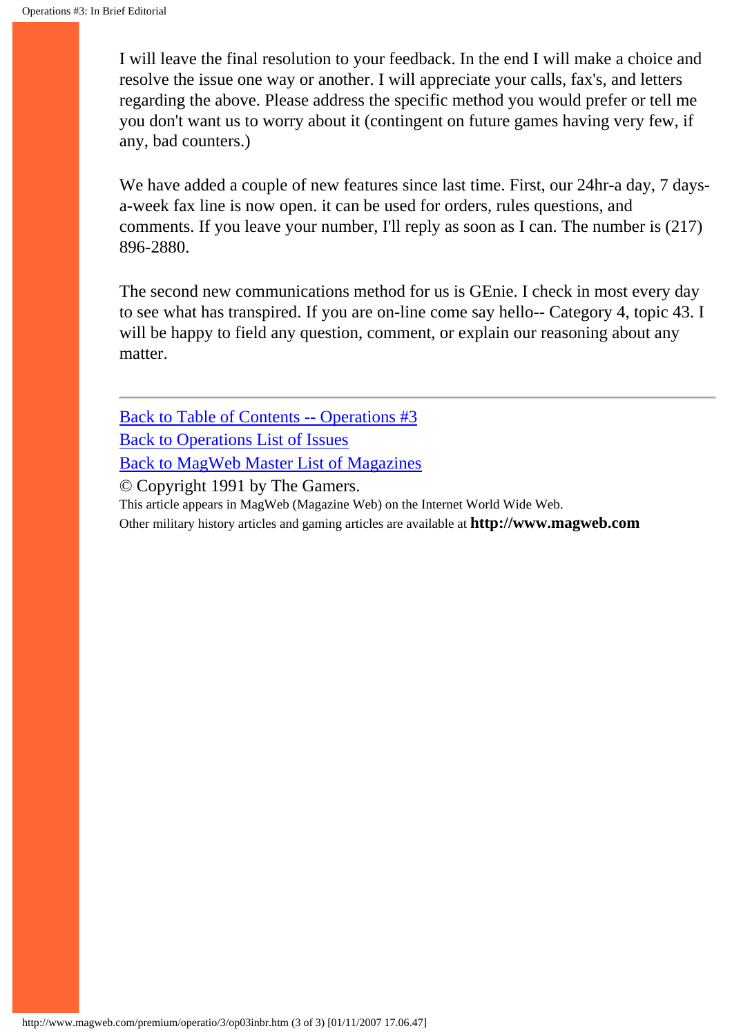I will leave the final resolution to your feedback. In the end I will make a choice and resolve the issue one way or another. I will appreciate your calls, fax's, and letters regarding the above. Please address the specific method you would prefer or tell me you don't want us to worry about it (contingent on future games having very few, if any, bad counters.)

We have added a couple of new features since last time. First, our 24hr-a day, 7 days-a-week fax line is now open. it can be used for orders, rules questions, and comments. If you leave your number, I'll reply as soon as I can. The number is (217) 896-2880.

The second new communications method for us is GEnie. I check in most every day to see what has transpired. If you are on-line come say hello-- Category 4, topic 43. I will be happy to field any question, comment, or explain our reasoning about any matter.

---

Back to Table of Contents -- Operations #3
Back to Operations List of Issues
Back to MagWeb Master List of Magazines

© Copyright 1991 by The Gamers.

This article appears in MagWeb (Magazine Web) on the Internet World Wide Web.
Other military history articles and gaming articles are available at **http://www.magweb.com**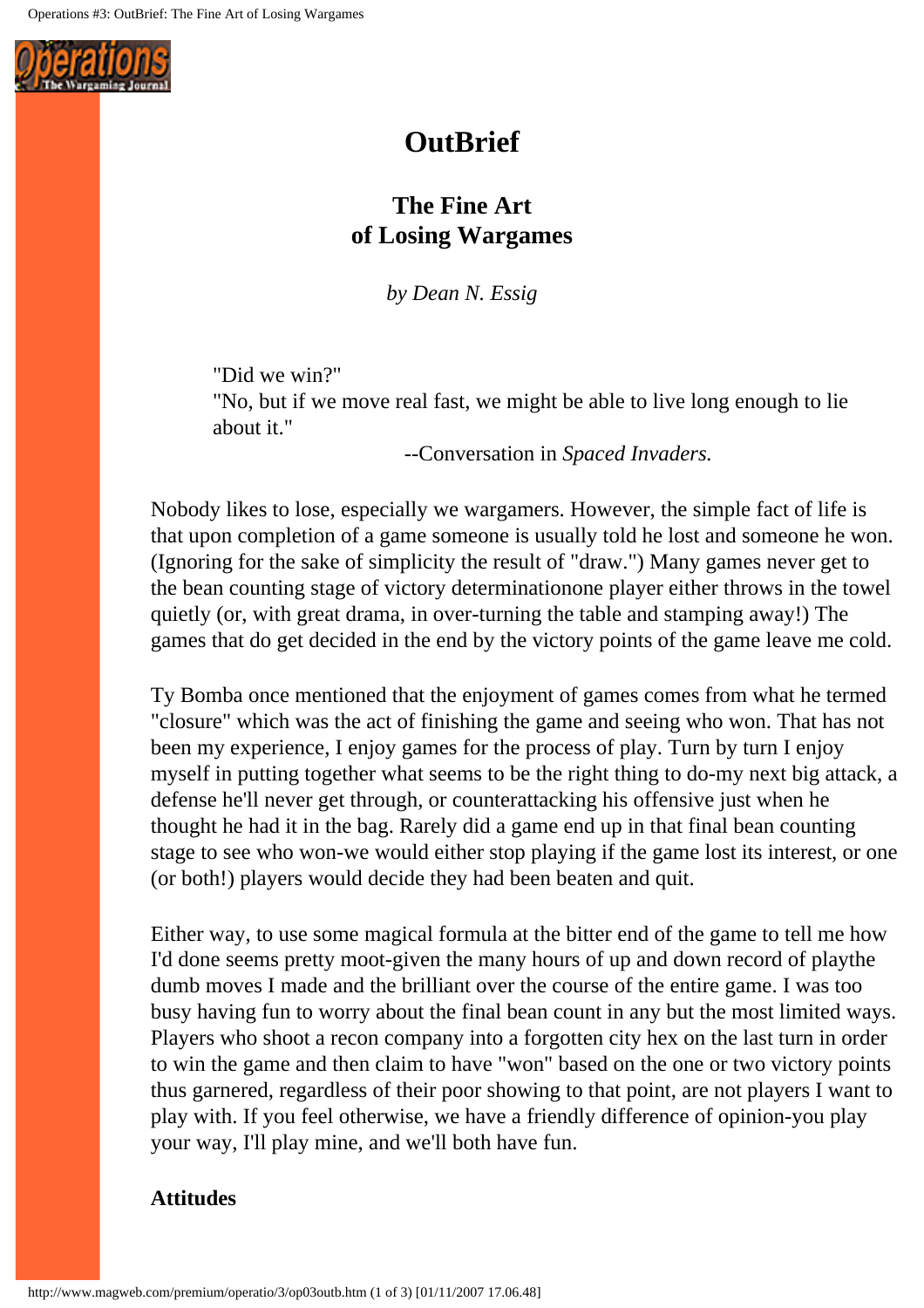# OutBrief

## The Fine Art of Losing Wargames

*by Dean N. Essig*

> "Did we win?"
> "No, but if we move real fast, we might be able to live long enough to lie about it."
>
> --Conversation in *Spaced Invaders.*

Nobody likes to lose, especially we wargamers. However, the simple fact of life is that upon completion of a game someone is usually told he lost and someone he won. (Ignoring for the sake of simplicity the result of "draw.") Many games never get to the bean counting stage of victory determinationone player either throws in the towel quietly (or, with great drama, in over-turning the table and stamping away!) The games that do get decided in the end by the victory points of the game leave me cold.

Ty Bomba once mentioned that the enjoyment of games comes from what he termed "closure" which was the act of finishing the game and seeing who won. That has not been my experience, I enjoy games for the process of play. Turn by turn I enjoy myself in putting together what seems to be the right thing to do-my next big attack, a defense he'll never get through, or counterattacking his offensive just when he thought he had it in the bag. Rarely did a game end up in that final bean counting stage to see who won-we would either stop playing if the game lost its interest, or one (or both!) players would decide they had been beaten and quit.

Either way, to use some magical formula at the bitter end of the game to tell me how I'd done seems pretty moot-given the many hours of up and down record of playthe dumb moves I made and the brilliant over the course of the entire game. I was too busy having fun to worry about the final bean count in any but the most limited ways. Players who shoot a recon company into a forgotten city hex on the last turn in order to win the game and then claim to have "won" based on the one or two victory points thus garnered, regardless of their poor showing to that point, are not players I want to play with. If you feel otherwise, we have a friendly difference of opinion-you play your way, I'll play mine, and we'll both have fun.

### Attitudes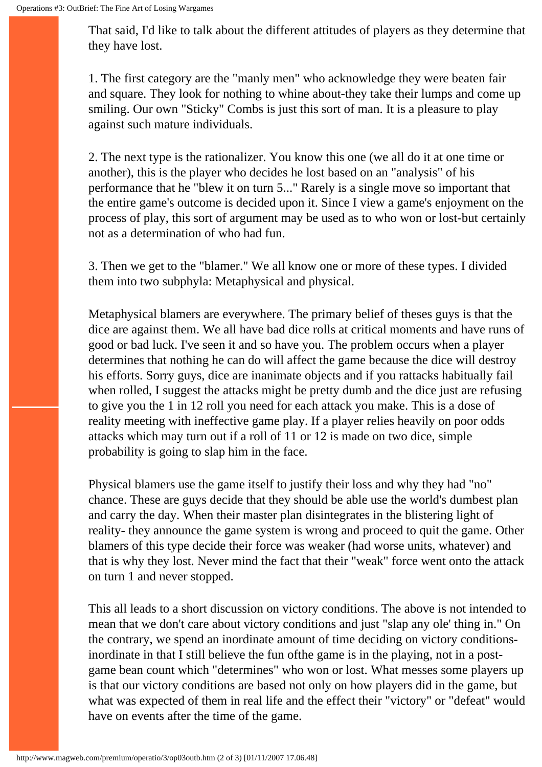That said, I'd like to talk about the different attitudes of players as they determine that they have lost.

1. The first category are the "manly men" who acknowledge they were beaten fair and square. They look for nothing to whine about-they take their lumps and come up smiling. Our own "Sticky" Combs is just this sort of man. It is a pleasure to play against such mature individuals.

2. The next type is the rationalizer. You know this one (we all do it at one time or another), this is the player who decides he lost based on an "analysis" of his performance that he "blew it on turn 5..." Rarely is a single move so important that the entire game's outcome is decided upon it. Since I view a game's enjoyment on the process of play, this sort of argument may be used as to who won or lost-but certainly not as a determination of who had fun.

3. Then we get to the "blamer." We all know one or more of these types. I divided them into two subphyla: Metaphysical and physical.

Metaphysical blamers are everywhere. The primary belief of theses guys is that the dice are against them. We all have bad dice rolls at critical moments and have runs of good or bad luck. I've seen it and so have you. The problem occurs when a player determines that nothing he can do will affect the game because the dice will destroy his efforts. Sorry guys, dice are inanimate objects and if you rattacks habitually fail when rolled, I suggest the attacks might be pretty dumb and the dice just are refusing to give you the 1 in 12 roll you need for each attack you make. This is a dose of reality meeting with ineffective game play. If a player relies heavily on poor odds attacks which may turn out if a roll of 11 or 12 is made on two dice, simple probability is going to slap him in the face.

Physical blamers use the game itself to justify their loss and why they had "no" chance. These are guys decide that they should be able use the world's dumbest plan and carry the day. When their master plan disintegrates in the blistering light of reality- they announce the game system is wrong and proceed to quit the game. Other blamers of this type decide their force was weaker (had worse units, whatever) and that is why they lost. Never mind the fact that their "weak" force went onto the attack on turn 1 and never stopped.

This all leads to a short discussion on victory conditions. The above is not intended to mean that we don't care about victory conditions and just "slap any ole' thing in." On the contrary, we spend an inordinate amount of time deciding on victory conditions-inordinate in that I still believe the fun ofthe game is in the playing, not in a post-game bean count which "determines" who won or lost. What messes some players up is that our victory conditions are based not only on how players did in the game, but what was expected of them in real life and the effect their "victory" or "defeat" would have on events after the time of the game.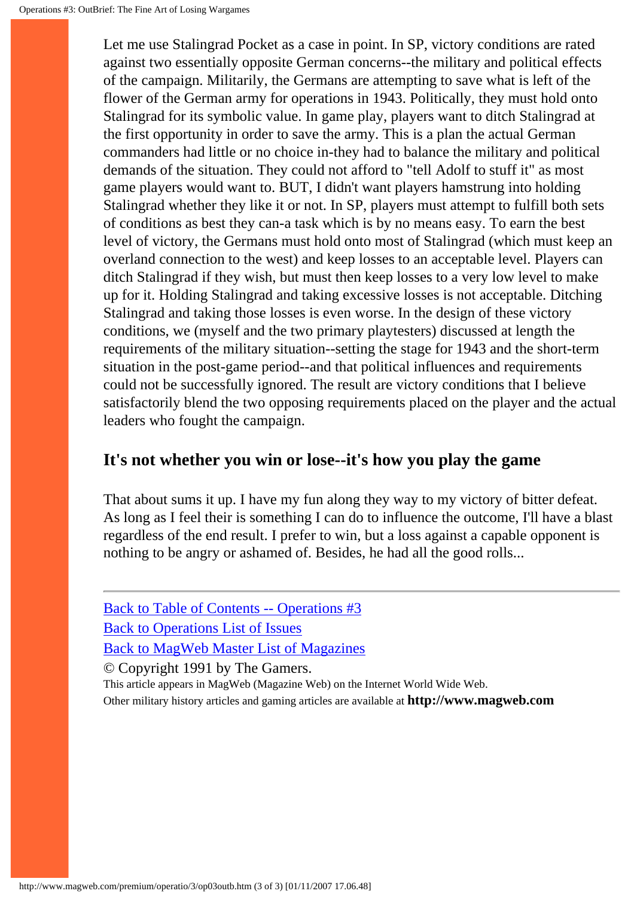Let me use Stalingrad Pocket as a case in point. In SP, victory conditions are rated against two essentially opposite German concerns--the military and political effects of the campaign. Militarily, the Germans are attempting to save what is left of the flower of the German army for operations in 1943. Politically, they must hold onto Stalingrad for its symbolic value. In game play, players want to ditch Stalingrad at the first opportunity in order to save the army. This is a plan the actual German commanders had little or no choice in-they had to balance the military and political demands of the situation. They could not afford to "tell Adolf to stuff it" as most game players would want to. BUT, I didn't want players hamstrung into holding Stalingrad whether they like it or not. In SP, players must attempt to fulfill both sets of conditions as best they can-a task which is by no means easy. To earn the best level of victory, the Germans must hold onto most of Stalingrad (which must keep an overland connection to the west) and keep losses to an acceptable level. Players can ditch Stalingrad if they wish, but must then keep losses to a very low level to make up for it. Holding Stalingrad and taking excessive losses is not acceptable. Ditching Stalingrad and taking those losses is even worse. In the design of these victory conditions, we (myself and the two primary playtesters) discussed at length the requirements of the military situation--setting the stage for 1943 and the short-term situation in the post-game period--and that political influences and requirements could not be successfully ignored. The result are victory conditions that I believe satisfactorily blend the two opposing requirements placed on the player and the actual leaders who fought the campaign.

## It's not whether you win or lose--it's how you play the game

That about sums it up. I have my fun along they way to my victory of bitter defeat. As long as I feel their is something I can do to influence the outcome, I'll have a blast regardless of the end result. I prefer to win, but a loss against a capable opponent is nothing to be angry or ashamed of. Besides, he had all the good rolls...

---

Back to Table of Contents -- Operations #3
Back to Operations List of Issues
Back to MagWeb Master List of Magazines
© Copyright 1991 by The Gamers.
This article appears in MagWeb (Magazine Web) on the Internet World Wide Web.
Other military history articles and gaming articles are available at **http://www.magweb.com**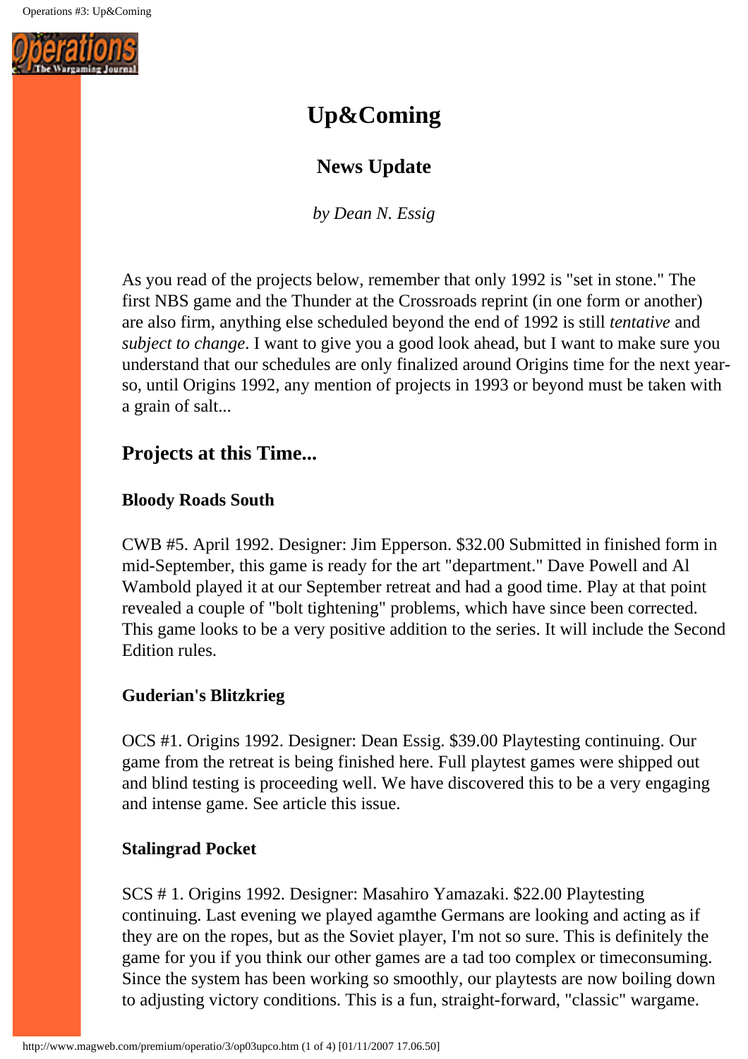# Up&Coming

## News Update

*by Dean N. Essig*

As you read of the projects below, remember that only 1992 is "set in stone." The first NBS game and the Thunder at the Crossroads reprint (in one form or another) are also firm, anything else scheduled beyond the end of 1992 is still *tentative* and *subject to change*. I want to give you a good look ahead, but I want to make sure you understand that our schedules are only finalized around Origins time for the next year-so, until Origins 1992, any mention of projects in 1993 or beyond must be taken with a grain of salt...

## Projects at this Time...

### Bloody Roads South

CWB #5. April 1992. Designer: Jim Epperson. $32.00 Submitted in finished form in mid-September, this game is ready for the art "department." Dave Powell and Al Wambold played it at our September retreat and had a good time. Play at that point revealed a couple of "bolt tightening" problems, which have since been corrected. This game looks to be a very positive addition to the series. It will include the Second Edition rules.

### Guderian's Blitzkrieg

OCS #1. Origins 1992. Designer: Dean Essig. $39.00 Playtesting continuing. Our game from the retreat is being finished here. Full playtest games were shipped out and blind testing is proceeding well. We have discovered this to be a very engaging and intense game. See article this issue.

### Stalingrad Pocket

SCS # 1. Origins 1992. Designer: Masahiro Yamazaki. $22.00 Playtesting continuing. Last evening we played agamthe Germans are looking and acting as if they are on the ropes, but as the Soviet player, I'm not so sure. This is definitely the game for you if you think our other games are a tad too complex or timeconsuming. Since the system has been working so smoothly, our playtests are now boiling down to adjusting victory conditions. This is a fun, straight-forward, "classic" wargame.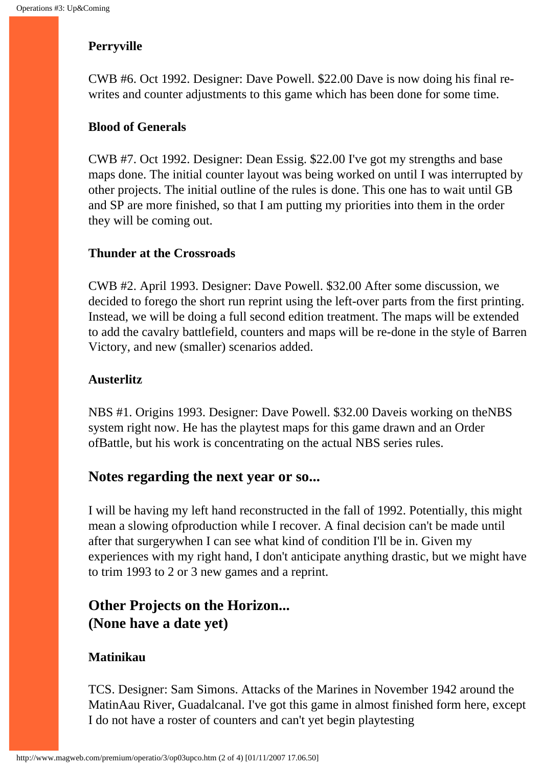### Perryville

CWB #6. Oct 1992. Designer: Dave Powell. $22.00 Dave is now doing his final re-writes and counter adjustments to this game which has been done for some time.

### Blood of Generals

CWB #7. Oct 1992. Designer: Dean Essig. $22.00 I've got my strengths and base maps done. The initial counter layout was being worked on until I was interrupted by other projects. The initial outline of the rules is done. This one has to wait until GB and SP are more finished, so that I am putting my priorities into them in the order they will be coming out.

### Thunder at the Crossroads

CWB #2. April 1993. Designer: Dave Powell. $32.00 After some discussion, we decided to forego the short run reprint using the left-over parts from the first printing. Instead, we will be doing a full second edition treatment. The maps will be extended to add the cavalry battlefield, counters and maps will be re-done in the style of Barren Victory, and new (smaller) scenarios added.

### Austerlitz

NBS #1. Origins 1993. Designer: Dave Powell. $32.00 Daveis working on theNBS system right now. He has the playtest maps for this game drawn and an Order ofBattle, but his work is concentrating on the actual NBS series rules.

## Notes regarding the next year or so...

I will be having my left hand reconstructed in the fall of 1992. Potentially, this might mean a slowing ofproduction while I recover. A final decision can't be made until after that surgerywhen I can see what kind of condition I'll be in. Given my experiences with my right hand, I don't anticipate anything drastic, but we might have to trim 1993 to 2 or 3 new games and a reprint.

## Other Projects on the Horizon... (None have a date yet)

### Matinikau

TCS. Designer: Sam Simons. Attacks of the Marines in November 1942 around the MatinAau River, Guadalcanal. I've got this game in almost finished form here, except I do not have a roster of counters and can't yet begin playtesting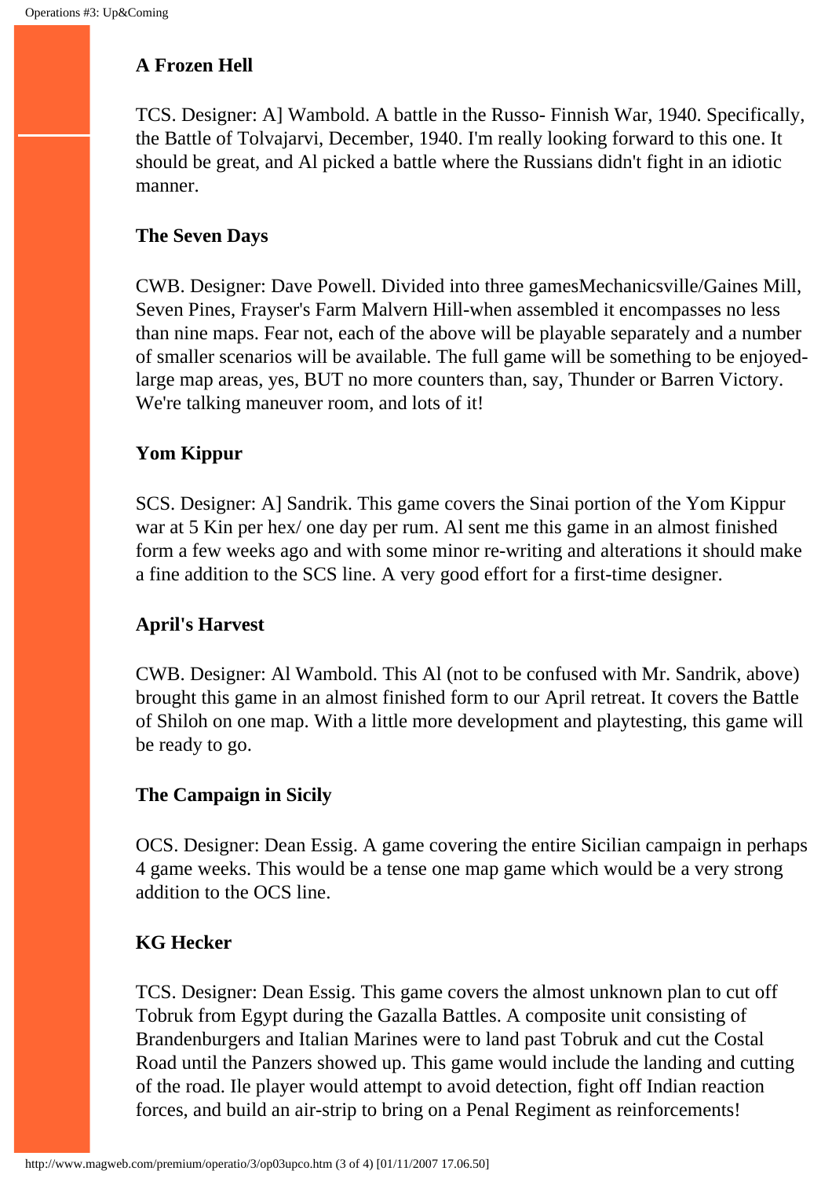### A Frozen Hell

TCS. Designer: A] Wambold. A battle in the Russo- Finnish War, 1940. Specifically, the Battle of Tolvajarvi, December, 1940. I'm really looking forward to this one. It should be great, and Al picked a battle where the Russians didn't fight in an idiotic manner.

### The Seven Days

CWB. Designer: Dave Powell. Divided into three gamesMechanicsville/Gaines Mill, Seven Pines, Frayser's Farm Malvern Hill-when assembled it encompasses no less than nine maps. Fear not, each of the above will be playable separately and a number of smaller scenarios will be available. The full game will be something to be enjoyed-large map areas, yes, BUT no more counters than, say, Thunder or Barren Victory. We're talking maneuver room, and lots of it!

### Yom Kippur

SCS. Designer: A] Sandrik. This game covers the Sinai portion of the Yom Kippur war at 5 Kin per hex/ one day per rum. Al sent me this game in an almost finished form a few weeks ago and with some minor re-writing and alterations it should make a fine addition to the SCS line. A very good effort for a first-time designer.

### April's Harvest

CWB. Designer: Al Wambold. This Al (not to be confused with Mr. Sandrik, above) brought this game in an almost finished form to our April retreat. It covers the Battle of Shiloh on one map. With a little more development and playtesting, this game will be ready to go.

### The Campaign in Sicily

OCS. Designer: Dean Essig. A game covering the entire Sicilian campaign in perhaps 4 game weeks. This would be a tense one map game which would be a very strong addition to the OCS line.

### KG Hecker

TCS. Designer: Dean Essig. This game covers the almost unknown plan to cut off Tobruk from Egypt during the Gazalla Battles. A composite unit consisting of Brandenburgers and Italian Marines were to land past Tobruk and cut the Costal Road until the Panzers showed up. This game would include the landing and cutting of the road. Ile player would attempt to avoid detection, fight off Indian reaction forces, and build an air-strip to bring on a Penal Regiment as reinforcements!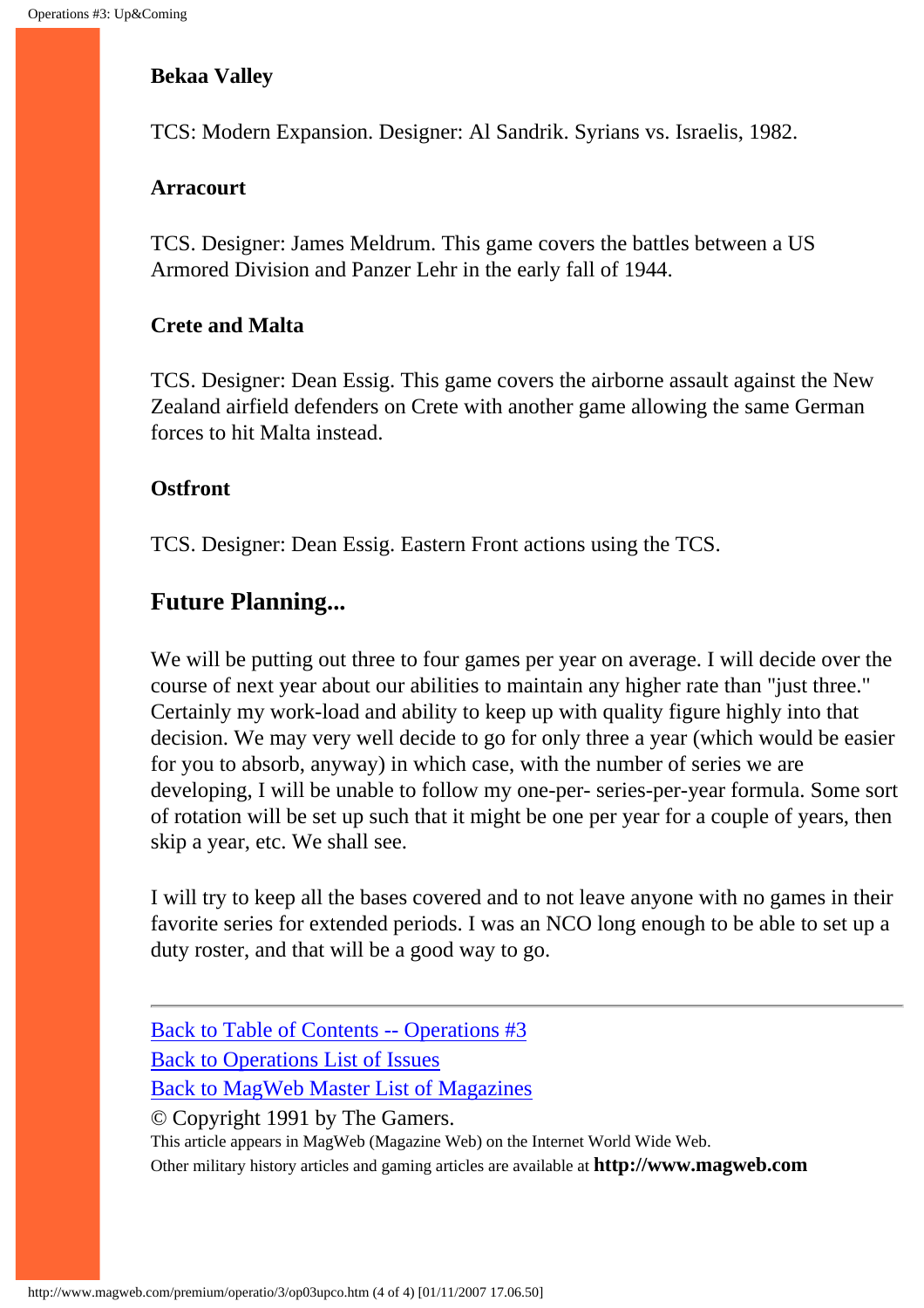**Bekaa Valley**

TCS: Modern Expansion. Designer: Al Sandrik. Syrians vs. Israelis, 1982.

**Arracourt**

TCS. Designer: James Meldrum. This game covers the battles between a US Armored Division and Panzer Lehr in the early fall of 1944.

**Crete and Malta**

TCS. Designer: Dean Essig. This game covers the airborne assault against the New Zealand airfield defenders on Crete with another game allowing the same German forces to hit Malta instead.

**Ostfront**

TCS. Designer: Dean Essig. Eastern Front actions using the TCS.

## Future Planning...

We will be putting out three to four games per year on average. I will decide over the course of next year about our abilities to maintain any higher rate than "just three." Certainly my work-load and ability to keep up with quality figure highly into that decision. We may very well decide to go for only three a year (which would be easier for you to absorb, anyway) in which case, with the number of series we are developing, I will be unable to follow my one-per- series-per-year formula. Some sort of rotation will be set up such that it might be one per year for a couple of years, then skip a year, etc. We shall see.

I will try to keep all the bases covered and to not leave anyone with no games in their favorite series for extended periods. I was an NCO long enough to be able to set up a duty roster, and that will be a good way to go.

---

Back to Table of Contents -- Operations #3
Back to Operations List of Issues
Back to MagWeb Master List of Magazines
© Copyright 1991 by The Gamers.
This article appears in MagWeb (Magazine Web) on the Internet World Wide Web.
Other military history articles and gaming articles are available at **http://www.magweb.com**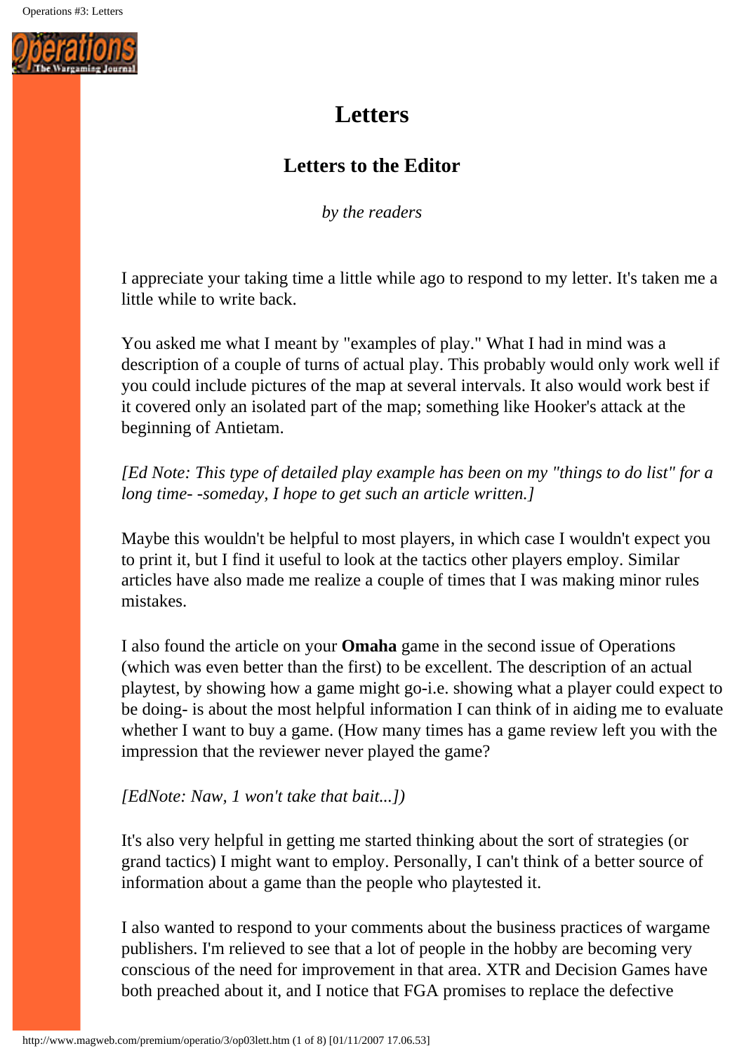# Letters

## Letters to the Editor

*by the readers*

I appreciate your taking time a little while ago to respond to my letter. It's taken me a little while to write back.

You asked me what I meant by "examples of play." What I had in mind was a description of a couple of turns of actual play. This probably would only work well if you could include pictures of the map at several intervals. It also would work best if it covered only an isolated part of the map; something like Hooker's attack at the beginning of Antietam.

*[Ed Note: This type of detailed play example has been on my "things to do list" for a long time- -someday, I hope to get such an article written.]*

Maybe this wouldn't be helpful to most players, in which case I wouldn't expect you to print it, but I find it useful to look at the tactics other players employ. Similar articles have also made me realize a couple of times that I was making minor rules mistakes.

I also found the article on your **Omaha** game in the second issue of Operations (which was even better than the first) to be excellent. The description of an actual playtest, by showing how a game might go-i.e. showing what a player could expect to be doing- is about the most helpful information I can think of in aiding me to evaluate whether I want to buy a game. (How many times has a game review left you with the impression that the reviewer never played the game?

*[EdNote: Naw, 1 won't take that bait...])*

It's also very helpful in getting me started thinking about the sort of strategies (or grand tactics) I might want to employ. Personally, I can't think of a better source of information about a game than the people who playtested it.

I also wanted to respond to your comments about the business practices of wargame publishers. I'm relieved to see that a lot of people in the hobby are becoming very conscious of the need for improvement in that area. XTR and Decision Games have both preached about it, and I notice that FGA promises to replace the defective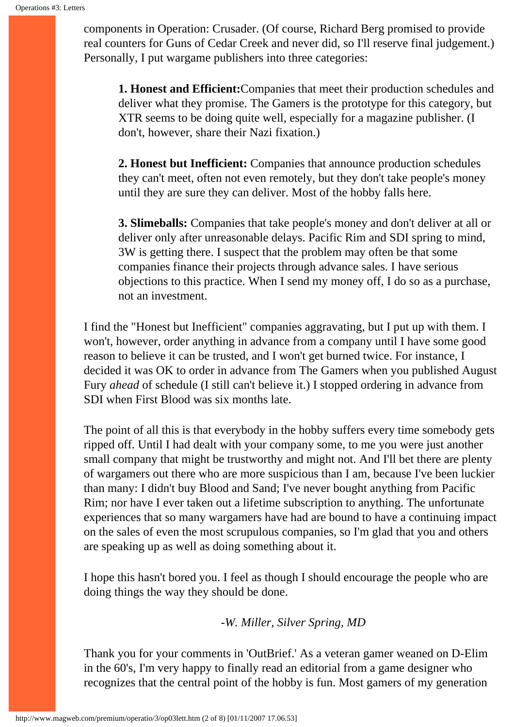components in Operation: Crusader. (Of course, Richard Berg promised to provide real counters for Guns of Cedar Creek and never did, so I'll reserve final judgement.) Personally, I put wargame publishers into three categories:

> **1. Honest and Efficient:** Companies that meet their production schedules and deliver what they promise. The Gamers is the prototype for this category, but XTR seems to be doing quite well, especially for a magazine publisher. (I don't, however, share their Nazi fixation.)
>
> **2. Honest but Inefficient:** Companies that announce production schedules they can't meet, often not even remotely, but they don't take people's money until they are sure they can deliver. Most of the hobby falls here.
>
> **3. Slimeballs:** Companies that take people's money and don't deliver at all or deliver only after unreasonable delays. Pacific Rim and SDI spring to mind, 3W is getting there. I suspect that the problem may often be that some companies finance their projects through advance sales. I have serious objections to this practice. When I send my money off, I do so as a purchase, not an investment.

I find the "Honest but Inefficient" companies aggravating, but I put up with them. I won't, however, order anything in advance from a company until I have some good reason to believe it can be trusted, and I won't get burned twice. For instance, I decided it was OK to order in advance from The Gamers when you published August Fury *ahead* of schedule (I still can't believe it.) I stopped ordering in advance from SDI when First Blood was six months late.

The point of all this is that everybody in the hobby suffers every time somebody gets ripped off. Until I had dealt with your company some, to me you were just another small company that might be trustworthy and might not. And I'll bet there are plenty of wargamers out there who are more suspicious than I am, because I've been luckier than many: I didn't buy Blood and Sand; I've never bought anything from Pacific Rim; nor have I ever taken out a lifetime subscription to anything. The unfortunate experiences that so many wargamers have had are bound to have a continuing impact on the sales of even the most scrupulous companies, so I'm glad that you and others are speaking up as well as doing something about it.

I hope this hasn't bored you. I feel as though I should encourage the people who are doing things the way they should be done.

*-W. Miller, Silver Spring, MD*

Thank you for your comments in 'OutBrief.' As a veteran gamer weaned on D-Elim in the 60's, I'm very happy to finally read an editorial from a game designer who recognizes that the central point of the hobby is fun. Most gamers of my generation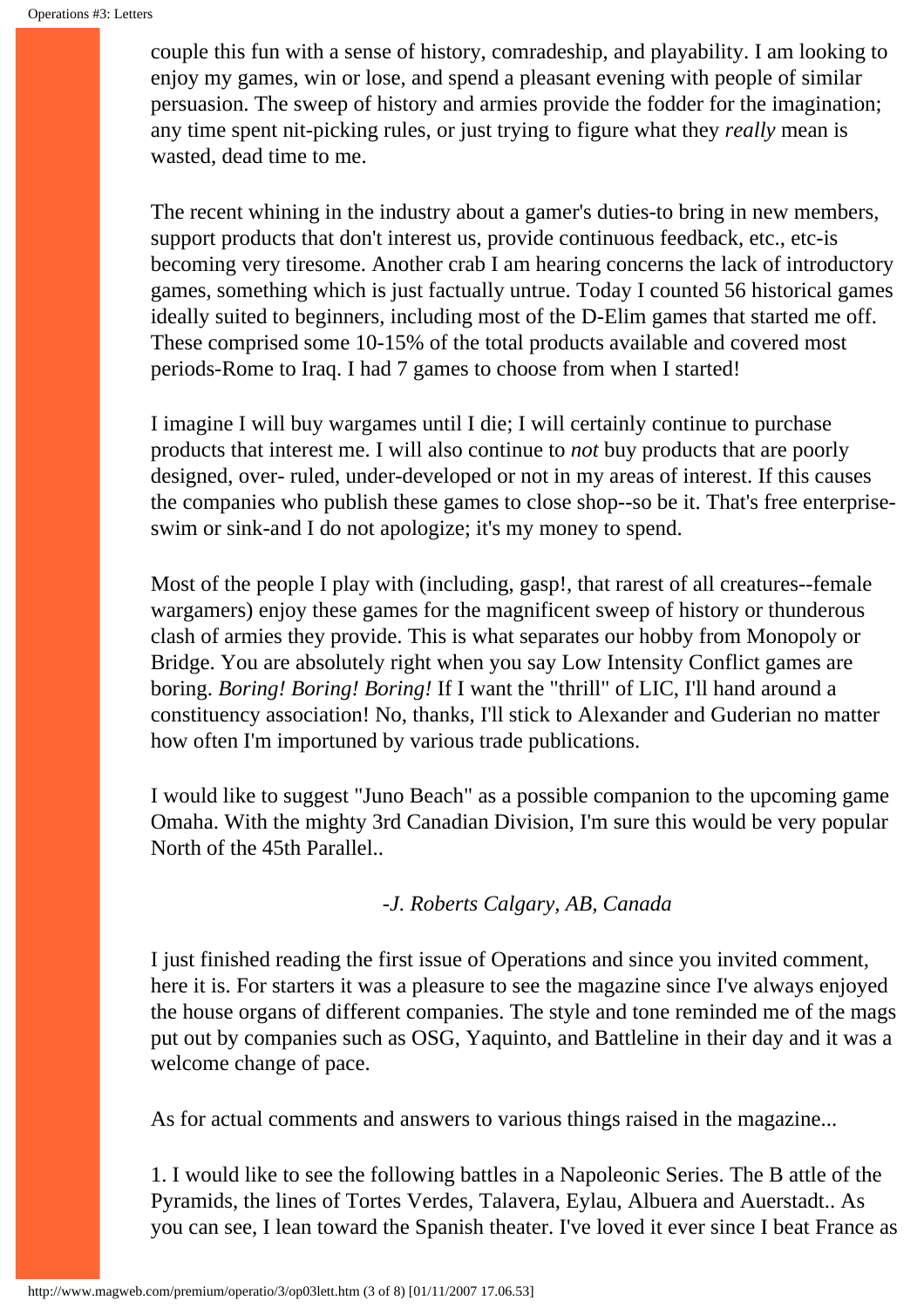couple this fun with a sense of history, comradeship, and playability. I am looking to enjoy my games, win or lose, and spend a pleasant evening with people of similar persuasion. The sweep of history and armies provide the fodder for the imagination; any time spent nit-picking rules, or just trying to figure what they *really* mean is wasted, dead time to me.

The recent whining in the industry about a gamer's duties-to bring in new members, support products that don't interest us, provide continuous feedback, etc., etc-is becoming very tiresome. Another crab I am hearing concerns the lack of introductory games, something which is just factually untrue. Today I counted 56 historical games ideally suited to beginners, including most of the D-Elim games that started me off. These comprised some 10-15% of the total products available and covered most periods-Rome to Iraq. I had 7 games to choose from when I started!

I imagine I will buy wargames until I die; I will certainly continue to purchase products that interest me. I will also continue to *not* buy products that are poorly designed, over- ruled, under-developed or not in my areas of interest. If this causes the companies who publish these games to close shop--so be it. That's free enterprise-swim or sink-and I do not apologize; it's my money to spend.

Most of the people I play with (including, gasp!, that rarest of all creatures--female wargamers) enjoy these games for the magnificent sweep of history or thunderous clash of armies they provide. This is what separates our hobby from Monopoly or Bridge. You are absolutely right when you say Low Intensity Conflict games are boring. *Boring! Boring! Boring!* If I want the "thrill" of LIC, I'll hand around a constituency association! No, thanks, I'll stick to Alexander and Guderian no matter how often I'm importuned by various trade publications.

I would like to suggest "Juno Beach" as a possible companion to the upcoming game Omaha. With the mighty 3rd Canadian Division, I'm sure this would be very popular North of the 45th Parallel..

*-J. Roberts Calgary, AB, Canada*

I just finished reading the first issue of Operations and since you invited comment, here it is. For starters it was a pleasure to see the magazine since I've always enjoyed the house organs of different companies. The style and tone reminded me of the mags put out by companies such as OSG, Yaquinto, and Battleline in their day and it was a welcome change of pace.

As for actual comments and answers to various things raised in the magazine...

1. I would like to see the following battles in a Napoleonic Series. The B attle of the Pyramids, the lines of Tortes Verdes, Talavera, Eylau, Albuera and Auerstadt.. As you can see, I lean toward the Spanish theater. I've loved it ever since I beat France as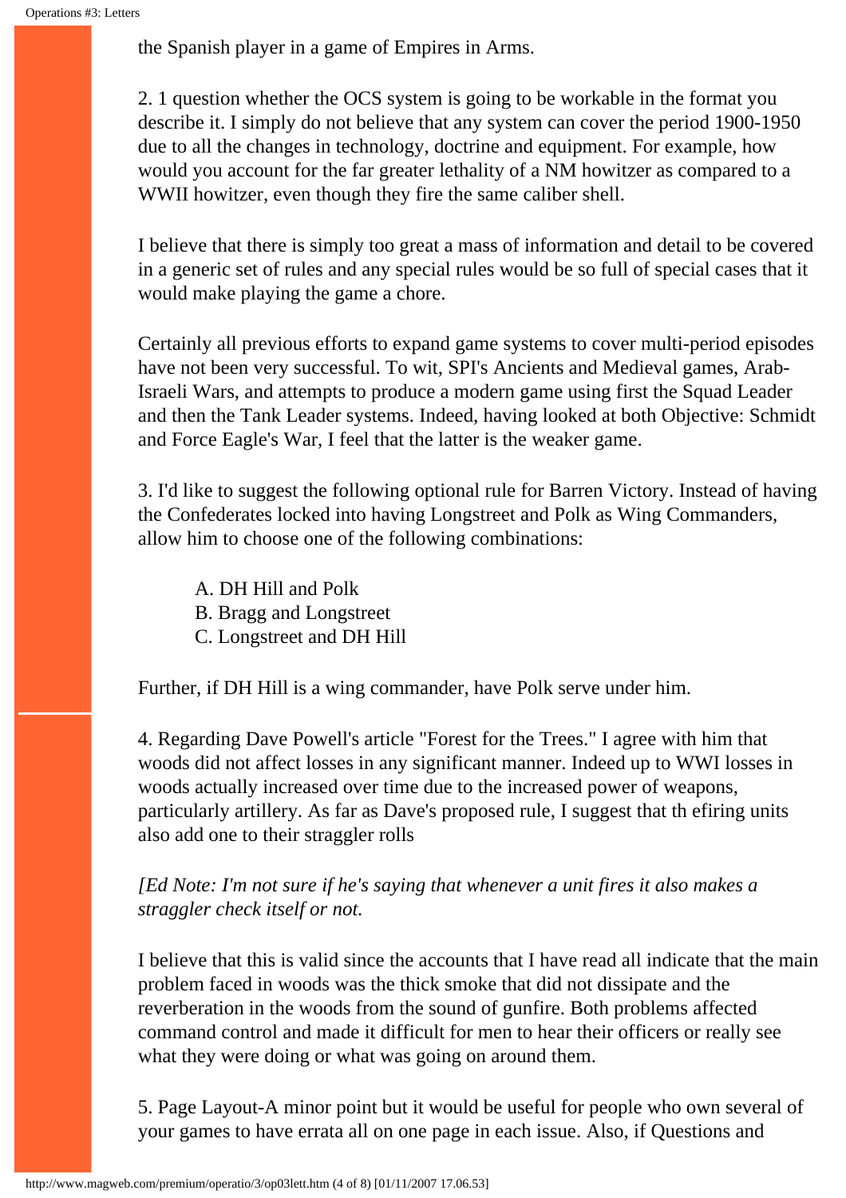the Spanish player in a game of Empires in Arms.

2. 1 question whether the OCS system is going to be workable in the format you describe it. I simply do not believe that any system can cover the period 1900-1950 due to all the changes in technology, doctrine and equipment. For example, how would you account for the far greater lethality of a NM howitzer as compared to a WWII howitzer, even though they fire the same caliber shell.

I believe that there is simply too great a mass of information and detail to be covered in a generic set of rules and any special rules would be so full of special cases that it would make playing the game a chore.

Certainly all previous efforts to expand game systems to cover multi-period episodes have not been very successful. To wit, SPI's Ancients and Medieval games, Arab-Israeli Wars, and attempts to produce a modern game using first the Squad Leader and then the Tank Leader systems. Indeed, having looked at both Objective: Schmidt and Force Eagle's War, I feel that the latter is the weaker game.

3. I'd like to suggest the following optional rule for Barren Victory. Instead of having the Confederates locked into having Longstreet and Polk as Wing Commanders, allow him to choose one of the following combinations:

A. DH Hill and Polk
B. Bragg and Longstreet
C. Longstreet and DH Hill

Further, if DH Hill is a wing commander, have Polk serve under him.

4. Regarding Dave Powell's article "Forest for the Trees." I agree with him that woods did not affect losses in any significant manner. Indeed up to WWI losses in woods actually increased over time due to the increased power of weapons, particularly artillery. As far as Dave's proposed rule, I suggest that th efiring units also add one to their straggler rolls

*[Ed Note: I'm not sure if he's saying that whenever a unit fires it also makes a straggler check itself or not.*

I believe that this is valid since the accounts that I have read all indicate that the main problem faced in woods was the thick smoke that did not dissipate and the reverberation in the woods from the sound of gunfire. Both problems affected command control and made it difficult for men to hear their officers or really see what they were doing or what was going on around them.

5. Page Layout-A minor point but it would be useful for people who own several of your games to have errata all on one page in each issue. Also, if Questions and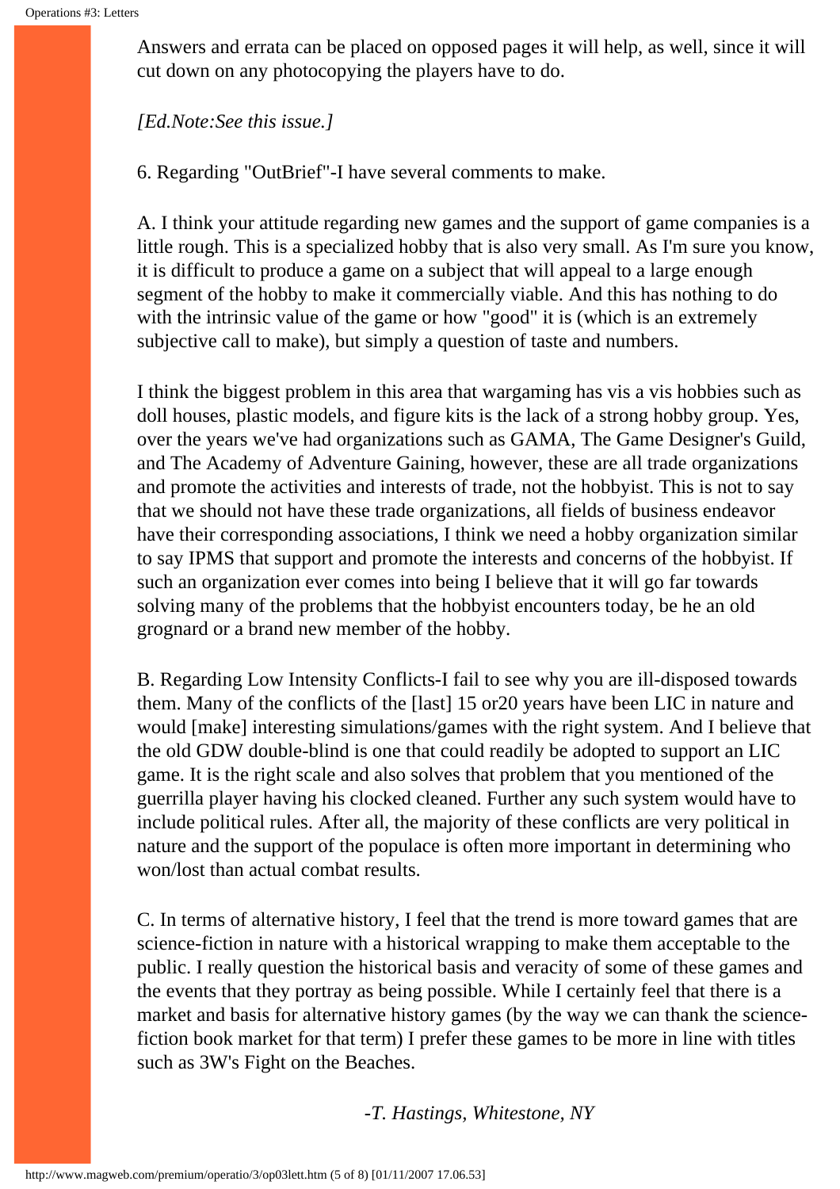Answers and errata can be placed on opposed pages it will help, as well, since it will cut down on any photocopying the players have to do.

*[Ed.Note:See this issue.]*

6. Regarding "OutBrief"-I have several comments to make.

A. I think your attitude regarding new games and the support of game companies is a little rough. This is a specialized hobby that is also very small. As I'm sure you know, it is difficult to produce a game on a subject that will appeal to a large enough segment of the hobby to make it commercially viable. And this has nothing to do with the intrinsic value of the game or how "good" it is (which is an extremely subjective call to make), but simply a question of taste and numbers.

I think the biggest problem in this area that wargaming has vis a vis hobbies such as doll houses, plastic models, and figure kits is the lack of a strong hobby group. Yes, over the years we've had organizations such as GAMA, The Game Designer's Guild, and The Academy of Adventure Gaining, however, these are all trade organizations and promote the activities and interests of trade, not the hobbyist. This is not to say that we should not have these trade organizations, all fields of business endeavor have their corresponding associations, I think we need a hobby organization similar to say IPMS that support and promote the interests and concerns of the hobbyist. If such an organization ever comes into being I believe that it will go far towards solving many of the problems that the hobbyist encounters today, be he an old grognard or a brand new member of the hobby.

B. Regarding Low Intensity Conflicts-I fail to see why you are ill-disposed towards them. Many of the conflicts of the [last] 15 or20 years have been LIC in nature and would [make] interesting simulations/games with the right system. And I believe that the old GDW double-blind is one that could readily be adopted to support an LIC game. It is the right scale and also solves that problem that you mentioned of the guerrilla player having his clocked cleaned. Further any such system would have to include political rules. After all, the majority of these conflicts are very political in nature and the support of the populace is often more important in determining who won/lost than actual combat results.

C. In terms of alternative history, I feel that the trend is more toward games that are science-fiction in nature with a historical wrapping to make them acceptable to the public. I really question the historical basis and veracity of some of these games and the events that they portray as being possible. While I certainly feel that there is a market and basis for alternative history games (by the way we can thank the science-fiction book market for that term) I prefer these games to be more in line with titles such as 3W's Fight on the Beaches.

*-T. Hastings, Whitestone, NY*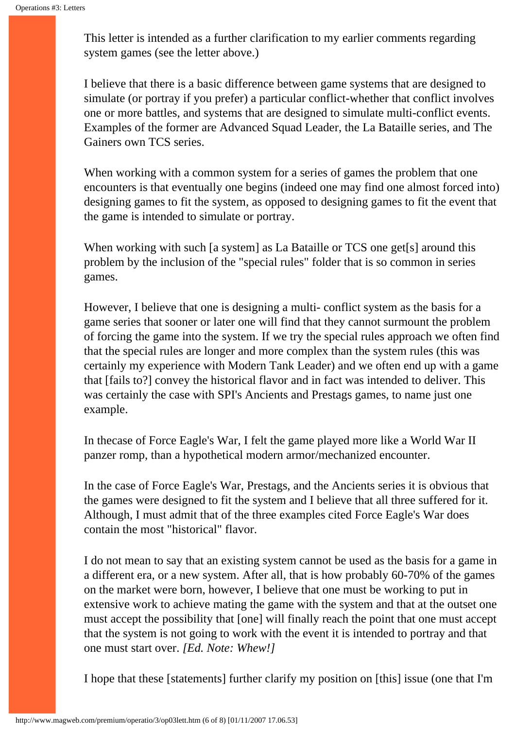This letter is intended as a further clarification to my earlier comments regarding system games (see the letter above.)

I believe that there is a basic difference between game systems that are designed to simulate (or portray if you prefer) a particular conflict-whether that conflict involves one or more battles, and systems that are designed to simulate multi-conflict events. Examples of the former are Advanced Squad Leader, the La Bataille series, and The Gainers own TCS series.

When working with a common system for a series of games the problem that one encounters is that eventually one begins (indeed one may find one almost forced into) designing games to fit the system, as opposed to designing games to fit the event that the game is intended to simulate or portray.

When working with such [a system] as La Bataille or TCS one get[s] around this problem by the inclusion of the "special rules" folder that is so common in series games.

However, I believe that one is designing a multi- conflict system as the basis for a game series that sooner or later one will find that they cannot surmount the problem of forcing the game into the system. If we try the special rules approach we often find that the special rules are longer and more complex than the system rules (this was certainly my experience with Modern Tank Leader) and we often end up with a game that [fails to?] convey the historical flavor and in fact was intended to deliver. This was certainly the case with SPI's Ancients and Prestags games, to name just one example.

In thecase of Force Eagle's War, I felt the game played more like a World War II panzer romp, than a hypothetical modern armor/mechanized encounter.

In the case of Force Eagle's War, Prestags, and the Ancients series it is obvious that the games were designed to fit the system and I believe that all three suffered for it. Although, I must admit that of the three examples cited Force Eagle's War does contain the most "historical" flavor.

I do not mean to say that an existing system cannot be used as the basis for a game in a different era, or a new system. After all, that is how probably 60-70% of the games on the market were born, however, I believe that one must be working to put in extensive work to achieve mating the game with the system and that at the outset one must accept the possibility that [one] will finally reach the point that one must accept that the system is not going to work with the event it is intended to portray and that one must start over. *[Ed. Note: Whew!]*

I hope that these [statements] further clarify my position on [this] issue (one that I'm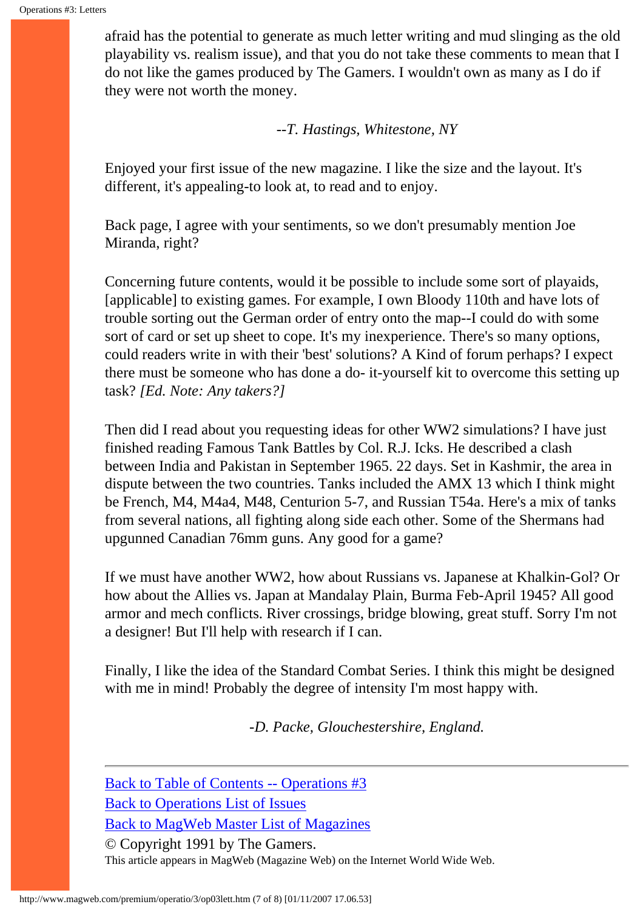afraid has the potential to generate as much letter writing and mud slinging as the old playability vs. realism issue), and that you do not take these comments to mean that I do not like the games produced by The Gamers. I wouldn't own as many as I do if they were not worth the money.

*--T. Hastings, Whitestone, NY*

Enjoyed your first issue of the new magazine. I like the size and the layout. It's different, it's appealing-to look at, to read and to enjoy.

Back page, I agree with your sentiments, so we don't presumably mention Joe Miranda, right?

Concerning future contents, would it be possible to include some sort of playaids, [applicable] to existing games. For example, I own Bloody 110th and have lots of trouble sorting out the German order of entry onto the map--I could do with some sort of card or set up sheet to cope. It's my inexperience. There's so many options, could readers write in with their 'best' solutions? A Kind of forum perhaps? I expect there must be someone who has done a do- it-yourself kit to overcome this setting up task? *[Ed. Note: Any takers?]*

Then did I read about you requesting ideas for other WW2 simulations? I have just finished reading Famous Tank Battles by Col. R.J. Icks. He described a clash between India and Pakistan in September 1965. 22 days. Set in Kashmir, the area in dispute between the two countries. Tanks included the AMX 13 which I think might be French, M4, M4a4, M48, Centurion 5-7, and Russian T54a. Here's a mix of tanks from several nations, all fighting along side each other. Some of the Shermans had upgunned Canadian 76mm guns. Any good for a game?

If we must have another WW2, how about Russians vs. Japanese at Khalkin-Gol? Or how about the Allies vs. Japan at Mandalay Plain, Burma Feb-April 1945? All good armor and mech conflicts. River crossings, bridge blowing, great stuff. Sorry I'm not a designer! But I'll help with research if I can.

Finally, I like the idea of the Standard Combat Series. I think this might be designed with me in mind! Probably the degree of intensity I'm most happy with.

*-D. Packe, Glouchestershire, England.*

---

Back to Table of Contents -- Operations #3
Back to Operations List of Issues
Back to MagWeb Master List of Magazines
© Copyright 1991 by The Gamers.
This article appears in MagWeb (Magazine Web) on the Internet World Wide Web.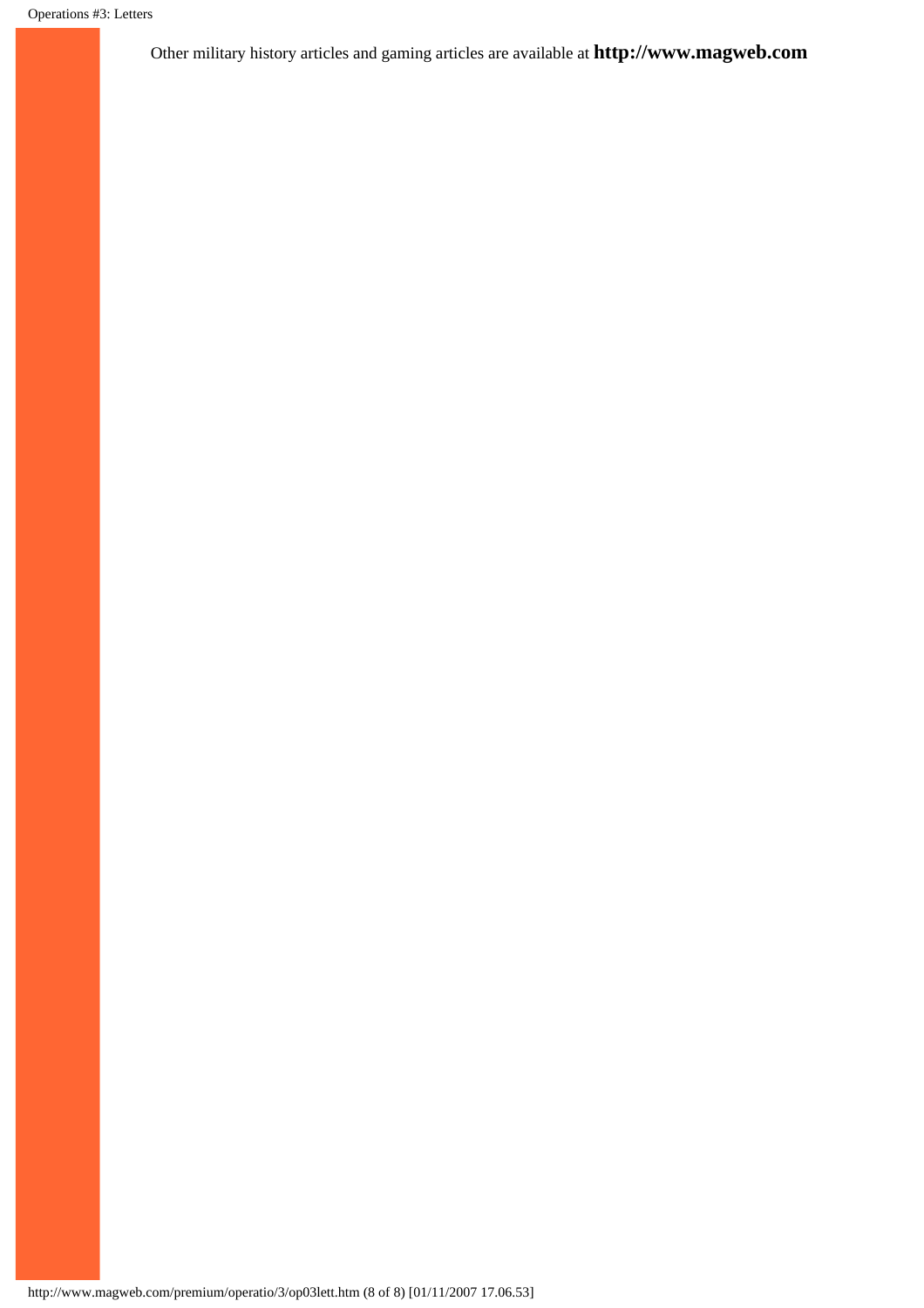Other military history articles and gaming articles are available at **http://www.magweb.com**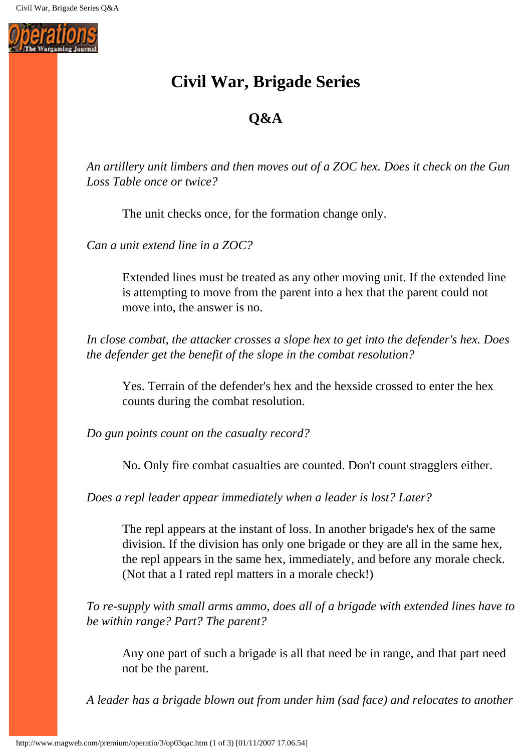# Civil War, Brigade Series

## Q&A

*An artillery unit limbers and then moves out of a ZOC hex. Does it check on the Gun Loss Table once or twice?*

> The unit checks once, for the formation change only.

*Can a unit extend line in a ZOC?*

> Extended lines must be treated as any other moving unit. If the extended line is attempting to move from the parent into a hex that the parent could not move into, the answer is no.

*In close combat, the attacker crosses a slope hex to get into the defender's hex. Does the defender get the benefit of the slope in the combat resolution?*

> Yes. Terrain of the defender's hex and the hexside crossed to enter the hex counts during the combat resolution.

*Do gun points count on the casualty record?*

> No. Only fire combat casualties are counted. Don't count stragglers either.

*Does a repl leader appear immediately when a leader is lost? Later?*

> The repl appears at the instant of loss. In another brigade's hex of the same division. If the division has only one brigade or they are all in the same hex, the repl appears in the same hex, immediately, and before any morale check. (Not that a I rated repl matters in a morale check!)

*To re-supply with small arms ammo, does all of a brigade with extended lines have to be within range? Part? The parent?*

> Any one part of such a brigade is all that need be in range, and that part need not be the parent.

*A leader has a brigade blown out from under him (sad face) and relocates to another*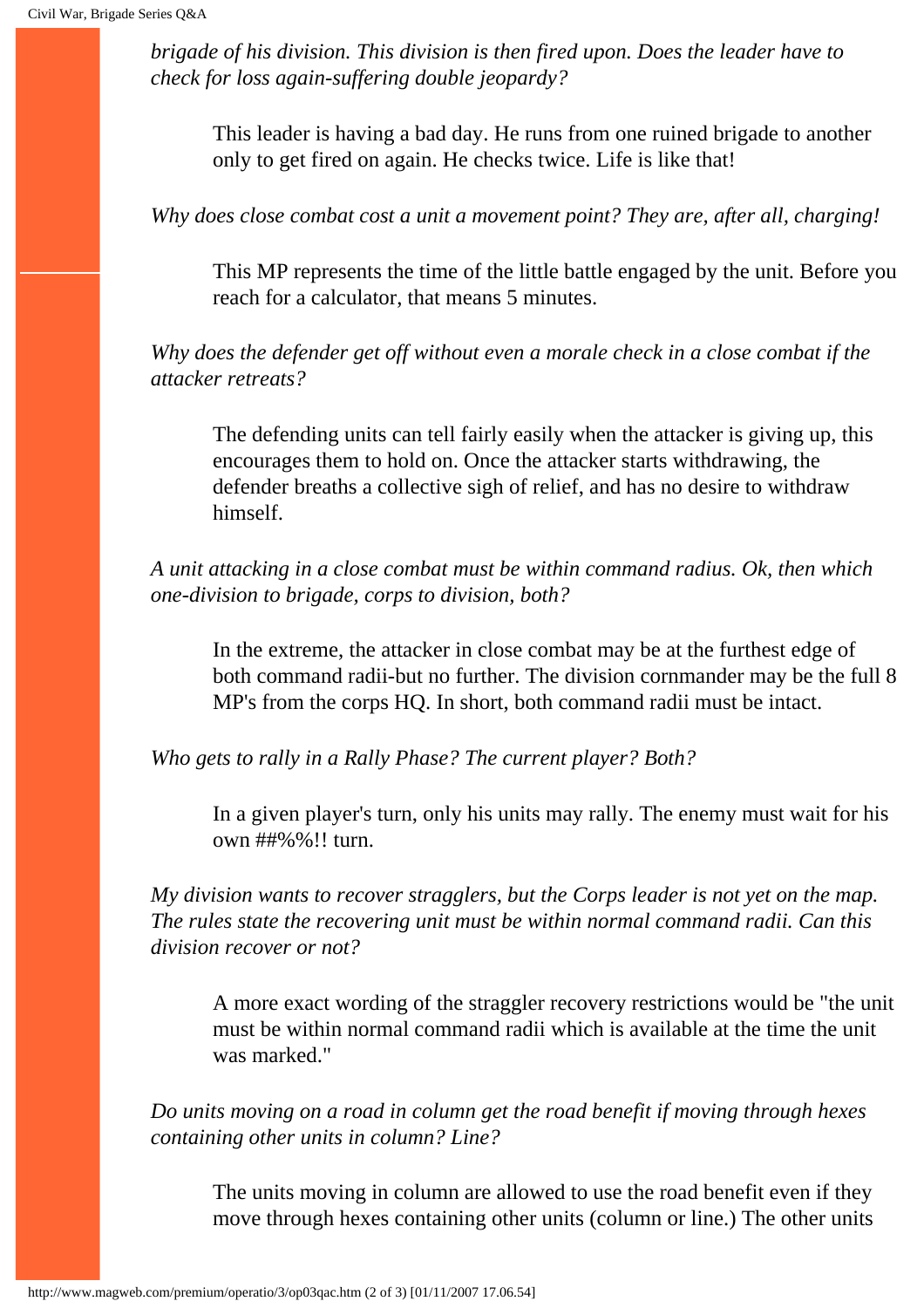*brigade of his division. This division is then fired upon. Does the leader have to check for loss again-suffering double jeopardy?*

> This leader is having a bad day. He runs from one ruined brigade to another only to get fired on again. He checks twice. Life is like that!

*Why does close combat cost a unit a movement point? They are, after all, charging!*

> This MP represents the time of the little battle engaged by the unit. Before you reach for a calculator, that means 5 minutes.

*Why does the defender get off without even a morale check in a close combat if the attacker retreats?*

> The defending units can tell fairly easily when the attacker is giving up, this encourages them to hold on. Once the attacker starts withdrawing, the defender breaths a collective sigh of relief, and has no desire to withdraw himself.

*A unit attacking in a close combat must be within command radius. Ok, then which one-division to brigade, corps to division, both?*

> In the extreme, the attacker in close combat may be at the furthest edge of both command radii-but no further. The division cornmander may be the full 8 MP's from the corps HQ. In short, both command radii must be intact.

*Who gets to rally in a Rally Phase? The current player? Both?*

> In a given player's turn, only his units may rally. The enemy must wait for his own ##%%!! turn.

*My division wants to recover stragglers, but the Corps leader is not yet on the map. The rules state the recovering unit must be within normal command radii. Can this division recover or not?*

> A more exact wording of the straggler recovery restrictions would be "the unit must be within normal command radii which is available at the time the unit was marked."

*Do units moving on a road in column get the road benefit if moving through hexes containing other units in column? Line?*

> The units moving in column are allowed to use the road benefit even if they move through hexes containing other units (column or line.) The other units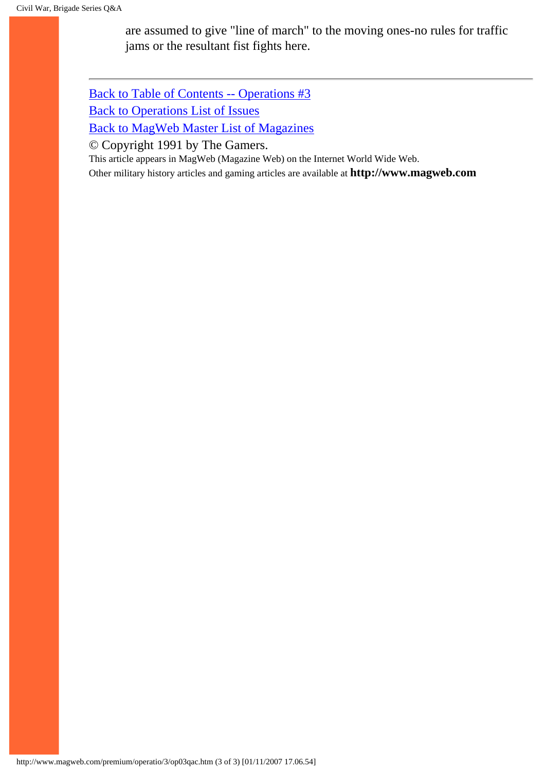are assumed to give "line of march" to the moving ones-no rules for traffic jams or the resultant fist fights here.

---

Back to Table of Contents -- Operations #3

Back to Operations List of Issues

Back to MagWeb Master List of Magazines

© Copyright 1991 by The Gamers.

This article appears in MagWeb (Magazine Web) on the Internet World Wide Web.

Other military history articles and gaming articles are available at **http://www.magweb.com**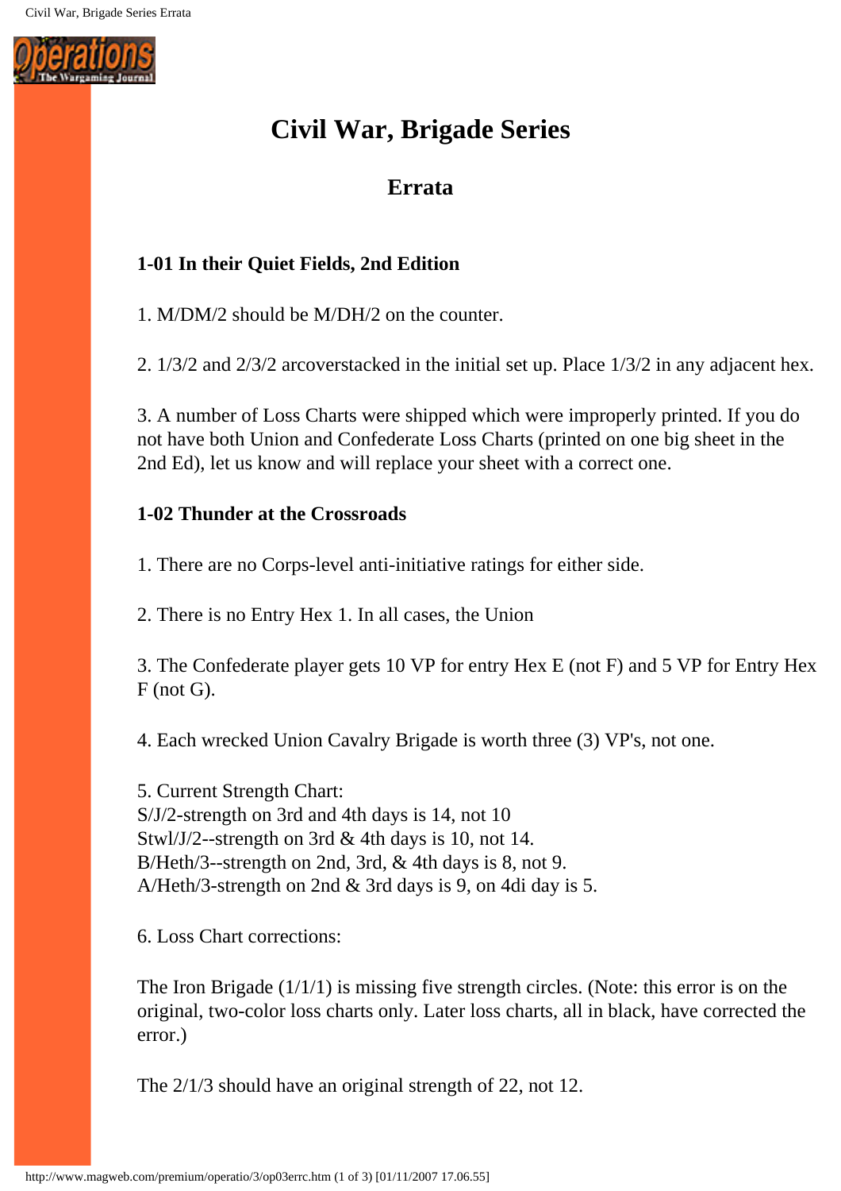# Civil War, Brigade Series

## Errata

### 1-01 In their Quiet Fields, 2nd Edition

1. M/DM/2 should be M/DH/2 on the counter.

2. 1/3/2 and 2/3/2 arcoverstacked in the initial set up. Place 1/3/2 in any adjacent hex.

3. A number of Loss Charts were shipped which were improperly printed. If you do not have both Union and Confederate Loss Charts (printed on one big sheet in the 2nd Ed), let us know and will replace your sheet with a correct one.

### 1-02 Thunder at the Crossroads

1. There are no Corps-level anti-initiative ratings for either side.

2. There is no Entry Hex 1. In all cases, the Union

3. The Confederate player gets 10 VP for entry Hex E (not F) and 5 VP for Entry Hex F (not G).

4. Each wrecked Union Cavalry Brigade is worth three (3) VP's, not one.

5. Current Strength Chart:
S/J/2-strength on 3rd and 4th days is 14, not 10
Stwl/J/2--strength on 3rd & 4th days is 10, not 14.
B/Heth/3--strength on 2nd, 3rd, & 4th days is 8, not 9.
A/Heth/3-strength on 2nd & 3rd days is 9, on 4di day is 5.

6. Loss Chart corrections:

The Iron Brigade (1/1/1) is missing five strength circles. (Note: this error is on the original, two-color loss charts only. Later loss charts, all in black, have corrected the error.)

The 2/1/3 should have an original strength of 22, not 12.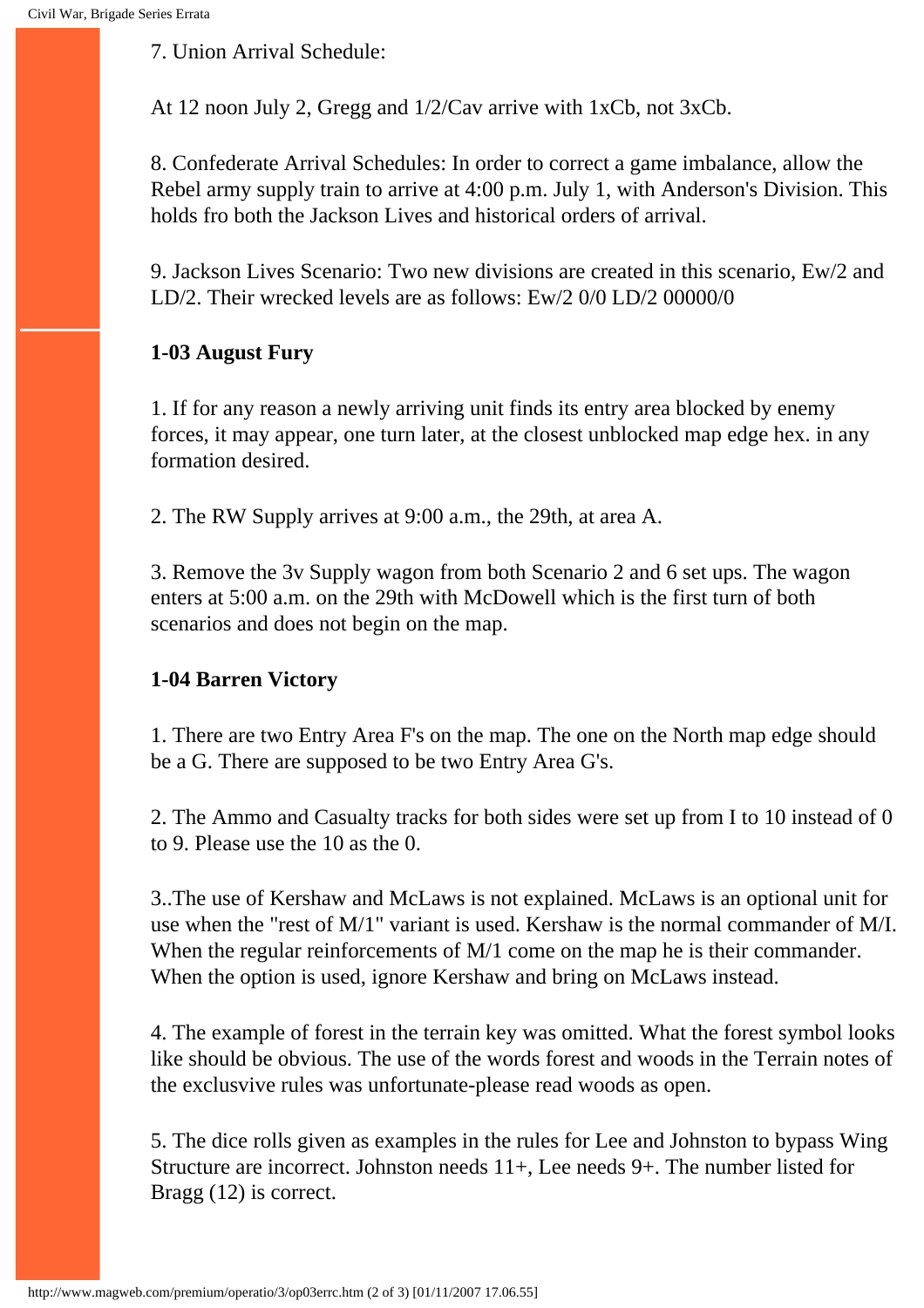7. Union Arrival Schedule:

At 12 noon July 2, Gregg and 1/2/Cav arrive with 1xCb, not 3xCb.

8. Confederate Arrival Schedules: In order to correct a game imbalance, allow the Rebel army supply train to arrive at 4:00 p.m. July 1, with Anderson's Division. This holds fro both the Jackson Lives and historical orders of arrival.

9. Jackson Lives Scenario: Two new divisions are created in this scenario, Ew/2 and LD/2. Their wrecked levels are as follows: Ew/2 0/0 LD/2 00000/0

**1-03 August Fury**

1. If for any reason a newly arriving unit finds its entry area blocked by enemy forces, it may appear, one turn later, at the closest unblocked map edge hex. in any formation desired.

2. The RW Supply arrives at 9:00 a.m., the 29th, at area A.

3. Remove the 3v Supply wagon from both Scenario 2 and 6 set ups. The wagon enters at 5:00 a.m. on the 29th with McDowell which is the first turn of both scenarios and does not begin on the map.

**1-04 Barren Victory**

1. There are two Entry Area F's on the map. The one on the North map edge should be a G. There are supposed to be two Entry Area G's.

2. The Ammo and Casualty tracks for both sides were set up from I to 10 instead of 0 to 9. Please use the 10 as the 0.

3..The use of Kershaw and McLaws is not explained. McLaws is an optional unit for use when the "rest of M/1" variant is used. Kershaw is the normal commander of M/I. When the regular reinforcements of M/1 come on the map he is their commander. When the option is used, ignore Kershaw and bring on McLaws instead.

4. The example of forest in the terrain key was omitted. What the forest symbol looks like should be obvious. The use of the words forest and woods in the Terrain notes of the exclusvive rules was unfortunate-please read woods as open.

5. The dice rolls given as examples in the rules for Lee and Johnston to bypass Wing Structure are incorrect. Johnston needs 11+, Lee needs 9+. The number listed for Bragg (12) is correct.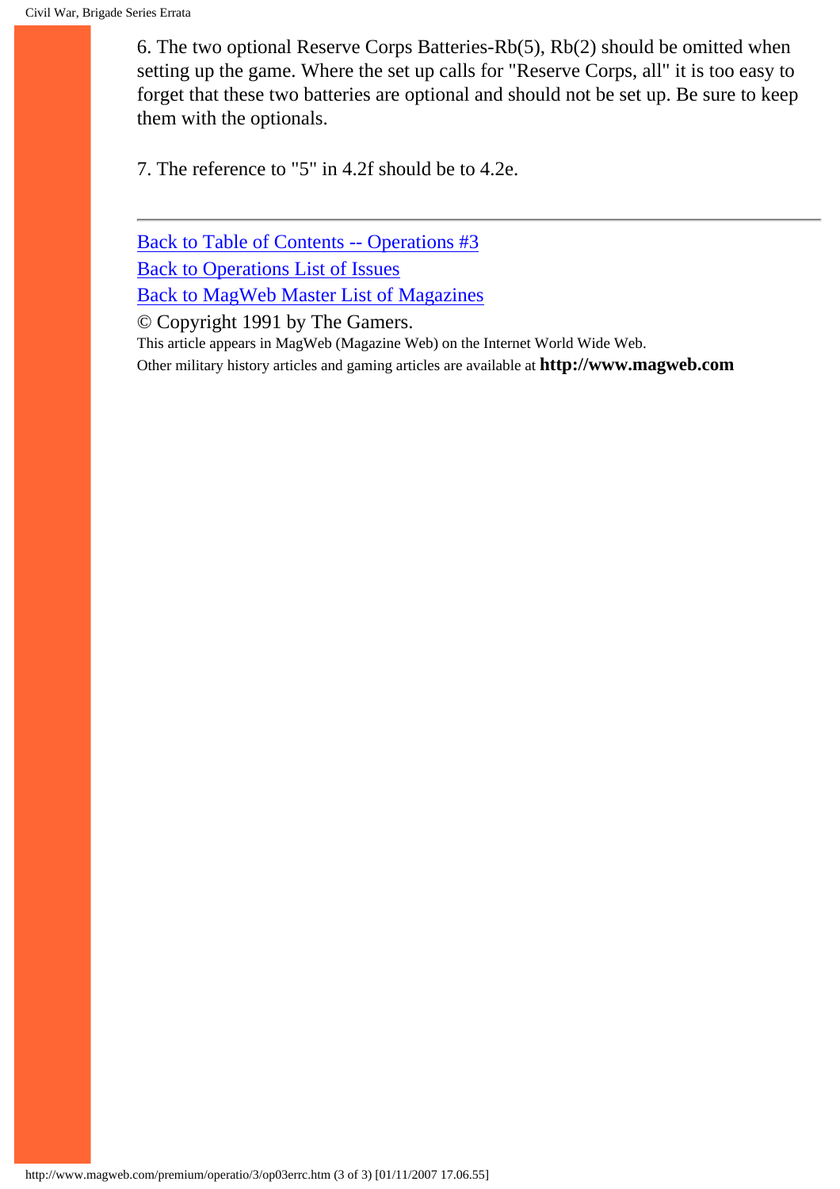6. The two optional Reserve Corps Batteries-Rb(5), Rb(2) should be omitted when setting up the game. Where the set up calls for "Reserve Corps, all" it is too easy to forget that these two batteries are optional and should not be set up. Be sure to keep them with the optionals.

7. The reference to "5" in 4.2f should be to 4.2e.

---

Back to Table of Contents -- Operations #3
Back to Operations List of Issues
Back to MagWeb Master List of Magazines
© Copyright 1991 by The Gamers.
This article appears in MagWeb (Magazine Web) on the Internet World Wide Web.
Other military history articles and gaming articles are available at **http://www.magweb.com**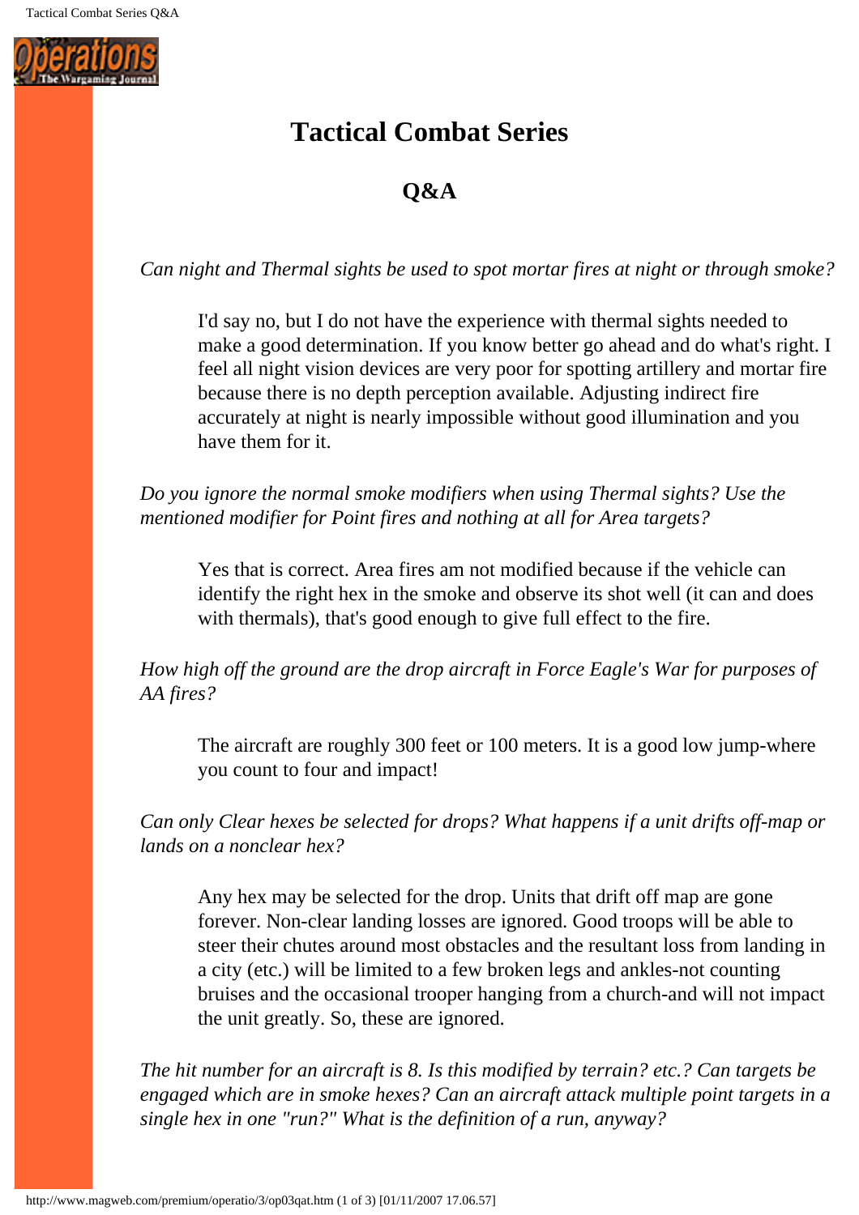# Tactical Combat Series

## Q&A

*Can night and Thermal sights be used to spot mortar fires at night or through smoke?*

> I'd say no, but I do not have the experience with thermal sights needed to make a good determination. If you know better go ahead and do what's right. I feel all night vision devices are very poor for spotting artillery and mortar fire because there is no depth perception available. Adjusting indirect fire accurately at night is nearly impossible without good illumination and you have them for it.

*Do you ignore the normal smoke modifiers when using Thermal sights? Use the mentioned modifier for Point fires and nothing at all for Area targets?*

> Yes that is correct. Area fires am not modified because if the vehicle can identify the right hex in the smoke and observe its shot well (it can and does with thermals), that's good enough to give full effect to the fire.

*How high off the ground are the drop aircraft in Force Eagle's War for purposes of AA fires?*

> The aircraft are roughly 300 feet or 100 meters. It is a good low jump-where you count to four and impact!

*Can only Clear hexes be selected for drops? What happens if a unit drifts off-map or lands on a nonclear hex?*

> Any hex may be selected for the drop. Units that drift off map are gone forever. Non-clear landing losses are ignored. Good troops will be able to steer their chutes around most obstacles and the resultant loss from landing in a city (etc.) will be limited to a few broken legs and ankles-not counting bruises and the occasional trooper hanging from a church-and will not impact the unit greatly. So, these are ignored.

*The hit number for an aircraft is 8. Is this modified by terrain? etc.? Can targets be engaged which are in smoke hexes? Can an aircraft attack multiple point targets in a single hex in one "run?" What is the definition of a run, anyway?*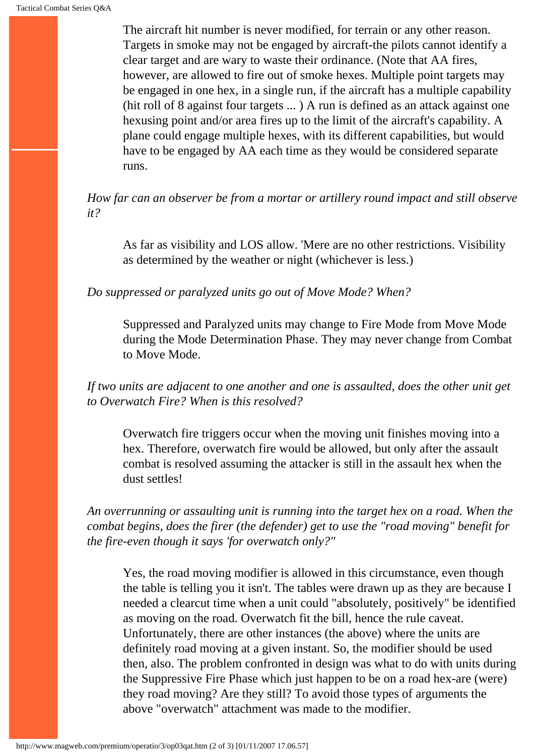The aircraft hit number is never modified, for terrain or any other reason. Targets in smoke may not be engaged by aircraft-the pilots cannot identify a clear target and are wary to waste their ordinance. (Note that AA fires, however, are allowed to fire out of smoke hexes. Multiple point targets may be engaged in one hex, in a single run, if the aircraft has a multiple capability (hit roll of 8 against four targets ... ) A run is defined as an attack against one hexusing point and/or area fires up to the limit of the aircraft's capability. A plane could engage multiple hexes, with its different capabilities, but would have to be engaged by AA each time as they would be considered separate runs.

*How far can an observer be from a mortar or artillery round impact and still observe it?*

As far as visibility and LOS allow. 'Mere are no other restrictions. Visibility as determined by the weather or night (whichever is less.)

*Do suppressed or paralyzed units go out of Move Mode? When?*

Suppressed and Paralyzed units may change to Fire Mode from Move Mode during the Mode Determination Phase. They may never change from Combat to Move Mode.

*If two units are adjacent to one another and one is assaulted, does the other unit get to Overwatch Fire? When is this resolved?*

Overwatch fire triggers occur when the moving unit finishes moving into a hex. Therefore, overwatch fire would be allowed, but only after the assault combat is resolved assuming the attacker is still in the assault hex when the dust settles!

*An overrunning or assaulting unit is running into the target hex on a road. When the combat begins, does the firer (the defender) get to use the "road moving" benefit for the fire-even though it says 'for overwatch only?"*

Yes, the road moving modifier is allowed in this circumstance, even though the table is telling you it isn't. The tables were drawn up as they are because I needed a clearcut time when a unit could "absolutely, positively" be identified as moving on the road. Overwatch fit the bill, hence the rule caveat. Unfortunately, there are other instances (the above) where the units are definitely road moving at a given instant. So, the modifier should be used then, also. The problem confronted in design was what to do with units during the Suppressive Fire Phase which just happen to be on a road hex-are (were) they road moving? Are they still? To avoid those types of arguments the above "overwatch" attachment was made to the modifier.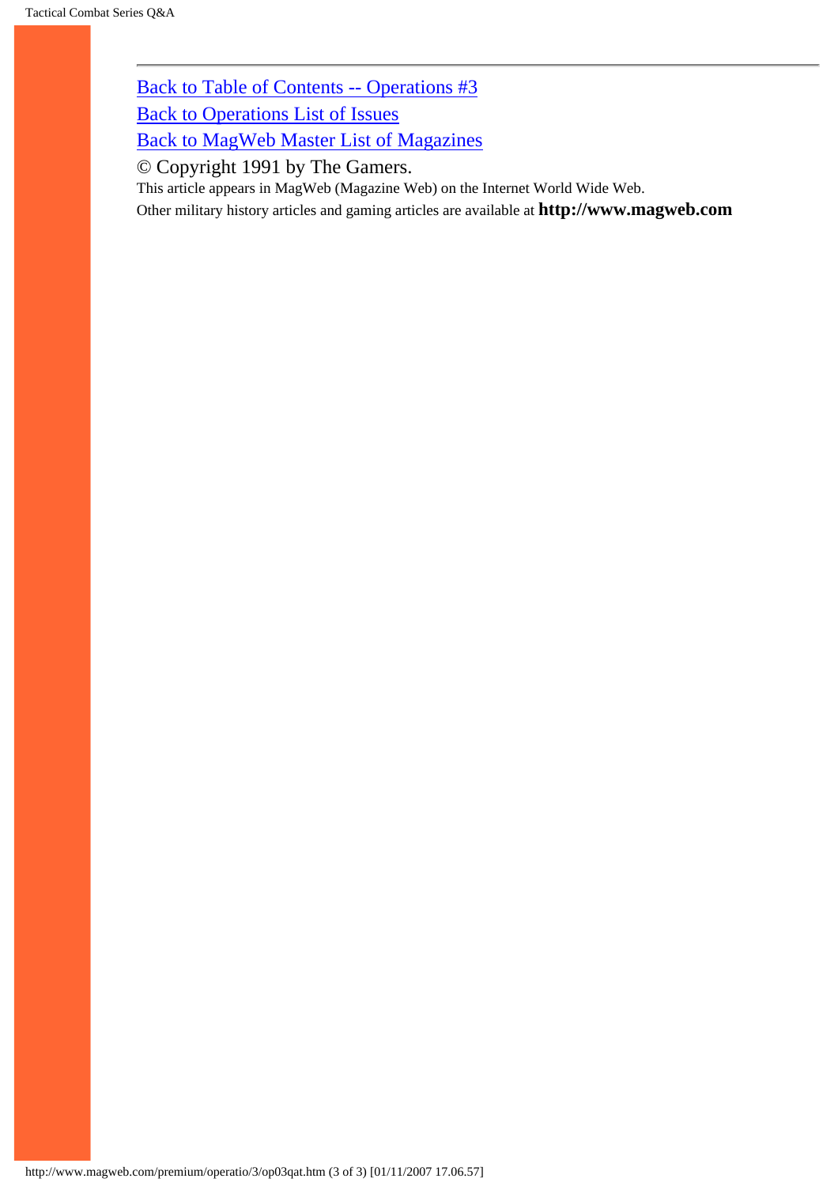---

[Back to Table of Contents -- Operations #3](#)

[Back to Operations List of Issues](#)

[Back to MagWeb Master List of Magazines](#)

© Copyright 1991 by The Gamers.

This article appears in MagWeb (Magazine Web) on the Internet World Wide Web.

Other military history articles and gaming articles are available at **http://www.magweb.com**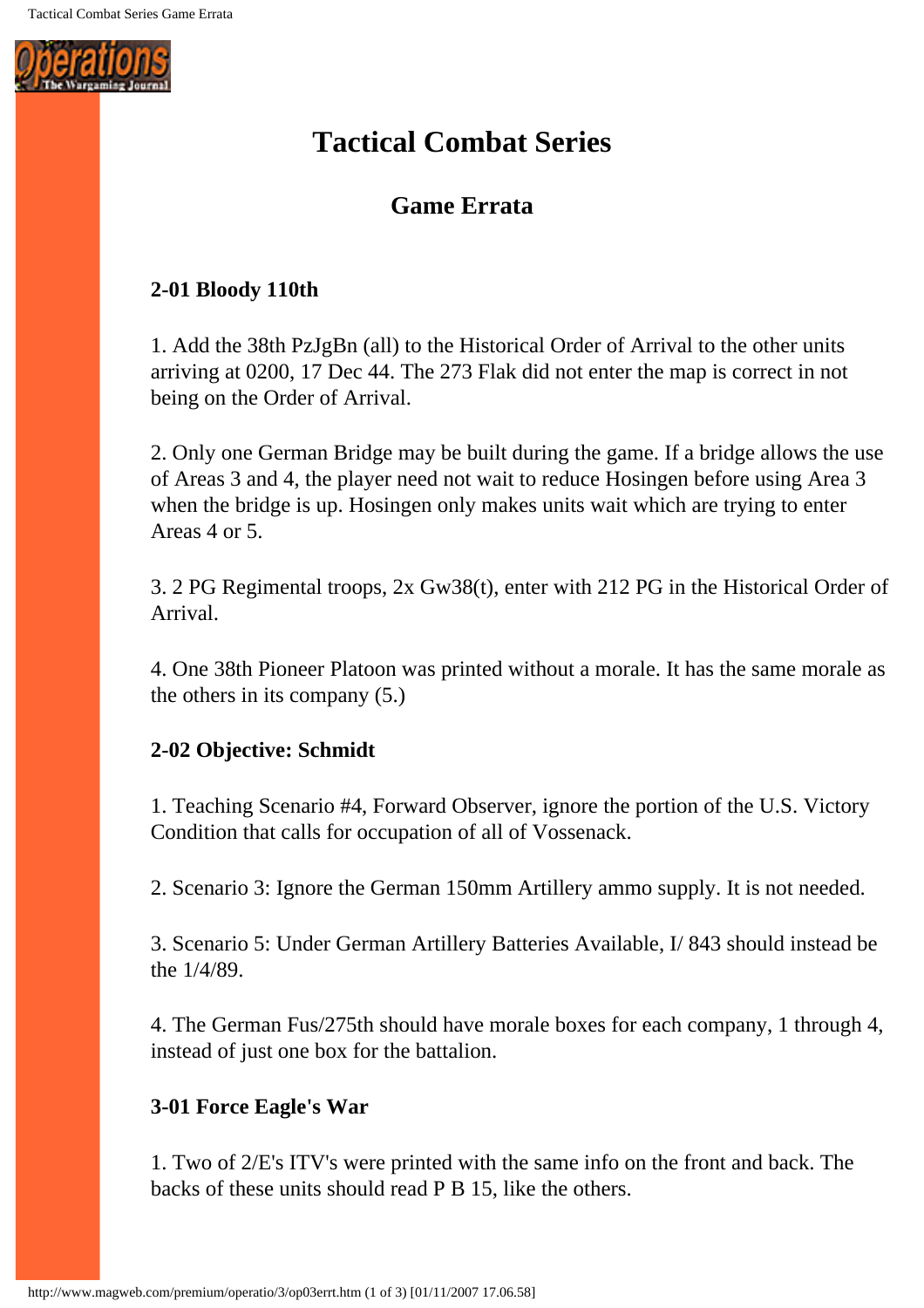# Tactical Combat Series

## Game Errata

### 2-01 Bloody 110th

1. Add the 38th PzJgBn (all) to the Historical Order of Arrival to the other units arriving at 0200, 17 Dec 44. The 273 Flak did not enter the map is correct in not being on the Order of Arrival.

2. Only one German Bridge may be built during the game. If a bridge allows the use of Areas 3 and 4, the player need not wait to reduce Hosingen before using Area 3 when the bridge is up. Hosingen only makes units wait which are trying to enter Areas 4 or 5.

3. 2 PG Regimental troops, 2x Gw38(t), enter with 212 PG in the Historical Order of Arrival.

4. One 38th Pioneer Platoon was printed without a morale. It has the same morale as the others in its company (5.)

### 2-02 Objective: Schmidt

1. Teaching Scenario #4, Forward Observer, ignore the portion of the U.S. Victory Condition that calls for occupation of all of Vossenack.

2. Scenario 3: Ignore the German 150mm Artillery ammo supply. It is not needed.

3. Scenario 5: Under German Artillery Batteries Available, I/ 843 should instead be the 1/4/89.

4. The German Fus/275th should have morale boxes for each company, 1 through 4, instead of just one box for the battalion.

### 3-01 Force Eagle's War

1. Two of 2/E's ITV's were printed with the same info on the front and back. The backs of these units should read P B 15, like the others.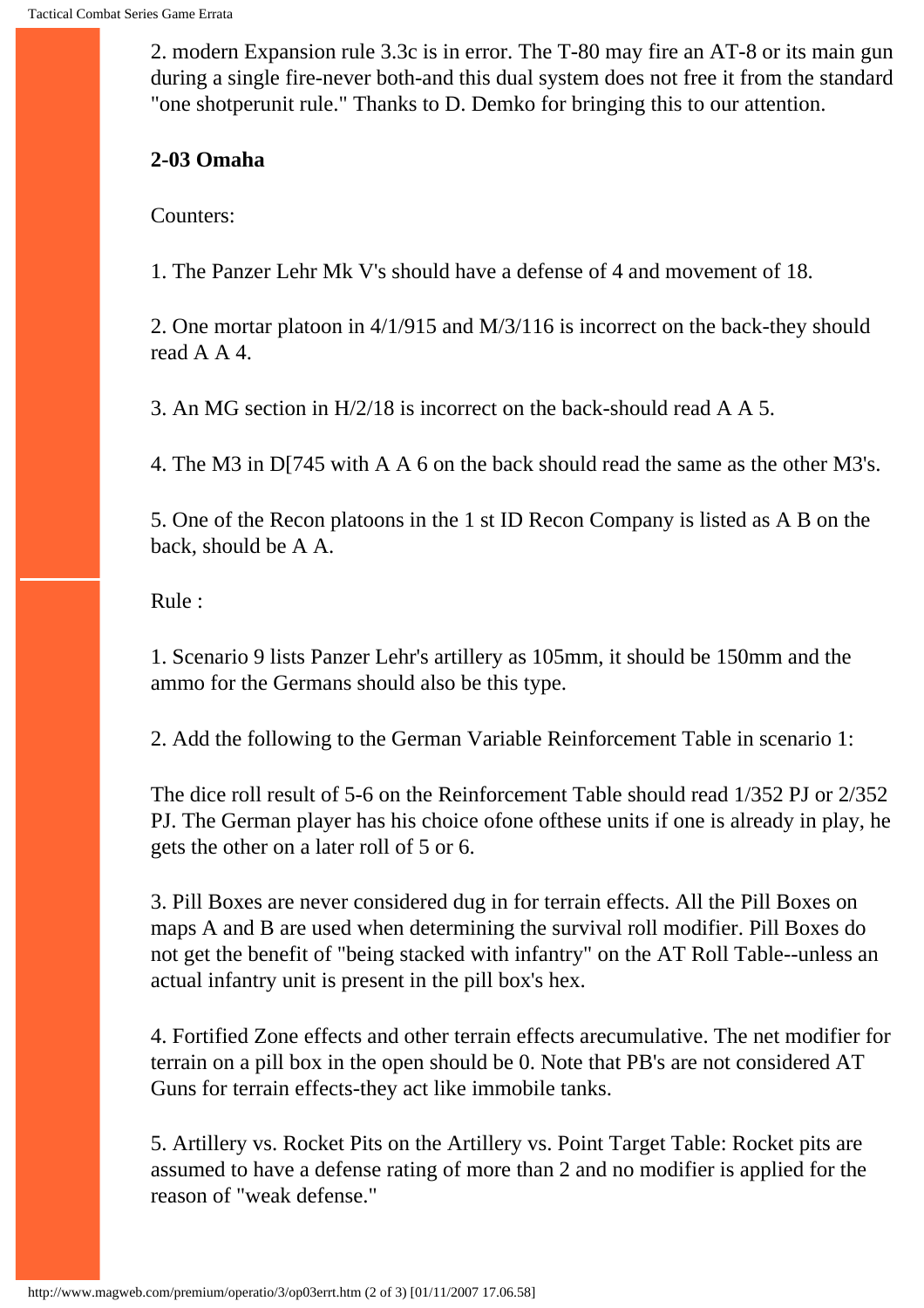2. modern Expansion rule 3.3c is in error. The T-80 may fire an AT-8 or its main gun during a single fire-never both-and this dual system does not free it from the standard "one shotperunit rule." Thanks to D. Demko for bringing this to our attention.

**2-03 Omaha**

Counters:

1. The Panzer Lehr Mk V's should have a defense of 4 and movement of 18.

2. One mortar platoon in 4/1/915 and M/3/116 is incorrect on the back-they should read A A 4.

3. An MG section in H/2/18 is incorrect on the back-should read A A 5.

4. The M3 in D[745 with A A 6 on the back should read the same as the other M3's.

5. One of the Recon platoons in the 1 st ID Recon Company is listed as A B on the back, should be A A.

Rule :

1. Scenario 9 lists Panzer Lehr's artillery as 105mm, it should be 150mm and the ammo for the Germans should also be this type.

2. Add the following to the German Variable Reinforcement Table in scenario 1:

The dice roll result of 5-6 on the Reinforcement Table should read 1/352 PJ or 2/352 PJ. The German player has his choice ofone ofthese units if one is already in play, he gets the other on a later roll of 5 or 6.

3. Pill Boxes are never considered dug in for terrain effects. All the Pill Boxes on maps A and B are used when determining the survival roll modifier. Pill Boxes do not get the benefit of "being stacked with infantry" on the AT Roll Table--unless an actual infantry unit is present in the pill box's hex.

4. Fortified Zone effects and other terrain effects arecumulative. The net modifier for terrain on a pill box in the open should be 0. Note that PB's are not considered AT Guns for terrain effects-they act like immobile tanks.

5. Artillery vs. Rocket Pits on the Artillery vs. Point Target Table: Rocket pits are assumed to have a defense rating of more than 2 and no modifier is applied for the reason of "weak defense."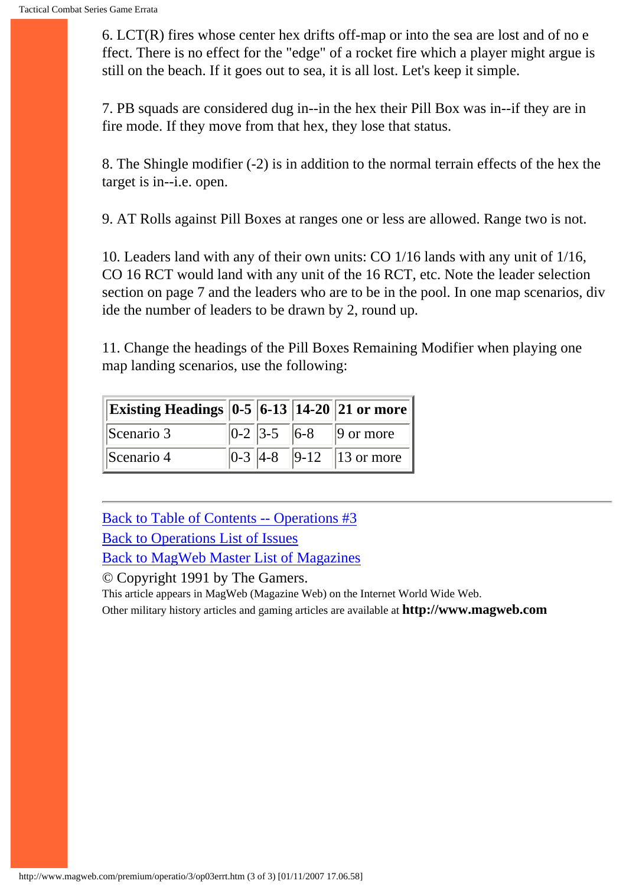6. LCT(R) fires whose center hex drifts off-map or into the sea are lost and of no effect. There is no effect for the "edge" of a rocket fire which a player might argue is still on the beach. If it goes out to sea, it is all lost. Let's keep it simple.

7. PB squads are considered dug in--in the hex their Pill Box was in--if they are in fire mode. If they move from that hex, they lose that status.

8. The Shingle modifier (-2) is in addition to the normal terrain effects of the hex the target is in--i.e. open.

9. AT Rolls against Pill Boxes at ranges one or less are allowed. Range two is not.

10. Leaders land with any of their own units: CO 1/16 lands with any unit of 1/16, CO 16 RCT would land with any unit of the 16 RCT, etc. Note the leader selection section on page 7 and the leaders who are to be in the pool. In one map scenarios, divide the number of leaders to be drawn by 2, round up.

11. Change the headings of the Pill Boxes Remaining Modifier when playing one map landing scenarios, use the following:

| **Existing Headings** | **0-5** | **6-13** | **14-20** | **21 or more** |
|---|---|---|---|---|
| Scenario 3 | 0-2 | 3-5 | 6-8 | 9 or more |
| Scenario 4 | 0-3 | 4-8 | 9-12 | 13 or more |

---

Back to Table of Contents -- Operations #3
Back to Operations List of Issues
Back to MagWeb Master List of Magazines

© Copyright 1991 by The Gamers.
This article appears in MagWeb (Magazine Web) on the Internet World Wide Web.
Other military history articles and gaming articles are available at **http://www.magweb.com**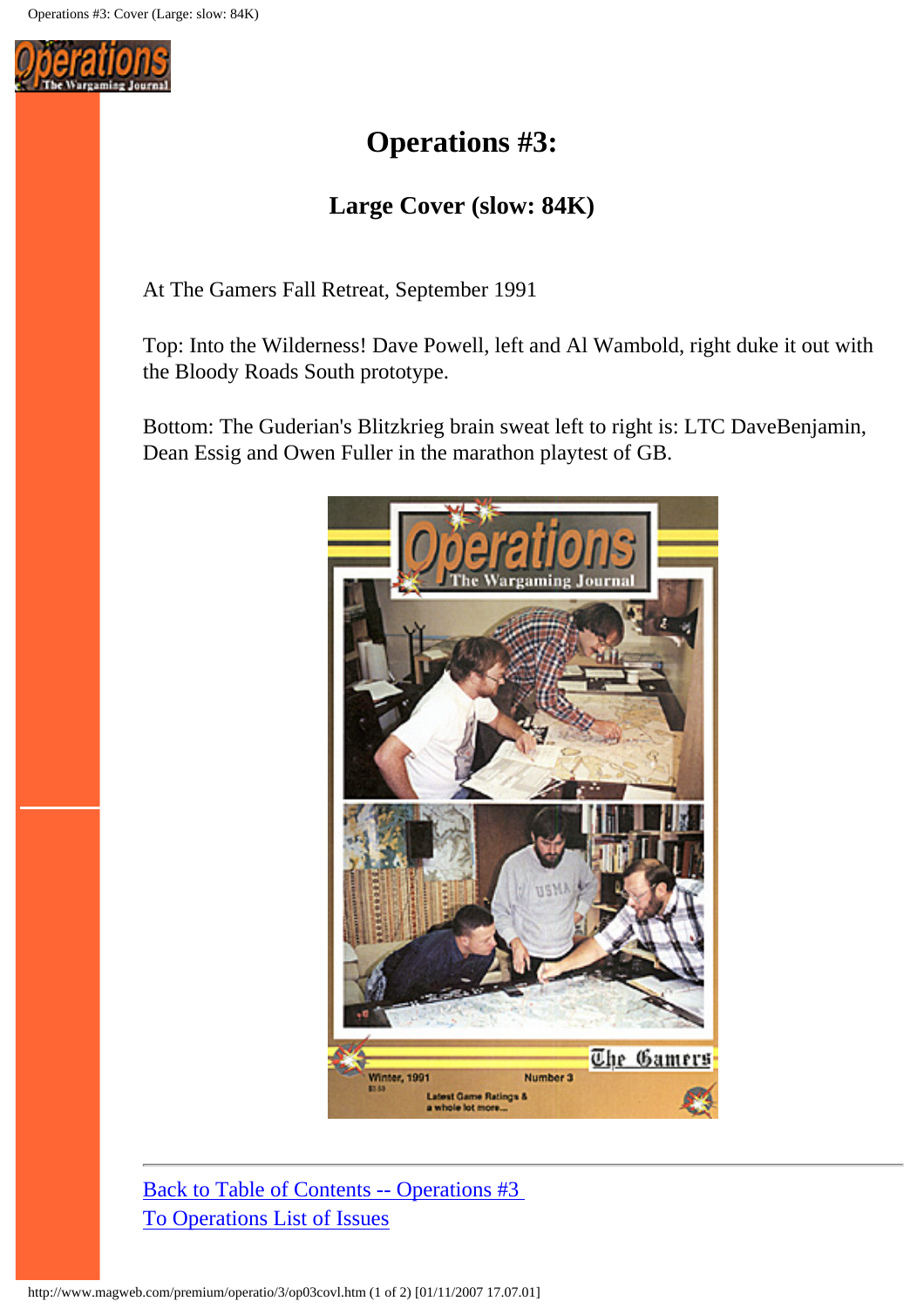# Operations #3:

## Large Cover (slow: 84K)

At The Gamers Fall Retreat, September 1991

Top: Into the Wilderness! Dave Powell, left and Al Wambold, right duke it out with the Bloody Roads South prototype.

Bottom: The Guderian's Blitzkrieg brain sweat left to right is: LTC DaveBenjamin, Dean Essig and Owen Fuller in the marathon playtest of GB.

---

Back to Table of Contents -- Operations #3
To Operations List of Issues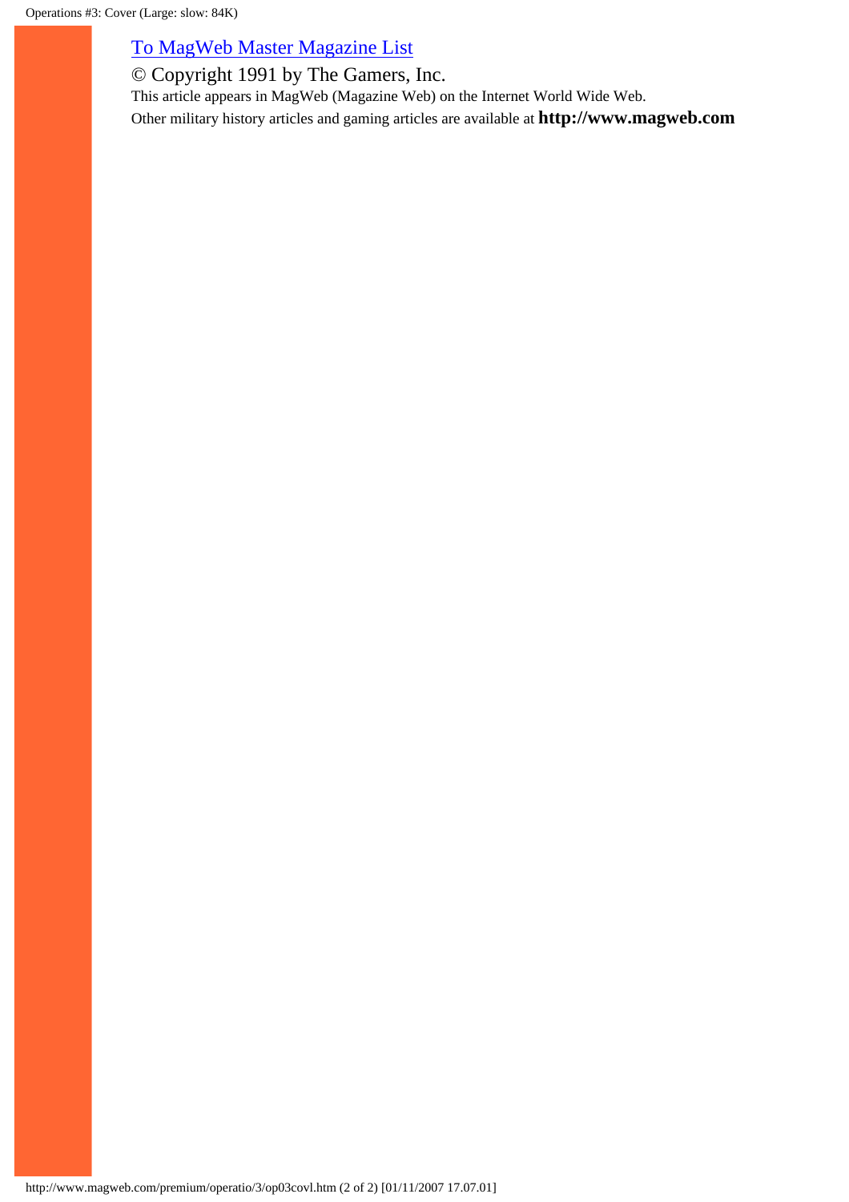[To MagWeb Master Magazine List]

© Copyright 1991 by The Gamers, Inc.

This article appears in MagWeb (Magazine Web) on the Internet World Wide Web.

Other military history articles and gaming articles are available at **http://www.magweb.com**